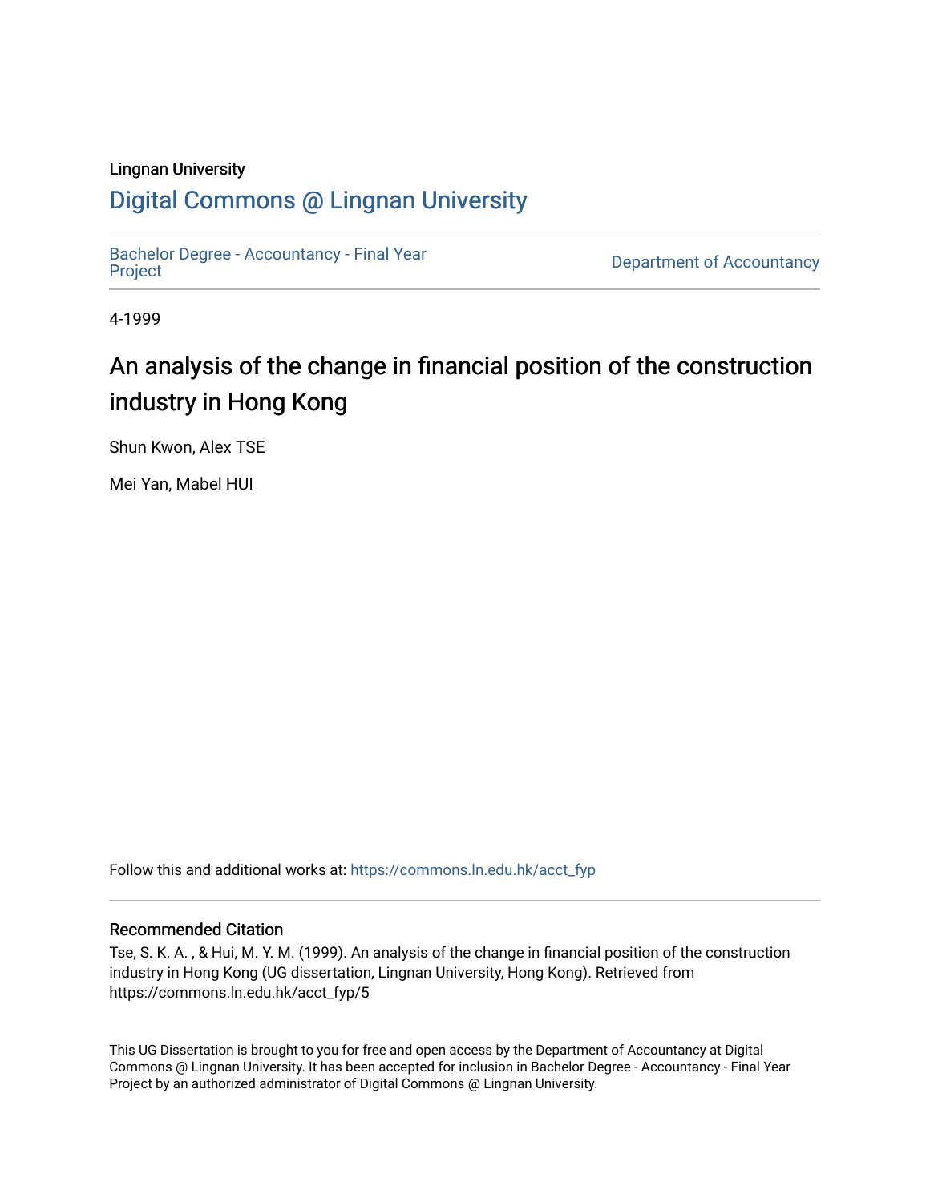Lingnan University

## Digital Commons @ Lingnan University

Bachelor Degree - Accountancy - Final Year Project

Department of Accountancy

4-1999

# An analysis of the change in financial position of the construction industry in Hong Kong

Shun Kwon, Alex TSE

Mei Yan, Mabel HUI

Follow this and additional works at: https://commons.ln.edu.hk/acct_fyp

### Recommended Citation

Tse, S. K. A. , & Hui, M. Y. M. (1999). An analysis of the change in financial position of the construction industry in Hong Kong (UG dissertation, Lingnan University, Hong Kong). Retrieved from https://commons.ln.edu.hk/acct_fyp/5

This UG Dissertation is brought to you for free and open access by the Department of Accountancy at Digital Commons @ Lingnan University. It has been accepted for inclusion in Bachelor Degree - Accountancy - Final Year Project by an authorized administrator of Digital Commons @ Lingnan University.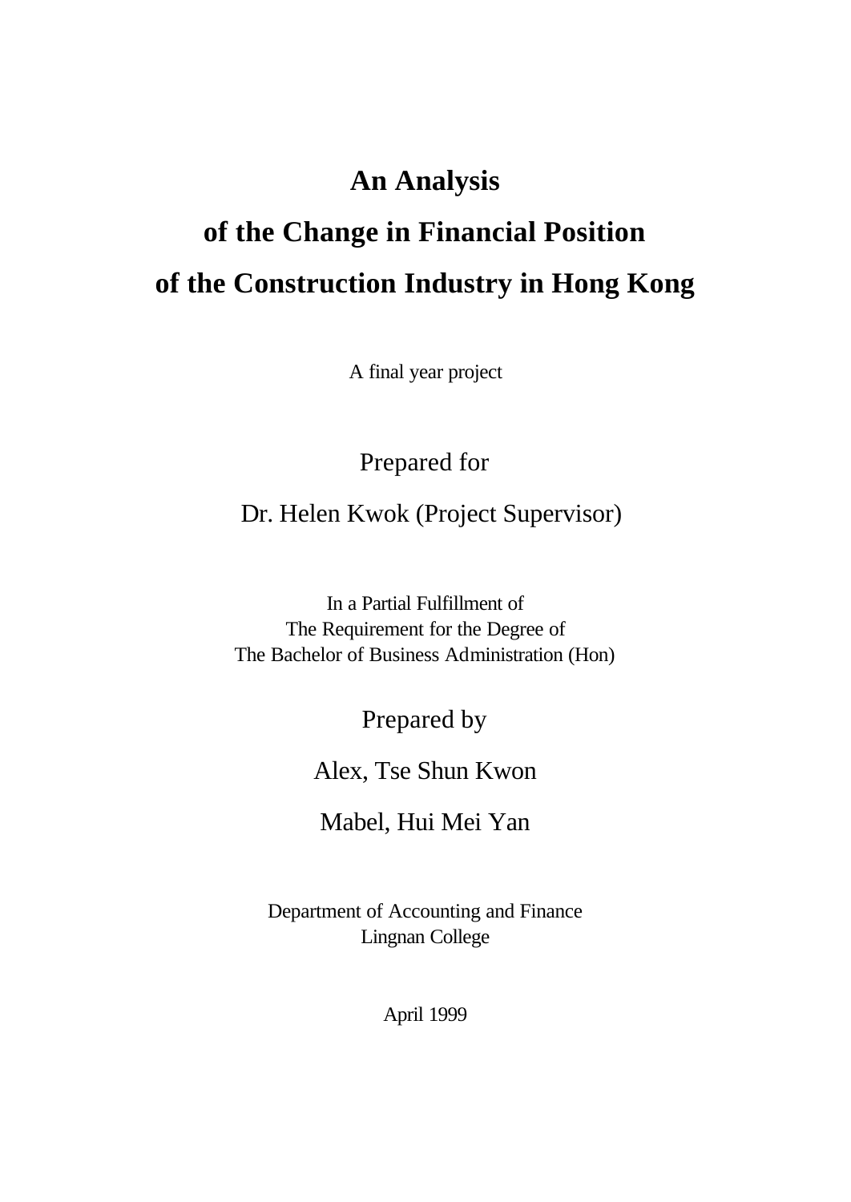# An Analysis of the Change in Financial Position of the Construction Industry in Hong Kong

A final year project

Prepared for

Dr. Helen Kwok (Project Supervisor)

In a Partial Fulfillment of
The Requirement for the Degree of
The Bachelor of Business Administration (Hon)

Prepared by

Alex, Tse Shun Kwon

Mabel, Hui Mei Yan

Department of Accounting and Finance
Lingnan College

April 1999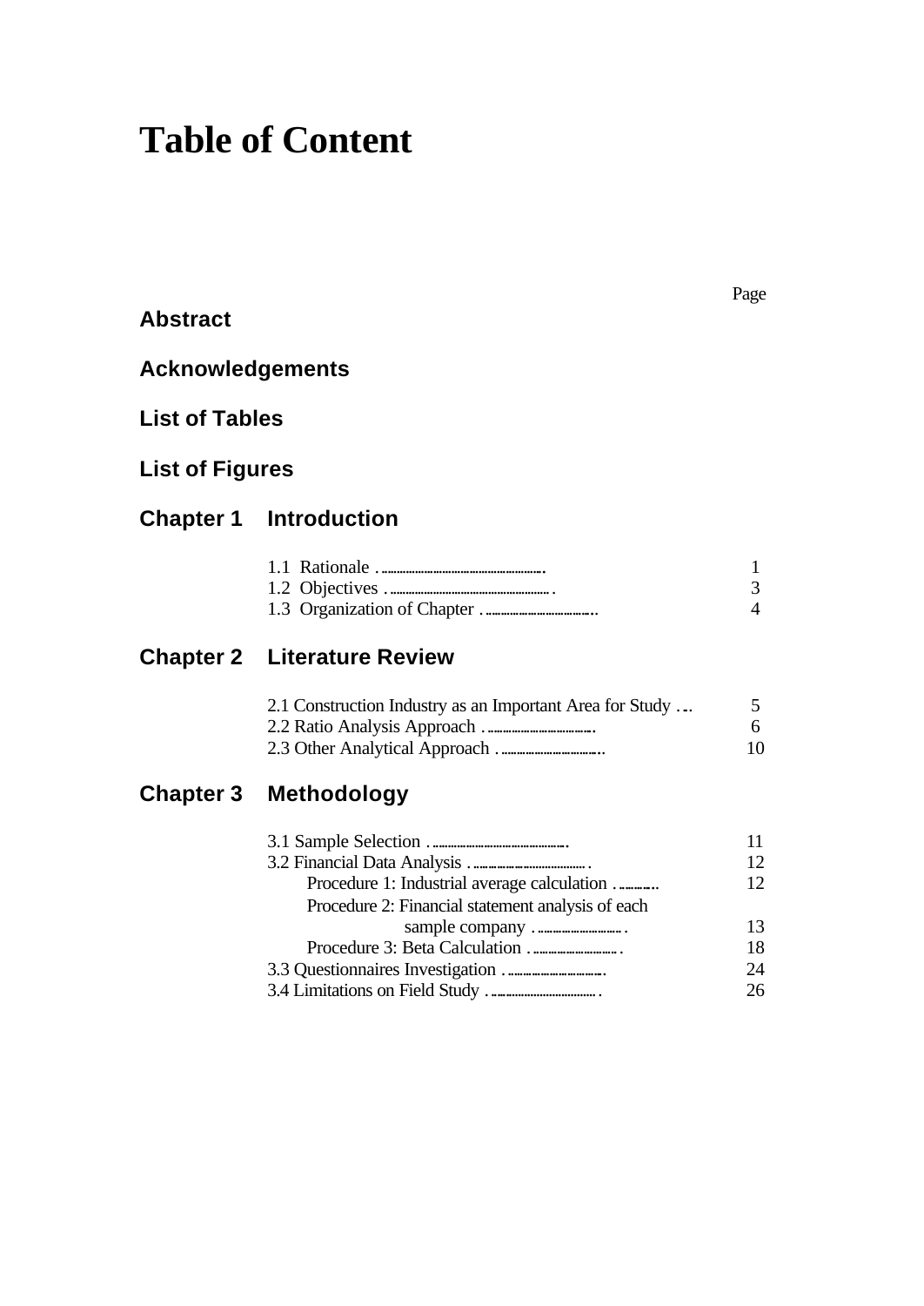# Table of Content

| | | Page |
|---|---|---|
| **Abstract** | | |
| **Acknowledgements** | | |
| **List of Tables** | | |
| **List of Figures** | | |
| **Chapter 1** | **Introduction** | |
| | 1.1 Rationale | 1 |
| | 1.2 Objectives | 3 |
| | 1.3 Organization of Chapter | 4 |
| **Chapter 2** | **Literature Review** | |
| | 2.1 Construction Industry as an Important Area for Study | 5 |
| | 2.2 Ratio Analysis Approach | 6 |
| | 2.3 Other Analytical Approach | 10 |
| **Chapter 3** | **Methodology** | |
| | 3.1 Sample Selection | 11 |
| | 3.2 Financial Data Analysis | 12 |
| | Procedure 1: Industrial average calculation | 12 |
| | Procedure 2: Financial statement analysis of each sample company | 13 |
| | Procedure 3: Beta Calculation | 18 |
| | 3.3 Questionnaires Investigation | 24 |
| | 3.4 Limitations on Field Study | 26 |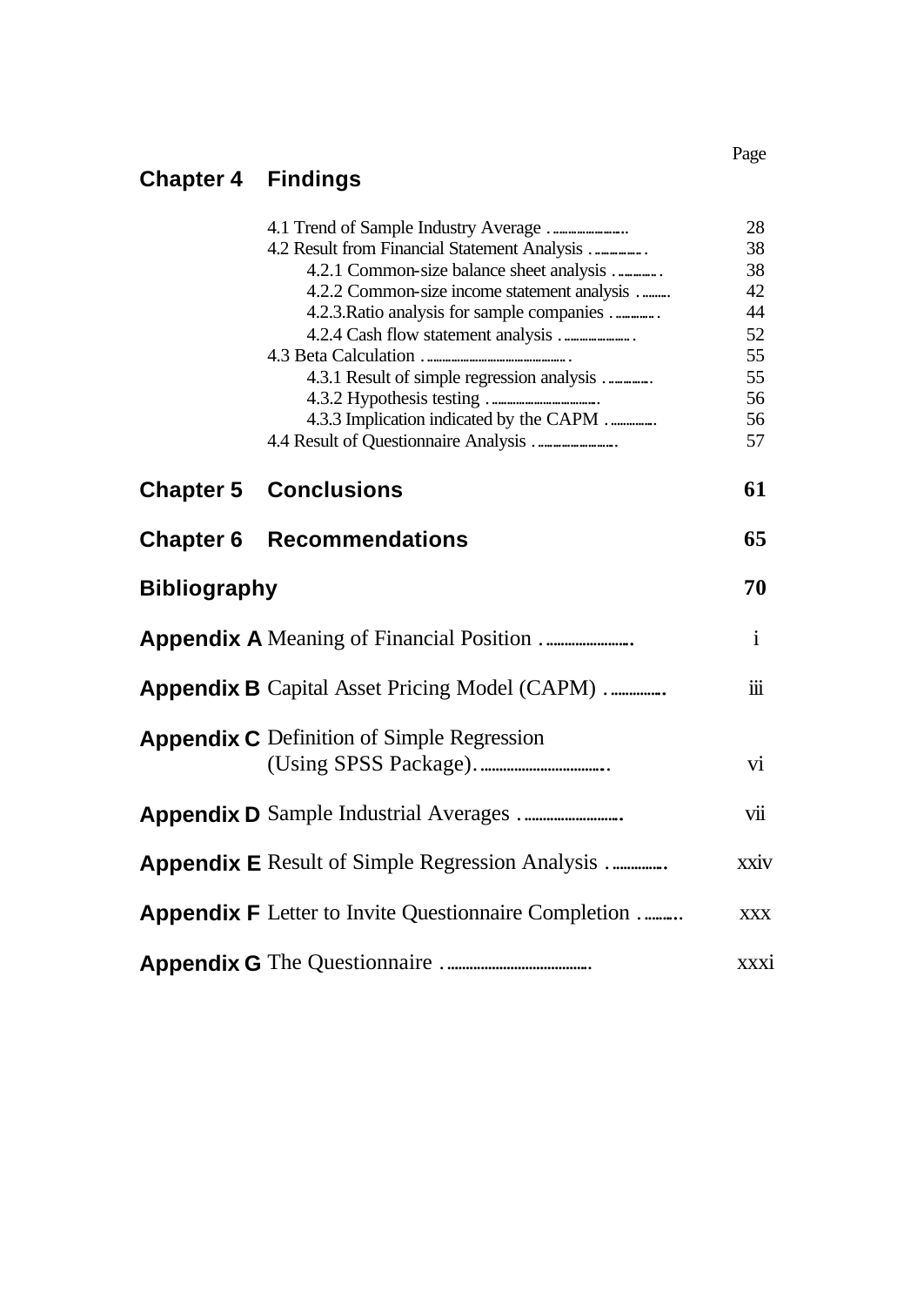| | | Page |
|---|---|---|
| **Chapter 4** | **Findings** | |
| | 4.1 Trend of Sample Industry Average ........................ | 28 |
| | 4.2 Result from Financial Statement Analysis ............... | 38 |
| | 4.2.1 Common-size balance sheet analysis ............. | 38 |
| | 4.2.2 Common-size income statement analysis ......... | 42 |
| | 4.2.3.Ratio analysis for sample companies ............. | 44 |
| | 4.2.4 Cash flow statement analysis ....................... | 52 |
| | 4.3 Beta Calculation ............................................. | 55 |
| | 4.3.1 Result of simple regression analysis ............. | 55 |
| | 4.3.2 Hypothesis testing .................................. | 56 |
| | 4.3.3 Implication indicated by the CAPM .............. | 56 |
| | 4.4 Result of Questionnaire Analysis ......................... | 57 |
| **Chapter 5** | **Conclusions** | **61** |
| **Chapter 6** | **Recommendations** | **65** |
| **Bibliography** | | **70** |
| **Appendix A** | Meaning of Financial Position ........................ | i |
| **Appendix B** | Capital Asset Pricing Model (CAPM) ............... | iii |
| **Appendix C** | Definition of Simple Regression (Using SPSS Package)................................... | vi |
| **Appendix D** | Sample Industrial Averages ........................... | vii |
| **Appendix E** | Result of Simple Regression Analysis ............... | xxiv |
| **Appendix F** | Letter to Invite Questionnaire Completion .......... | xxx |
| **Appendix G** | The Questionnaire ...................................... | xxxi |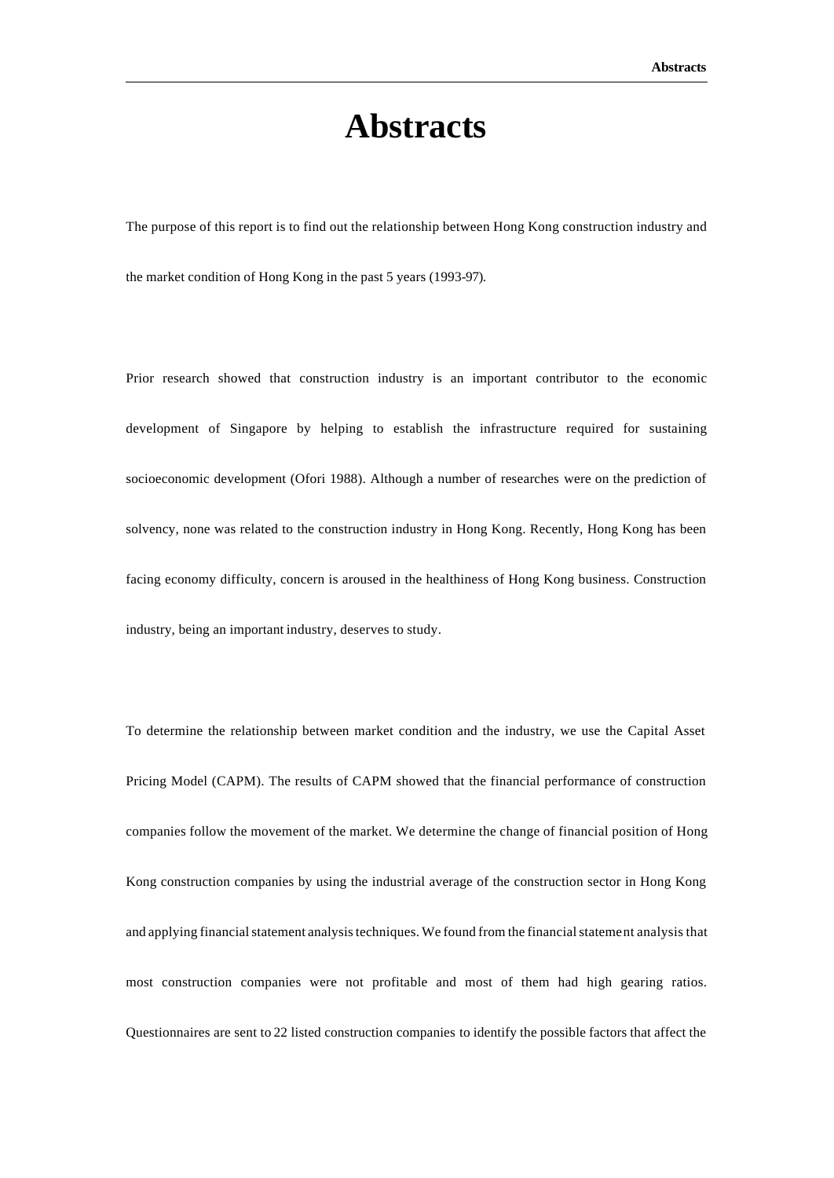# Abstracts

The purpose of this report is to find out the relationship between Hong Kong construction industry and the market condition of Hong Kong in the past 5 years (1993-97).

Prior research showed that construction industry is an important contributor to the economic development of Singapore by helping to establish the infrastructure required for sustaining socioeconomic development (Ofori 1988). Although a number of researches were on the prediction of solvency, none was related to the construction industry in Hong Kong. Recently, Hong Kong has been facing economy difficulty, concern is aroused in the healthiness of Hong Kong business. Construction industry, being an important industry, deserves to study.

To determine the relationship between market condition and the industry, we use the Capital Asset Pricing Model (CAPM). The results of CAPM showed that the financial performance of construction companies follow the movement of the market. We determine the change of financial position of Hong Kong construction companies by using the industrial average of the construction sector in Hong Kong and applying financial statement analysis techniques. We found from the financial statement analysis that most construction companies were not profitable and most of them had high gearing ratios. Questionnaires are sent to 22 listed construction companies to identify the possible factors that affect the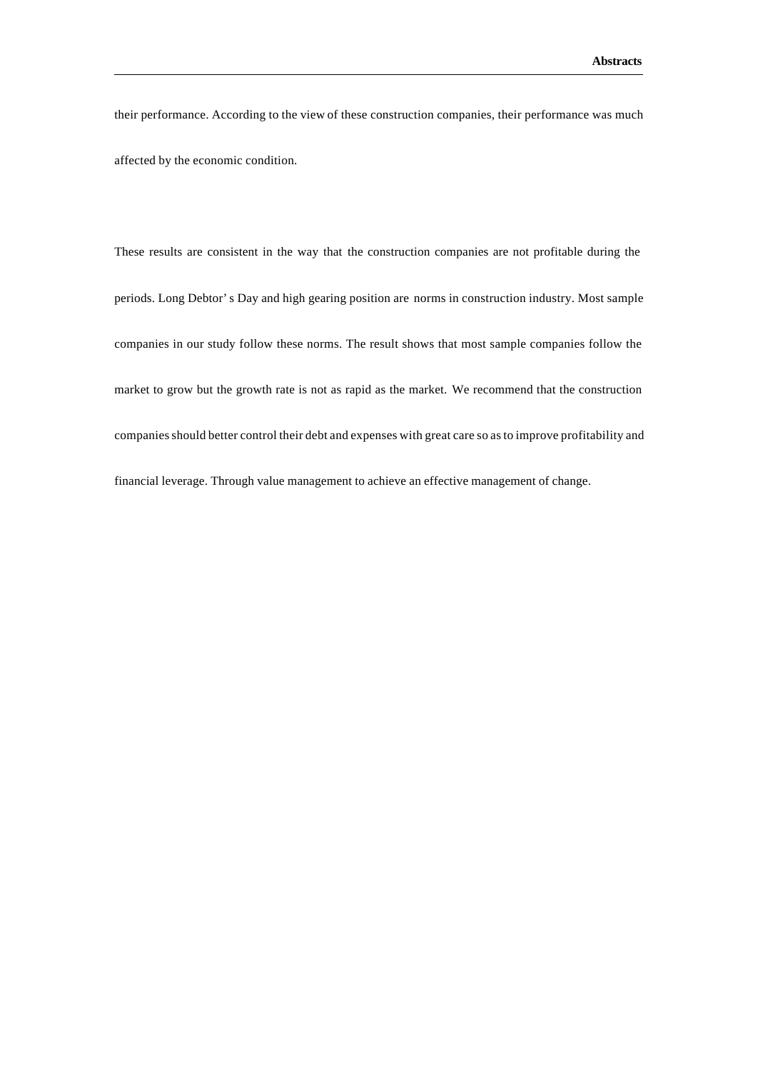their performance. According to the view of these construction companies, their performance was much affected by the economic condition.

These results are consistent in the way that the construction companies are not profitable during the periods. Long Debtor' s Day and high gearing position are norms in construction industry. Most sample companies in our study follow these norms. The result shows that most sample companies follow the market to grow but the growth rate is not as rapid as the market. We recommend that the construction companies should better control their debt and expenses with great care so as to improve profitability and financial leverage. Through value management to achieve an effective management of change.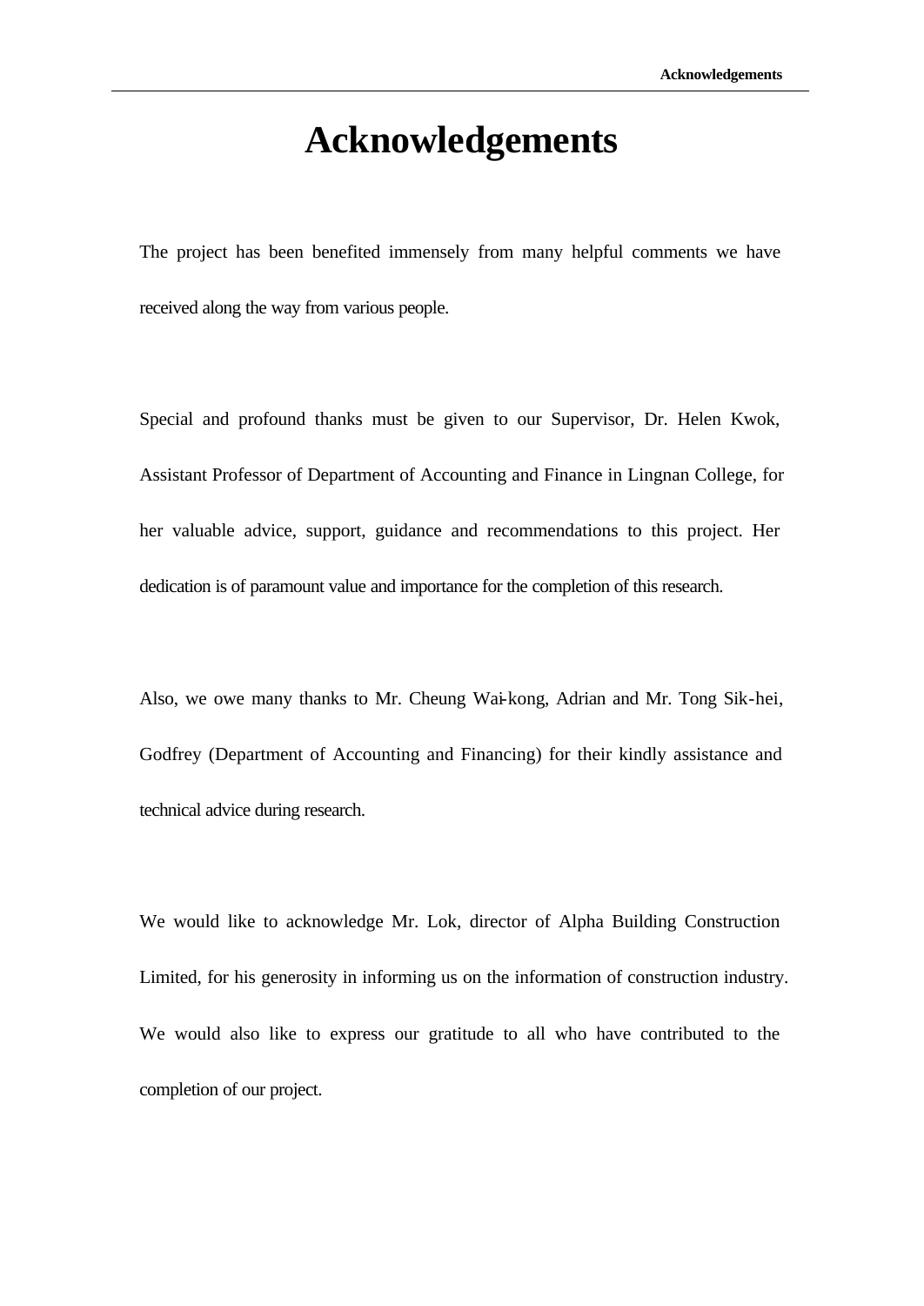# Acknowledgements

The project has been benefited immensely from many helpful comments we have received along the way from various people.

Special and profound thanks must be given to our Supervisor, Dr. Helen Kwok, Assistant Professor of Department of Accounting and Finance in Lingnan College, for her valuable advice, support, guidance and recommendations to this project. Her dedication is of paramount value and importance for the completion of this research.

Also, we owe many thanks to Mr. Cheung Wai-kong, Adrian and Mr. Tong Sik-hei, Godfrey (Department of Accounting and Financing) for their kindly assistance and technical advice during research.

We would like to acknowledge Mr. Lok, director of Alpha Building Construction Limited, for his generosity in informing us on the information of construction industry. We would also like to express our gratitude to all who have contributed to the completion of our project.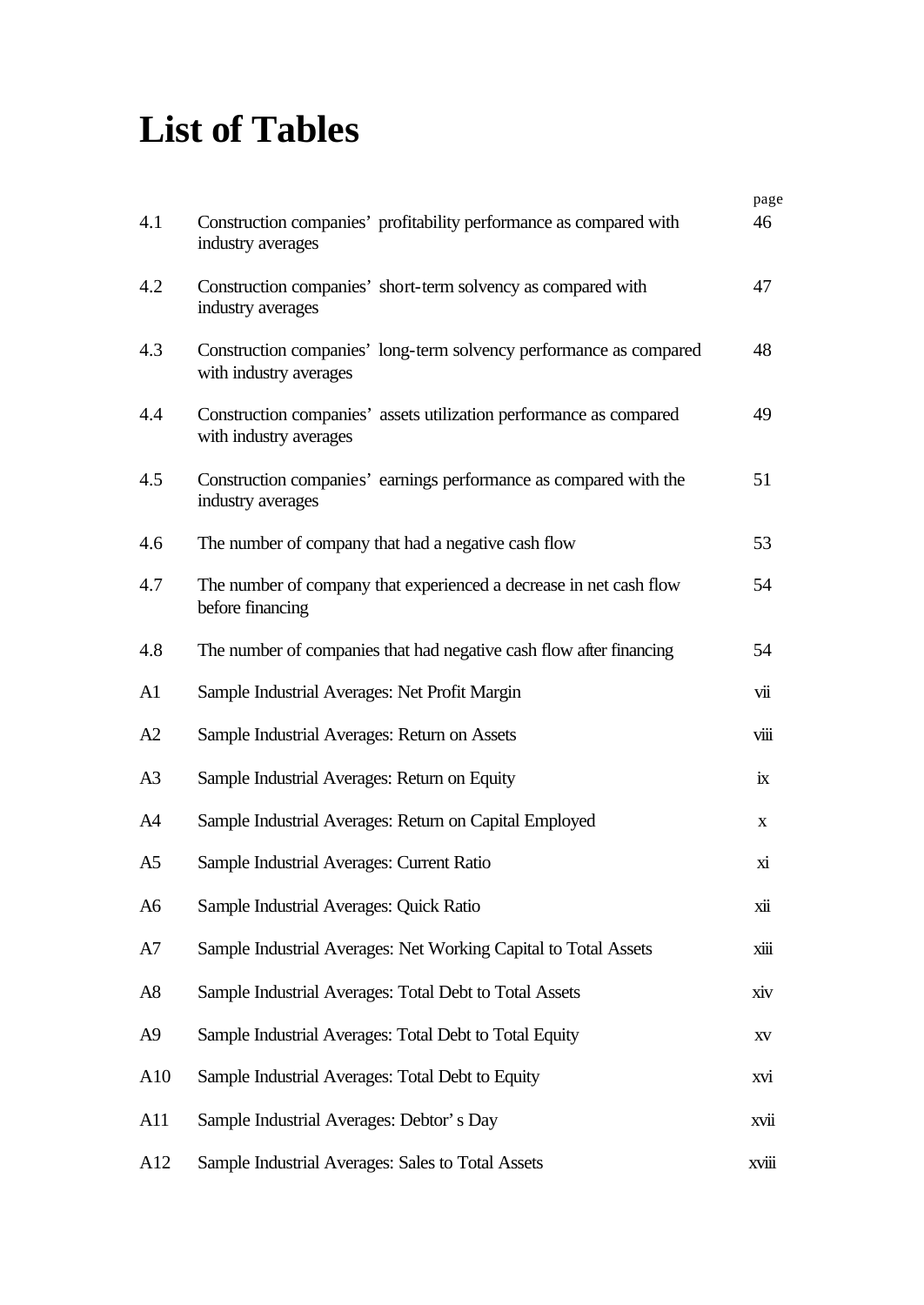# List of Tables

| | | page |
|---|---|---|
| 4.1 | Construction companies' profitability performance as compared with industry averages | 46 |
| 4.2 | Construction companies' short-term solvency as compared with industry averages | 47 |
| 4.3 | Construction companies' long-term solvency performance as compared with industry averages | 48 |
| 4.4 | Construction companies' assets utilization performance as compared with industry averages | 49 |
| 4.5 | Construction companies' earnings performance as compared with the industry averages | 51 |
| 4.6 | The number of company that had a negative cash flow | 53 |
| 4.7 | The number of company that experienced a decrease in net cash flow before financing | 54 |
| 4.8 | The number of companies that had negative cash flow after financing | 54 |
| A1 | Sample Industrial Averages: Net Profit Margin | vii |
| A2 | Sample Industrial Averages: Return on Assets | viii |
| A3 | Sample Industrial Averages: Return on Equity | ix |
| A4 | Sample Industrial Averages: Return on Capital Employed | x |
| A5 | Sample Industrial Averages: Current Ratio | xi |
| A6 | Sample Industrial Averages: Quick Ratio | xii |
| A7 | Sample Industrial Averages: Net Working Capital to Total Assets | xiii |
| A8 | Sample Industrial Averages: Total Debt to Total Assets | xiv |
| A9 | Sample Industrial Averages: Total Debt to Total Equity | xv |
| A10 | Sample Industrial Averages: Total Debt to Equity | xvi |
| A11 | Sample Industrial Averages: Debtor's Day | xvii |
| A12 | Sample Industrial Averages: Sales to Total Assets | xviii |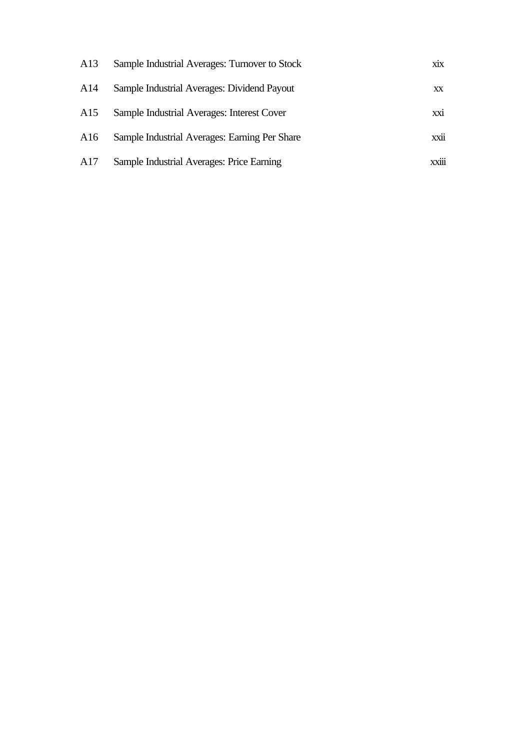| | | |
|---|---|---|
| A13 | Sample Industrial Averages: Turnover to Stock | xix |
| A14 | Sample Industrial Averages: Dividend Payout | xx |
| A15 | Sample Industrial Averages: Interest Cover | xxi |
| A16 | Sample Industrial Averages: Earning Per Share | xxii |
| A17 | Sample Industrial Averages: Price Earning | xxiii |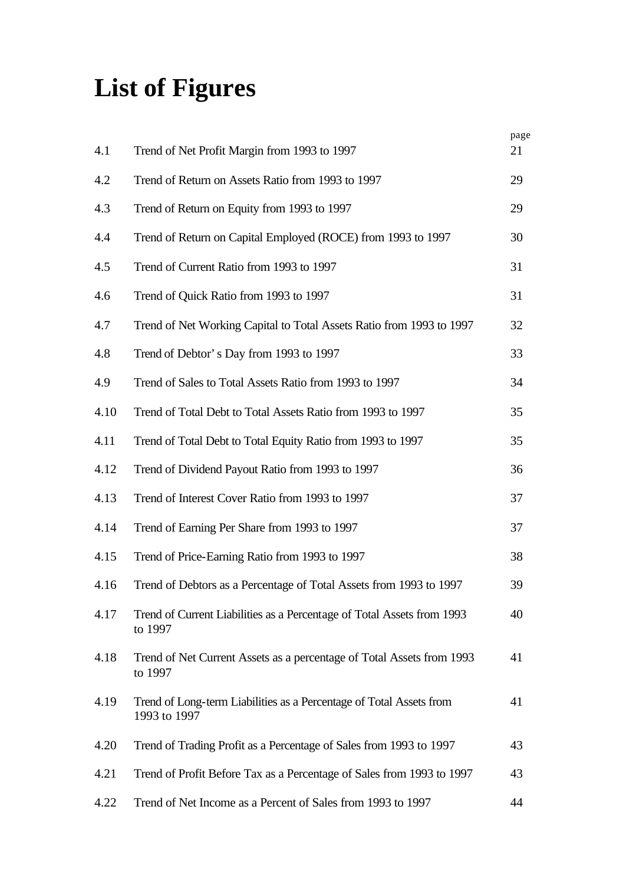# List of Figures

| | | page |
|---|---|---|
| 4.1 | Trend of Net Profit Margin from 1993 to 1997 | 21 |
| 4.2 | Trend of Return on Assets Ratio from 1993 to 1997 | 29 |
| 4.3 | Trend of Return on Equity from 1993 to 1997 | 29 |
| 4.4 | Trend of Return on Capital Employed (ROCE) from 1993 to 1997 | 30 |
| 4.5 | Trend of Current Ratio from 1993 to 1997 | 31 |
| 4.6 | Trend of Quick Ratio from 1993 to 1997 | 31 |
| 4.7 | Trend of Net Working Capital to Total Assets Ratio from 1993 to 1997 | 32 |
| 4.8 | Trend of Debtor' s Day from 1993 to 1997 | 33 |
| 4.9 | Trend of Sales to Total Assets Ratio from 1993 to 1997 | 34 |
| 4.10 | Trend of Total Debt to Total Assets Ratio from 1993 to 1997 | 35 |
| 4.11 | Trend of Total Debt to Total Equity Ratio from 1993 to 1997 | 35 |
| 4.12 | Trend of Dividend Payout Ratio from 1993 to 1997 | 36 |
| 4.13 | Trend of Interest Cover Ratio from 1993 to 1997 | 37 |
| 4.14 | Trend of Earning Per Share from 1993 to 1997 | 37 |
| 4.15 | Trend of Price-Earning Ratio from 1993 to 1997 | 38 |
| 4.16 | Trend of Debtors as a Percentage of Total Assets from 1993 to 1997 | 39 |
| 4.17 | Trend of Current Liabilities as a Percentage of Total Assets from 1993 to 1997 | 40 |
| 4.18 | Trend of Net Current Assets as a percentage of Total Assets from 1993 to 1997 | 41 |
| 4.19 | Trend of Long-term Liabilities as a Percentage of Total Assets from 1993 to 1997 | 41 |
| 4.20 | Trend of Trading Profit as a Percentage of Sales from 1993 to 1997 | 43 |
| 4.21 | Trend of Profit Before Tax as a Percentage of Sales from 1993 to 1997 | 43 |
| 4.22 | Trend of Net Income as a Percent of Sales from 1993 to 1997 | 44 |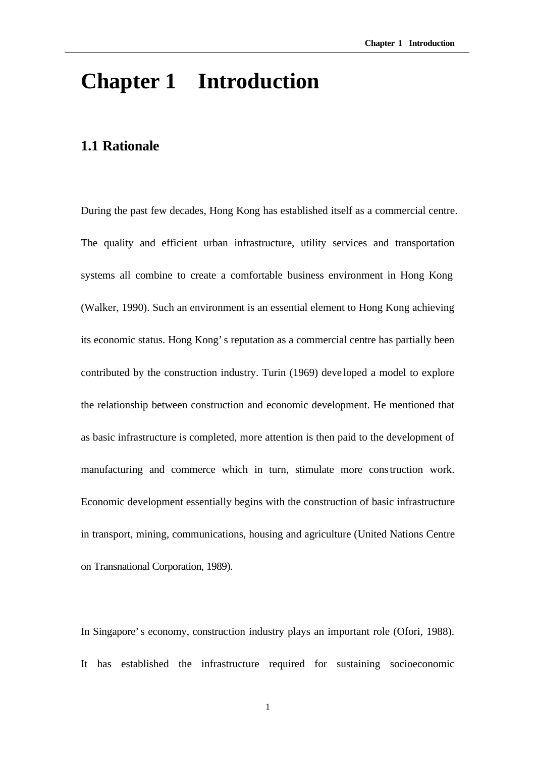# Chapter 1 Introduction

## 1.1 Rationale

During the past few decades, Hong Kong has established itself as a commercial centre. The quality and efficient urban infrastructure, utility services and transportation systems all combine to create a comfortable business environment in Hong Kong (Walker, 1990). Such an environment is an essential element to Hong Kong achieving its economic status. Hong Kong's reputation as a commercial centre has partially been contributed by the construction industry. Turin (1969) developed a model to explore the relationship between construction and economic development. He mentioned that as basic infrastructure is completed, more attention is then paid to the development of manufacturing and commerce which in turn, stimulate more construction work. Economic development essentially begins with the construction of basic infrastructure in transport, mining, communications, housing and agriculture (United Nations Centre on Transnational Corporation, 1989).

In Singapore's economy, construction industry plays an important role (Ofori, 1988). It has established the infrastructure required for sustaining socioeconomic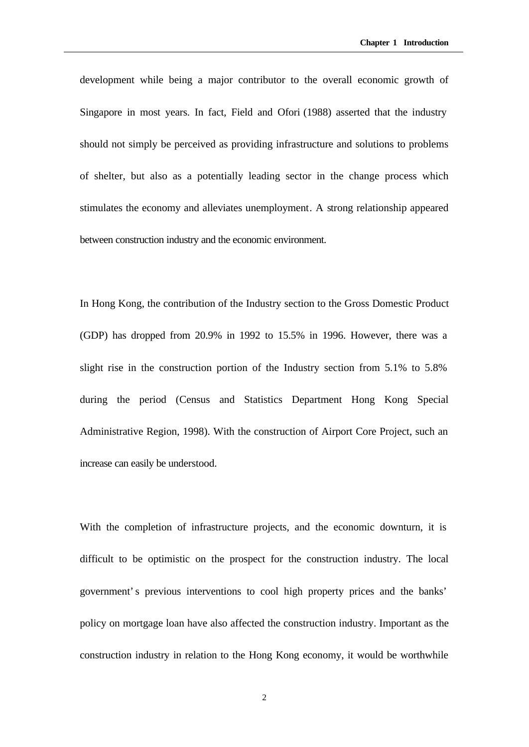development while being a major contributor to the overall economic growth of Singapore in most years. In fact, Field and Ofori (1988) asserted that the industry should not simply be perceived as providing infrastructure and solutions to problems of shelter, but also as a potentially leading sector in the change process which stimulates the economy and alleviates unemployment. A strong relationship appeared between construction industry and the economic environment.

In Hong Kong, the contribution of the Industry section to the Gross Domestic Product (GDP) has dropped from 20.9% in 1992 to 15.5% in 1996. However, there was a slight rise in the construction portion of the Industry section from 5.1% to 5.8% during the period (Census and Statistics Department Hong Kong Special Administrative Region, 1998). With the construction of Airport Core Project, such an increase can easily be understood.

With the completion of infrastructure projects, and the economic downturn, it is difficult to be optimistic on the prospect for the construction industry. The local government's previous interventions to cool high property prices and the banks' policy on mortgage loan have also affected the construction industry. Important as the construction industry in relation to the Hong Kong economy, it would be worthwhile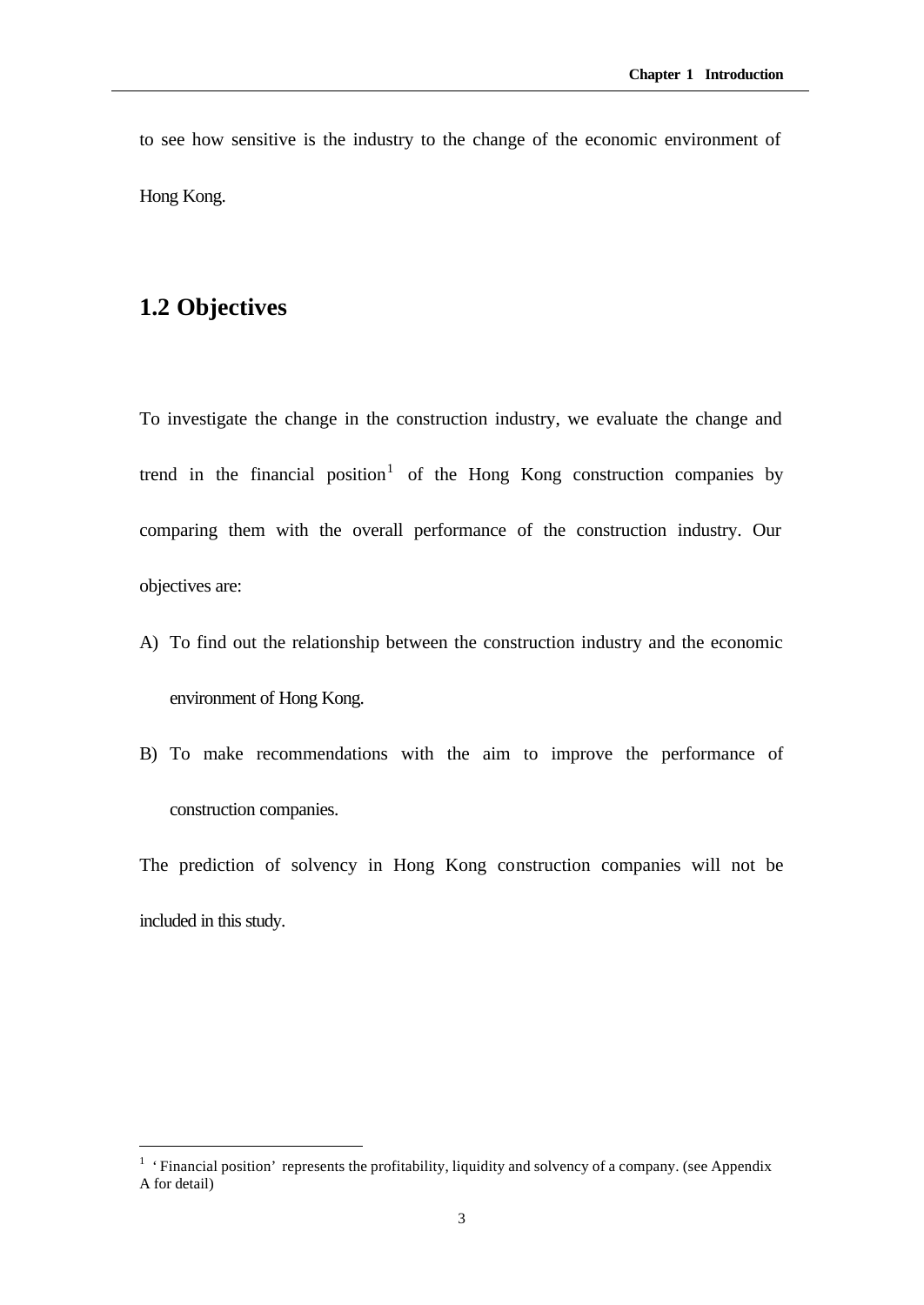to see how sensitive is the industry to the change of the economic environment of Hong Kong.

## 1.2 Objectives

To investigate the change in the construction industry, we evaluate the change and trend in the financial position[1] of the Hong Kong construction companies by comparing them with the overall performance of the construction industry. Our objectives are:

A) To find out the relationship between the construction industry and the economic environment of Hong Kong.

B) To make recommendations with the aim to improve the performance of construction companies.

The prediction of solvency in Hong Kong construction companies will not be included in this study.

---

[1] 'Financial position' represents the profitability, liquidity and solvency of a company. (see Appendix A for detail)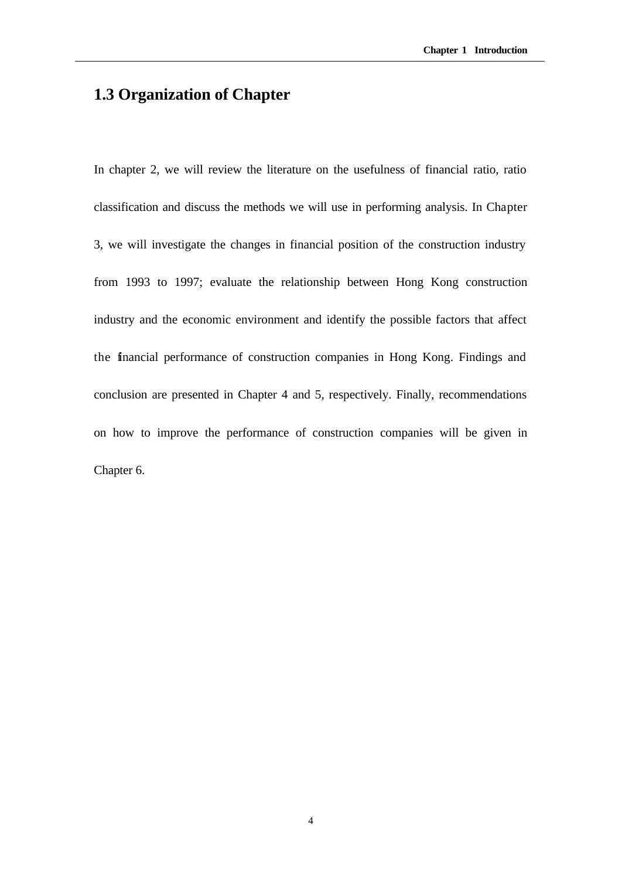## 1.3 Organization of Chapter

In chapter 2, we will review the literature on the usefulness of financial ratio, ratio classification and discuss the methods we will use in performing analysis. In Chapter 3, we will investigate the changes in financial position of the construction industry from 1993 to 1997; evaluate the relationship between Hong Kong construction industry and the economic environment and identify the possible factors that affect the financial performance of construction companies in Hong Kong. Findings and conclusion are presented in Chapter 4 and 5, respectively. Finally, recommendations on how to improve the performance of construction companies will be given in Chapter 6.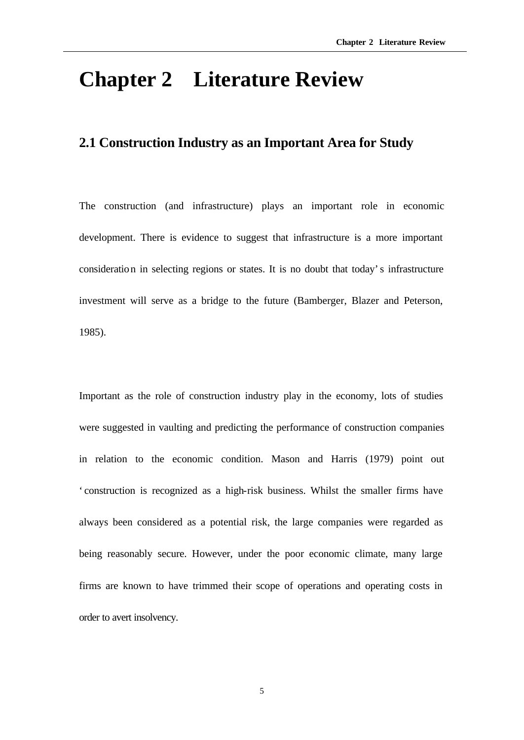# Chapter 2 Literature Review

## 2.1 Construction Industry as an Important Area for Study

The construction (and infrastructure) plays an important role in economic development. There is evidence to suggest that infrastructure is a more important consideration in selecting regions or states. It is no doubt that today's infrastructure investment will serve as a bridge to the future (Bamberger, Blazer and Peterson, 1985).

Important as the role of construction industry play in the economy, lots of studies were suggested in vaulting and predicting the performance of construction companies in relation to the economic condition. Mason and Harris (1979) point out 'construction is recognized as a high-risk business. Whilst the smaller firms have always been considered as a potential risk, the large companies were regarded as being reasonably secure. However, under the poor economic climate, many large firms are known to have trimmed their scope of operations and operating costs in order to avert insolvency.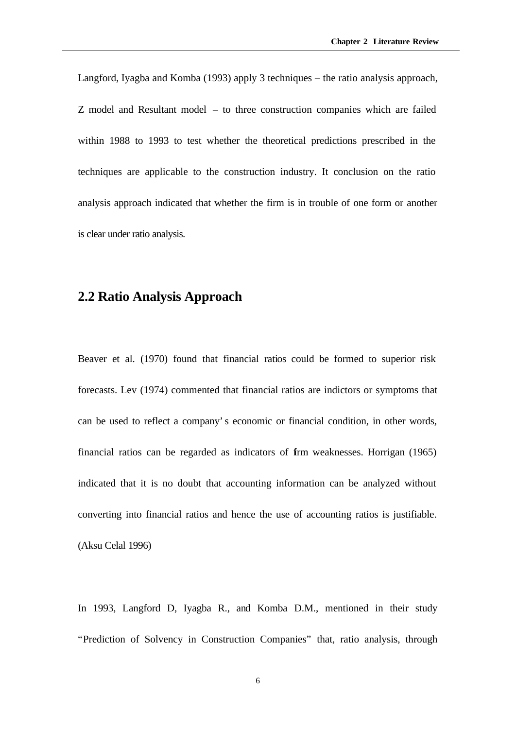Langford, Iyagba and Komba (1993) apply 3 techniques – the ratio analysis approach, Z model and Resultant model – to three construction companies which are failed within 1988 to 1993 to test whether the theoretical predictions prescribed in the techniques are applicable to the construction industry. It conclusion on the ratio analysis approach indicated that whether the firm is in trouble of one form or another is clear under ratio analysis.

## 2.2 Ratio Analysis Approach

Beaver et al. (1970) found that financial ratios could be formed to superior risk forecasts. Lev (1974) commented that financial ratios are indictors or symptoms that can be used to reflect a company's economic or financial condition, in other words, financial ratios can be regarded as indicators of firm weaknesses. Horrigan (1965) indicated that it is no doubt that accounting information can be analyzed without converting into financial ratios and hence the use of accounting ratios is justifiable. (Aksu Celal 1996)

In 1993, Langford D, Iyagba R., and Komba D.M., mentioned in their study "Prediction of Solvency in Construction Companies" that, ratio analysis, through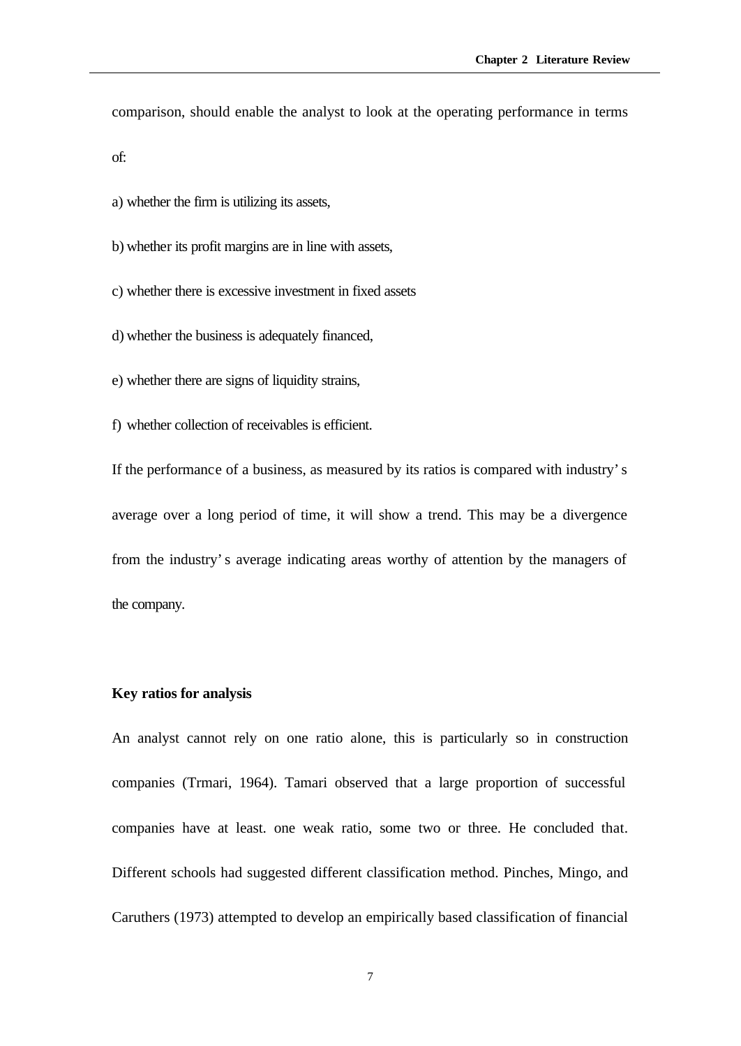comparison, should enable the analyst to look at the operating performance in terms of:

a) whether the firm is utilizing its assets,

b) whether its profit margins are in line with assets,

c) whether there is excessive investment in fixed assets

d) whether the business is adequately financed,

e) whether there are signs of liquidity strains,

f) whether collection of receivables is efficient.

If the performance of a business, as measured by its ratios is compared with industry's average over a long period of time, it will show a trend. This may be a divergence from the industry's average indicating areas worthy of attention by the managers of the company.

**Key ratios for analysis**

An analyst cannot rely on one ratio alone, this is particularly so in construction companies (Trmari, 1964). Tamari observed that a large proportion of successful companies have at least. one weak ratio, some two or three. He concluded that. Different schools had suggested different classification method. Pinches, Mingo, and Caruthers (1973) attempted to develop an empirically based classification of financial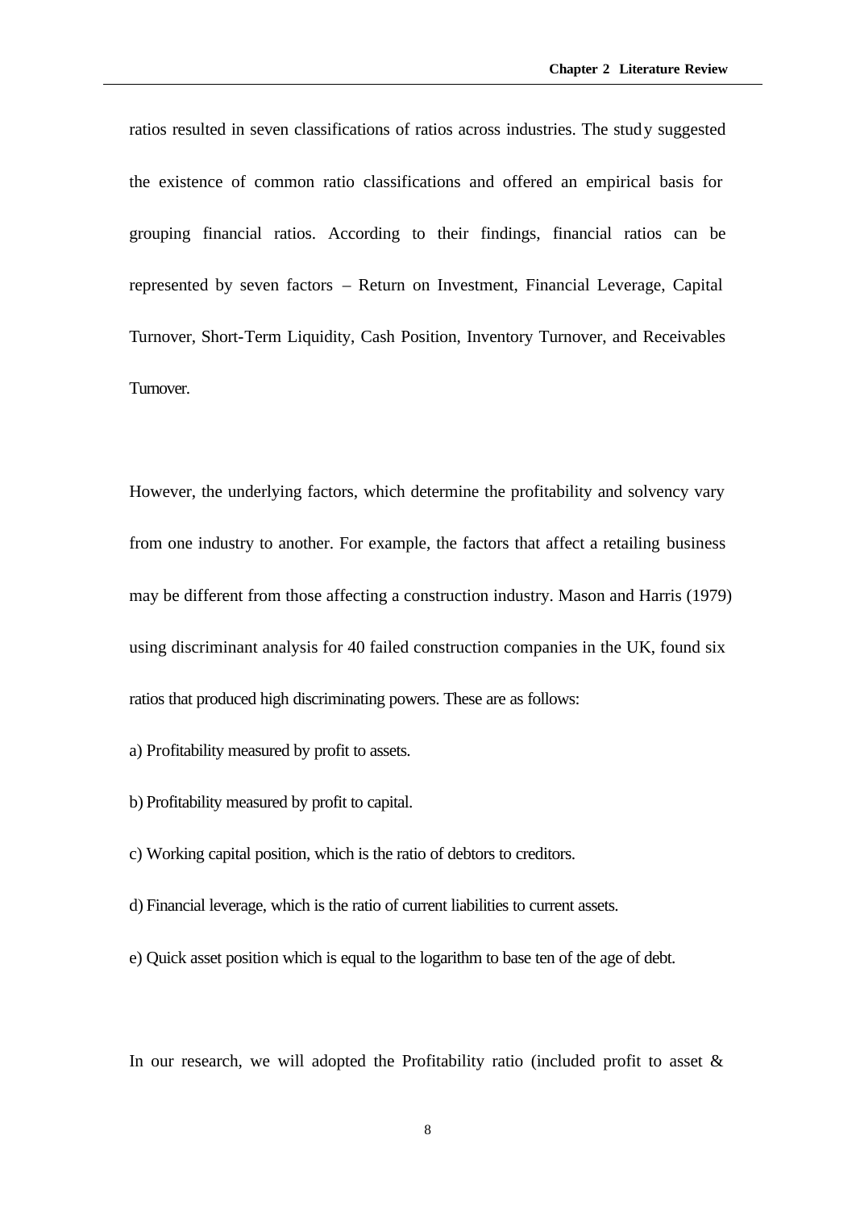ratios resulted in seven classifications of ratios across industries. The study suggested the existence of common ratio classifications and offered an empirical basis for grouping financial ratios. According to their findings, financial ratios can be represented by seven factors – Return on Investment, Financial Leverage, Capital Turnover, Short-Term Liquidity, Cash Position, Inventory Turnover, and Receivables Turnover.

However, the underlying factors, which determine the profitability and solvency vary from one industry to another. For example, the factors that affect a retailing business may be different from those affecting a construction industry. Mason and Harris (1979) using discriminant analysis for 40 failed construction companies in the UK, found six ratios that produced high discriminating powers. These are as follows:

a) Profitability measured by profit to assets.

b) Profitability measured by profit to capital.

c) Working capital position, which is the ratio of debtors to creditors.

d) Financial leverage, which is the ratio of current liabilities to current assets.

e) Quick asset position which is equal to the logarithm to base ten of the age of debt.

In our research, we will adopted the Profitability ratio (included profit to asset &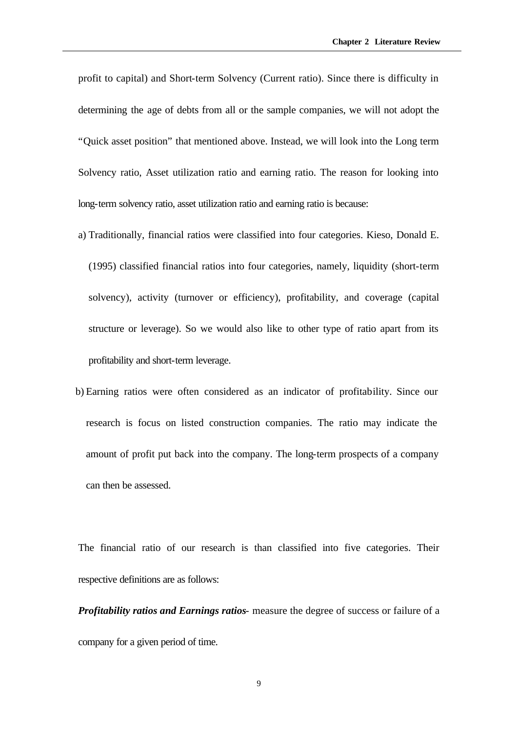profit to capital) and Short-term Solvency (Current ratio). Since there is difficulty in determining the age of debts from all or the sample companies, we will not adopt the "Quick asset position" that mentioned above. Instead, we will look into the Long term Solvency ratio, Asset utilization ratio and earning ratio. The reason for looking into long-term solvency ratio, asset utilization ratio and earning ratio is because:

a) Traditionally, financial ratios were classified into four categories. Kieso, Donald E. (1995) classified financial ratios into four categories, namely, liquidity (short-term solvency), activity (turnover or efficiency), profitability, and coverage (capital structure or leverage). So we would also like to other type of ratio apart from its profitability and short-term leverage.

b) Earning ratios were often considered as an indicator of profitability. Since our research is focus on listed construction companies. The ratio may indicate the amount of profit put back into the company. The long-term prospects of a company can then be assessed.

The financial ratio of our research is than classified into five categories. Their respective definitions are as follows:

***Profitability ratios and Earnings ratios***- measure the degree of success or failure of a company for a given period of time.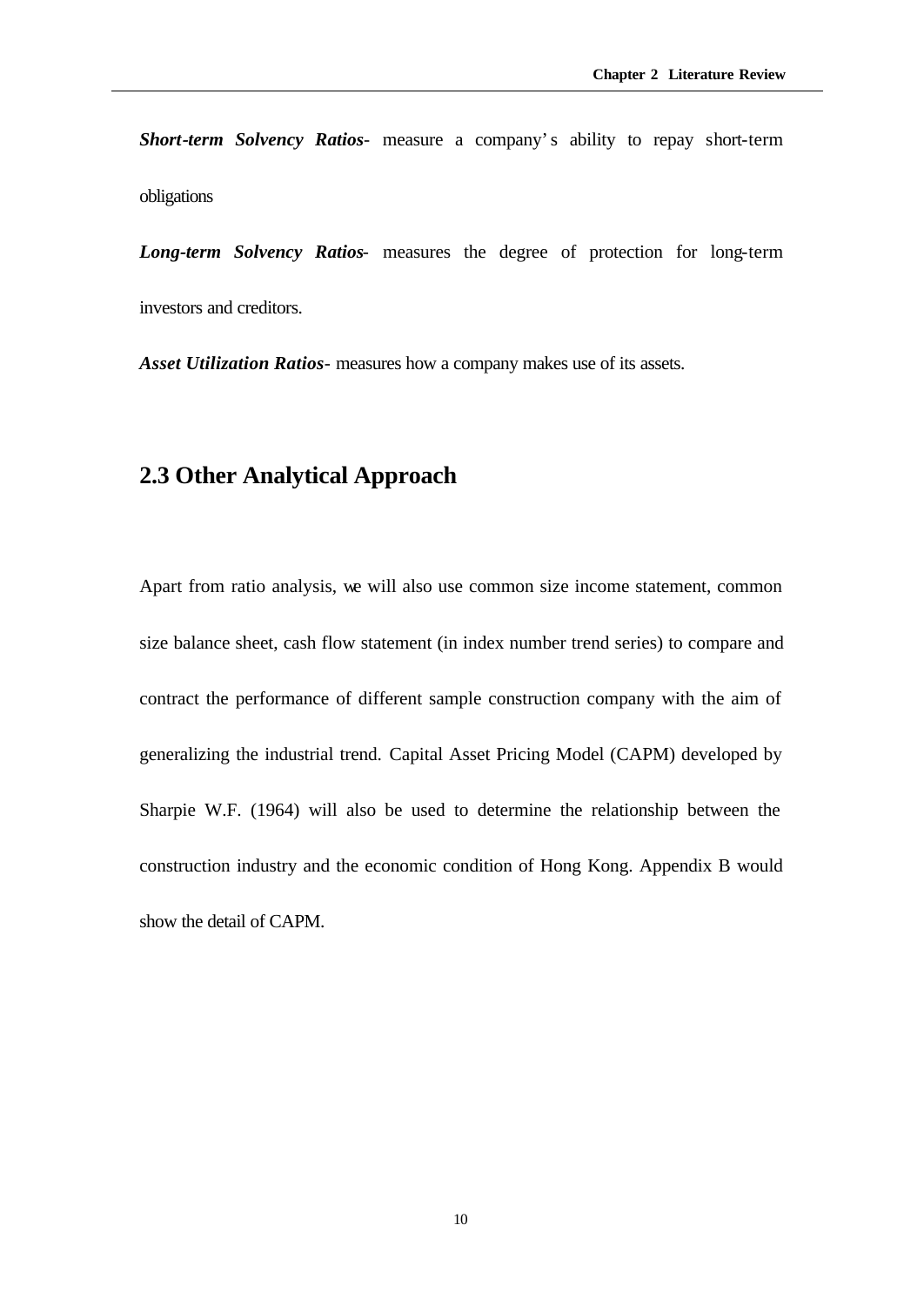***Short-term Solvency Ratios***- measure a company's ability to repay short-term obligations

***Long-term Solvency Ratios***- measures the degree of protection for long-term investors and creditors.

***Asset Utilization Ratios***- measures how a company makes use of its assets.

## 2.3 Other Analytical Approach

Apart from ratio analysis, we will also use common size income statement, common size balance sheet, cash flow statement (in index number trend series) to compare and contract the performance of different sample construction company with the aim of generalizing the industrial trend. Capital Asset Pricing Model (CAPM) developed by Sharpie W.F. (1964) will also be used to determine the relationship between the construction industry and the economic condition of Hong Kong. Appendix B would show the detail of CAPM.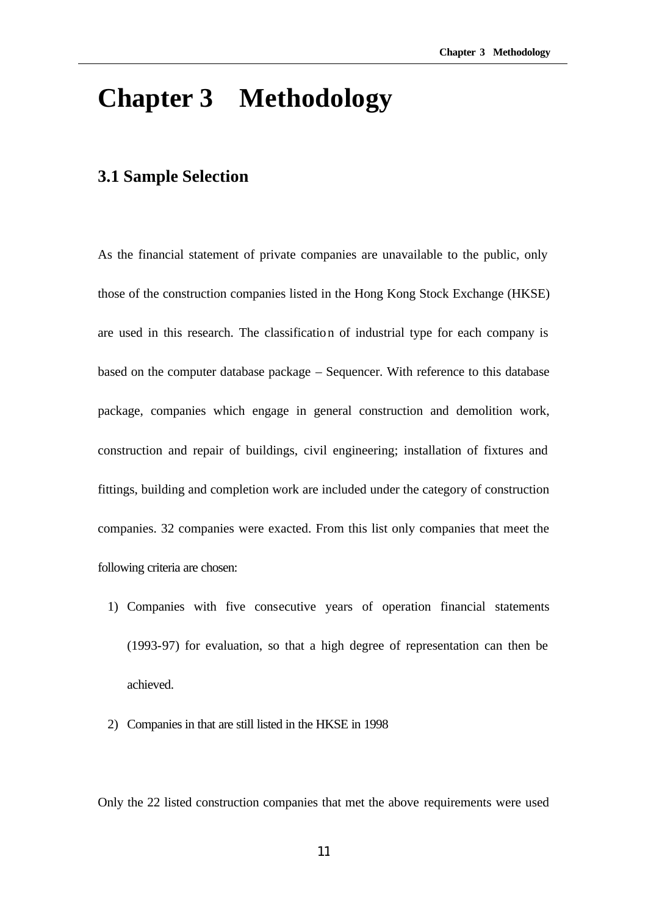# Chapter 3 Methodology

## 3.1 Sample Selection

As the financial statement of private companies are unavailable to the public, only those of the construction companies listed in the Hong Kong Stock Exchange (HKSE) are used in this research. The classification of industrial type for each company is based on the computer database package – Sequencer. With reference to this database package, companies which engage in general construction and demolition work, construction and repair of buildings, civil engineering; installation of fixtures and fittings, building and completion work are included under the category of construction companies. 32 companies were exacted. From this list only companies that meet the following criteria are chosen:

1) Companies with five consecutive years of operation financial statements (1993-97) for evaluation, so that a high degree of representation can then be achieved.
2) Companies in that are still listed in the HKSE in 1998

Only the 22 listed construction companies that met the above requirements were used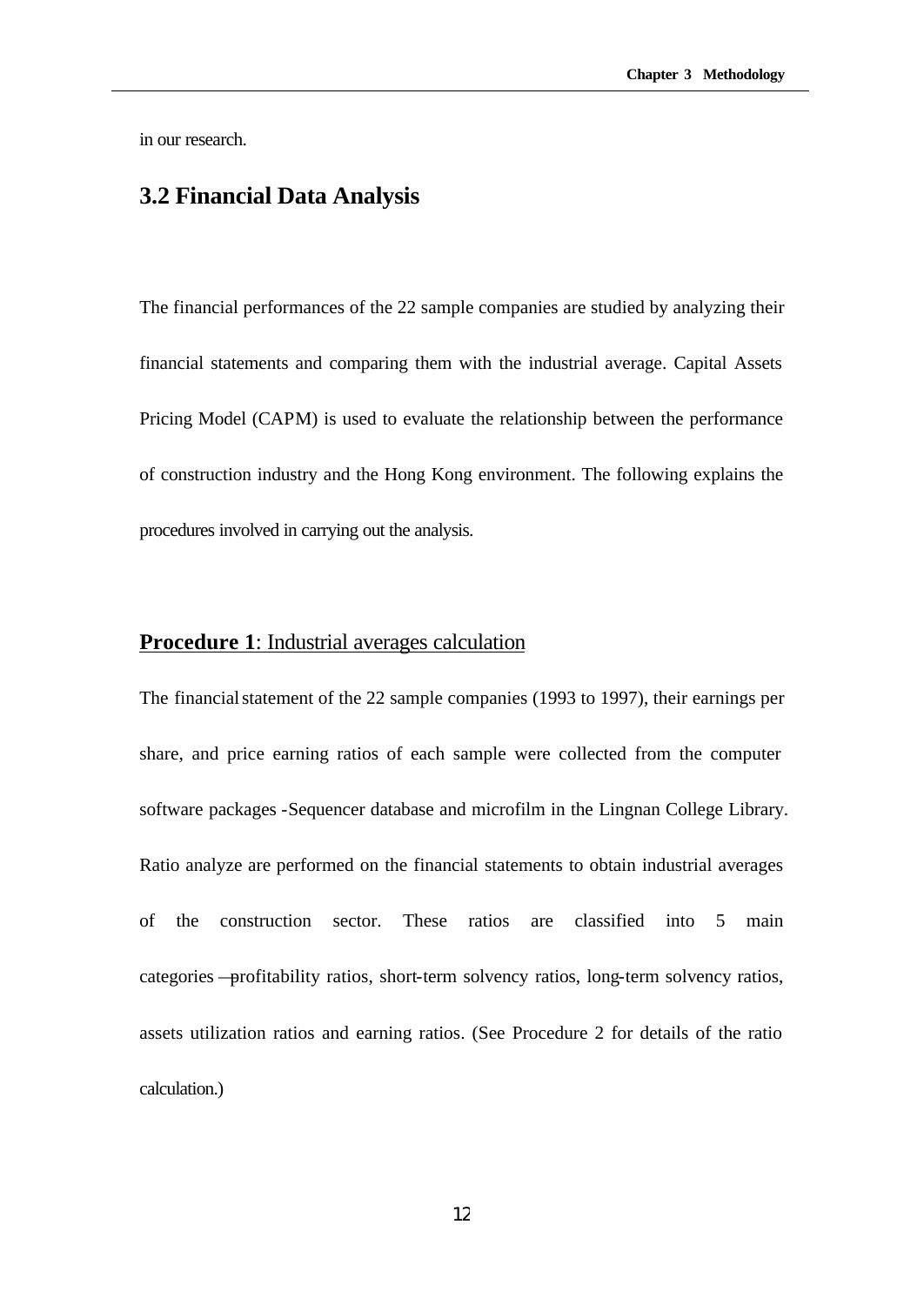in our research.

## 3.2 Financial Data Analysis

The financial performances of the 22 sample companies are studied by analyzing their financial statements and comparing them with the industrial average. Capital Assets Pricing Model (CAPM) is used to evaluate the relationship between the performance of construction industry and the Hong Kong environment. The following explains the procedures involved in carrying out the analysis.

**Procedure 1**: Industrial averages calculation

The financial statement of the 22 sample companies (1993 to 1997), their earnings per share, and price earning ratios of each sample were collected from the computer software packages -Sequencer database and microfilm in the Lingnan College Library. Ratio analyze are performed on the financial statements to obtain industrial averages of the construction sector. These ratios are classified into 5 main categories – profitability ratios, short-term solvency ratios, long-term solvency ratios, assets utilization ratios and earning ratios. (See Procedure 2 for details of the ratio calculation.)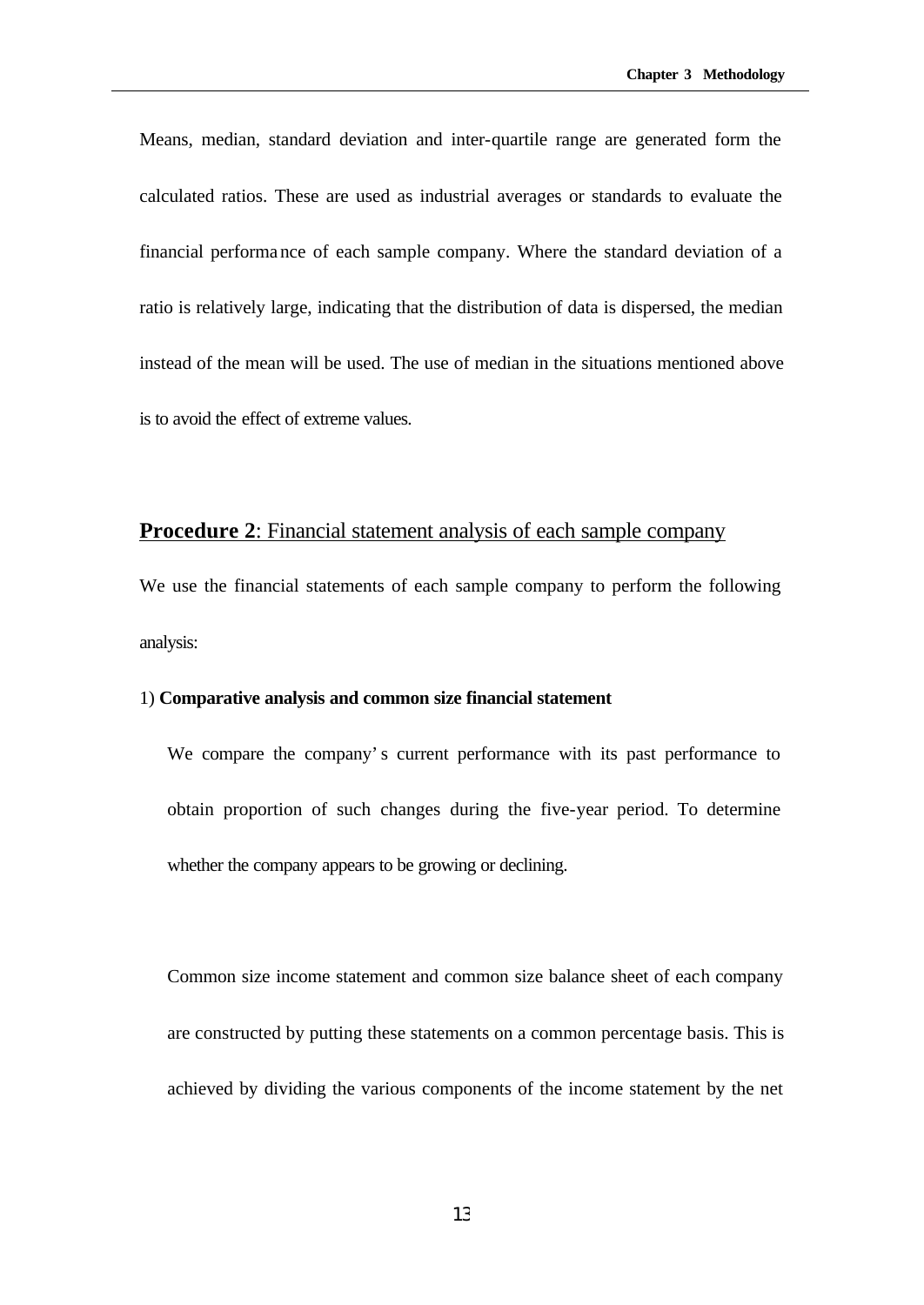Means, median, standard deviation and inter-quartile range are generated form the calculated ratios. These are used as industrial averages or standards to evaluate the financial performance of each sample company. Where the standard deviation of a ratio is relatively large, indicating that the distribution of data is dispersed, the median instead of the mean will be used. The use of median in the situations mentioned above is to avoid the effect of extreme values.

## **Procedure 2**: Financial statement analysis of each sample company

We use the financial statements of each sample company to perform the following analysis:

1) **Comparative analysis and common size financial statement**

We compare the company's current performance with its past performance to obtain proportion of such changes during the five-year period. To determine whether the company appears to be growing or declining.

Common size income statement and common size balance sheet of each company are constructed by putting these statements on a common percentage basis. This is achieved by dividing the various components of the income statement by the net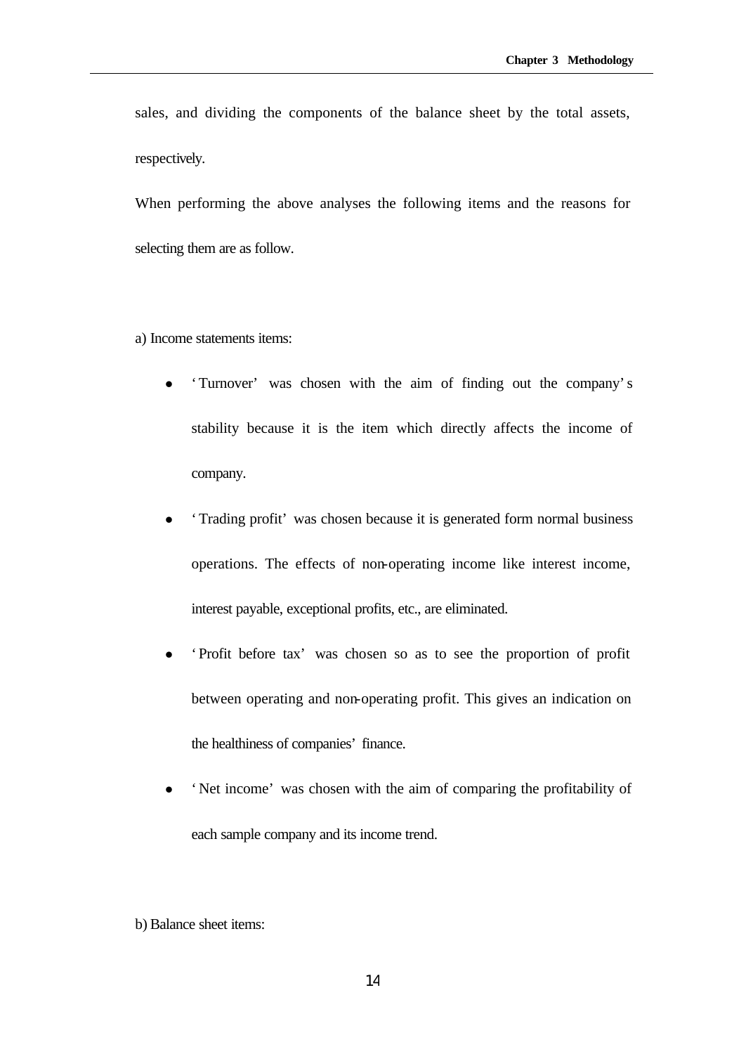sales, and dividing the components of the balance sheet by the total assets, respectively.

When performing the above analyses the following items and the reasons for selecting them are as follow.

a) Income statements items:

- 'Turnover' was chosen with the aim of finding out the company's stability because it is the item which directly affects the income of company.
- 'Trading profit' was chosen because it is generated form normal business operations. The effects of non-operating income like interest income, interest payable, exceptional profits, etc., are eliminated.
- 'Profit before tax' was chosen so as to see the proportion of profit between operating and non-operating profit. This gives an indication on the healthiness of companies' finance.
- 'Net income' was chosen with the aim of comparing the profitability of each sample company and its income trend.

b) Balance sheet items: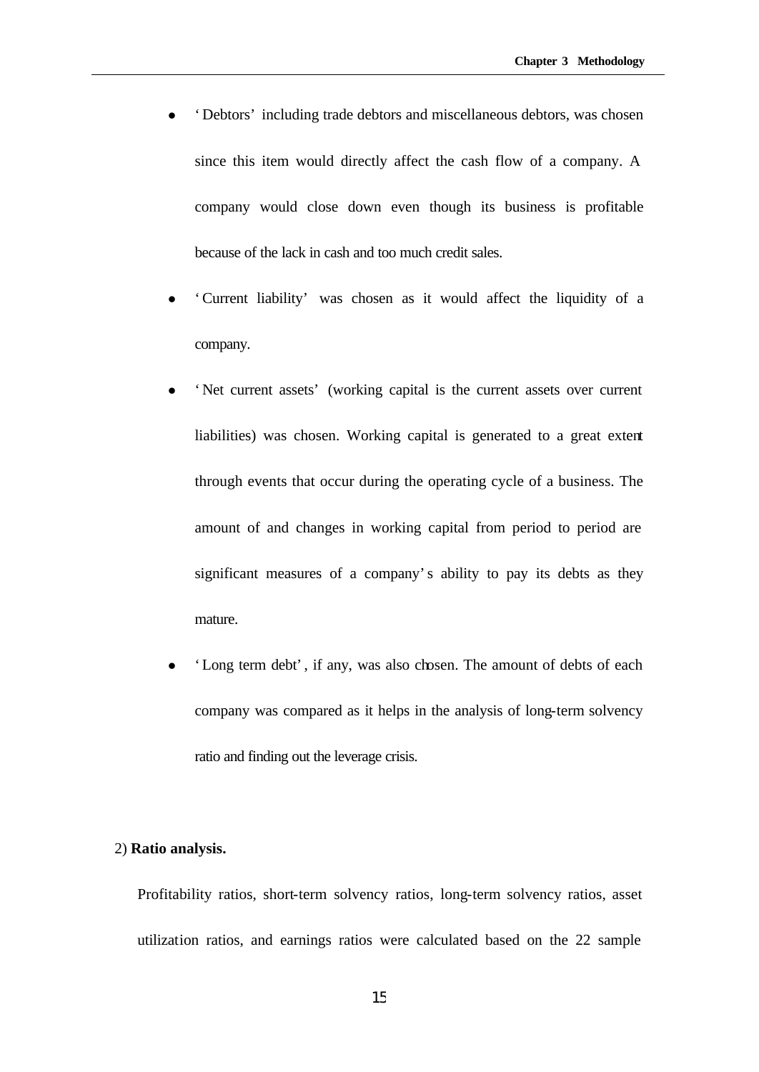- 'Debtors' including trade debtors and miscellaneous debtors, was chosen since this item would directly affect the cash flow of a company. A company would close down even though its business is profitable because of the lack in cash and too much credit sales.
- 'Current liability' was chosen as it would affect the liquidity of a company.
- 'Net current assets' (working capital is the current assets over current liabilities) was chosen. Working capital is generated to a great extent through events that occur during the operating cycle of a business. The amount of and changes in working capital from period to period are significant measures of a company's ability to pay its debts as they mature.
- 'Long term debt', if any, was also chosen. The amount of debts of each company was compared as it helps in the analysis of long-term solvency ratio and finding out the leverage crisis.

2) **Ratio analysis.**

Profitability ratios, short-term solvency ratios, long-term solvency ratios, asset utilization ratios, and earnings ratios were calculated based on the 22 sample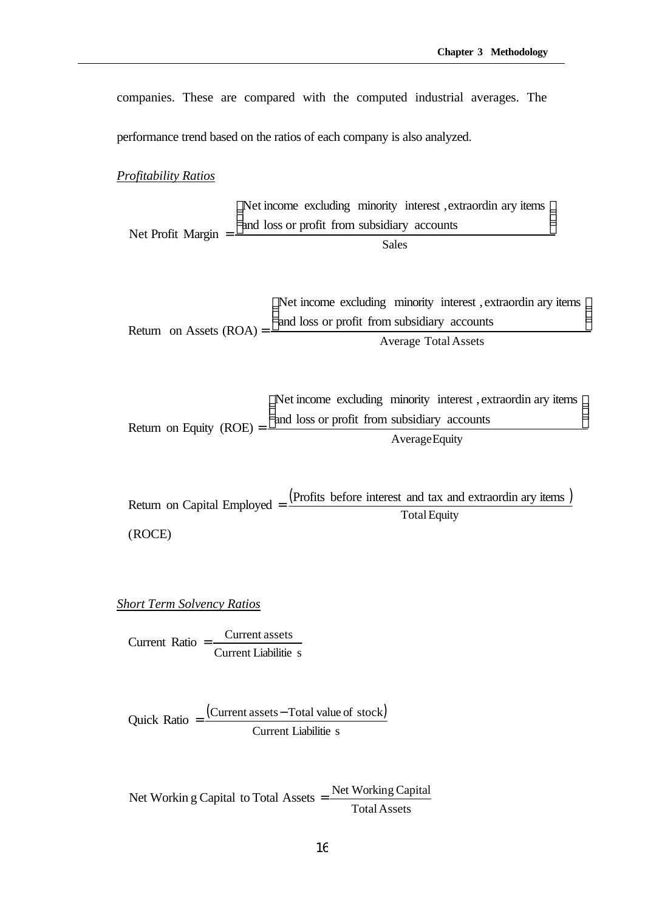companies. These are compared with the computed industrial averages. The performance trend based on the ratios of each company is also analyzed.

*Profitability Ratios*

$$\text{Net Profit Margin} = \frac{\left(\begin{array}{l}\text{Net income excluding minority interest, extraordinary items} \\ \text{and loss or profit from subsidiary accounts}\end{array}\right)}{\text{Sales}}$$

$$\text{Return on Assets (ROA)} = \frac{\left(\begin{array}{l}\text{Net income excluding minority interest, extraordinary items} \\ \text{and loss or profit from subsidiary accounts}\end{array}\right)}{\text{Average Total Assets}}$$

$$\text{Return on Equity (ROE)} = \frac{\left(\begin{array}{l}\text{Net income excluding minority interest, extraordinary items} \\ \text{and loss or profit from subsidiary accounts}\end{array}\right)}{\text{Average Equity}}$$

$$\text{Return on Capital Employed (ROCE)} = \frac{(\text{Profits before interest and tax and extraordinary items})}{\text{Total Equity}}$$

*Short Term Solvency Ratios*

$$\text{Current Ratio} = \frac{\text{Current assets}}{\text{Current Liabilities}}$$

$$\text{Quick Ratio} = \frac{(\text{Current assets} - \text{Total value of stock})}{\text{Current Liabilities}}$$

$$\text{Net Working Capital to Total Assets} = \frac{\text{Net Working Capital}}{\text{Total Assets}}$$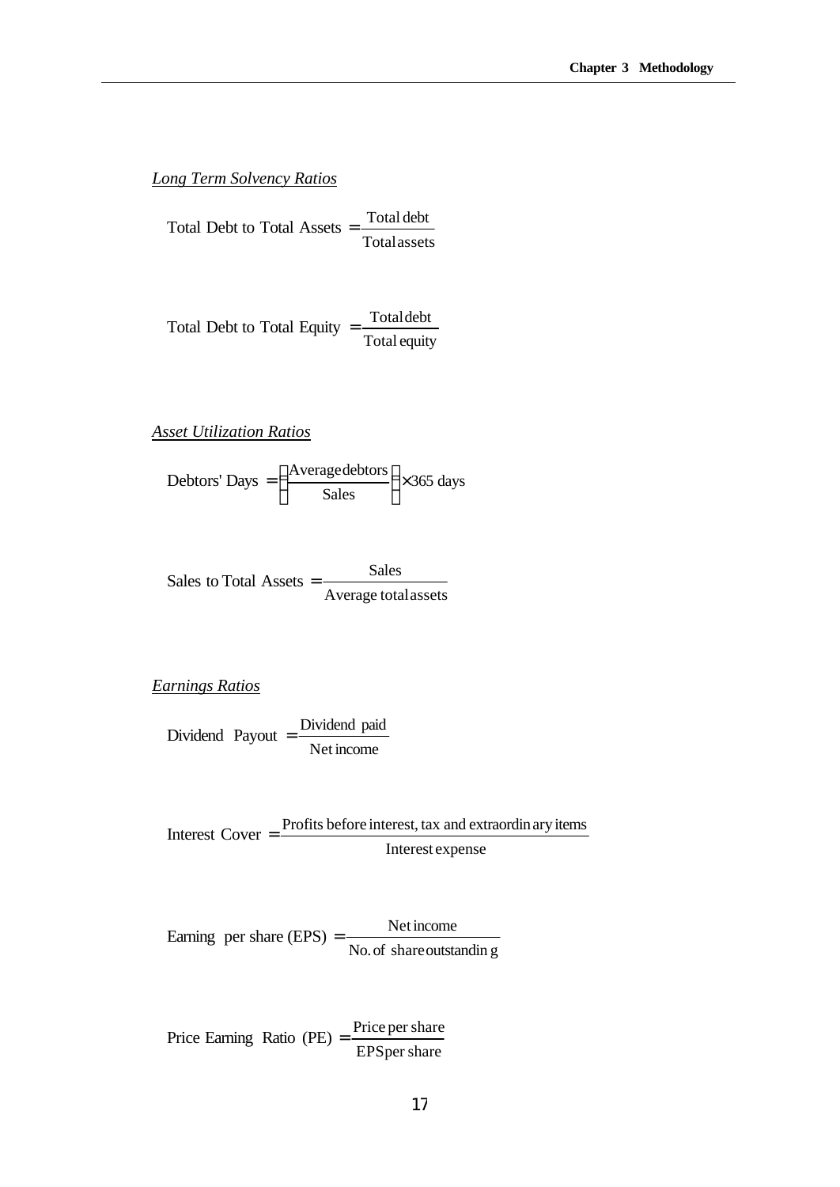*Long Term Solvency Ratios*

$$\text{Total Debt to Total Assets} = \frac{\text{Total debt}}{\text{Total assets}}$$

$$\text{Total Debt to Total Equity} = \frac{\text{Total debt}}{\text{Total equity}}$$

*Asset Utilization Ratios*

$$\text{Debtors' Days} = \left(\frac{\text{Average debtors}}{\text{Sales}}\right) \times 365 \text{ days}$$

$$\text{Sales to Total Assets} = \frac{\text{Sales}}{\text{Average total assets}}$$

*Earnings Ratios*

$$\text{Dividend Payout} = \frac{\text{Dividend paid}}{\text{Net income}}$$

$$\text{Interest Cover} = \frac{\text{Profits before interest, tax and extraordinary items}}{\text{Interest expense}}$$

$$\text{Earning per share (EPS)} = \frac{\text{Net income}}{\text{No. of share outstanding}}$$

$$\text{Price Earning Ratio (PE)} = \frac{\text{Price per share}}{\text{EPS per share}}$$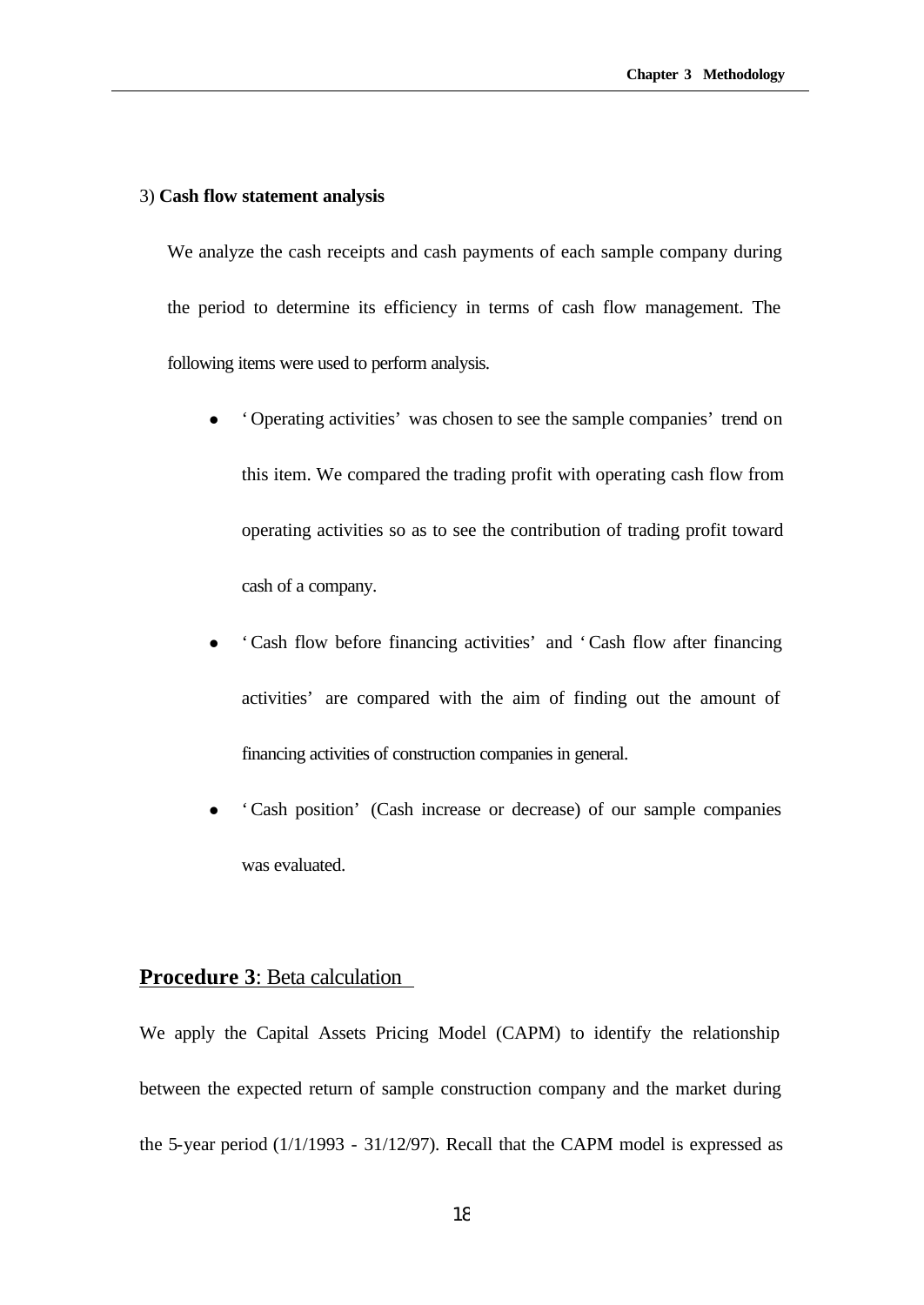3) **Cash flow statement analysis**

We analyze the cash receipts and cash payments of each sample company during the period to determine its efficiency in terms of cash flow management. The following items were used to perform analysis.

- 'Operating activities' was chosen to see the sample companies' trend on this item. We compared the trading profit with operating cash flow from operating activities so as to see the contribution of trading profit toward cash of a company.
- 'Cash flow before financing activities' and 'Cash flow after financing activities' are compared with the aim of finding out the amount of financing activities of construction companies in general.
- 'Cash position' (Cash increase or decrease) of our sample companies was evaluated.

## **Procedure 3**: Beta calculation

We apply the Capital Assets Pricing Model (CAPM) to identify the relationship between the expected return of sample construction company and the market during the 5-year period (1/1/1993 - 31/12/97). Recall that the CAPM model is expressed as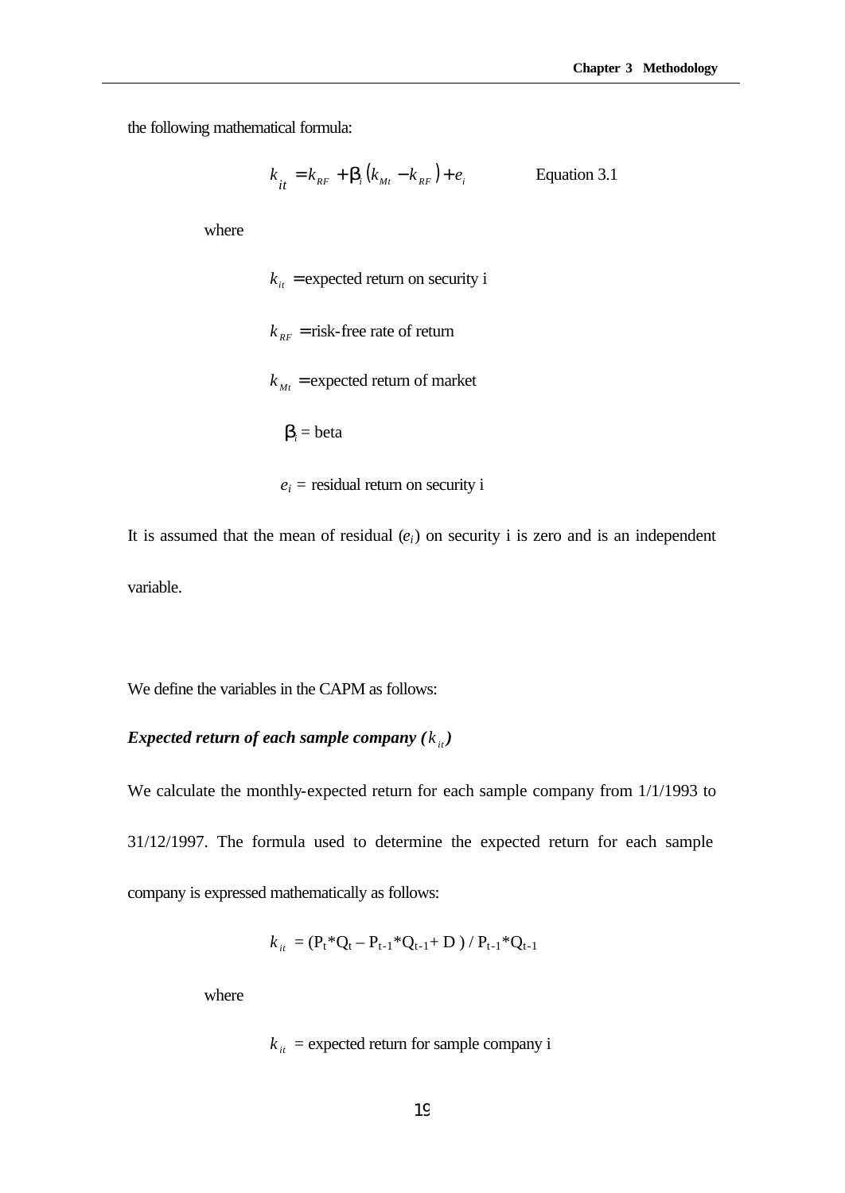the following mathematical formula:

$$k_{it} = k_{RF} + \beta_i (k_{Mt} - k_{RF}) + e_i \qquad \text{Equation 3.1}$$

where

$k_{it}$ = expected return on security i

$k_{RF}$ = risk-free rate of return

$k_{Mt}$ = expected return of market

$\beta_i$ = beta

$e_i$ = residual return on security i

It is assumed that the mean of residual ($e_i$) on security i is zero and is an independent variable.

We define the variables in the CAPM as follows:

***Expected return of each sample company ($k_{it}$)***

We calculate the monthly-expected return for each sample company from 1/1/1993 to 31/12/1997. The formula used to determine the expected return for each sample company is expressed mathematically as follows:

$$k_{it} = (P_t * Q_t - P_{t-1} * Q_{t-1} + D) / P_{t-1} * Q_{t-1}$$

where

$k_{it}$ = expected return for sample company i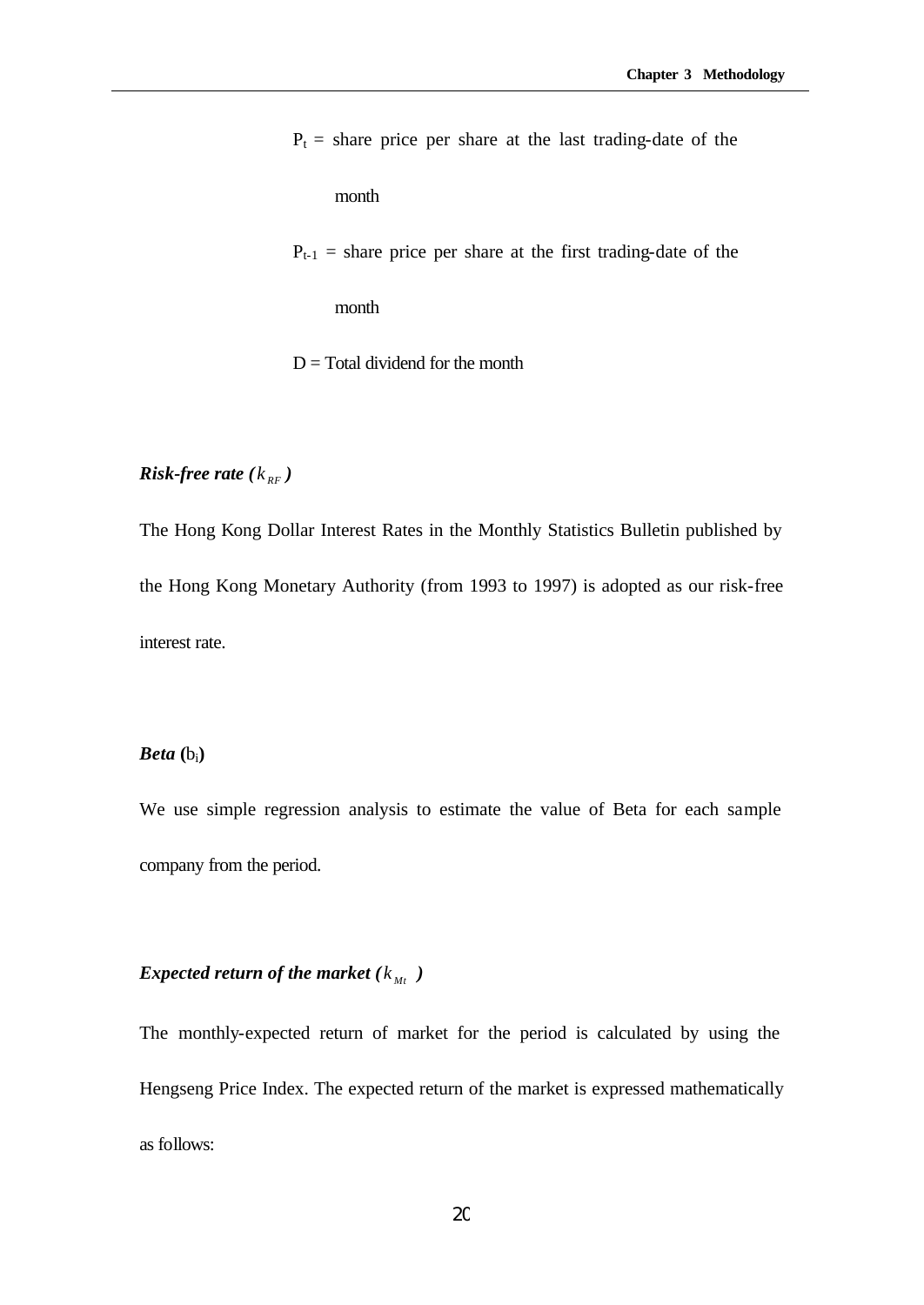$P_t$ = share price per share at the last trading-date of the month

$P_{t-1}$ = share price per share at the first trading-date of the month

D = Total dividend for the month

***Risk-free rate ($k_{RF}$)***

The Hong Kong Dollar Interest Rates in the Monthly Statistics Bulletin published by the Hong Kong Monetary Authority (from 1993 to 1997) is adopted as our risk-free interest rate.

***Beta* ($b_i$)**

We use simple regression analysis to estimate the value of Beta for each sample company from the period.

***Expected return of the market ($k_{Mt}$)***

The monthly-expected return of market for the period is calculated by using the Hengseng Price Index. The expected return of the market is expressed mathematically as follows: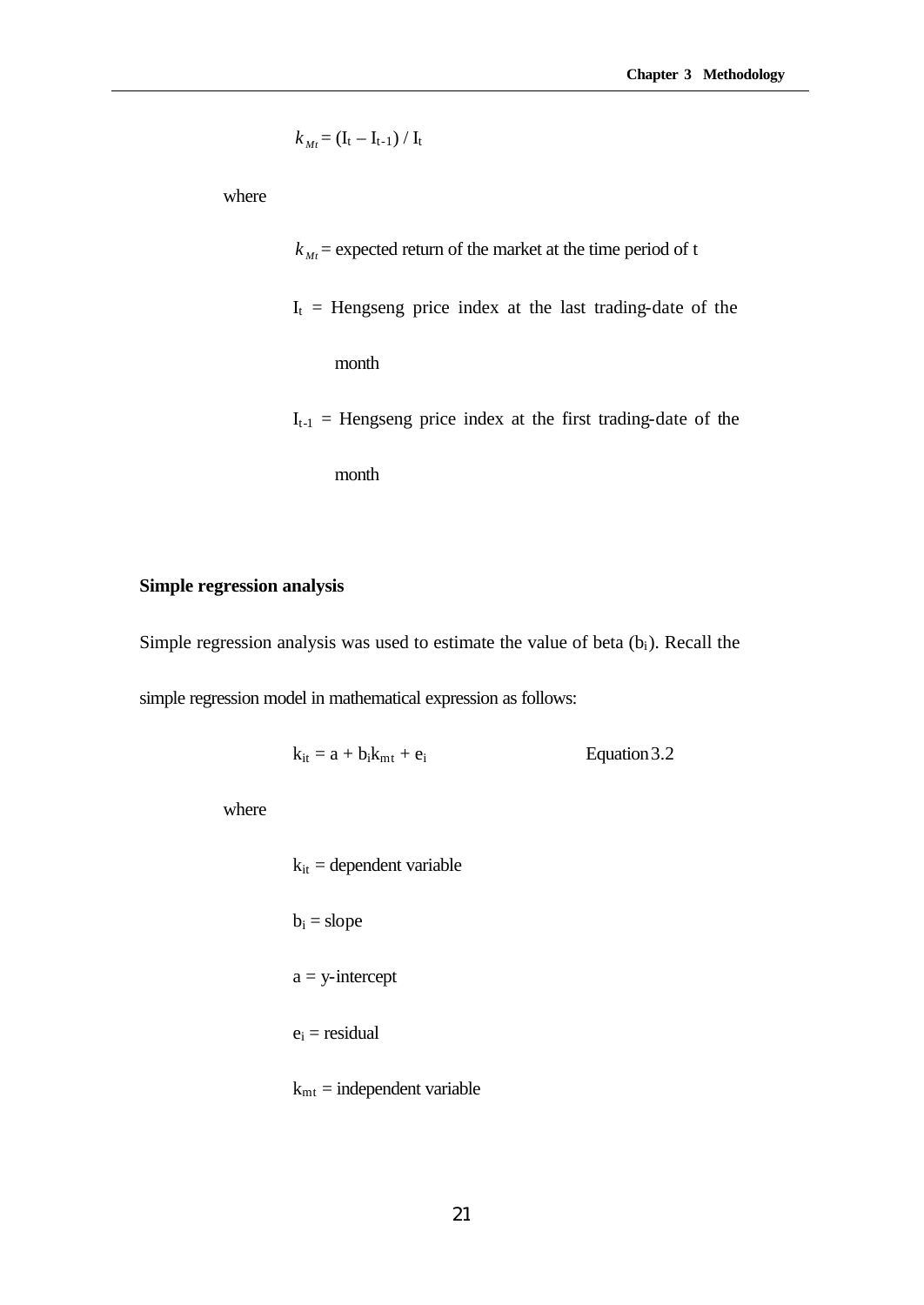$$k_{Mt} = (I_t - I_{t-1}) / I_t$$

where

$k_{Mt}$ = expected return of the market at the time period of t

$I_t$ = Hengseng price index at the last trading-date of the month

$I_{t-1}$ = Hengseng price index at the first trading-date of the month

**Simple regression analysis**

Simple regression analysis was used to estimate the value of beta ($b_i$). Recall the simple regression model in mathematical expression as follows:

$$k_{it} = a + b_i k_{mt} + e_i \qquad \text{Equation 3.2}$$

where

$k_{it}$ = dependent variable

$b_i$ = slope

$a$ = y-intercept

$e_i$ = residual

$k_{mt}$ = independent variable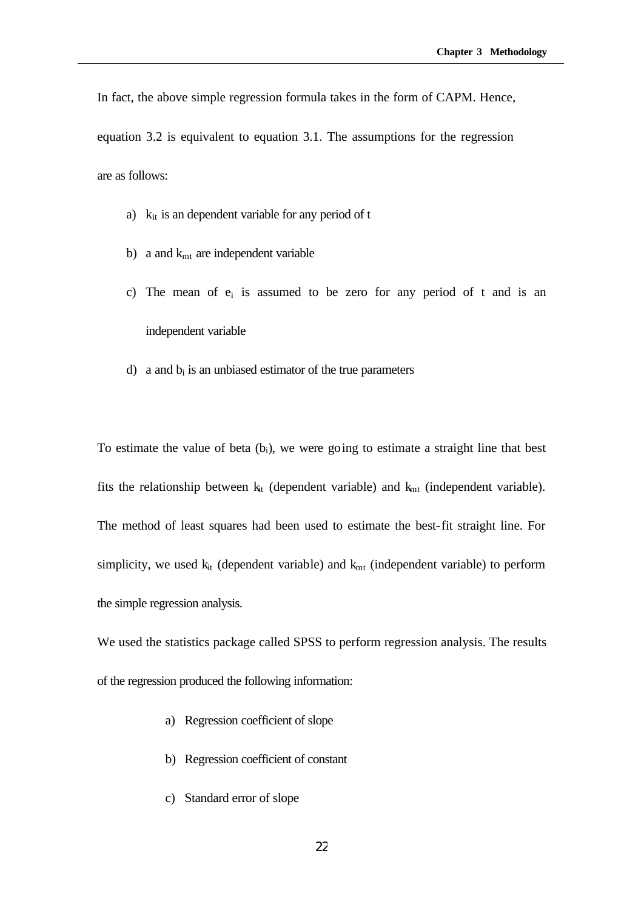In fact, the above simple regression formula takes in the form of CAPM. Hence, equation 3.2 is equivalent to equation 3.1. The assumptions for the regression are as follows:

a) $k_{it}$ is an dependent variable for any period of t

b) a and $k_{mt}$ are independent variable

c) The mean of $e_i$ is assumed to be zero for any period of t and is an independent variable

d) a and $b_i$ is an unbiased estimator of the true parameters

To estimate the value of beta ($b_i$), we were going to estimate a straight line that best fits the relationship between $k_{it}$ (dependent variable) and $k_{mt}$ (independent variable). The method of least squares had been used to estimate the best-fit straight line. For simplicity, we used $k_{it}$ (dependent variable) and $k_{mt}$ (independent variable) to perform the simple regression analysis.

We used the statistics package called SPSS to perform regression analysis. The results of the regression produced the following information:

a) Regression coefficient of slope

b) Regression coefficient of constant

c) Standard error of slope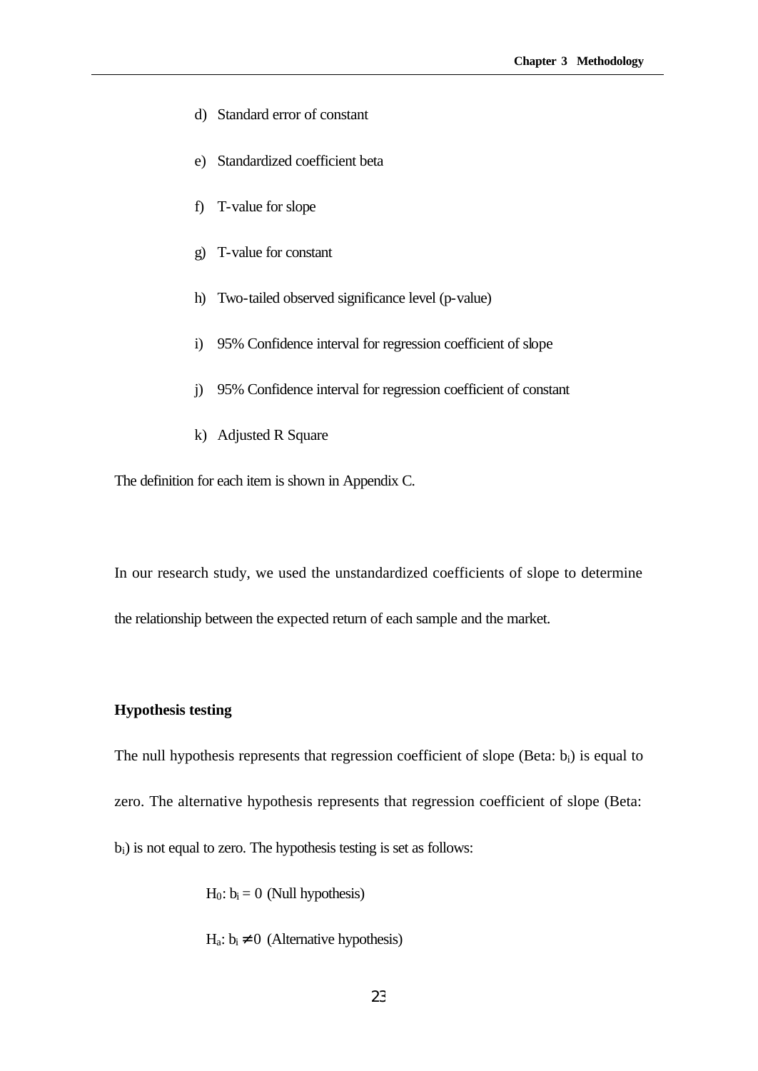d) Standard error of constant

e) Standardized coefficient beta

f) T-value for slope

g) T-value for constant

h) Two-tailed observed significance level (p-value)

i) 95% Confidence interval for regression coefficient of slope

j) 95% Confidence interval for regression coefficient of constant

k) Adjusted R Square

The definition for each item is shown in Appendix C.

In our research study, we used the unstandardized coefficients of slope to determine the relationship between the expected return of each sample and the market.

**Hypothesis testing**

The null hypothesis represents that regression coefficient of slope (Beta: $b_i$) is equal to zero. The alternative hypothesis represents that regression coefficient of slope (Beta: $b_i$) is not equal to zero. The hypothesis testing is set as follows:

$H_0$: $b_i = 0$ (Null hypothesis)

$H_a$: $b_i \neq 0$ (Alternative hypothesis)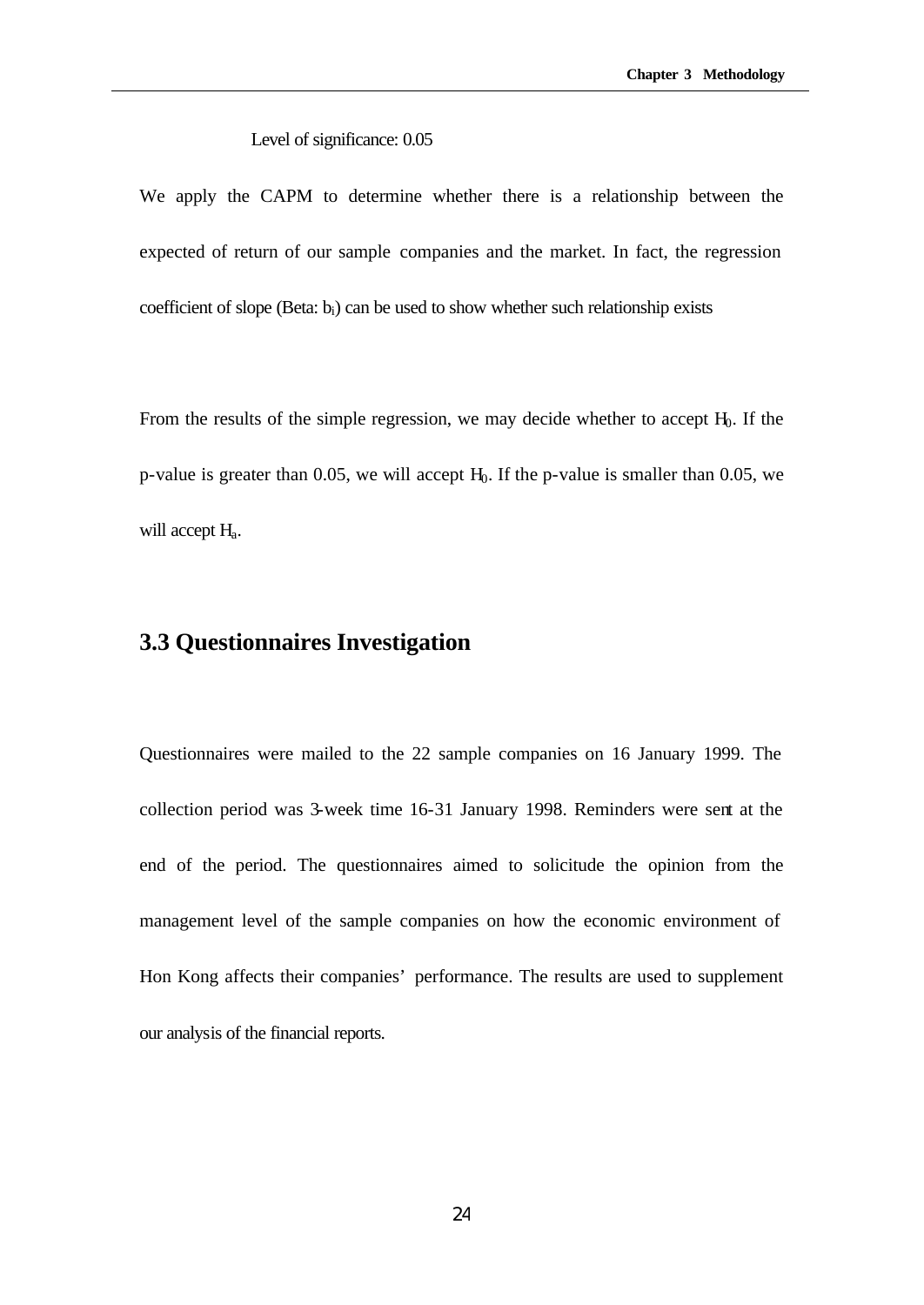Level of significance: 0.05

We apply the CAPM to determine whether there is a relationship between the expected of return of our sample companies and the market. In fact, the regression coefficient of slope (Beta: $b_i$) can be used to show whether such relationship exists

From the results of the simple regression, we may decide whether to accept $H_0$. If the p-value is greater than 0.05, we will accept $H_0$. If the p-value is smaller than 0.05, we will accept $H_a$.

## 3.3 Questionnaires Investigation

Questionnaires were mailed to the 22 sample companies on 16 January 1999. The collection period was 3-week time 16-31 January 1998. Reminders were sent at the end of the period. The questionnaires aimed to solicitude the opinion from the management level of the sample companies on how the economic environment of Hon Kong affects their companies' performance. The results are used to supplement our analysis of the financial reports.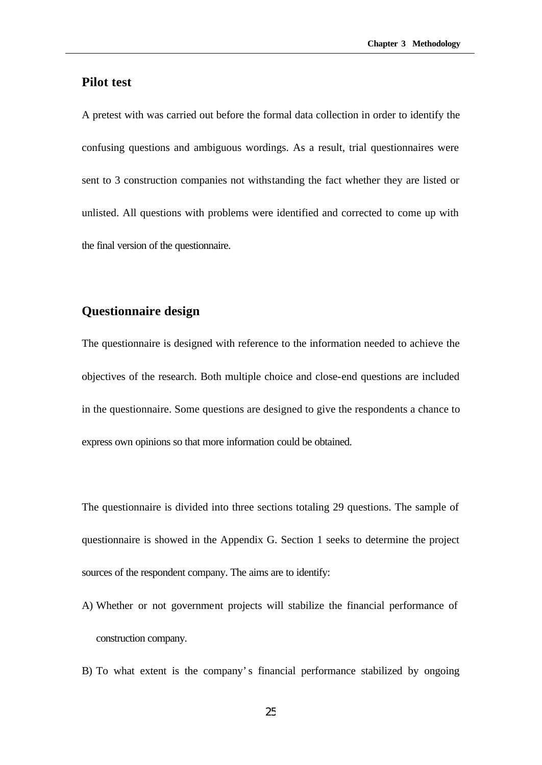## Pilot test

A pretest with was carried out before the formal data collection in order to identify the confusing questions and ambiguous wordings. As a result, trial questionnaires were sent to 3 construction companies not withstanding the fact whether they are listed or unlisted. All questions with problems were identified and corrected to come up with the final version of the questionnaire.

## Questionnaire design

The questionnaire is designed with reference to the information needed to achieve the objectives of the research. Both multiple choice and close-end questions are included in the questionnaire. Some questions are designed to give the respondents a chance to express own opinions so that more information could be obtained.

The questionnaire is divided into three sections totaling 29 questions. The sample of questionnaire is showed in the Appendix G. Section 1 seeks to determine the project sources of the respondent company. The aims are to identify:

A) Whether or not government projects will stabilize the financial performance of construction company.

B) To what extent is the company's financial performance stabilized by ongoing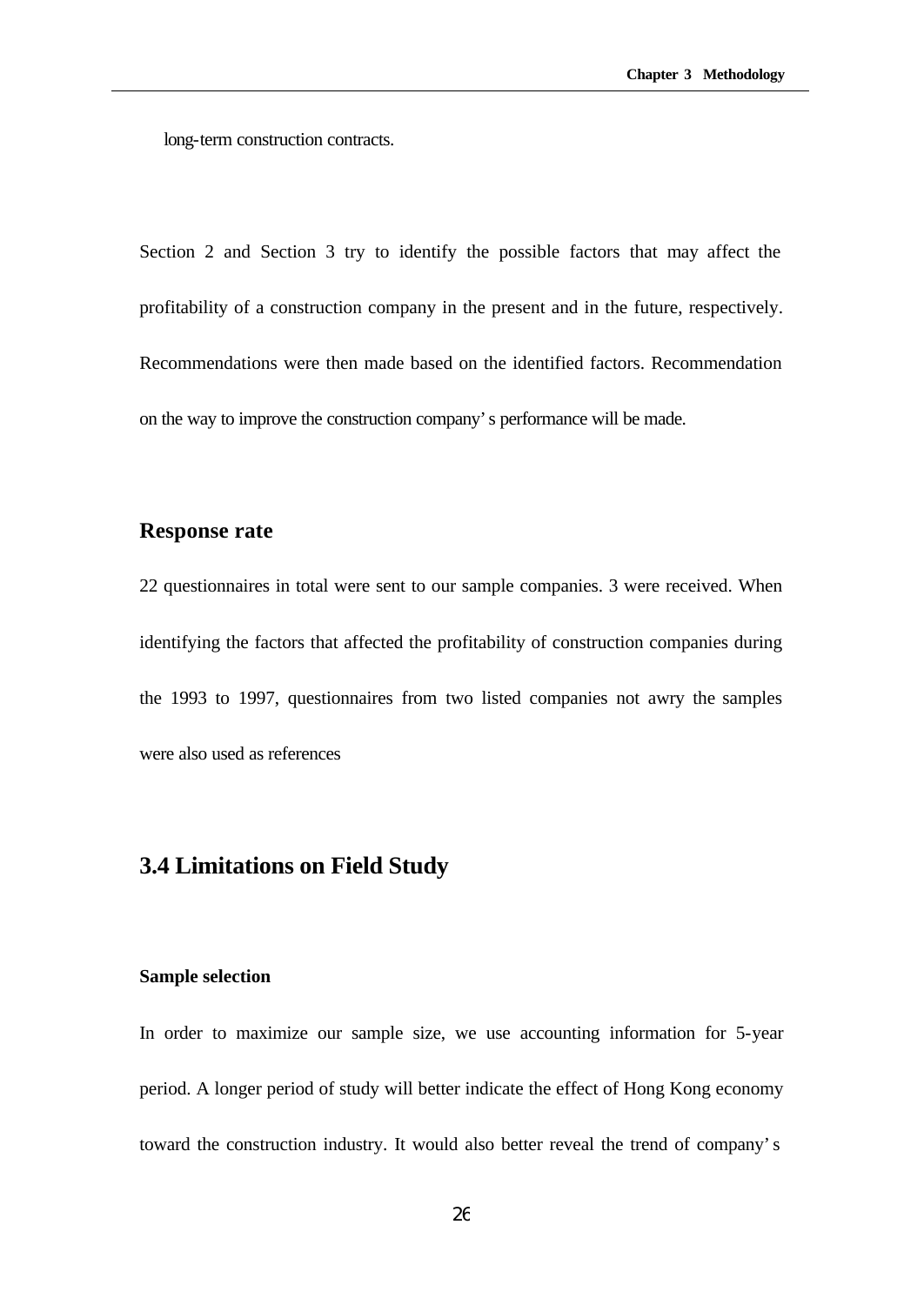long-term construction contracts.

Section 2 and Section 3 try to identify the possible factors that may affect the profitability of a construction company in the present and in the future, respectively. Recommendations were then made based on the identified factors. Recommendation on the way to improve the construction company's performance will be made.

### Response rate

22 questionnaires in total were sent to our sample companies. 3 were received. When identifying the factors that affected the profitability of construction companies during the 1993 to 1997, questionnaires from two listed companies not awry the samples were also used as references

## 3.4 Limitations on Field Study

#### Sample selection

In order to maximize our sample size, we use accounting information for 5-year period. A longer period of study will better indicate the effect of Hong Kong economy toward the construction industry. It would also better reveal the trend of company's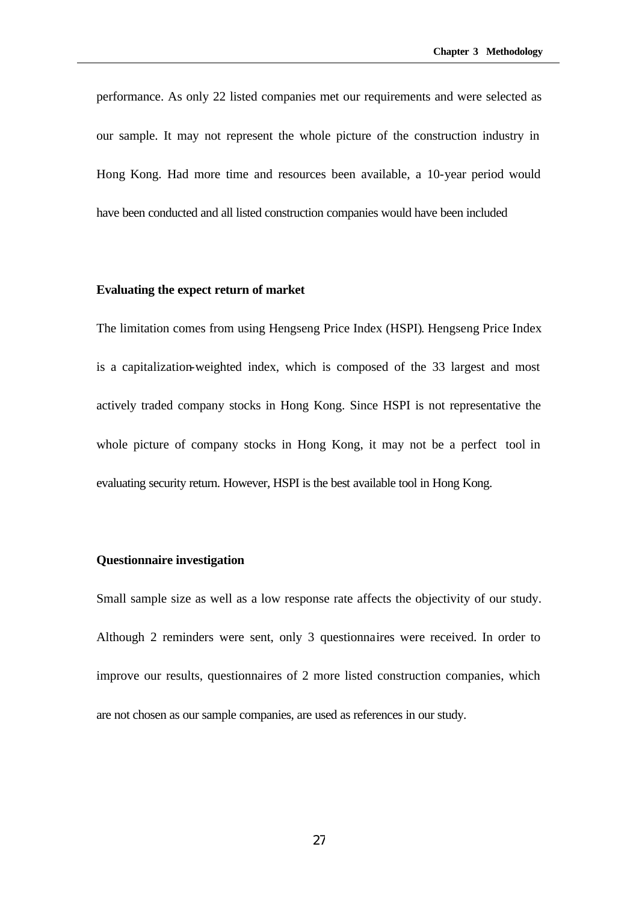performance. As only 22 listed companies met our requirements and were selected as our sample. It may not represent the whole picture of the construction industry in Hong Kong. Had more time and resources been available, a 10-year period would have been conducted and all listed construction companies would have been included

**Evaluating the expect return of market**

The limitation comes from using Hengseng Price Index (HSPI). Hengseng Price Index is a capitalization-weighted index, which is composed of the 33 largest and most actively traded company stocks in Hong Kong. Since HSPI is not representative the whole picture of company stocks in Hong Kong, it may not be a perfect tool in evaluating security return. However, HSPI is the best available tool in Hong Kong.

**Questionnaire investigation**

Small sample size as well as a low response rate affects the objectivity of our study. Although 2 reminders were sent, only 3 questionnaires were received. In order to improve our results, questionnaires of 2 more listed construction companies, which are not chosen as our sample companies, are used as references in our study.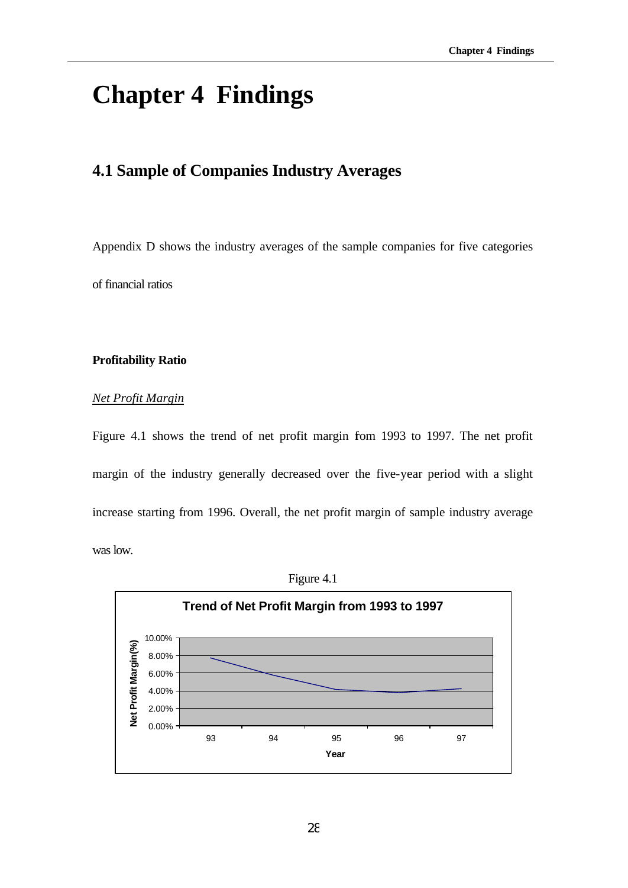# Chapter 4 Findings

## 4.1 Sample of Companies Industry Averages

Appendix D shows the industry averages of the sample companies for five categories of financial ratios

**Profitability Ratio**

*Net Profit Margin*

Figure 4.1 shows the trend of net profit margin fom 1993 to 1997. The net profit margin of the industry generally decreased over the five-year period with a slight increase starting from 1996. Overall, the net profit margin of sample industry average was low.

Figure 4.1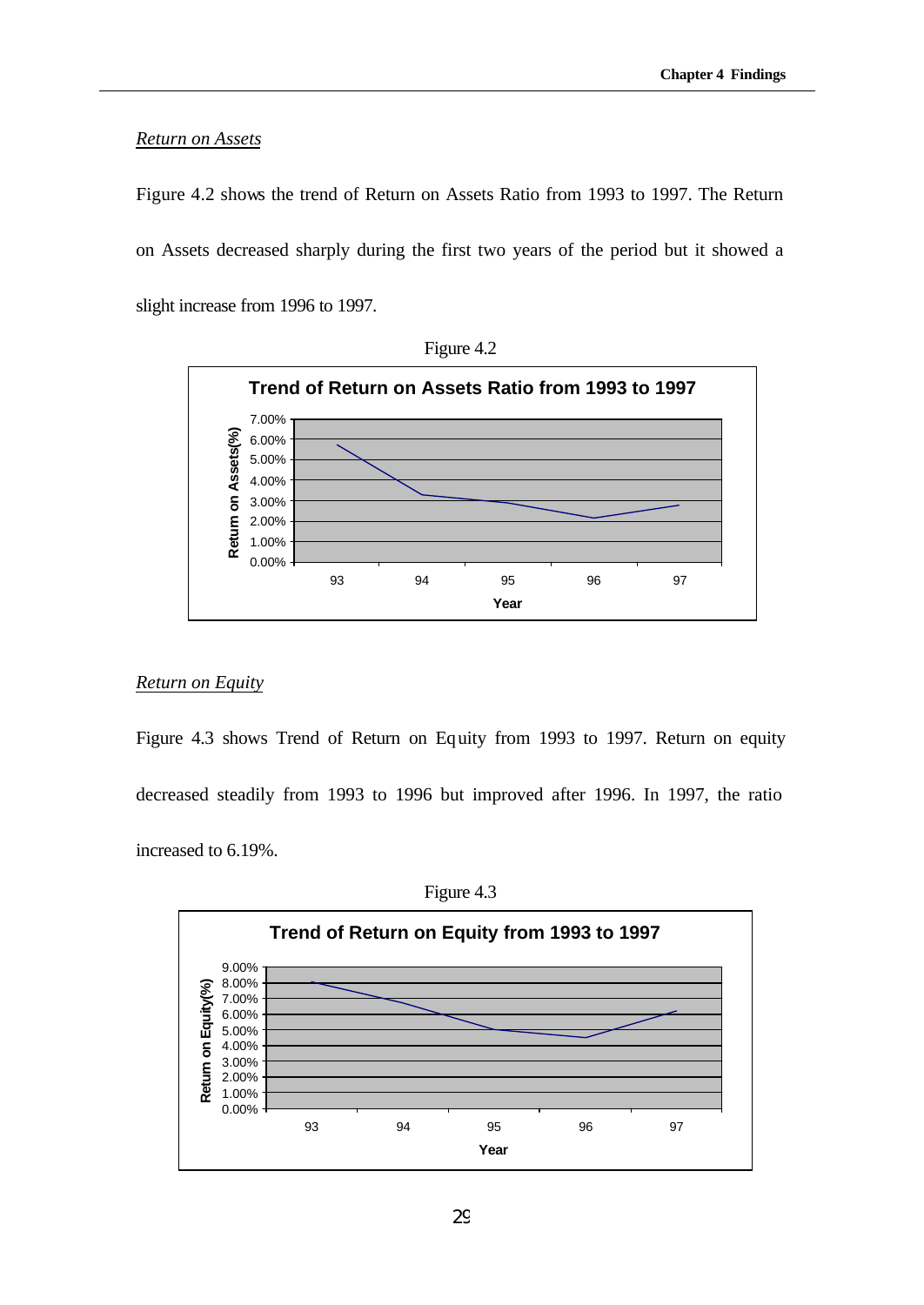*Return on Assets*

Figure 4.2 shows the trend of Return on Assets Ratio from 1993 to 1997. The Return on Assets decreased sharply during the first two years of the period but it showed a slight increase from 1996 to 1997.

Figure 4.2

*Return on Equity*

Figure 4.3 shows Trend of Return on Equity from 1993 to 1997. Return on equity decreased steadily from 1993 to 1996 but improved after 1996. In 1997, the ratio increased to 6.19%.

Figure 4.3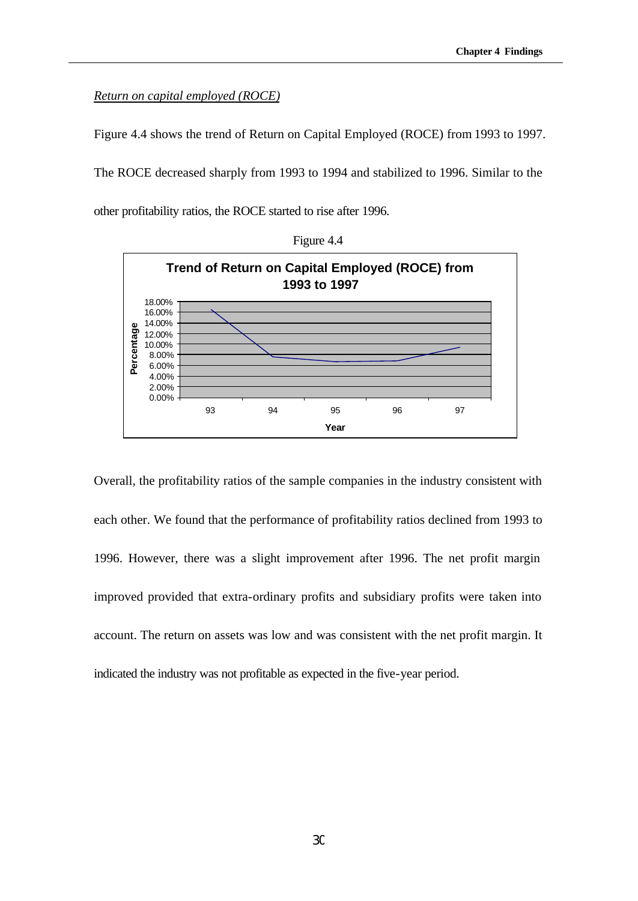*Return on capital employed (ROCE)*

Figure 4.4 shows the trend of Return on Capital Employed (ROCE) from 1993 to 1997. The ROCE decreased sharply from 1993 to 1994 and stabilized to 1996. Similar to the other profitability ratios, the ROCE started to rise after 1996.

Figure 4.4

Overall, the profitability ratios of the sample companies in the industry consistent with each other. We found that the performance of profitability ratios declined from 1993 to 1996. However, there was a slight improvement after 1996. The net profit margin improved provided that extra-ordinary profits and subsidiary profits were taken into account. The return on assets was low and was consistent with the net profit margin. It indicated the industry was not profitable as expected in the five-year period.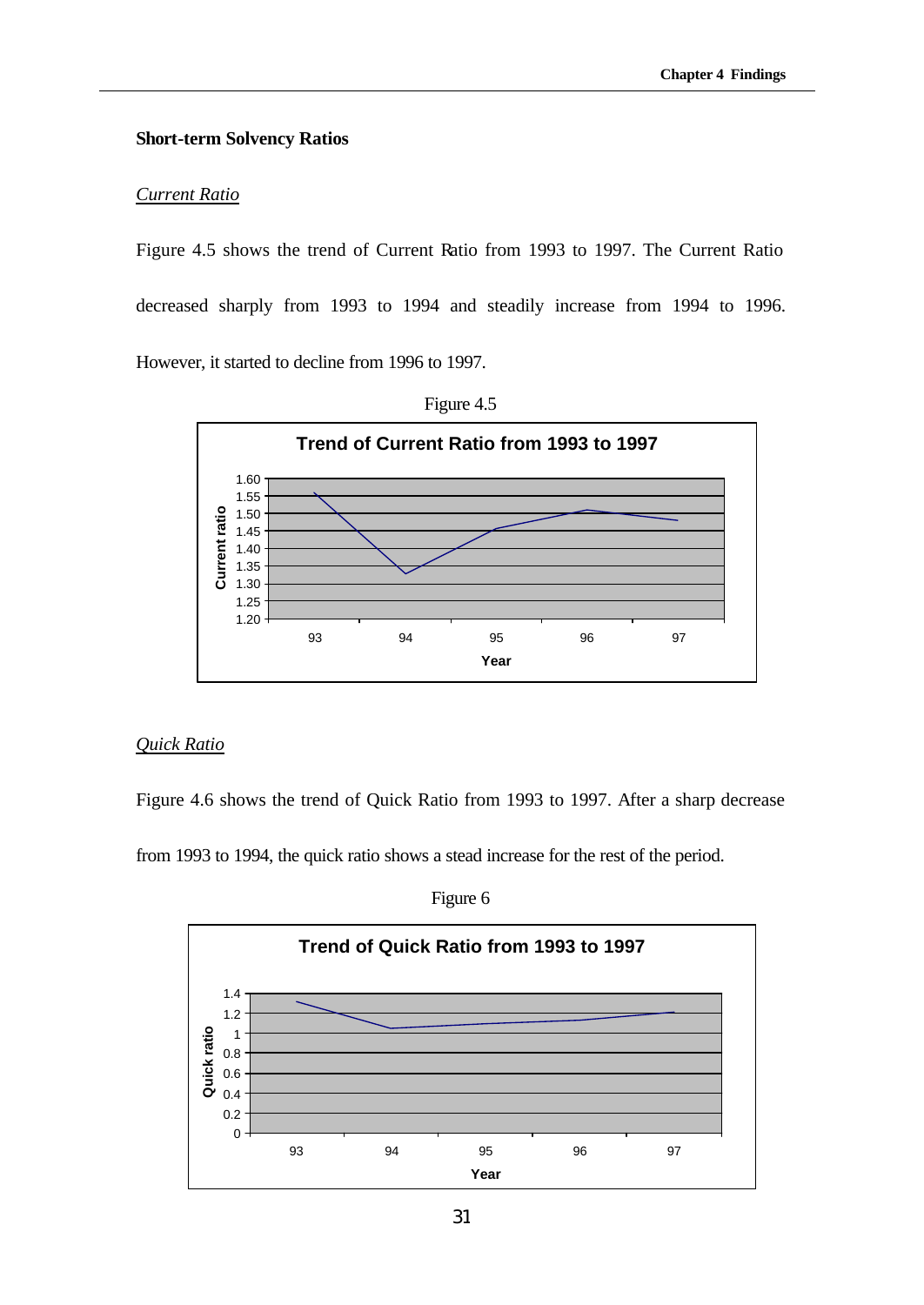**Short-term Solvency Ratios**

*Current Ratio*

Figure 4.5 shows the trend of Current Ratio from 1993 to 1997. The Current Ratio decreased sharply from 1993 to 1994 and steadily increase from 1994 to 1996. However, it started to decline from 1996 to 1997.

Figure 4.5

**Trend of Current Ratio from 1993 to 1997**

*Quick Ratio*

Figure 4.6 shows the trend of Quick Ratio from 1993 to 1997. After a sharp decrease from 1993 to 1994, the quick ratio shows a stead increase for the rest of the period.

Figure 6

**Trend of Quick Ratio from 1993 to 1997**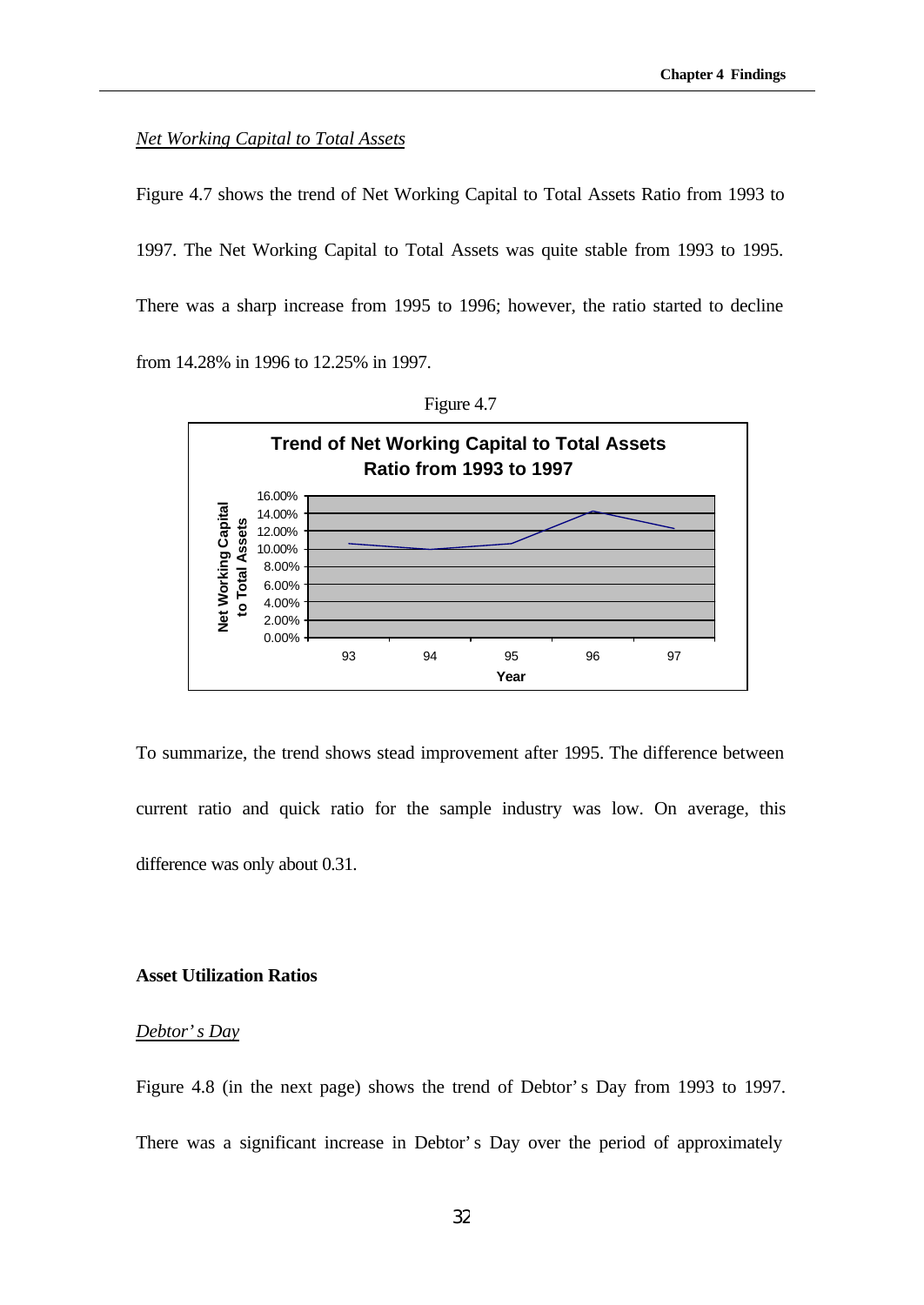*Net Working Capital to Total Assets*

Figure 4.7 shows the trend of Net Working Capital to Total Assets Ratio from 1993 to 1997. The Net Working Capital to Total Assets was quite stable from 1993 to 1995. There was a sharp increase from 1995 to 1996; however, the ratio started to decline from 14.28% in 1996 to 12.25% in 1997.

Figure 4.7

To summarize, the trend shows stead improvement after 1995. The difference between current ratio and quick ratio for the sample industry was low. On average, this difference was only about 0.31.

**Asset Utilization Ratios**

*Debtor's Day*

Figure 4.8 (in the next page) shows the trend of Debtor's Day from 1993 to 1997. There was a significant increase in Debtor's Day over the period of approximately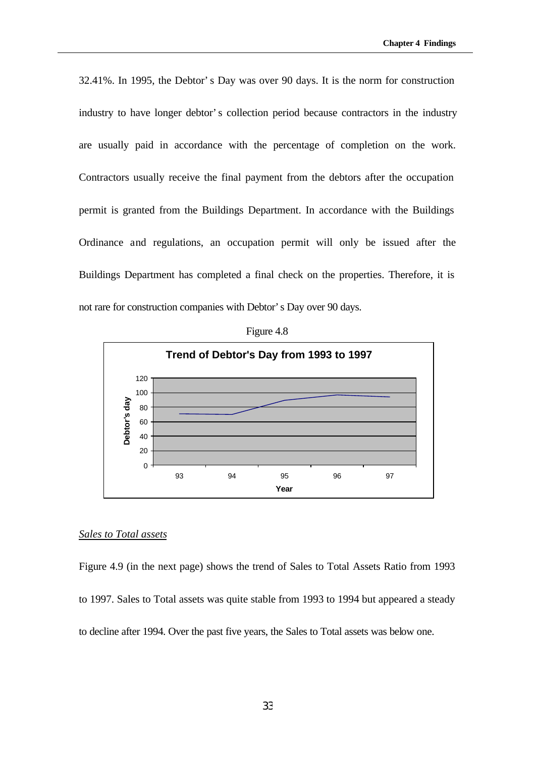32.41%. In 1995, the Debtor's Day was over 90 days. It is the norm for construction industry to have longer debtor's collection period because contractors in the industry are usually paid in accordance with the percentage of completion on the work. Contractors usually receive the final payment from the debtors after the occupation permit is granted from the Buildings Department. In accordance with the Buildings Ordinance and regulations, an occupation permit will only be issued after the Buildings Department has completed a final check on the properties. Therefore, it is not rare for construction companies with Debtor's Day over 90 days.

Figure 4.8

**Trend of Debtor's Day from 1993 to 1997**

*Sales to Total assets*

Figure 4.9 (in the next page) shows the trend of Sales to Total Assets Ratio from 1993 to 1997. Sales to Total assets was quite stable from 1993 to 1994 but appeared a steady to decline after 1994. Over the past five years, the Sales to Total assets was below one.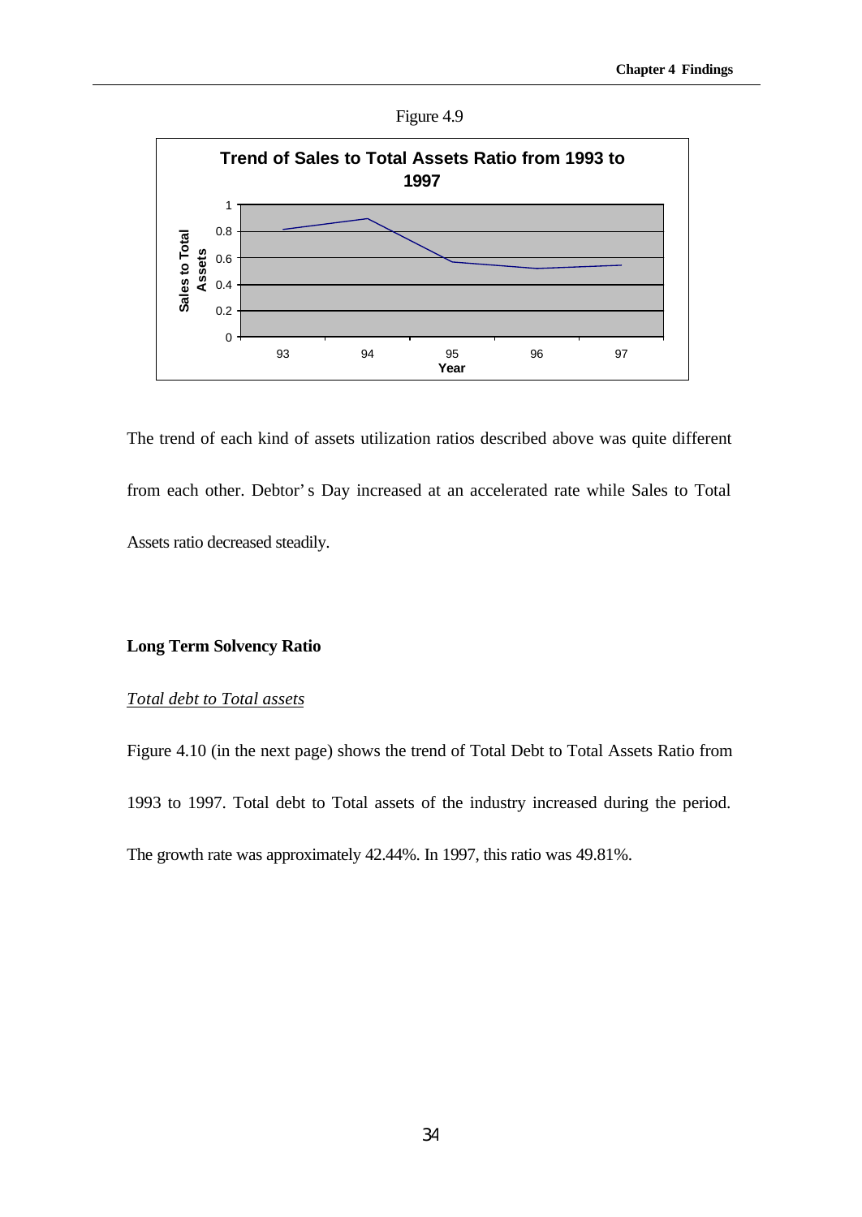Figure 4.9

The trend of each kind of assets utilization ratios described above was quite different from each other. Debtor's Day increased at an accelerated rate while Sales to Total Assets ratio decreased steadily.

**Long Term Solvency Ratio**

*Total debt to Total assets*

Figure 4.10 (in the next page) shows the trend of Total Debt to Total Assets Ratio from 1993 to 1997. Total debt to Total assets of the industry increased during the period. The growth rate was approximately 42.44%. In 1997, this ratio was 49.81%.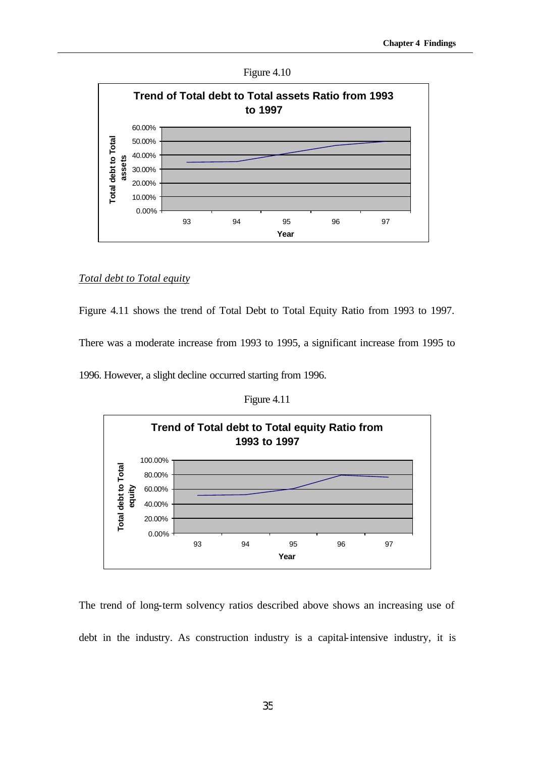Figure 4.10

Trend of Total debt to Total assets Ratio from 1993 to 1997

*Total debt to Total equity*

Figure 4.11 shows the trend of Total Debt to Total Equity Ratio from 1993 to 1997. There was a moderate increase from 1993 to 1995, a significant increase from 1995 to 1996. However, a slight decline occurred starting from 1996.

Figure 4.11

Trend of Total debt to Total equity Ratio from 1993 to 1997

The trend of long-term solvency ratios described above shows an increasing use of debt in the industry. As construction industry is a capital-intensive industry, it is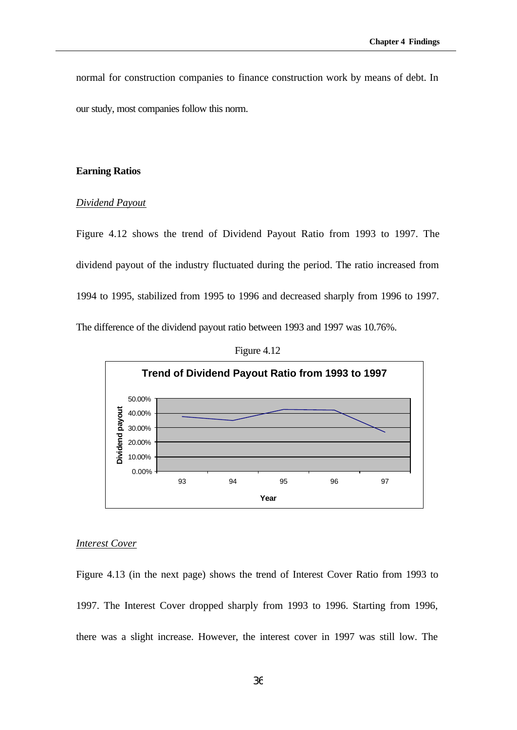normal for construction companies to finance construction work by means of debt. In our study, most companies follow this norm.

### Earning Ratios

*Dividend Payout*

Figure 4.12 shows the trend of Dividend Payout Ratio from 1993 to 1997. The dividend payout of the industry fluctuated during the period. The ratio increased from 1994 to 1995, stabilized from 1995 to 1996 and decreased sharply from 1996 to 1997. The difference of the dividend payout ratio between 1993 and 1997 was 10.76%.

Figure 4.12

**Trend of Dividend Payout Ratio from 1993 to 1997**

*Interest Cover*

Figure 4.13 (in the next page) shows the trend of Interest Cover Ratio from 1993 to 1997. The Interest Cover dropped sharply from 1993 to 1996. Starting from 1996, there was a slight increase. However, the interest cover in 1997 was still low. The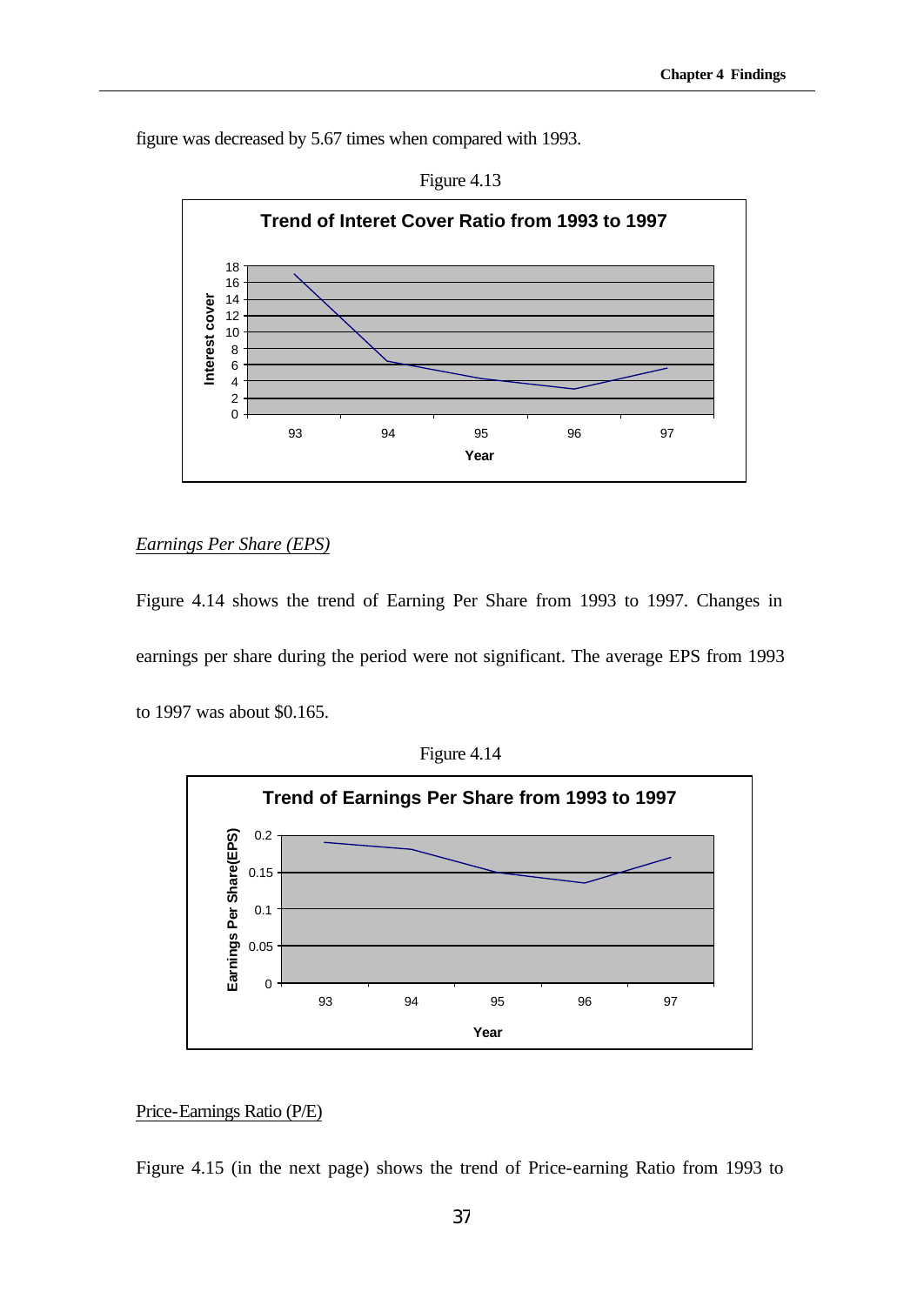figure was decreased by 5.67 times when compared with 1993.

Figure 4.13

*Earnings Per Share (EPS)*

Figure 4.14 shows the trend of Earning Per Share from 1993 to 1997. Changes in earnings per share during the period were not significant. The average EPS from 1993 to 1997 was about $0.165.

Figure 4.14

Price-Earnings Ratio (P/E)

Figure 4.15 (in the next page) shows the trend of Price-earning Ratio from 1993 to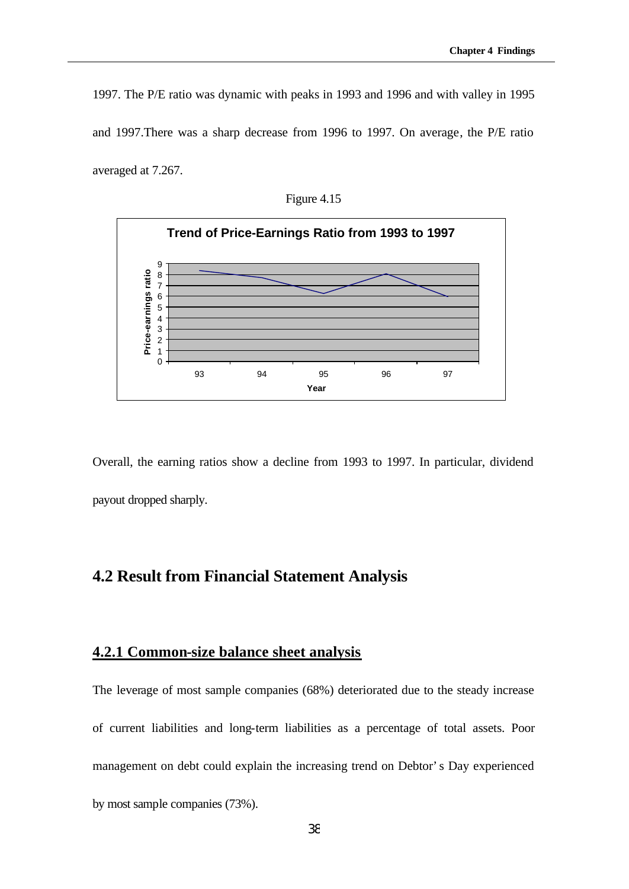1997. The P/E ratio was dynamic with peaks in 1993 and 1996 and with valley in 1995 and 1997.There was a sharp decrease from 1996 to 1997. On average, the P/E ratio averaged at 7.267.

Figure 4.15

Overall, the earning ratios show a decline from 1993 to 1997. In particular, dividend payout dropped sharply.

## 4.2 Result from Financial Statement Analysis

### 4.2.1 Common-size balance sheet analysis

The leverage of most sample companies (68%) deteriorated due to the steady increase of current liabilities and long-term liabilities as a percentage of total assets. Poor management on debt could explain the increasing trend on Debtor's Day experienced by most sample companies (73%).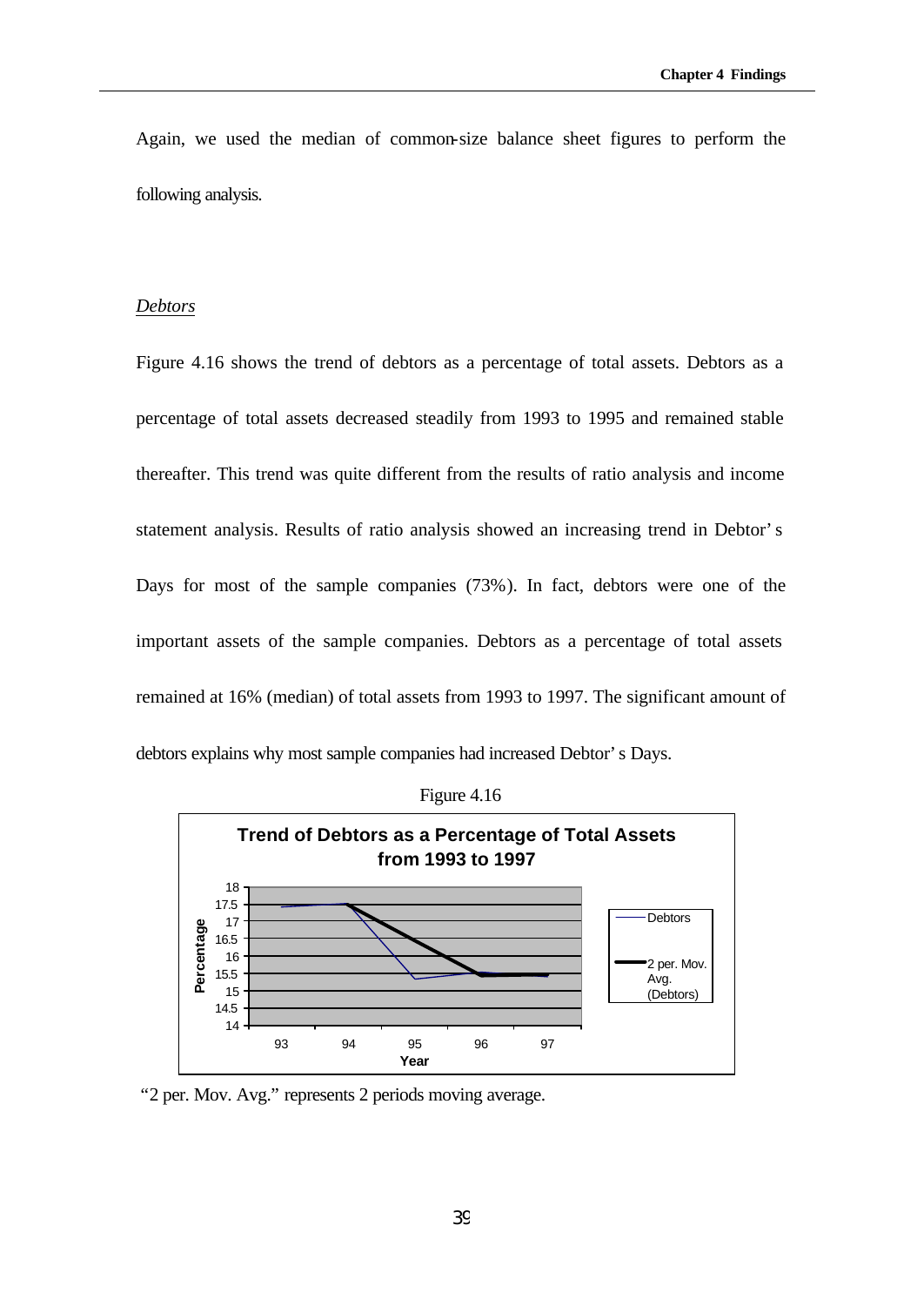Again, we used the median of common-size balance sheet figures to perform the following analysis.

*Debtors*

Figure 4.16 shows the trend of debtors as a percentage of total assets. Debtors as a percentage of total assets decreased steadily from 1993 to 1995 and remained stable thereafter. This trend was quite different from the results of ratio analysis and income statement analysis. Results of ratio analysis showed an increasing trend in Debtor' s Days for most of the sample companies (73%). In fact, debtors were one of the important assets of the sample companies. Debtors as a percentage of total assets remained at 16% (median) of total assets from 1993 to 1997. The significant amount of debtors explains why most sample companies had increased Debtor' s Days.

Figure 4.16

"2 per. Mov. Avg." represents 2 periods moving average.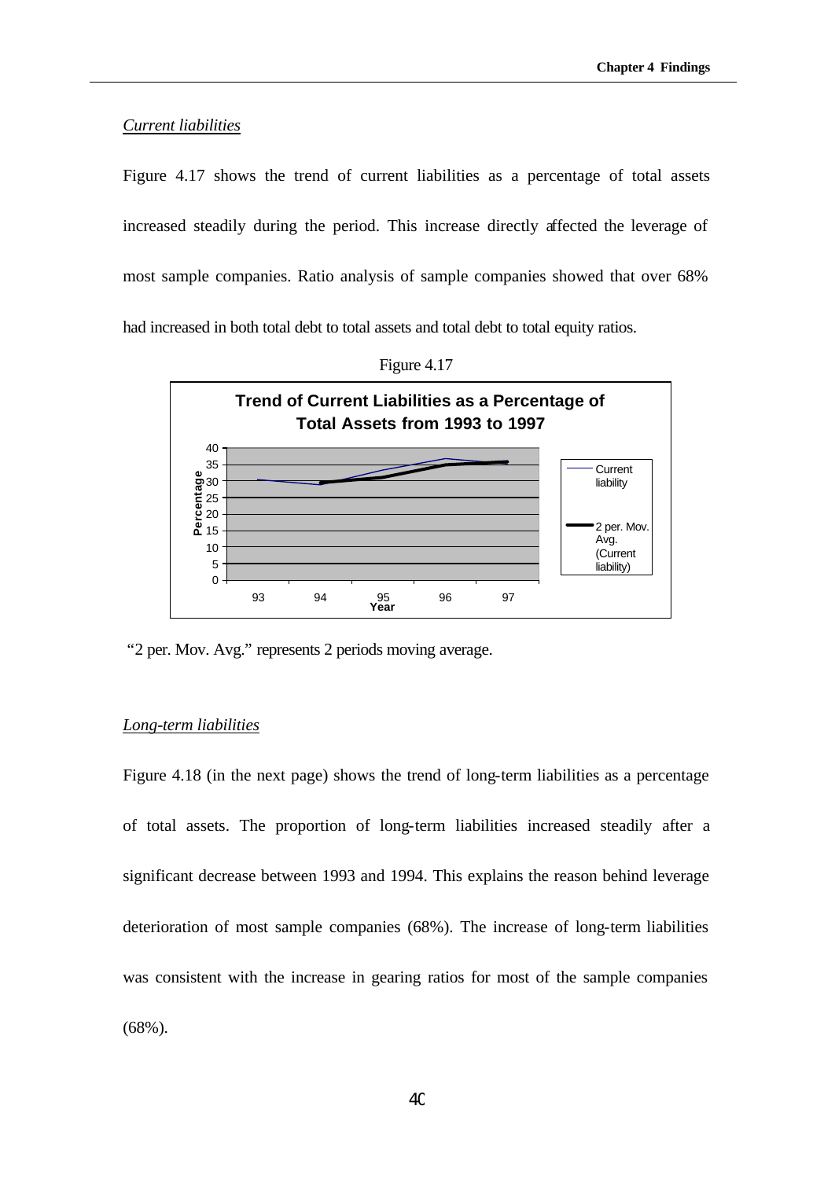*Current liabilities*

Figure 4.17 shows the trend of current liabilities as a percentage of total assets increased steadily during the period. This increase directly affected the leverage of most sample companies. Ratio analysis of sample companies showed that over 68% had increased in both total debt to total assets and total debt to total equity ratios.

Figure 4.17

**Trend of Current Liabilities as a Percentage of Total Assets from 1993 to 1997**

"2 per. Mov. Avg." represents 2 periods moving average.

*Long-term liabilities*

Figure 4.18 (in the next page) shows the trend of long-term liabilities as a percentage of total assets. The proportion of long-term liabilities increased steadily after a significant decrease between 1993 and 1994. This explains the reason behind leverage deterioration of most sample companies (68%). The increase of long-term liabilities was consistent with the increase in gearing ratios for most of the sample companies (68%).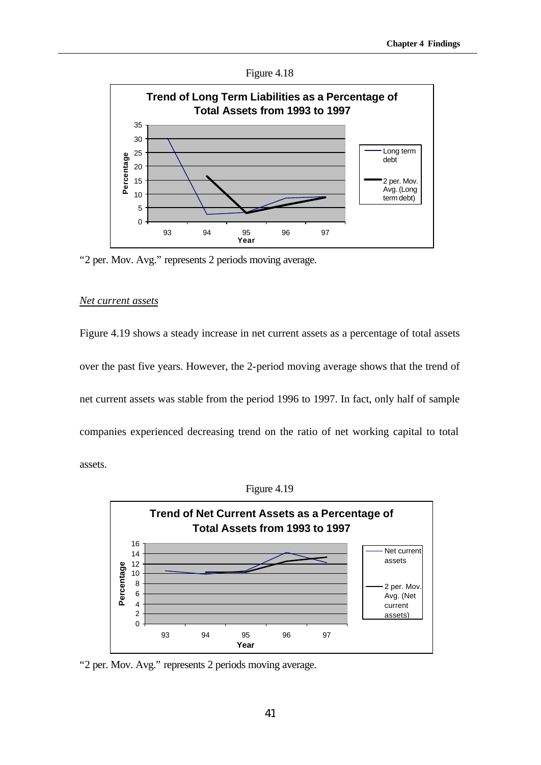Figure 4.18

"2 per. Mov. Avg." represents 2 periods moving average.

*Net current assets*

Figure 4.19 shows a steady increase in net current assets as a percentage of total assets over the past five years. However, the 2-period moving average shows that the trend of net current assets was stable from the period 1996 to 1997. In fact, only half of sample companies experienced decreasing trend on the ratio of net working capital to total assets.

Figure 4.19

"2 per. Mov. Avg." represents 2 periods moving average.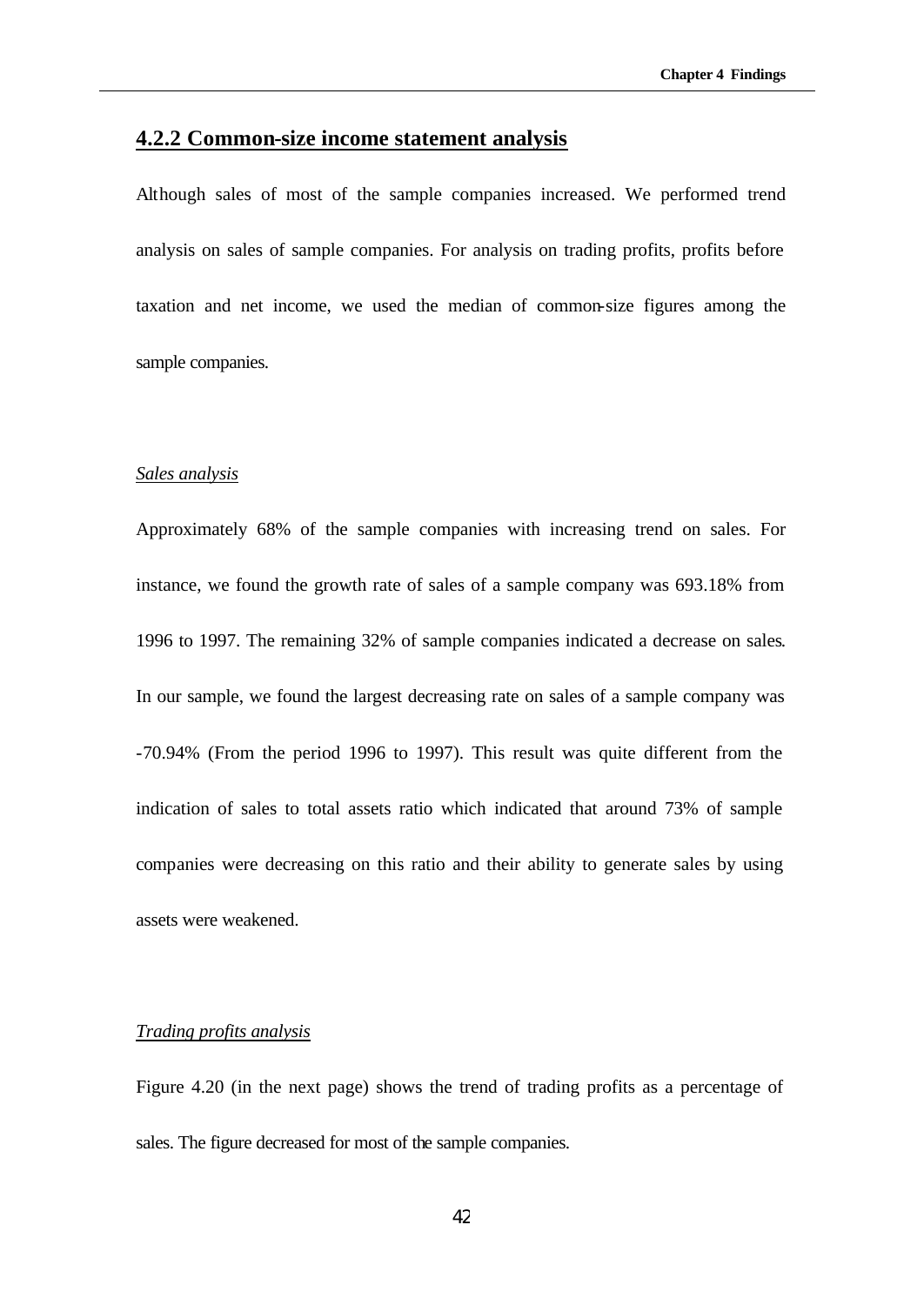### 4.2.2 Common-size income statement analysis

Although sales of most of the sample companies increased. We performed trend analysis on sales of sample companies. For analysis on trading profits, profits before taxation and net income, we used the median of common-size figures among the sample companies.

*Sales analysis*

Approximately 68% of the sample companies with increasing trend on sales. For instance, we found the growth rate of sales of a sample company was 693.18% from 1996 to 1997. The remaining 32% of sample companies indicated a decrease on sales. In our sample, we found the largest decreasing rate on sales of a sample company was -70.94% (From the period 1996 to 1997). This result was quite different from the indication of sales to total assets ratio which indicated that around 73% of sample companies were decreasing on this ratio and their ability to generate sales by using assets were weakened.

*Trading profits analysis*

Figure 4.20 (in the next page) shows the trend of trading profits as a percentage of sales. The figure decreased for most of the sample companies.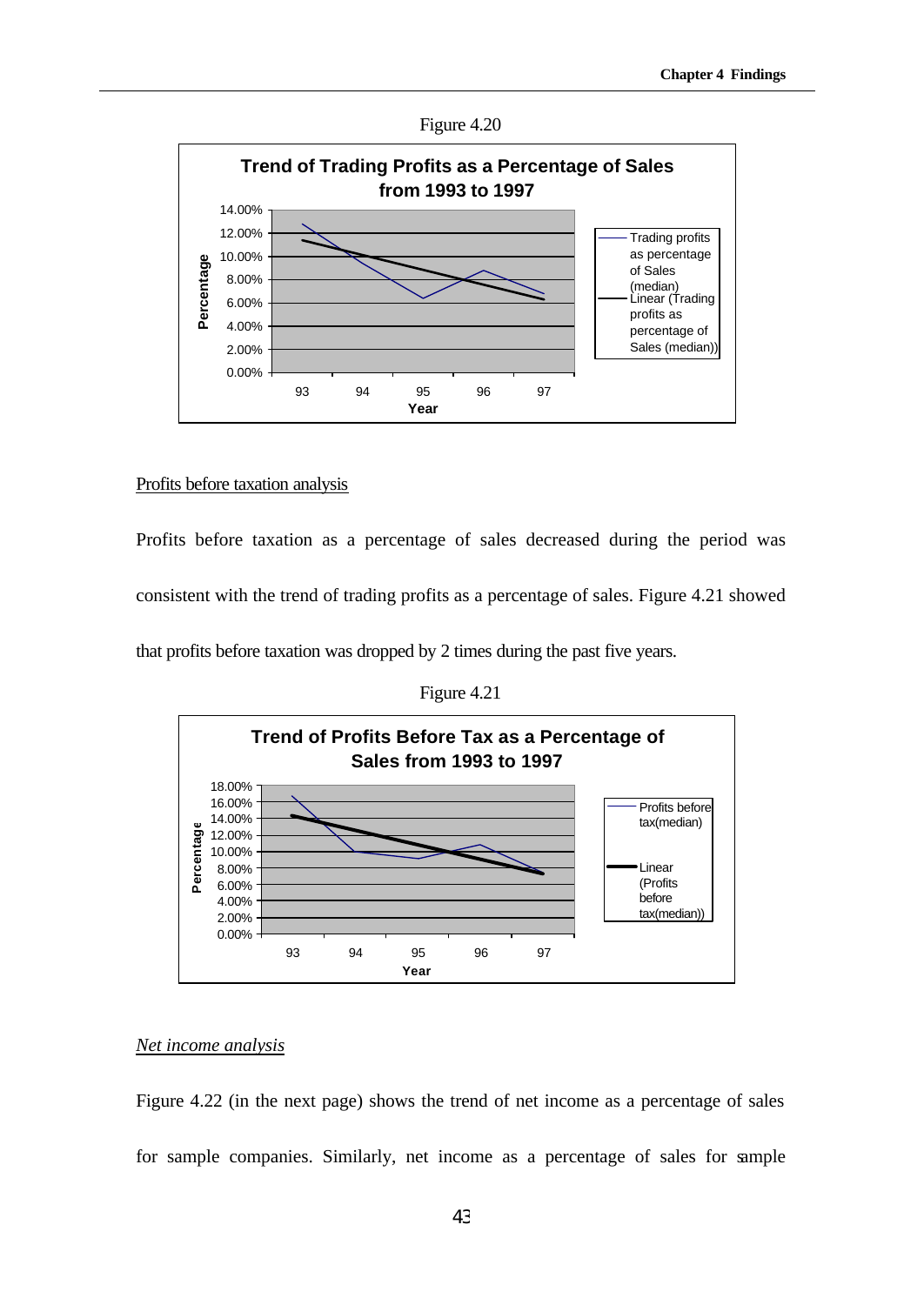Figure 4.20

Trend of Trading Profits as a Percentage of Sales from 1993 to 1997

Profits before taxation analysis

Profits before taxation as a percentage of sales decreased during the period was consistent with the trend of trading profits as a percentage of sales. Figure 4.21 showed that profits before taxation was dropped by 2 times during the past five years.

Figure 4.21

Trend of Profits Before Tax as a Percentage of Sales from 1993 to 1997

*Net income analysis*

Figure 4.22 (in the next page) shows the trend of net income as a percentage of sales for sample companies. Similarly, net income as a percentage of sales for sample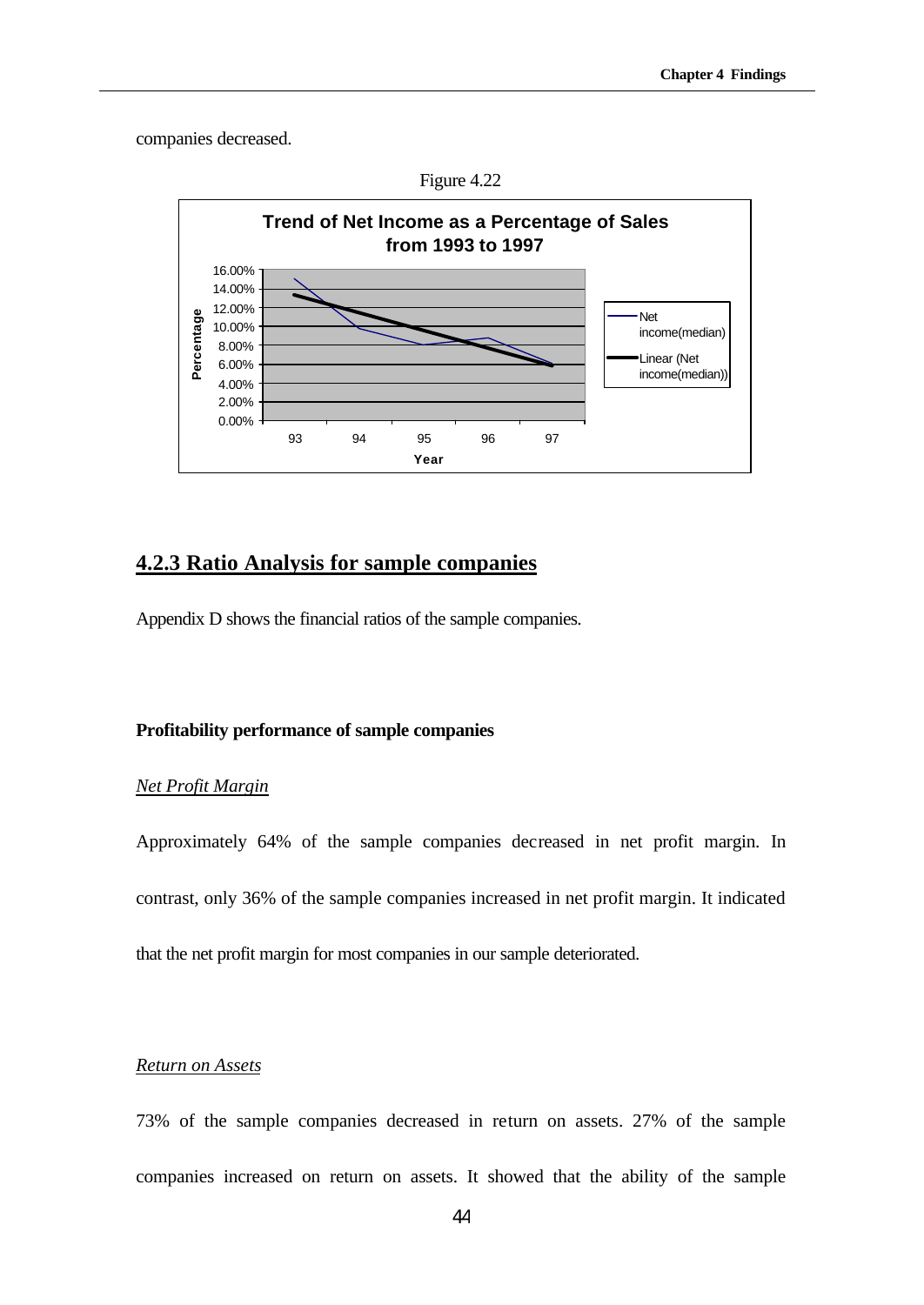companies decreased.

Figure 4.22

## 4.2.3 Ratio Analysis for sample companies

Appendix D shows the financial ratios of the sample companies.

**Profitability performance of sample companies**

*Net Profit Margin*

Approximately 64% of the sample companies decreased in net profit margin. In contrast, only 36% of the sample companies increased in net profit margin. It indicated that the net profit margin for most companies in our sample deteriorated.

*Return on Assets*

73% of the sample companies decreased in return on assets. 27% of the sample companies increased on return on assets. It showed that the ability of the sample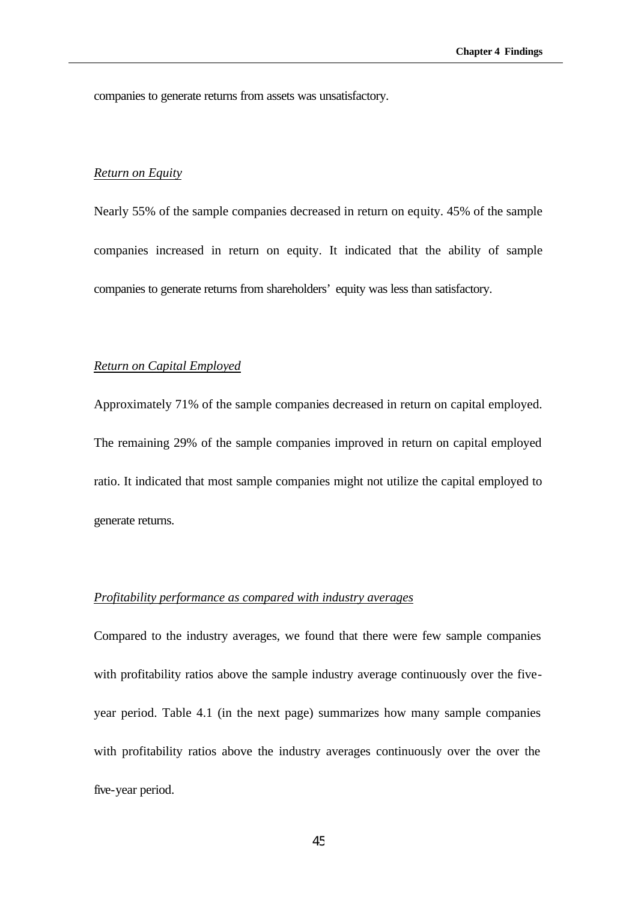companies to generate returns from assets was unsatisfactory.

*Return on Equity*

Nearly 55% of the sample companies decreased in return on equity. 45% of the sample companies increased in return on equity. It indicated that the ability of sample companies to generate returns from shareholders' equity was less than satisfactory.

*Return on Capital Employed*

Approximately 71% of the sample companies decreased in return on capital employed. The remaining 29% of the sample companies improved in return on capital employed ratio. It indicated that most sample companies might not utilize the capital employed to generate returns.

*Profitability performance as compared with industry averages*

Compared to the industry averages, we found that there were few sample companies with profitability ratios above the sample industry average continuously over the five-year period. Table 4.1 (in the next page) summarizes how many sample companies with profitability ratios above the industry averages continuously over the over the five-year period.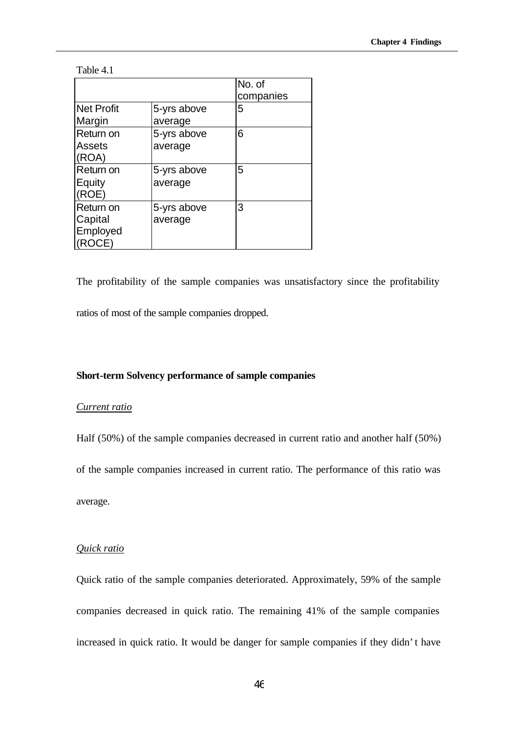Table 4.1

| | | No. of companies |
|---|---|---|
| Net Profit Margin | 5-yrs above average | 5 |
| Return on Assets (ROA) | 5-yrs above average | 6 |
| Return on Equity (ROE) | 5-yrs above average | 5 |
| Return on Capital Employed (ROCE) | 5-yrs above average | 3 |

The profitability of the sample companies was unsatisfactory since the profitability ratios of most of the sample companies dropped.

**Short-term Solvency performance of sample companies**

*Current ratio*

Half (50%) of the sample companies decreased in current ratio and another half (50%) of the sample companies increased in current ratio. The performance of this ratio was average.

*Quick ratio*

Quick ratio of the sample companies deteriorated. Approximately, 59% of the sample companies decreased in quick ratio. The remaining 41% of the sample companies increased in quick ratio. It would be danger for sample companies if they didn' t have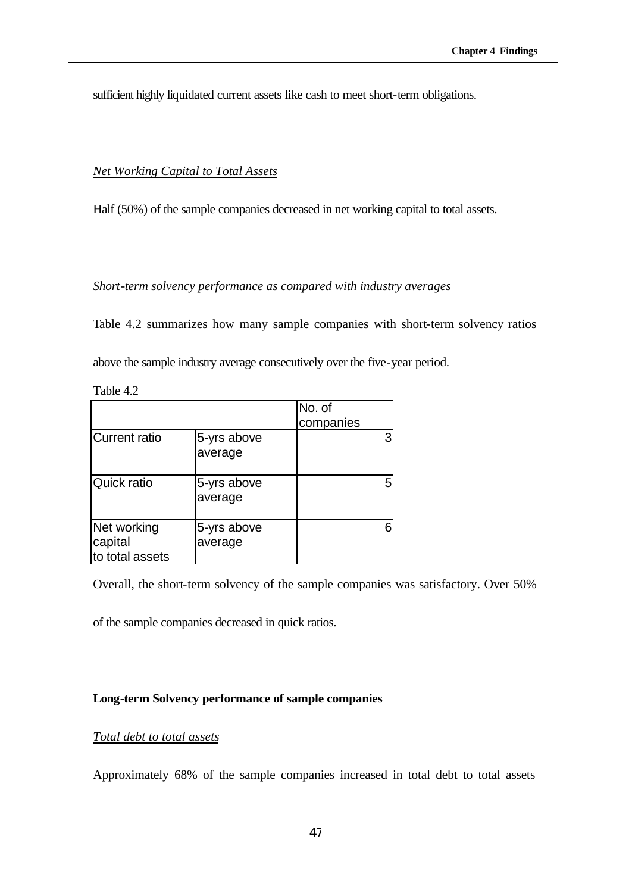sufficient highly liquidated current assets like cash to meet short-term obligations.

*Net Working Capital to Total Assets*

Half (50%) of the sample companies decreased in net working capital to total assets.

*Short-term solvency performance as compared with industry averages*

Table 4.2 summarizes how many sample companies with short-term solvency ratios above the sample industry average consecutively over the five-year period.

Table 4.2

| | | No. of companies |
|---|---|---|
| Current ratio | 5-yrs above average | 3 |
| Quick ratio | 5-yrs above average | 5 |
| Net working capital to total assets | 5-yrs above average | 6 |

Overall, the short-term solvency of the sample companies was satisfactory. Over 50% of the sample companies decreased in quick ratios.

**Long-term Solvency performance of sample companies**

*Total debt to total assets*

Approximately 68% of the sample companies increased in total debt to total assets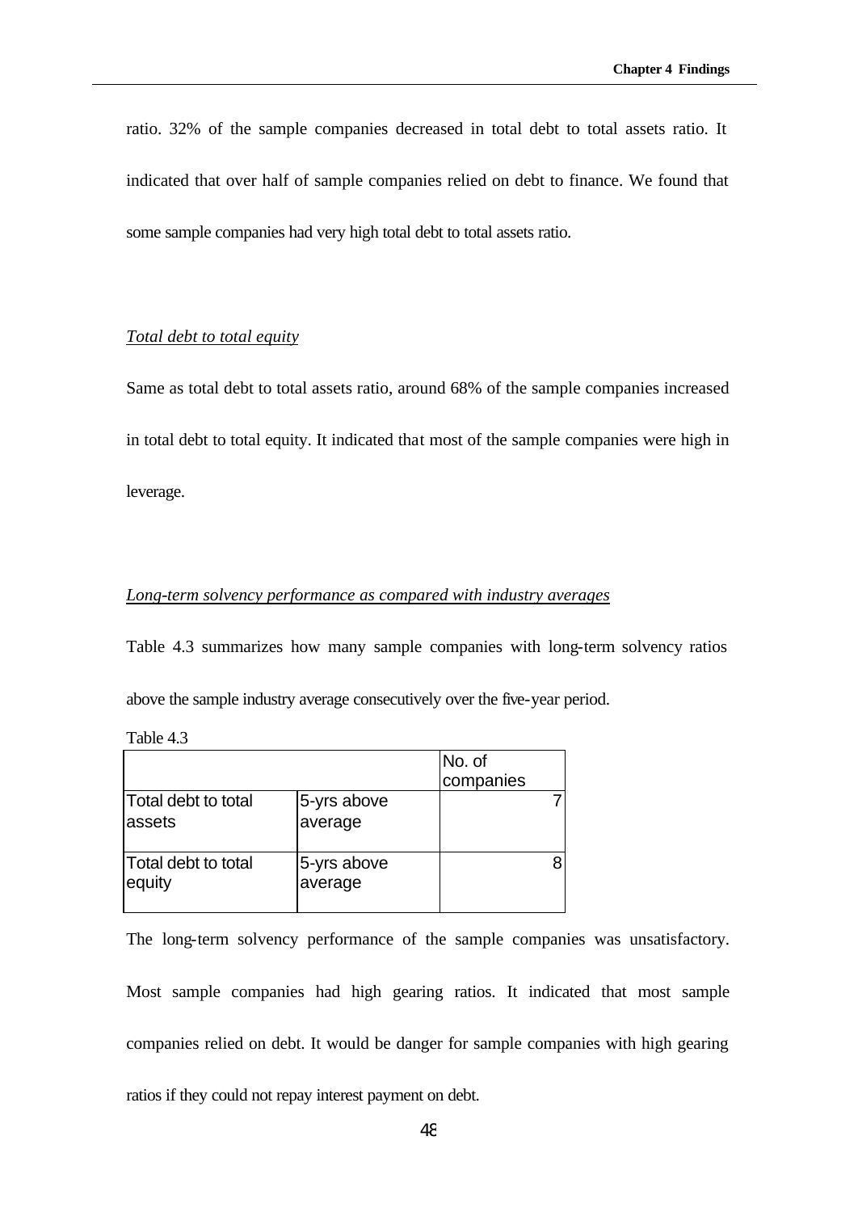ratio. 32% of the sample companies decreased in total debt to total assets ratio. It indicated that over half of sample companies relied on debt to finance. We found that some sample companies had very high total debt to total assets ratio.

*Total debt to total equity*

Same as total debt to total assets ratio, around 68% of the sample companies increased in total debt to total equity. It indicated that most of the sample companies were high in leverage.

*Long-term solvency performance as compared with industry averages*

Table 4.3 summarizes how many sample companies with long-term solvency ratios above the sample industry average consecutively over the five-year period.

Table 4.3

| | | No. of companies |
|---|---|---|
| Total debt to total assets | 5-yrs above average | 7 |
| Total debt to total equity | 5-yrs above average | 8 |

The long-term solvency performance of the sample companies was unsatisfactory. Most sample companies had high gearing ratios. It indicated that most sample companies relied on debt. It would be danger for sample companies with high gearing ratios if they could not repay interest payment on debt.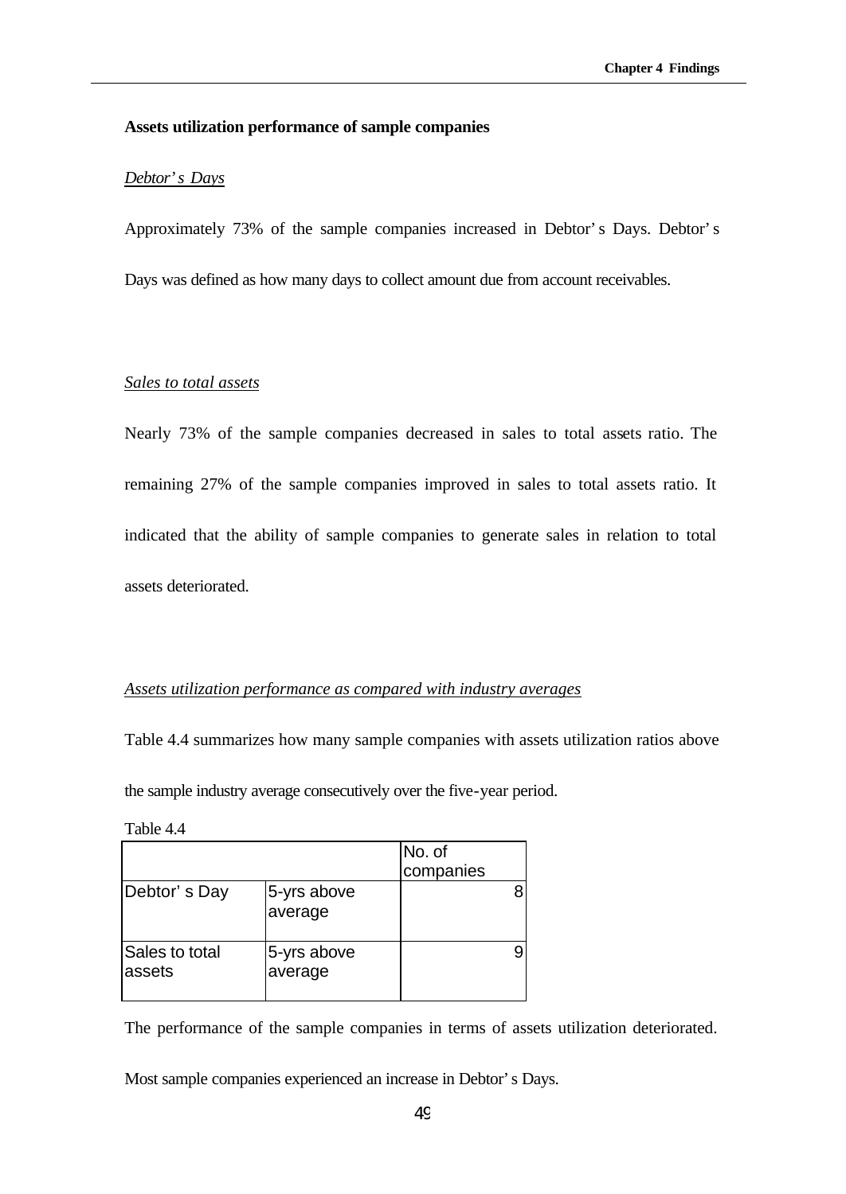**Assets utilization performance of sample companies**

*Debtor's Days*

Approximately 73% of the sample companies increased in Debtor's Days. Debtor's Days was defined as how many days to collect amount due from account receivables.

*Sales to total assets*

Nearly 73% of the sample companies decreased in sales to total assets ratio. The remaining 27% of the sample companies improved in sales to total assets ratio. It indicated that the ability of sample companies to generate sales in relation to total assets deteriorated.

*Assets utilization performance as compared with industry averages*

Table 4.4 summarizes how many sample companies with assets utilization ratios above the sample industry average consecutively over the five-year period.

Table 4.4

| | | No. of companies |
|---|---|---|
| Debtor's Day | 5-yrs above average | 8 |
| Sales to total assets | 5-yrs above average | 9 |

The performance of the sample companies in terms of assets utilization deteriorated. Most sample companies experienced an increase in Debtor's Days.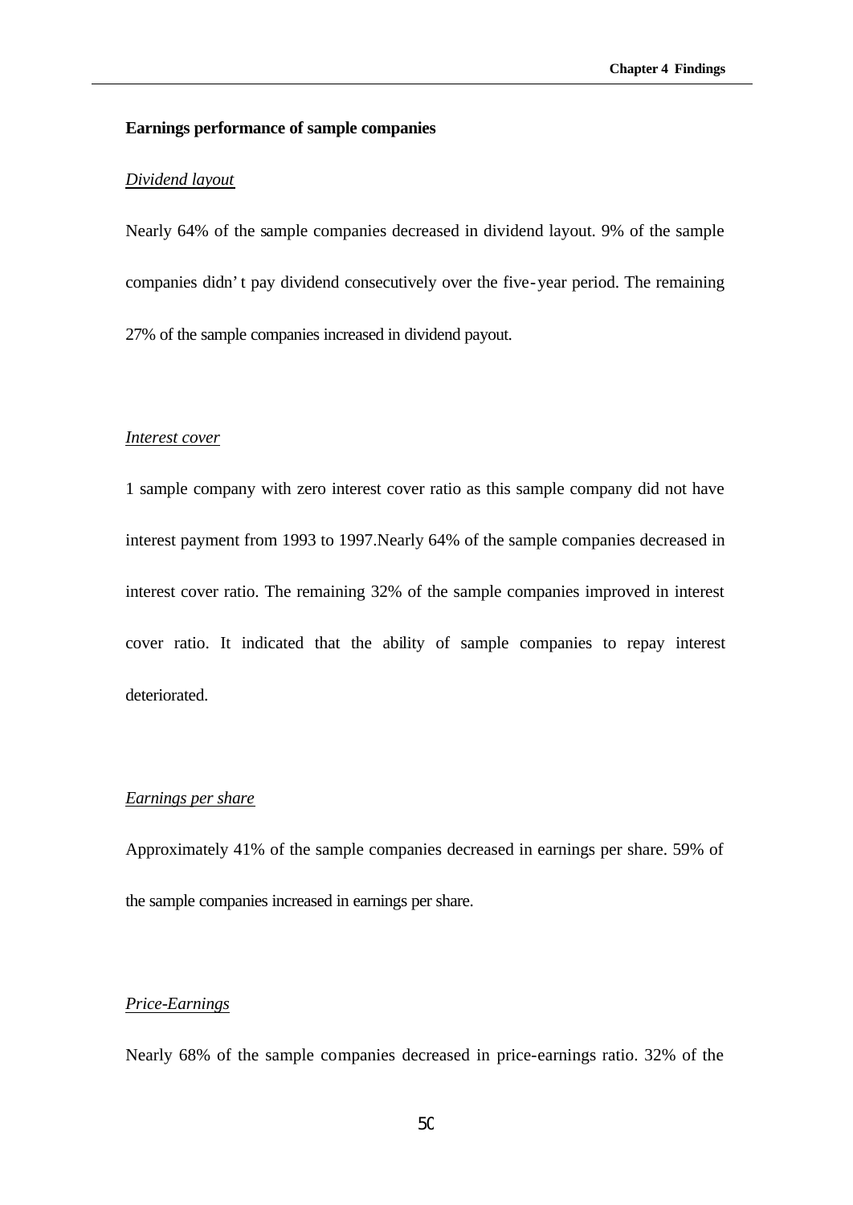**Earnings performance of sample companies**

*Dividend layout*

Nearly 64% of the sample companies decreased in dividend layout. 9% of the sample companies didn' t pay dividend consecutively over the five-year period. The remaining 27% of the sample companies increased in dividend payout.

*Interest cover*

1 sample company with zero interest cover ratio as this sample company did not have interest payment from 1993 to 1997.Nearly 64% of the sample companies decreased in interest cover ratio. The remaining 32% of the sample companies improved in interest cover ratio. It indicated that the ability of sample companies to repay interest deteriorated.

*Earnings per share*

Approximately 41% of the sample companies decreased in earnings per share. 59% of the sample companies increased in earnings per share.

*Price-Earnings*

Nearly 68% of the sample companies decreased in price-earnings ratio. 32% of the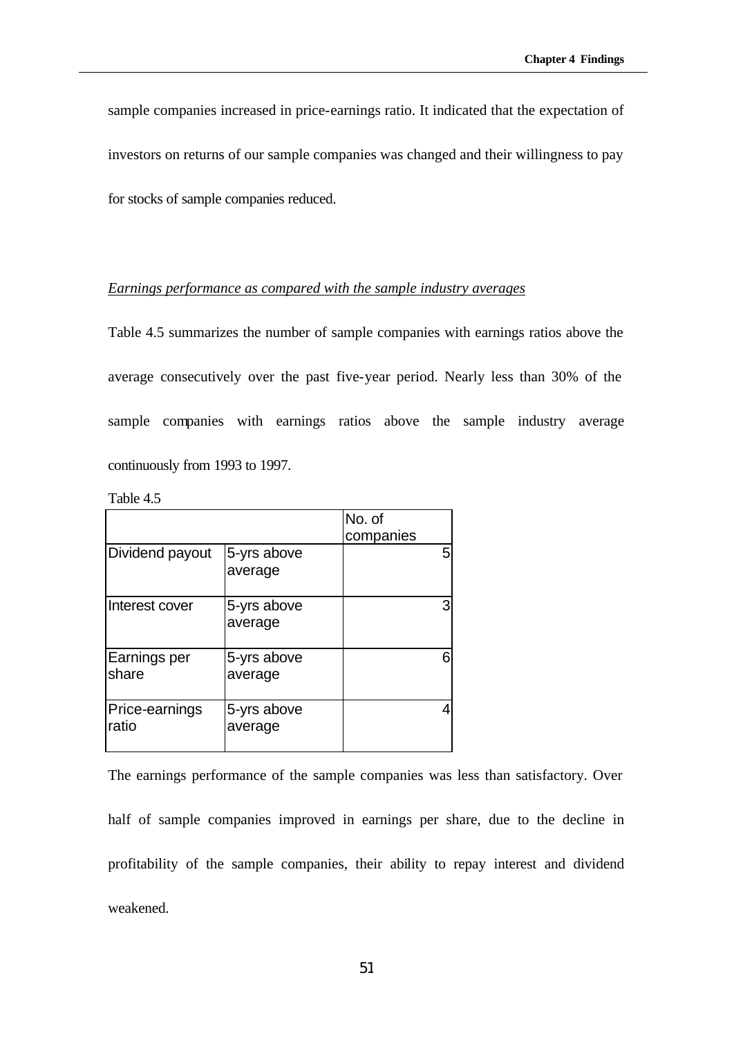sample companies increased in price-earnings ratio. It indicated that the expectation of investors on returns of our sample companies was changed and their willingness to pay for stocks of sample companies reduced.

*Earnings performance as compared with the sample industry averages*

Table 4.5 summarizes the number of sample companies with earnings ratios above the average consecutively over the past five-year period. Nearly less than 30% of the sample companies with earnings ratios above the sample industry average continuously from 1993 to 1997.

Table 4.5

| | | No. of companies |
|---|---|---|
| Dividend payout | 5-yrs above average | 5 |
| Interest cover | 5-yrs above average | 3 |
| Earnings per share | 5-yrs above average | 6 |
| Price-earnings ratio | 5-yrs above average | 4 |

The earnings performance of the sample companies was less than satisfactory. Over half of sample companies improved in earnings per share, due to the decline in profitability of the sample companies, their ability to repay interest and dividend weakened.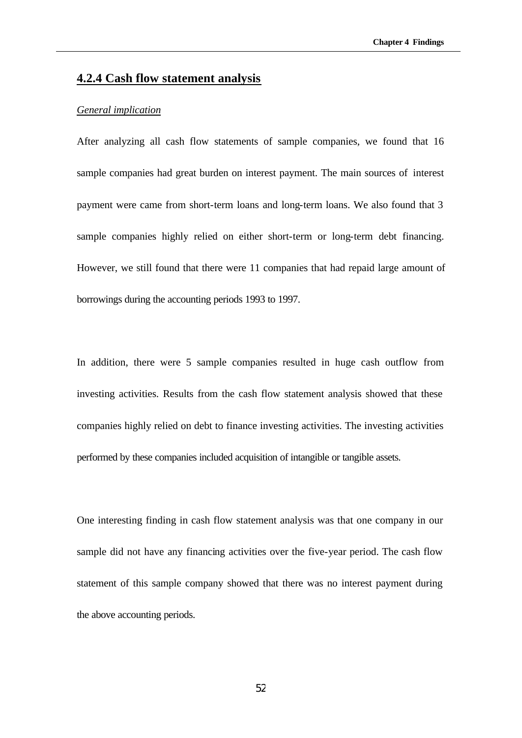### 4.2.4 Cash flow statement analysis

*General implication*

After analyzing all cash flow statements of sample companies, we found that 16 sample companies had great burden on interest payment. The main sources of interest payment were came from short-term loans and long-term loans. We also found that 3 sample companies highly relied on either short-term or long-term debt financing. However, we still found that there were 11 companies that had repaid large amount of borrowings during the accounting periods 1993 to 1997.

In addition, there were 5 sample companies resulted in huge cash outflow from investing activities. Results from the cash flow statement analysis showed that these companies highly relied on debt to finance investing activities. The investing activities performed by these companies included acquisition of intangible or tangible assets.

One interesting finding in cash flow statement analysis was that one company in our sample did not have any financing activities over the five-year period. The cash flow statement of this sample company showed that there was no interest payment during the above accounting periods.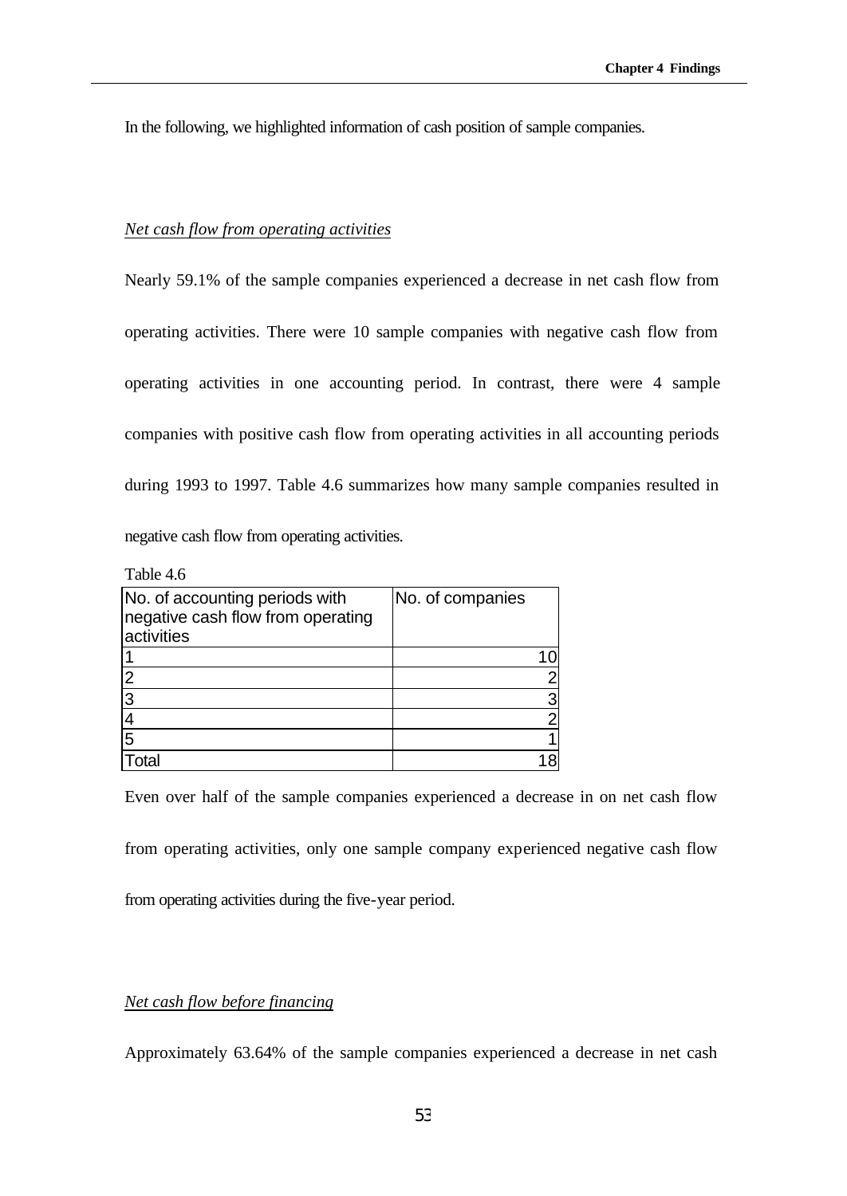In the following, we highlighted information of cash position of sample companies.

*Net cash flow from operating activities*

Nearly 59.1% of the sample companies experienced a decrease in net cash flow from operating activities. There were 10 sample companies with negative cash flow from operating activities in one accounting period. In contrast, there were 4 sample companies with positive cash flow from operating activities in all accounting periods during 1993 to 1997. Table 4.6 summarizes how many sample companies resulted in negative cash flow from operating activities.

Table 4.6

| No. of accounting periods with negative cash flow from operating activities | No. of companies |
|---|---|
| 1 | 10 |
| 2 | 2 |
| 3 | 3 |
| 4 | 2 |
| 5 | 1 |
| Total | 18 |

Even over half of the sample companies experienced a decrease in on net cash flow from operating activities, only one sample company experienced negative cash flow from operating activities during the five-year period.

*Net cash flow before financing*

Approximately 63.64% of the sample companies experienced a decrease in net cash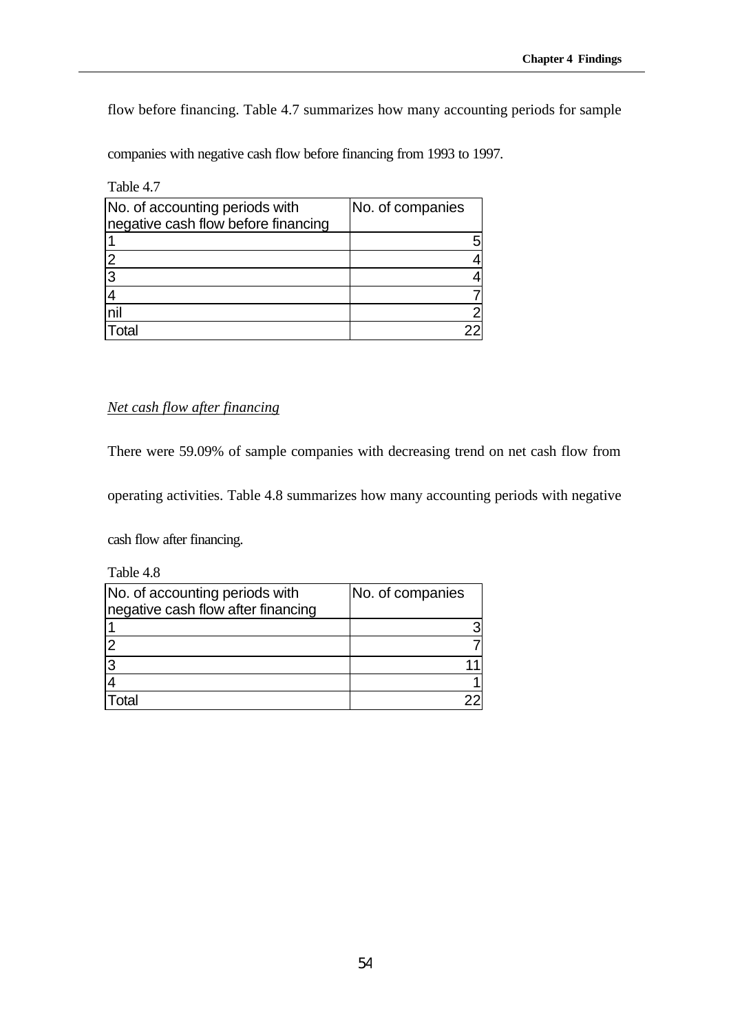flow before financing. Table 4.7 summarizes how many accounting periods for sample companies with negative cash flow before financing from 1993 to 1997.

Table 4.7

| No. of accounting periods with negative cash flow before financing | No. of companies |
| --- | --- |
| 1 | 5 |
| 2 | 4 |
| 3 | 4 |
| 4 | 7 |
| nil | 2 |
| Total | 22 |

*Net cash flow after financing*

There were 59.09% of sample companies with decreasing trend on net cash flow from operating activities. Table 4.8 summarizes how many accounting periods with negative cash flow after financing.

Table 4.8

| No. of accounting periods with negative cash flow after financing | No. of companies |
| --- | --- |
| 1 | 3 |
| 2 | 7 |
| 3 | 11 |
| 4 | 1 |
| Total | 22 |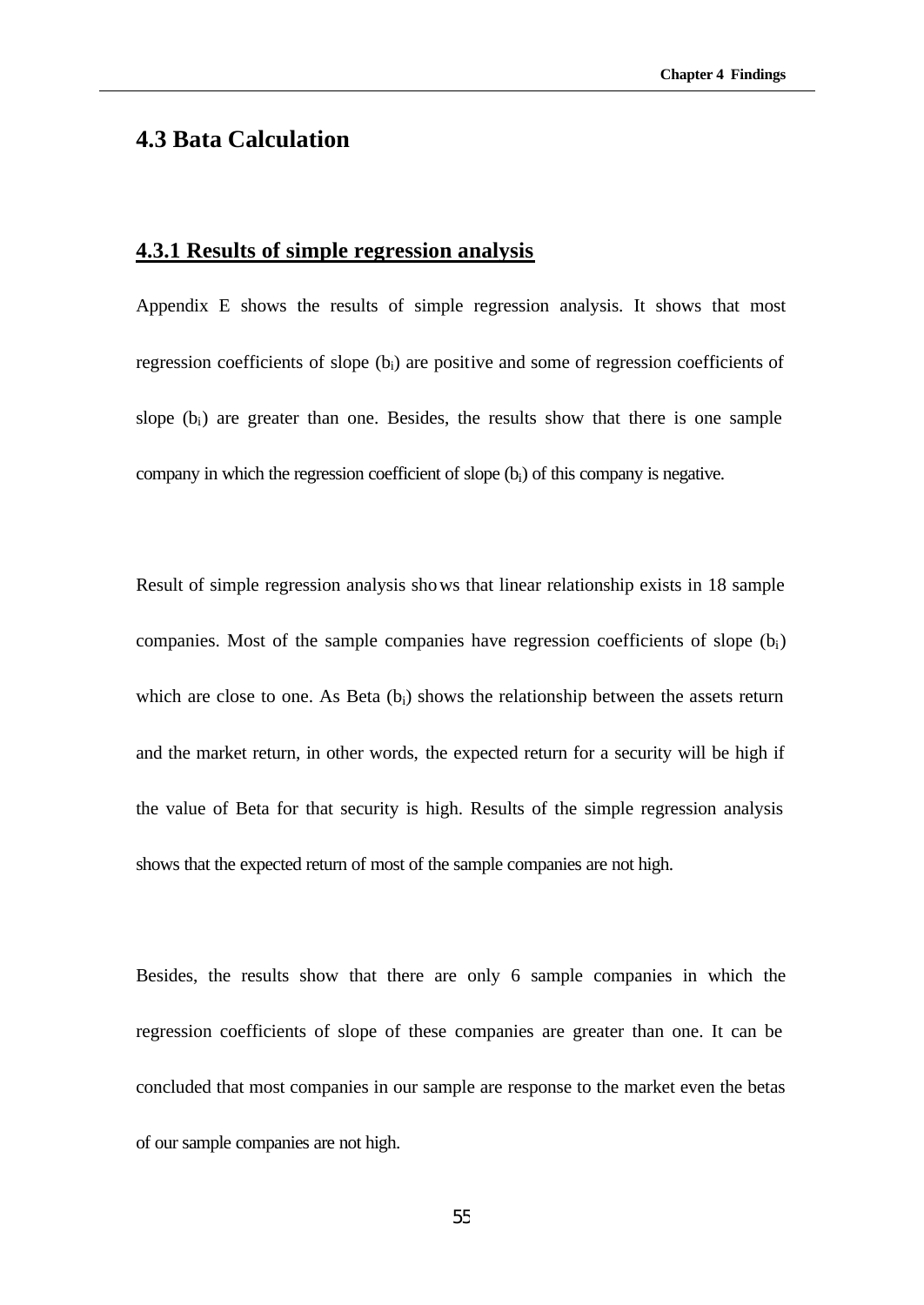## 4.3 Bata Calculation

### 4.3.1 Results of simple regression analysis

Appendix E shows the results of simple regression analysis. It shows that most regression coefficients of slope ($b_i$) are positive and some of regression coefficients of slope ($b_i$) are greater than one. Besides, the results show that there is one sample company in which the regression coefficient of slope ($b_i$) of this company is negative.

Result of simple regression analysis shows that linear relationship exists in 18 sample companies. Most of the sample companies have regression coefficients of slope ($b_i$) which are close to one. As Beta ($b_i$) shows the relationship between the assets return and the market return, in other words, the expected return for a security will be high if the value of Beta for that security is high. Results of the simple regression analysis shows that the expected return of most of the sample companies are not high.

Besides, the results show that there are only 6 sample companies in which the regression coefficients of slope of these companies are greater than one. It can be concluded that most companies in our sample are response to the market even the betas of our sample companies are not high.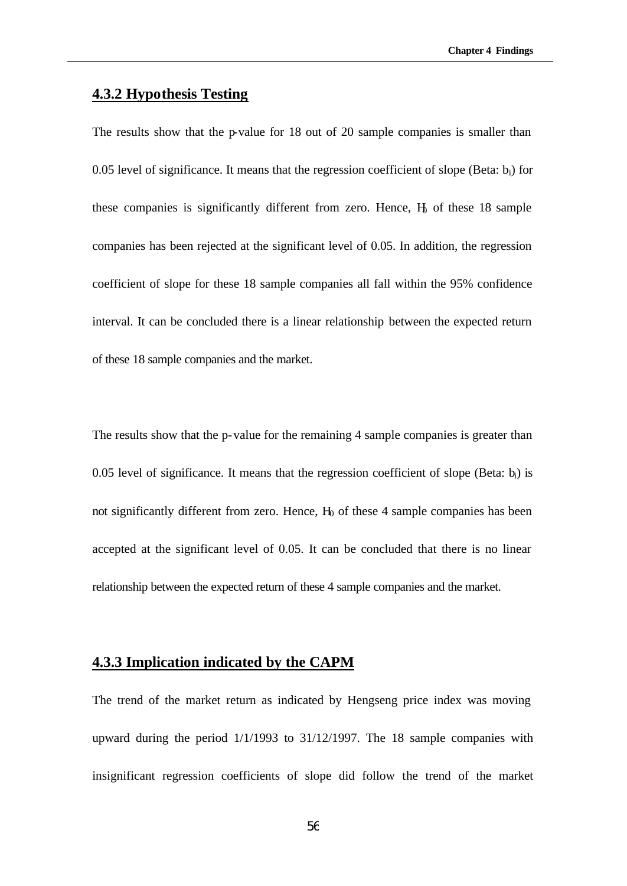### 4.3.2 Hypothesis Testing

The results show that the p-value for 18 out of 20 sample companies is smaller than 0.05 level of significance. It means that the regression coefficient of slope (Beta: $b_i$) for these companies is significantly different from zero. Hence, $H_0$ of these 18 sample companies has been rejected at the significant level of 0.05. In addition, the regression coefficient of slope for these 18 sample companies all fall within the 95% confidence interval. It can be concluded there is a linear relationship between the expected return of these 18 sample companies and the market.

The results show that the p-value for the remaining 4 sample companies is greater than 0.05 level of significance. It means that the regression coefficient of slope (Beta: $b_i$) is not significantly different from zero. Hence, $H_0$ of these 4 sample companies has been accepted at the significant level of 0.05. It can be concluded that there is no linear relationship between the expected return of these 4 sample companies and the market.

### 4.3.3 Implication indicated by the CAPM

The trend of the market return as indicated by Hengseng price index was moving upward during the period 1/1/1993 to 31/12/1997. The 18 sample companies with insignificant regression coefficients of slope did follow the trend of the market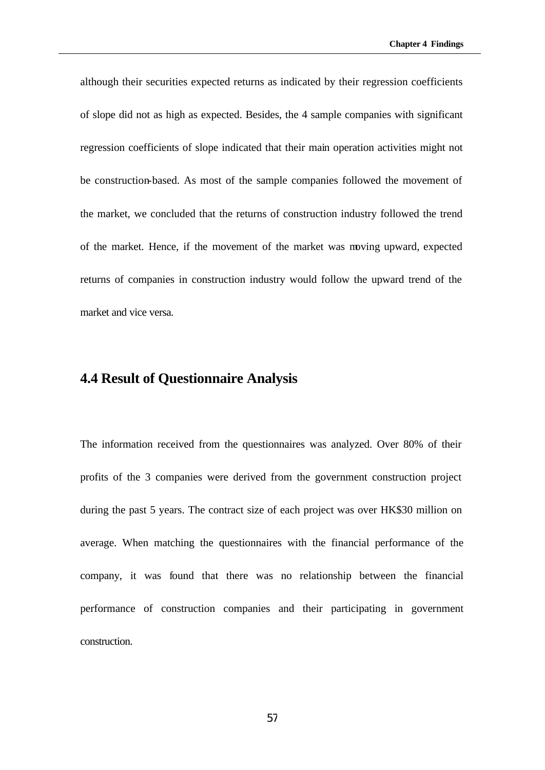although their securities expected returns as indicated by their regression coefficients of slope did not as high as expected. Besides, the 4 sample companies with significant regression coefficients of slope indicated that their main operation activities might not be construction-based. As most of the sample companies followed the movement of the market, we concluded that the returns of construction industry followed the trend of the market. Hence, if the movement of the market was moving upward, expected returns of companies in construction industry would follow the upward trend of the market and vice versa.

## 4.4 Result of Questionnaire Analysis

The information received from the questionnaires was analyzed. Over 80% of their profits of the 3 companies were derived from the government construction project during the past 5 years. The contract size of each project was over HK$30 million on average. When matching the questionnaires with the financial performance of the company, it was found that there was no relationship between the financial performance of construction companies and their participating in government construction.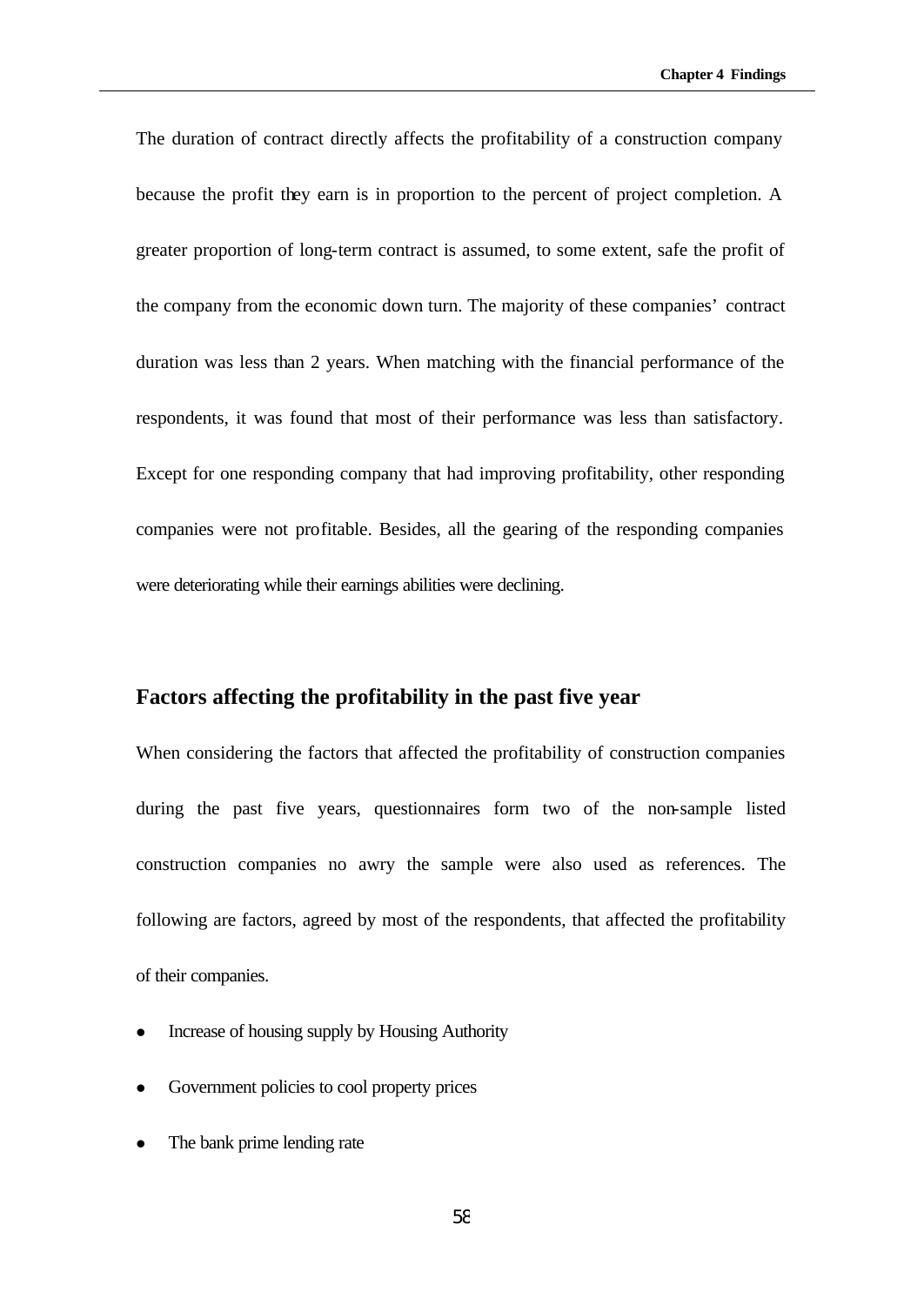The duration of contract directly affects the profitability of a construction company because the profit they earn is in proportion to the percent of project completion. A greater proportion of long-term contract is assumed, to some extent, safe the profit of the company from the economic down turn. The majority of these companies' contract duration was less than 2 years. When matching with the financial performance of the respondents, it was found that most of their performance was less than satisfactory. Except for one responding company that had improving profitability, other responding companies were not profitable. Besides, all the gearing of the responding companies were deteriorating while their earnings abilities were declining.

## Factors affecting the profitability in the past five year

When considering the factors that affected the profitability of construction companies during the past five years, questionnaires form two of the non-sample listed construction companies no awry the sample were also used as references. The following are factors, agreed by most of the respondents, that affected the profitability of their companies.

- Increase of housing supply by Housing Authority
- Government policies to cool property prices
- The bank prime lending rate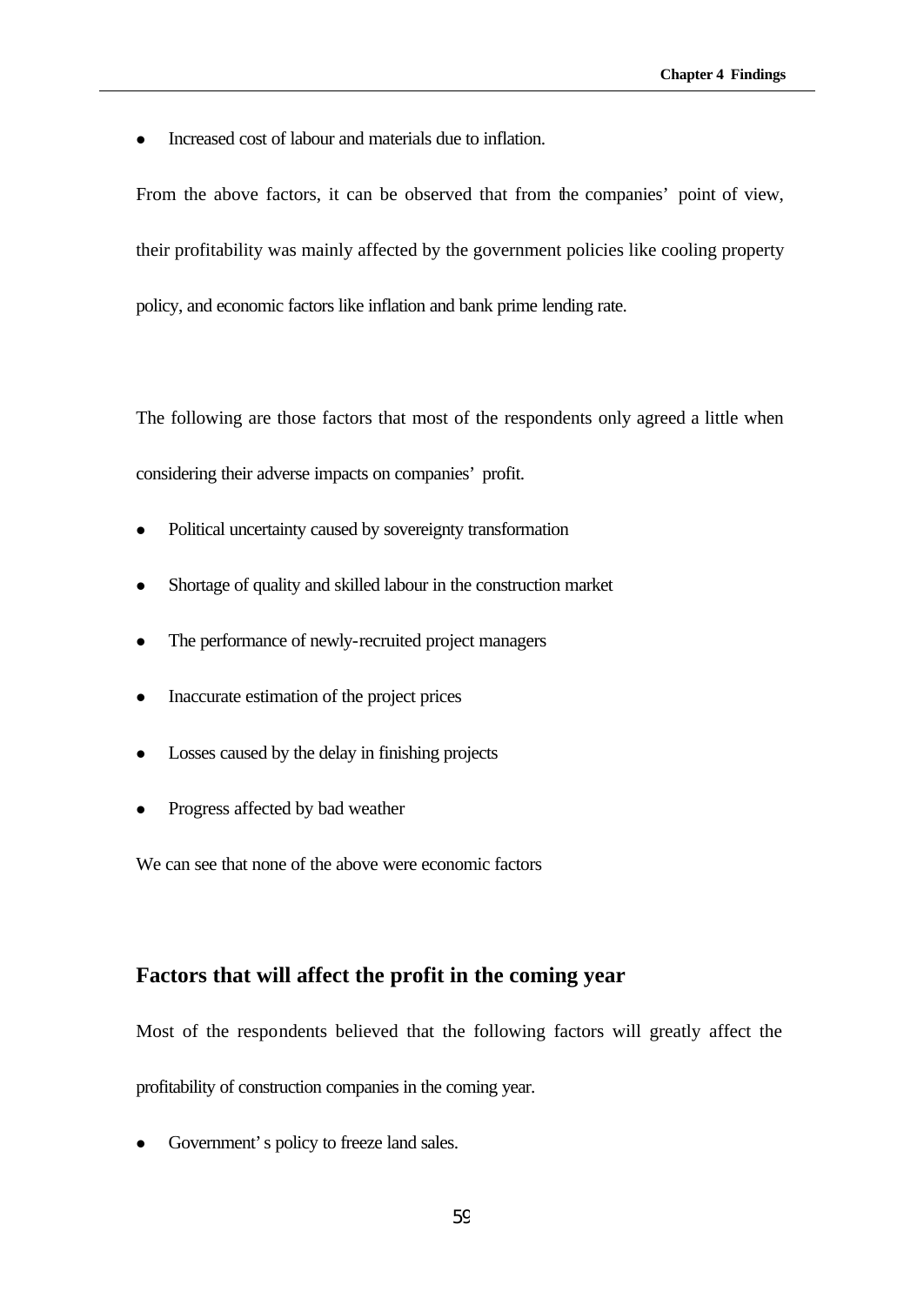- Increased cost of labour and materials due to inflation.

From the above factors, it can be observed that from the companies' point of view, their profitability was mainly affected by the government policies like cooling property policy, and economic factors like inflation and bank prime lending rate.

The following are those factors that most of the respondents only agreed a little when considering their adverse impacts on companies' profit.

- Political uncertainty caused by sovereignty transformation
- Shortage of quality and skilled labour in the construction market
- The performance of newly-recruited project managers
- Inaccurate estimation of the project prices
- Losses caused by the delay in finishing projects
- Progress affected by bad weather

We can see that none of the above were economic factors

## Factors that will affect the profit in the coming year

Most of the respondents believed that the following factors will greatly affect the profitability of construction companies in the coming year.

- Government's policy to freeze land sales.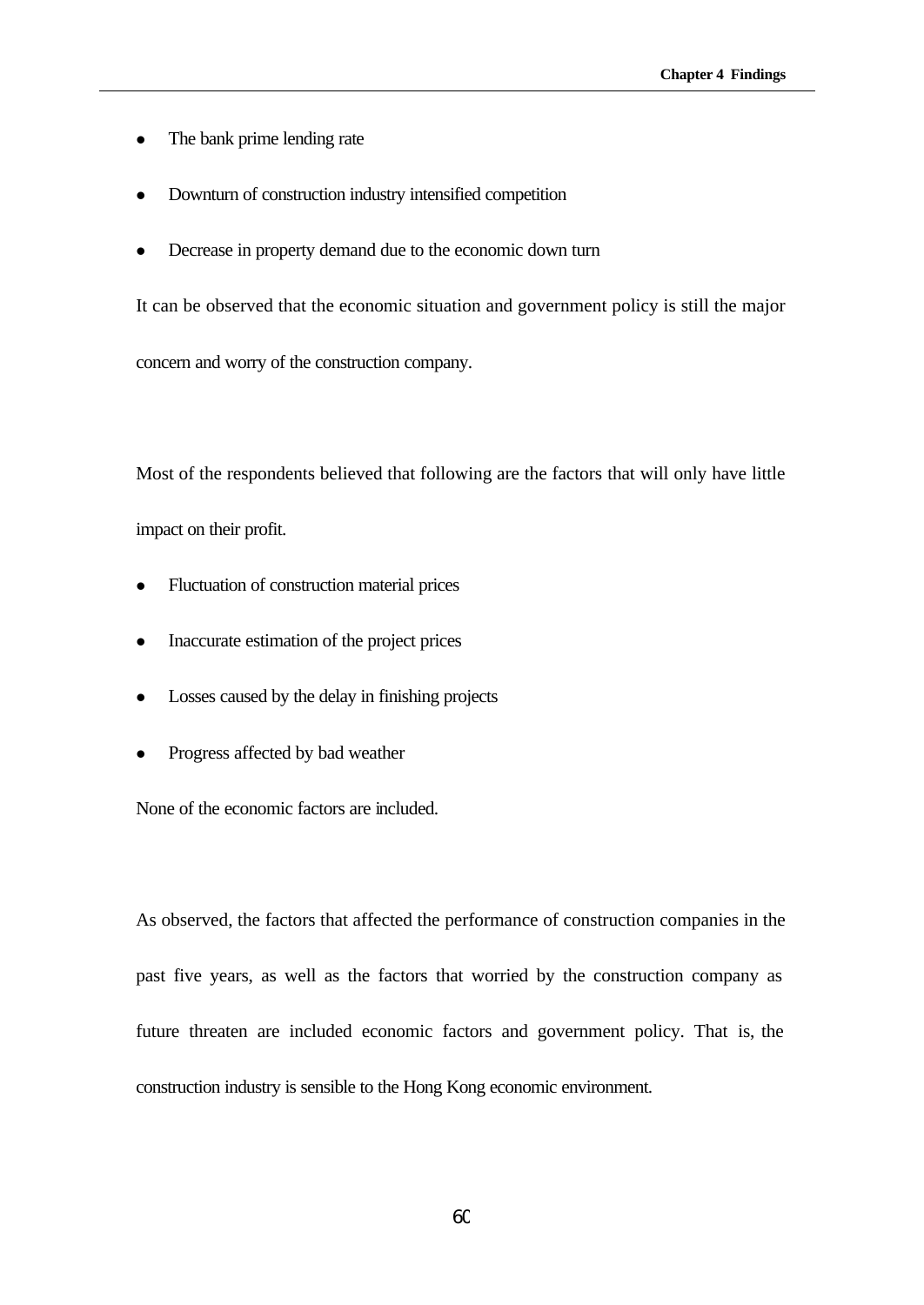- The bank prime lending rate
- Downturn of construction industry intensified competition
- Decrease in property demand due to the economic down turn

It can be observed that the economic situation and government policy is still the major concern and worry of the construction company.

Most of the respondents believed that following are the factors that will only have little impact on their profit.

- Fluctuation of construction material prices
- Inaccurate estimation of the project prices
- Losses caused by the delay in finishing projects
- Progress affected by bad weather

None of the economic factors are included.

As observed, the factors that affected the performance of construction companies in the past five years, as well as the factors that worried by the construction company as future threaten are included economic factors and government policy. That is, the construction industry is sensible to the Hong Kong economic environment.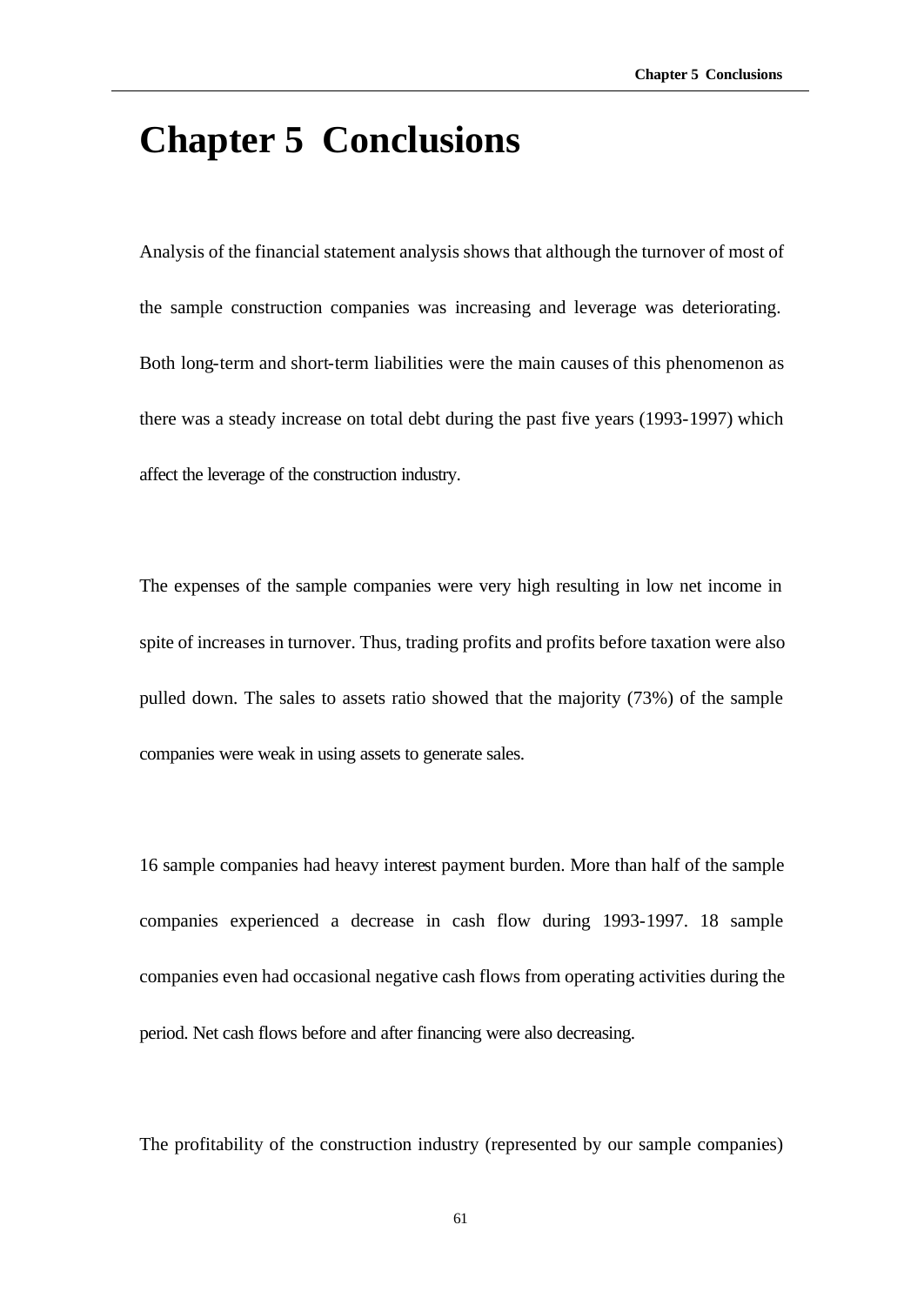# Chapter 5 Conclusions

Analysis of the financial statement analysis shows that although the turnover of most of the sample construction companies was increasing and leverage was deteriorating. Both long-term and short-term liabilities were the main causes of this phenomenon as there was a steady increase on total debt during the past five years (1993-1997) which affect the leverage of the construction industry.

The expenses of the sample companies were very high resulting in low net income in spite of increases in turnover. Thus, trading profits and profits before taxation were also pulled down. The sales to assets ratio showed that the majority (73%) of the sample companies were weak in using assets to generate sales.

16 sample companies had heavy interest payment burden. More than half of the sample companies experienced a decrease in cash flow during 1993-1997. 18 sample companies even had occasional negative cash flows from operating activities during the period. Net cash flows before and after financing were also decreasing.

The profitability of the construction industry (represented by our sample companies)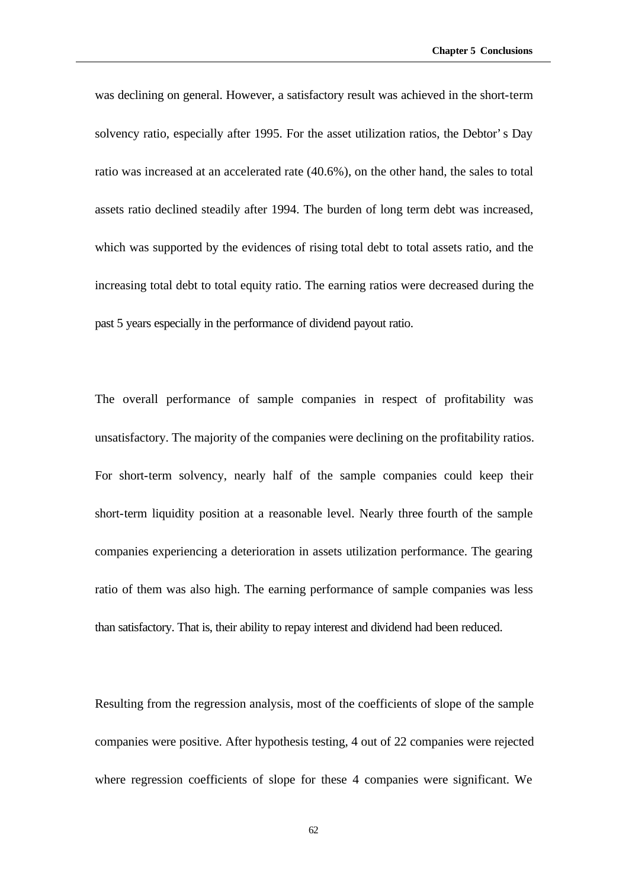was declining on general. However, a satisfactory result was achieved in the short-term solvency ratio, especially after 1995. For the asset utilization ratios, the Debtor' s Day ratio was increased at an accelerated rate (40.6%), on the other hand, the sales to total assets ratio declined steadily after 1994. The burden of long term debt was increased, which was supported by the evidences of rising total debt to total assets ratio, and the increasing total debt to total equity ratio. The earning ratios were decreased during the past 5 years especially in the performance of dividend payout ratio.

The overall performance of sample companies in respect of profitability was unsatisfactory. The majority of the companies were declining on the profitability ratios. For short-term solvency, nearly half of the sample companies could keep their short-term liquidity position at a reasonable level. Nearly three fourth of the sample companies experiencing a deterioration in assets utilization performance. The gearing ratio of them was also high. The earning performance of sample companies was less than satisfactory. That is, their ability to repay interest and dividend had been reduced.

Resulting from the regression analysis, most of the coefficients of slope of the sample companies were positive. After hypothesis testing, 4 out of 22 companies were rejected where regression coefficients of slope for these 4 companies were significant. We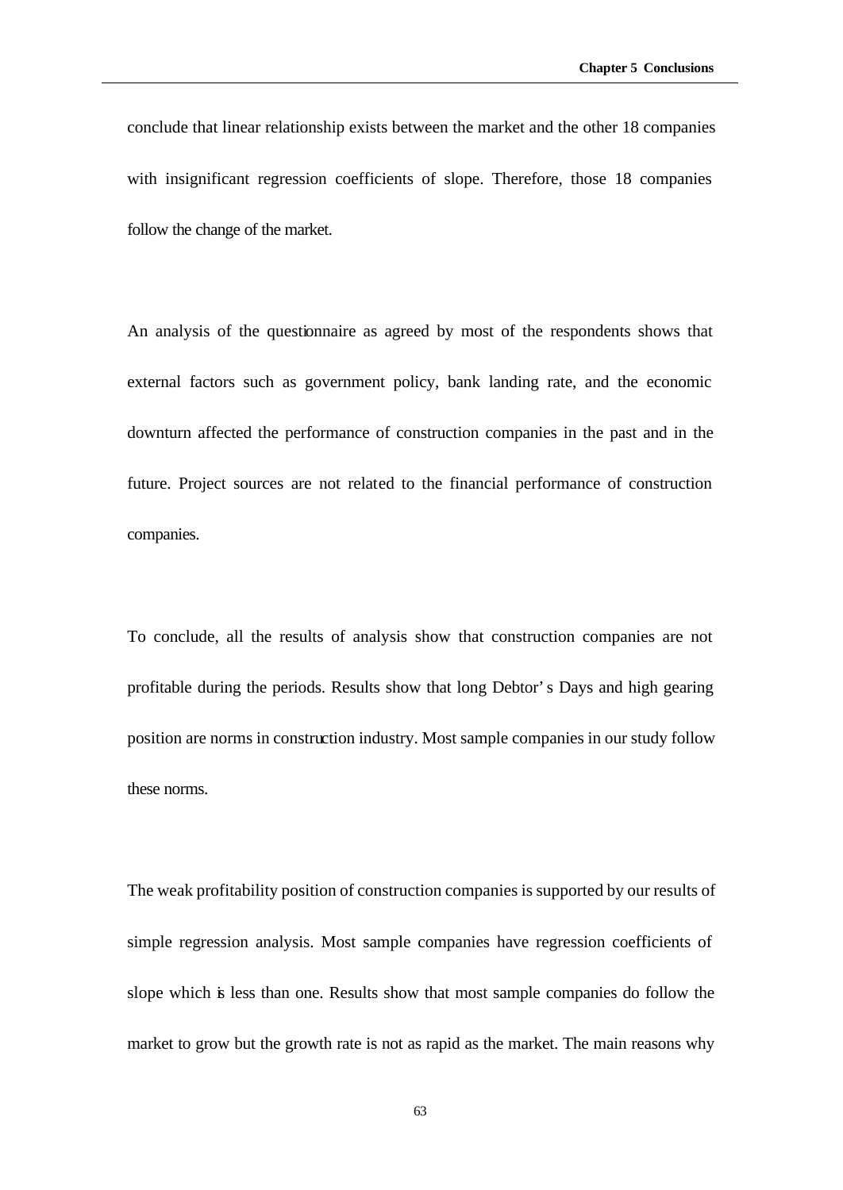conclude that linear relationship exists between the market and the other 18 companies with insignificant regression coefficients of slope. Therefore, those 18 companies follow the change of the market.

An analysis of the questionnaire as agreed by most of the respondents shows that external factors such as government policy, bank landing rate, and the economic downturn affected the performance of construction companies in the past and in the future. Project sources are not related to the financial performance of construction companies.

To conclude, all the results of analysis show that construction companies are not profitable during the periods. Results show that long Debtor's Days and high gearing position are norms in construction industry. Most sample companies in our study follow these norms.

The weak profitability position of construction companies is supported by our results of simple regression analysis. Most sample companies have regression coefficients of slope which is less than one. Results show that most sample companies do follow the market to grow but the growth rate is not as rapid as the market. The main reasons why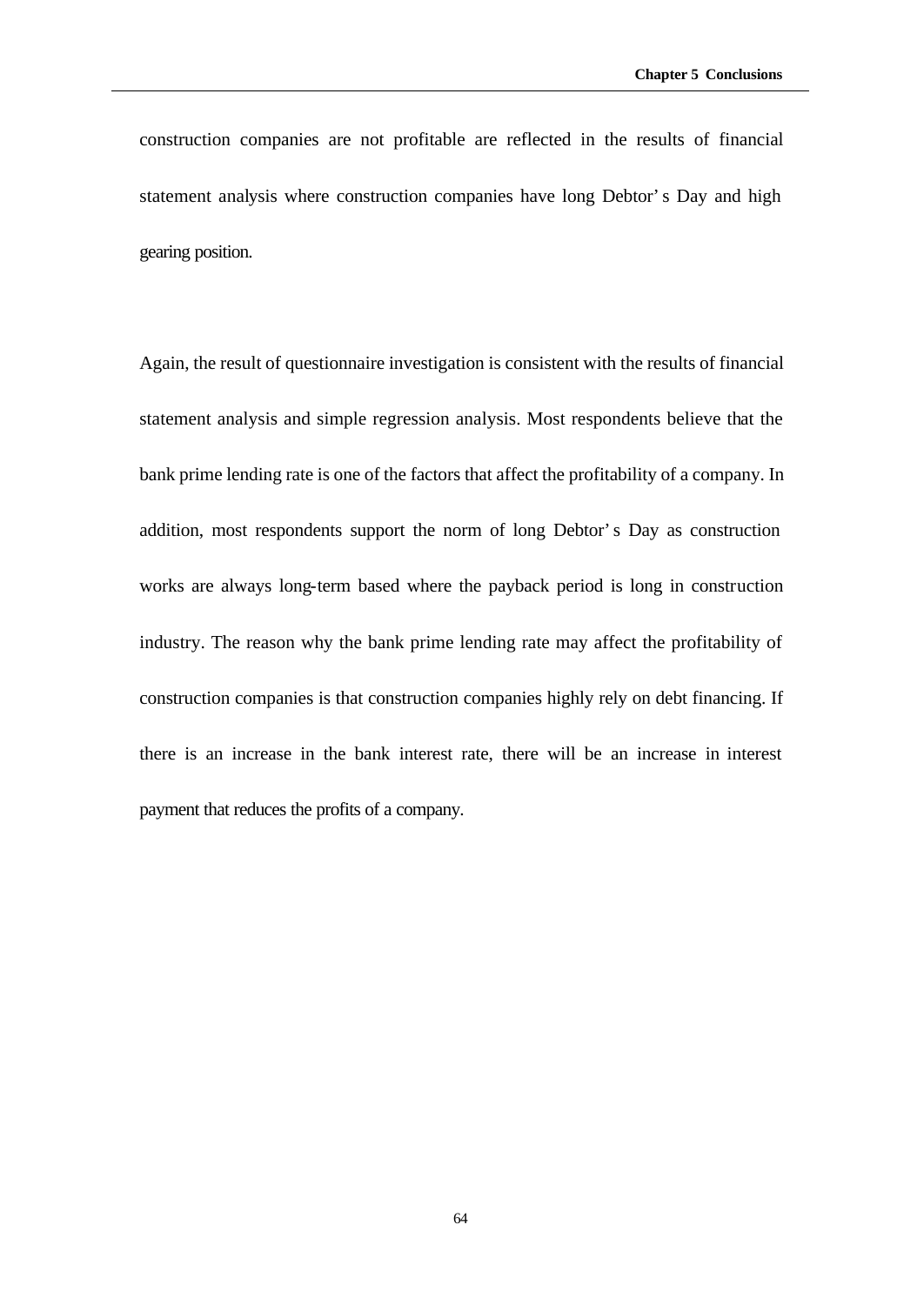construction companies are not profitable are reflected in the results of financial statement analysis where construction companies have long Debtor's Day and high gearing position.

Again, the result of questionnaire investigation is consistent with the results of financial statement analysis and simple regression analysis. Most respondents believe that the bank prime lending rate is one of the factors that affect the profitability of a company. In addition, most respondents support the norm of long Debtor's Day as construction works are always long-term based where the payback period is long in construction industry. The reason why the bank prime lending rate may affect the profitability of construction companies is that construction companies highly rely on debt financing. If there is an increase in the bank interest rate, there will be an increase in interest payment that reduces the profits of a company.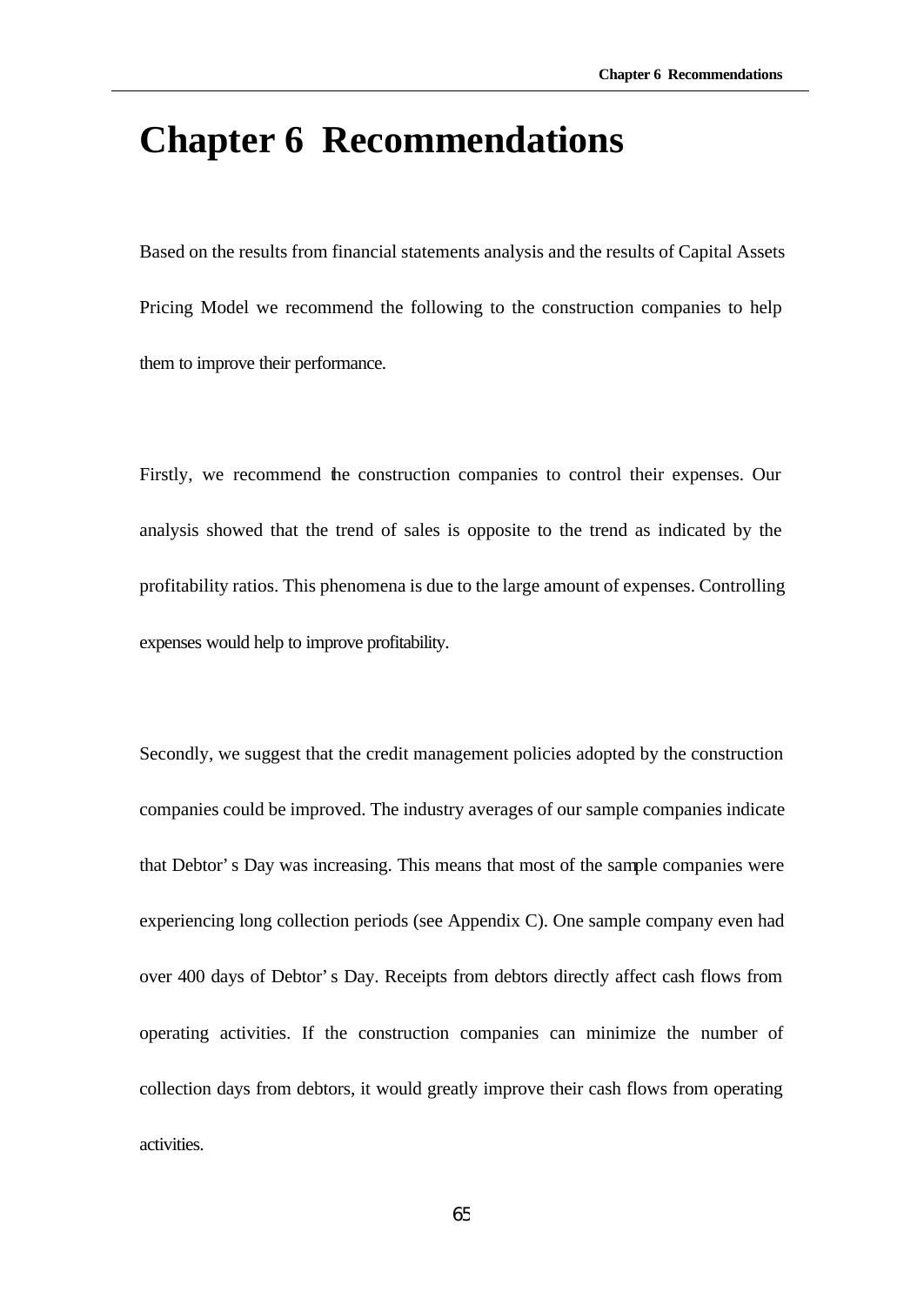# Chapter 6 Recommendations

Based on the results from financial statements analysis and the results of Capital Assets Pricing Model we recommend the following to the construction companies to help them to improve their performance.

Firstly, we recommend the construction companies to control their expenses. Our analysis showed that the trend of sales is opposite to the trend as indicated by the profitability ratios. This phenomena is due to the large amount of expenses. Controlling expenses would help to improve profitability.

Secondly, we suggest that the credit management policies adopted by the construction companies could be improved. The industry averages of our sample companies indicate that Debtor's Day was increasing. This means that most of the sample companies were experiencing long collection periods (see Appendix C). One sample company even had over 400 days of Debtor's Day. Receipts from debtors directly affect cash flows from operating activities. If the construction companies can minimize the number of collection days from debtors, it would greatly improve their cash flows from operating activities.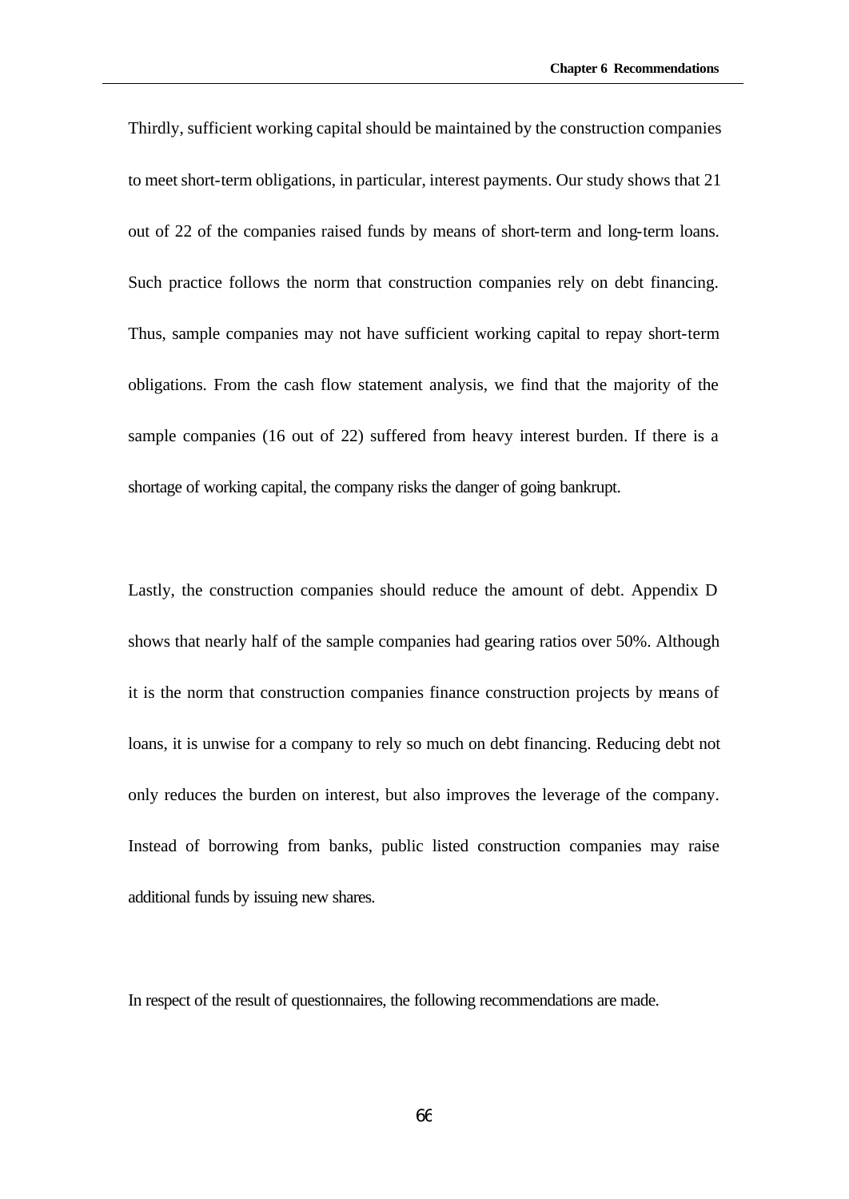Thirdly, sufficient working capital should be maintained by the construction companies to meet short-term obligations, in particular, interest payments. Our study shows that 21 out of 22 of the companies raised funds by means of short-term and long-term loans. Such practice follows the norm that construction companies rely on debt financing. Thus, sample companies may not have sufficient working capital to repay short-term obligations. From the cash flow statement analysis, we find that the majority of the sample companies (16 out of 22) suffered from heavy interest burden. If there is a shortage of working capital, the company risks the danger of going bankrupt.

Lastly, the construction companies should reduce the amount of debt. Appendix D shows that nearly half of the sample companies had gearing ratios over 50%. Although it is the norm that construction companies finance construction projects by means of loans, it is unwise for a company to rely so much on debt financing. Reducing debt not only reduces the burden on interest, but also improves the leverage of the company. Instead of borrowing from banks, public listed construction companies may raise additional funds by issuing new shares.

In respect of the result of questionnaires, the following recommendations are made.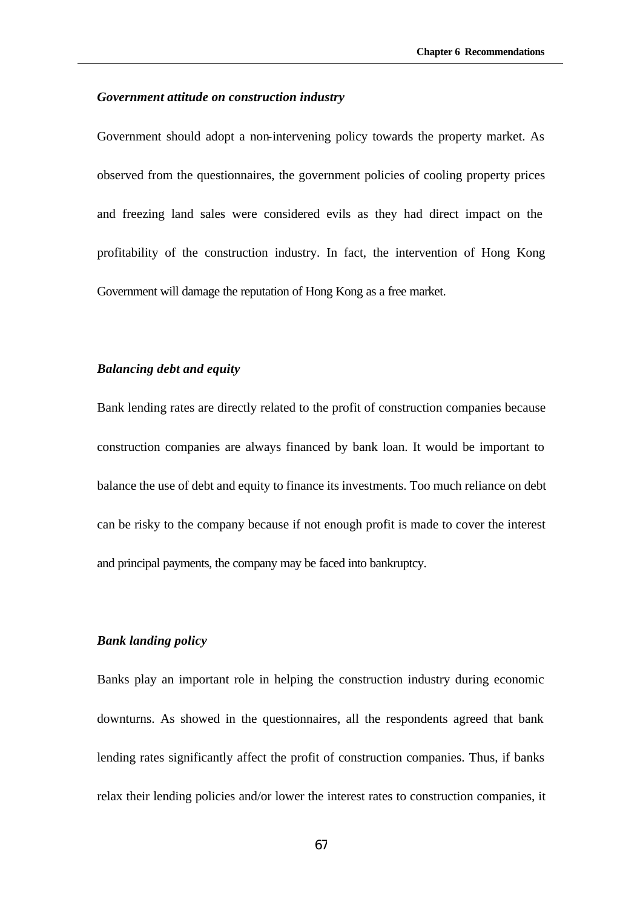***Government attitude on construction industry***

Government should adopt a non-intervening policy towards the property market. As observed from the questionnaires, the government policies of cooling property prices and freezing land sales were considered evils as they had direct impact on the profitability of the construction industry. In fact, the intervention of Hong Kong Government will damage the reputation of Hong Kong as a free market.

***Balancing debt and equity***

Bank lending rates are directly related to the profit of construction companies because construction companies are always financed by bank loan. It would be important to balance the use of debt and equity to finance its investments. Too much reliance on debt can be risky to the company because if not enough profit is made to cover the interest and principal payments, the company may be faced into bankruptcy.

***Bank landing policy***

Banks play an important role in helping the construction industry during economic downturns. As showed in the questionnaires, all the respondents agreed that bank lending rates significantly affect the profit of construction companies. Thus, if banks relax their lending policies and/or lower the interest rates to construction companies, it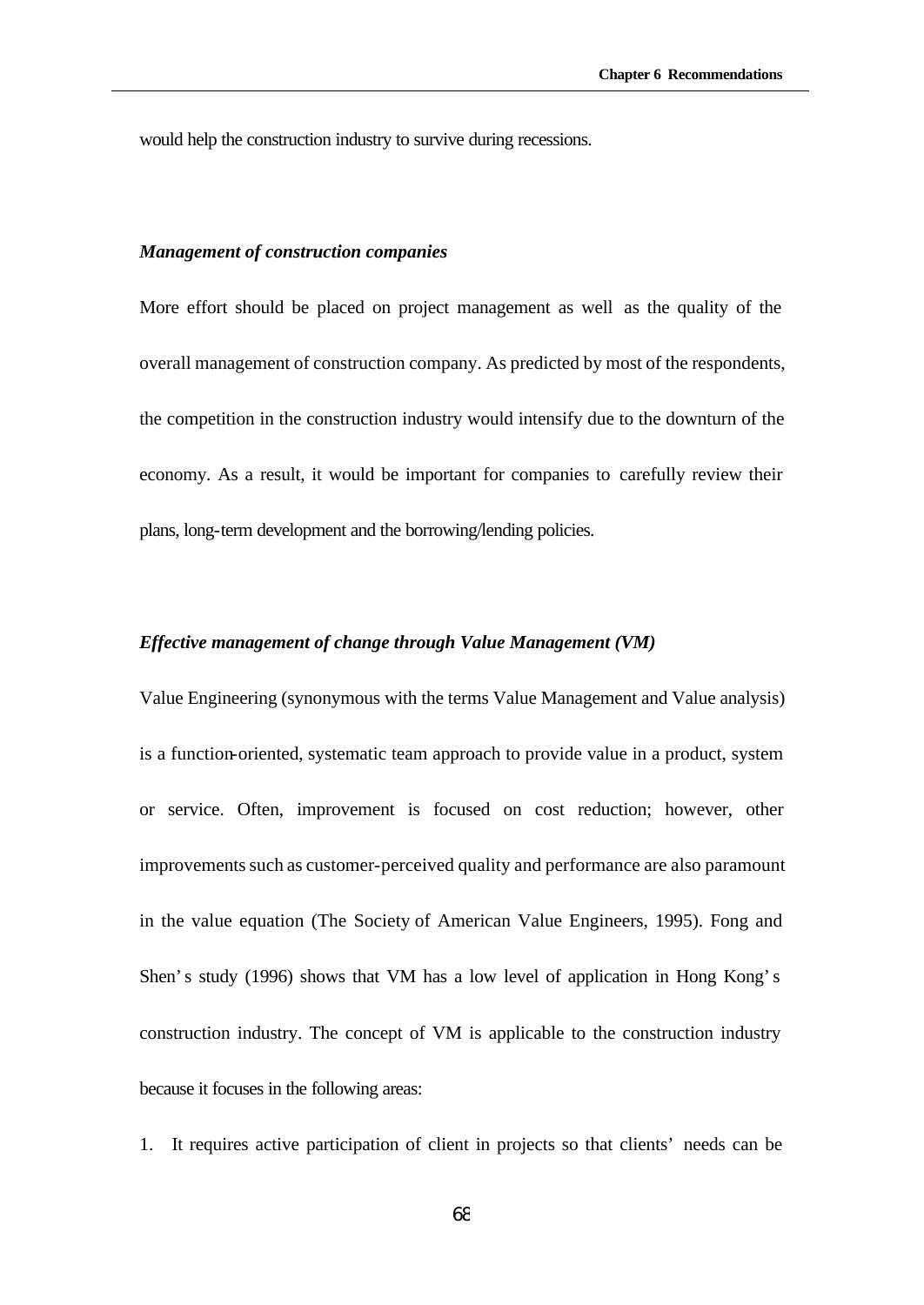would help the construction industry to survive during recessions.

*Management of construction companies*

More effort should be placed on project management as well as the quality of the overall management of construction company. As predicted by most of the respondents, the competition in the construction industry would intensify due to the downturn of the economy. As a result, it would be important for companies to carefully review their plans, long-term development and the borrowing/lending policies.

*Effective management of change through Value Management (VM)*

Value Engineering (synonymous with the terms Value Management and Value analysis) is a function-oriented, systematic team approach to provide value in a product, system or service. Often, improvement is focused on cost reduction; however, other improvements such as customer-perceived quality and performance are also paramount in the value equation (The Society of American Value Engineers, 1995). Fong and Shen's study (1996) shows that VM has a low level of application in Hong Kong's construction industry. The concept of VM is applicable to the construction industry because it focuses in the following areas:

1. It requires active participation of client in projects so that clients' needs can be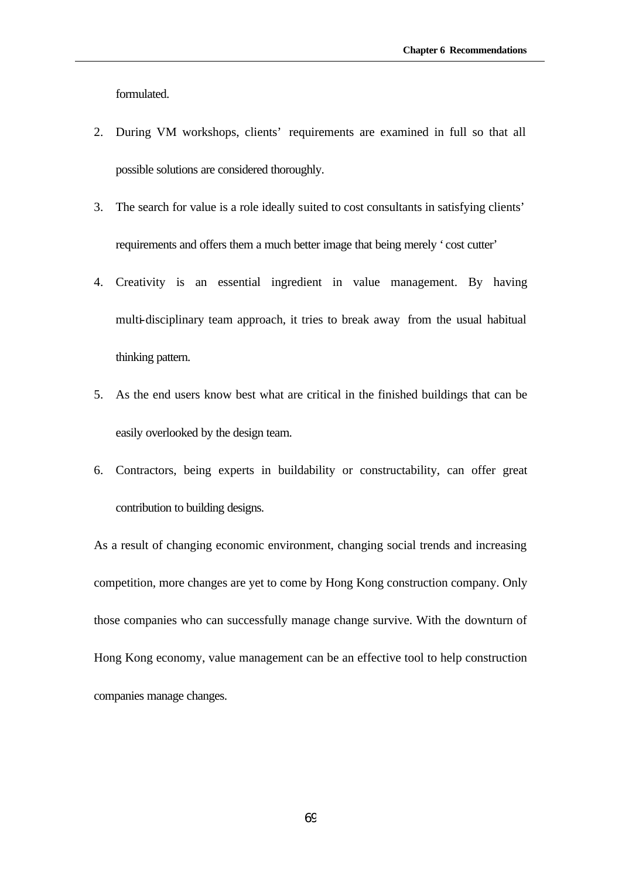formulated.

2. During VM workshops, clients' requirements are examined in full so that all possible solutions are considered thoroughly.
3. The search for value is a role ideally suited to cost consultants in satisfying clients' requirements and offers them a much better image that being merely 'cost cutter'
4. Creativity is an essential ingredient in value management. By having multi-disciplinary team approach, it tries to break away from the usual habitual thinking pattern.
5. As the end users know best what are critical in the finished buildings that can be easily overlooked by the design team.
6. Contractors, being experts in buildability or constructability, can offer great contribution to building designs.

As a result of changing economic environment, changing social trends and increasing competition, more changes are yet to come by Hong Kong construction company. Only those companies who can successfully manage change survive. With the downturn of Hong Kong economy, value management can be an effective tool to help construction companies manage changes.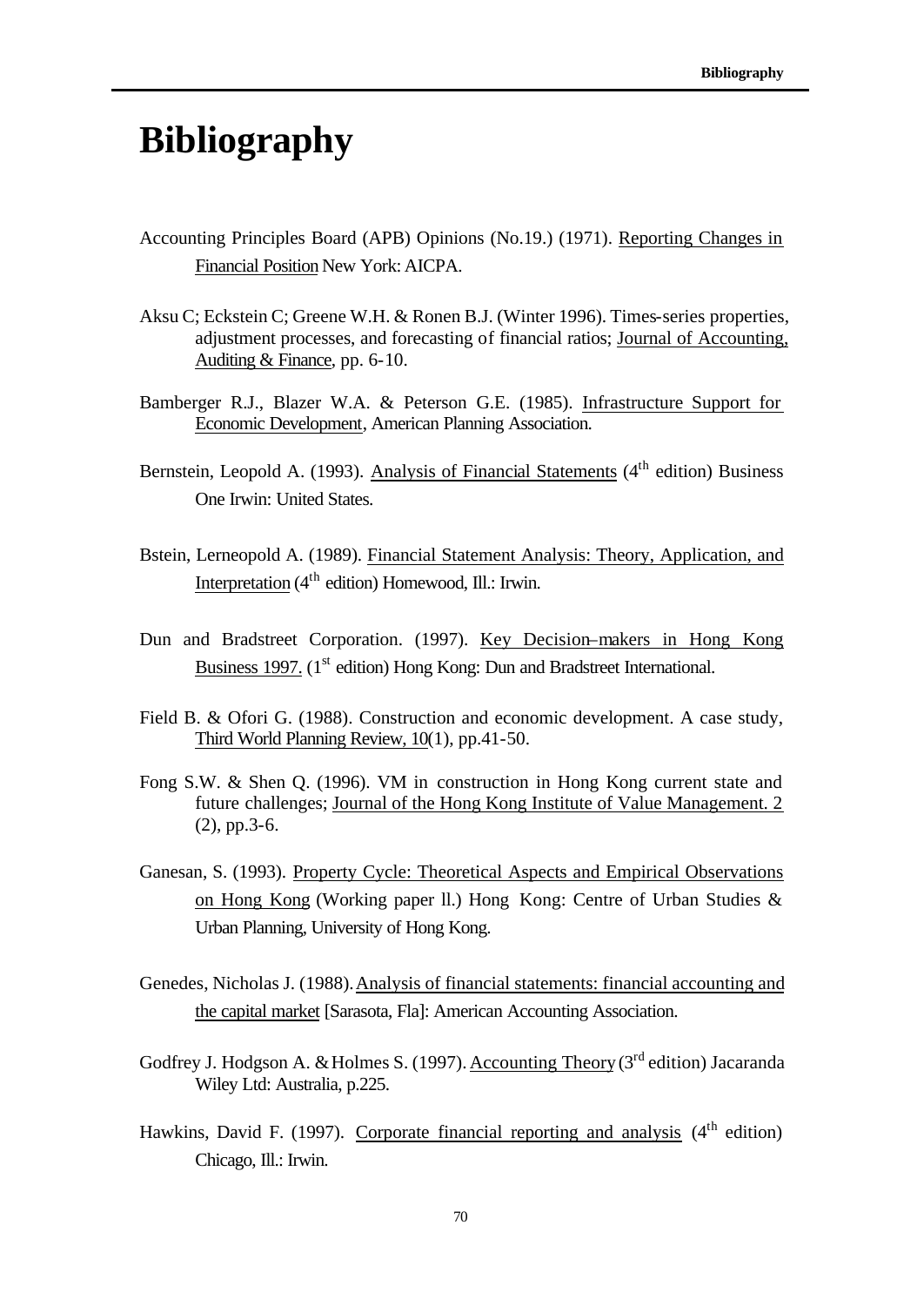# Bibliography

Accounting Principles Board (APB) Opinions (No.19.) (1971). Reporting Changes in Financial Position New York: AICPA.

Aksu C; Eckstein C; Greene W.H. & Ronen B.J. (Winter 1996). Times-series properties, adjustment processes, and forecasting of financial ratios; Journal of Accounting, Auditing & Finance, pp. 6-10.

Bamberger R.J., Blazer W.A. & Peterson G.E. (1985). Infrastructure Support for Economic Development, American Planning Association.

Bernstein, Leopold A. (1993). Analysis of Financial Statements (4th edition) Business One Irwin: United States.

Bstein, Lerneopold A. (1989). Financial Statement Analysis: Theory, Application, and Interpretation (4th edition) Homewood, Ill.: Irwin.

Dun and Bradstreet Corporation. (1997). Key Decision–makers in Hong Kong Business 1997. (1st edition) Hong Kong: Dun and Bradstreet International.

Field B. & Ofori G. (1988). Construction and economic development. A case study, Third World Planning Review, 10(1), pp.41-50.

Fong S.W. & Shen Q. (1996). VM in construction in Hong Kong current state and future challenges; Journal of the Hong Kong Institute of Value Management. 2 (2), pp.3-6.

Ganesan, S. (1993). Property Cycle: Theoretical Aspects and Empirical Observations on Hong Kong (Working paper ll.) Hong Kong: Centre of Urban Studies & Urban Planning, University of Hong Kong.

Genedes, Nicholas J. (1988). Analysis of financial statements: financial accounting and the capital market [Sarasota, Fla]: American Accounting Association.

Godfrey J. Hodgson A. & Holmes S. (1997). Accounting Theory (3rd edition) Jacaranda Wiley Ltd: Australia, p.225.

Hawkins, David F. (1997). Corporate financial reporting and analysis (4th edition) Chicago, Ill.: Irwin.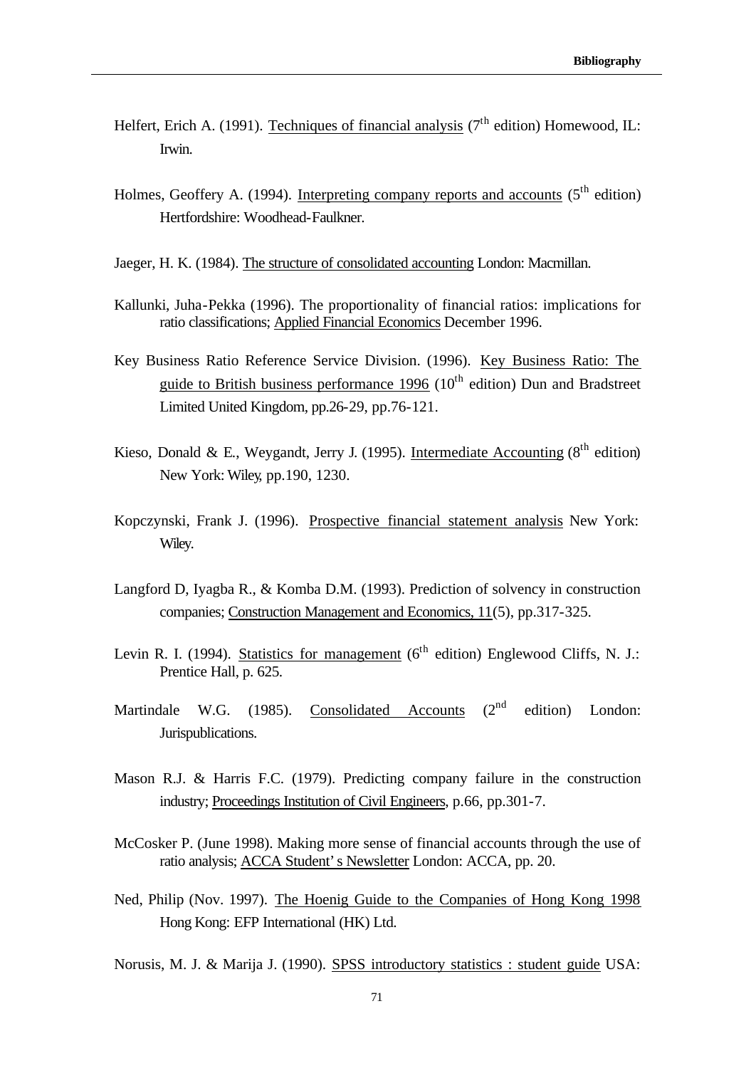Helfert, Erich A. (1991). Techniques of financial analysis (7th edition) Homewood, IL: Irwin.

Holmes, Geoffery A. (1994). Interpreting company reports and accounts (5th edition) Hertfordshire: Woodhead-Faulkner.

Jaeger, H. K. (1984). The structure of consolidated accounting London: Macmillan.

Kallunki, Juha-Pekka (1996). The proportionality of financial ratios: implications for ratio classifications; Applied Financial Economics December 1996.

Key Business Ratio Reference Service Division. (1996). Key Business Ratio: The guide to British business performance 1996 (10th edition) Dun and Bradstreet Limited United Kingdom, pp.26-29, pp.76-121.

Kieso, Donald & E., Weygandt, Jerry J. (1995). Intermediate Accounting (8th edition) New York: Wiley, pp.190, 1230.

Kopczynski, Frank J. (1996). Prospective financial statement analysis New York: Wiley.

Langford D, Iyagba R., & Komba D.M. (1993). Prediction of solvency in construction companies; Construction Management and Economics, 11(5), pp.317-325.

Levin R. I. (1994). Statistics for management (6th edition) Englewood Cliffs, N. J.: Prentice Hall, p. 625.

Martindale W.G. (1985). Consolidated Accounts (2nd edition) London: Jurispublications.

Mason R.J. & Harris F.C. (1979). Predicting company failure in the construction industry; Proceedings Institution of Civil Engineers, p.66, pp.301-7.

McCosker P. (June 1998). Making more sense of financial accounts through the use of ratio analysis; ACCA Student' s Newsletter London: ACCA, pp. 20.

Ned, Philip (Nov. 1997). The Hoenig Guide to the Companies of Hong Kong 1998 Hong Kong: EFP International (HK) Ltd.

Norusis, M. J. & Marija J. (1990). SPSS introductory statistics : student guide USA: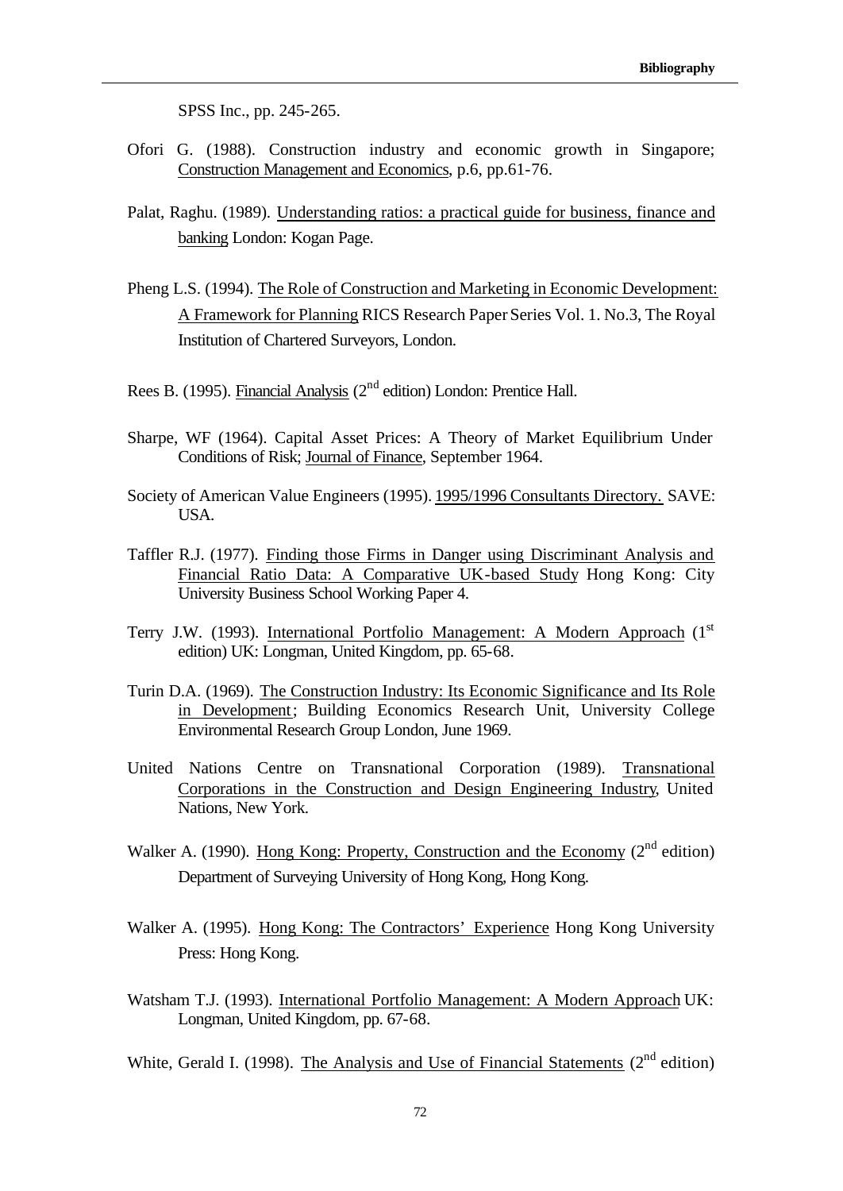SPSS Inc., pp. 245-265.

Ofori G. (1988). Construction industry and economic growth in Singapore; Construction Management and Economics, p.6, pp.61-76.

Palat, Raghu. (1989). Understanding ratios: a practical guide for business, finance and banking London: Kogan Page.

Pheng L.S. (1994). The Role of Construction and Marketing in Economic Development: A Framework for Planning RICS Research Paper Series Vol. 1. No.3, The Royal Institution of Chartered Surveyors, London.

Rees B. (1995). Financial Analysis (2nd edition) London: Prentice Hall.

Sharpe, WF (1964). Capital Asset Prices: A Theory of Market Equilibrium Under Conditions of Risk; Journal of Finance, September 1964.

Society of American Value Engineers (1995). 1995/1996 Consultants Directory. SAVE: USA.

Taffler R.J. (1977). Finding those Firms in Danger using Discriminant Analysis and Financial Ratio Data: A Comparative UK-based Study Hong Kong: City University Business School Working Paper 4.

Terry J.W. (1993). International Portfolio Management: A Modern Approach (1st edition) UK: Longman, United Kingdom, pp. 65-68.

Turin D.A. (1969). The Construction Industry: Its Economic Significance and Its Role in Development; Building Economics Research Unit, University College Environmental Research Group London, June 1969.

United Nations Centre on Transnational Corporation (1989). Transnational Corporations in the Construction and Design Engineering Industry, United Nations, New York.

Walker A. (1990). Hong Kong: Property, Construction and the Economy (2nd edition) Department of Surveying University of Hong Kong, Hong Kong.

Walker A. (1995). Hong Kong: The Contractors' Experience Hong Kong University Press: Hong Kong.

Watsham T.J. (1993). International Portfolio Management: A Modern Approach UK: Longman, United Kingdom, pp. 67-68.

White, Gerald I. (1998). The Analysis and Use of Financial Statements (2nd edition)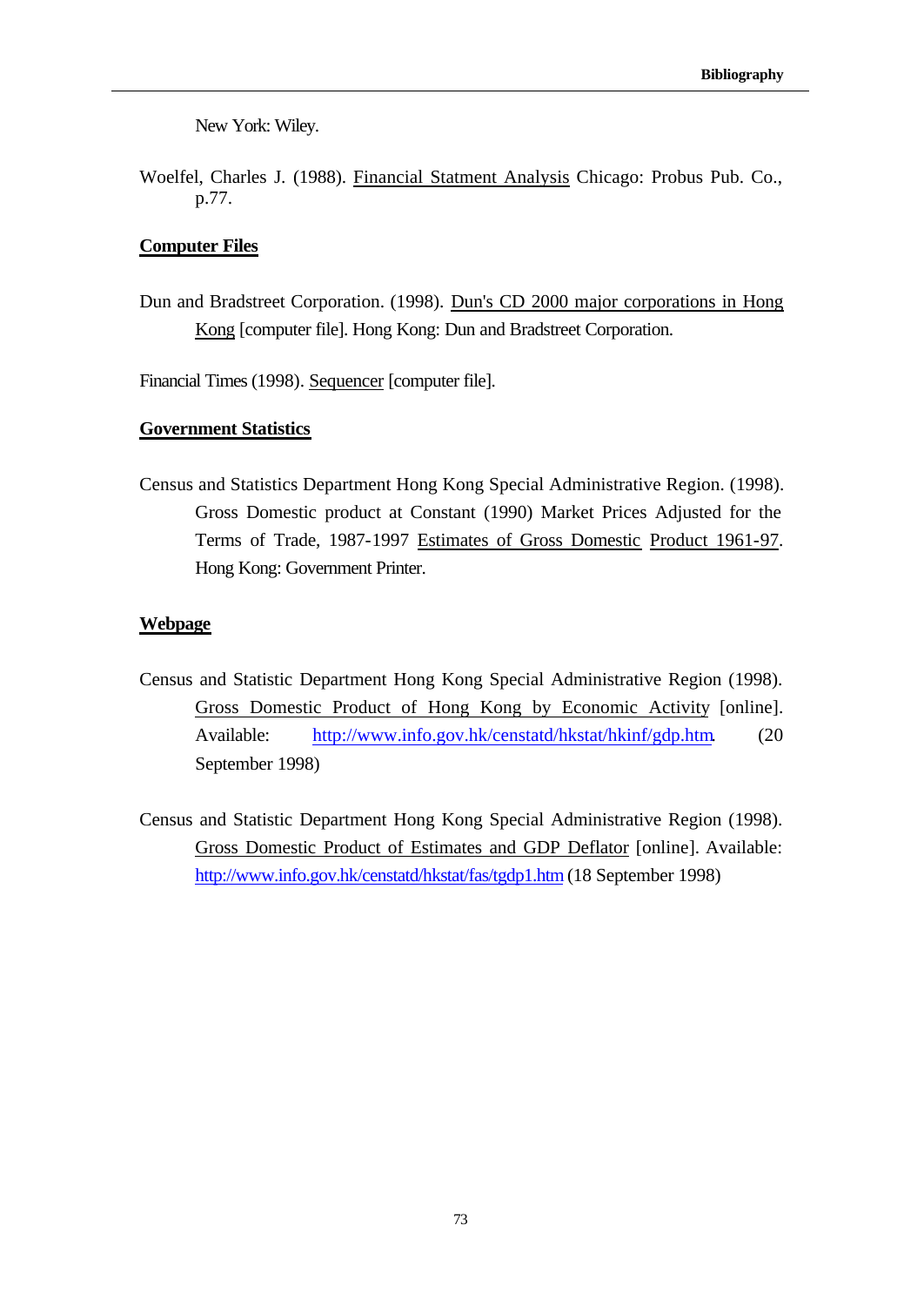New York: Wiley.

Woelfel, Charles J. (1988). Financial Statment Analysis Chicago: Probus Pub. Co., p.77.

## Computer Files

Dun and Bradstreet Corporation. (1998). Dun's CD 2000 major corporations in Hong Kong [computer file]. Hong Kong: Dun and Bradstreet Corporation.

Financial Times (1998). Sequencer [computer file].

## Government Statistics

Census and Statistics Department Hong Kong Special Administrative Region. (1998). Gross Domestic product at Constant (1990) Market Prices Adjusted for the Terms of Trade, 1987-1997 Estimates of Gross Domestic Product 1961-97. Hong Kong: Government Printer.

## Webpage

Census and Statistic Department Hong Kong Special Administrative Region (1998). Gross Domestic Product of Hong Kong by Economic Activity [online]. Available: http://www.info.gov.hk/censtatd/hkstat/hkinf/gdp.htm. (20 September 1998)

Census and Statistic Department Hong Kong Special Administrative Region (1998). Gross Domestic Product of Estimates and GDP Deflator [online]. Available: http://www.info.gov.hk/censtatd/hkstat/fas/tgdp1.htm (18 September 1998)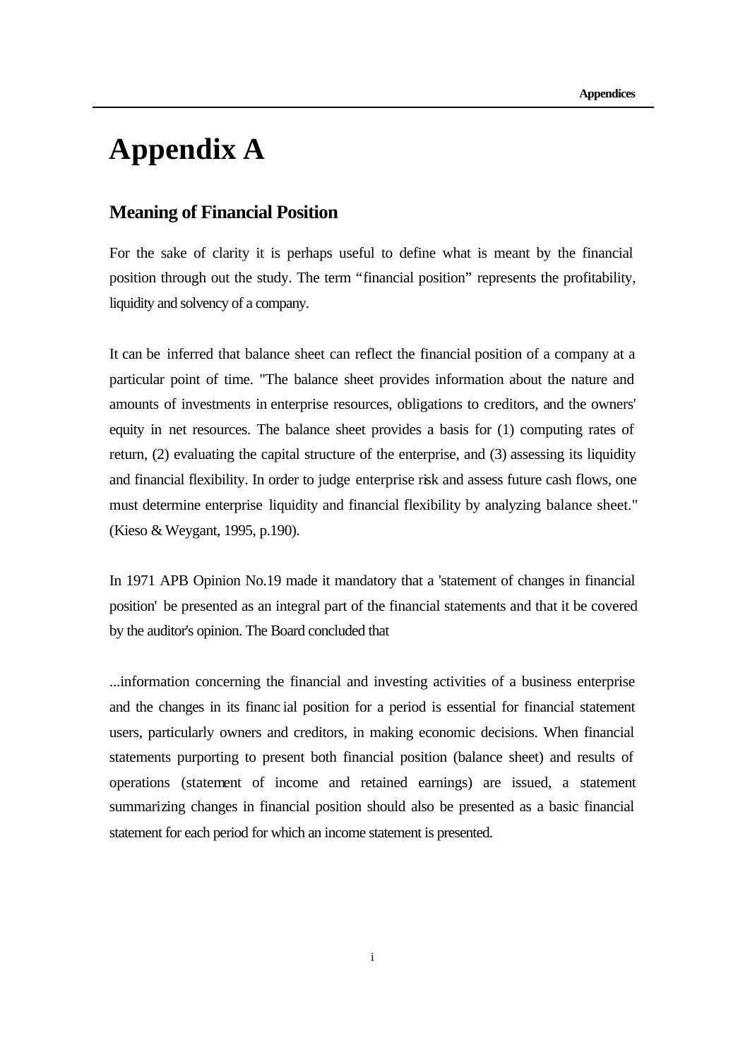# Appendix A

## Meaning of Financial Position

For the sake of clarity it is perhaps useful to define what is meant by the financial position through out the study. The term "financial position" represents the profitability, liquidity and solvency of a company.

It can be inferred that balance sheet can reflect the financial position of a company at a particular point of time. "The balance sheet provides information about the nature and amounts of investments in enterprise resources, obligations to creditors, and the owners' equity in net resources. The balance sheet provides a basis for (1) computing rates of return, (2) evaluating the capital structure of the enterprise, and (3) assessing its liquidity and financial flexibility. In order to judge enterprise risk and assess future cash flows, one must determine enterprise liquidity and financial flexibility by analyzing balance sheet." (Kieso & Weygant, 1995, p.190).

In 1971 APB Opinion No.19 made it mandatory that a 'statement of changes in financial position' be presented as an integral part of the financial statements and that it be covered by the auditor's opinion. The Board concluded that

...information concerning the financial and investing activities of a business enterprise and the changes in its financial position for a period is essential for financial statement users, particularly owners and creditors, in making economic decisions. When financial statements purporting to present both financial position (balance sheet) and results of operations (statement of income and retained earnings) are issued, a statement summarizing changes in financial position should also be presented as a basic financial statement for each period for which an income statement is presented.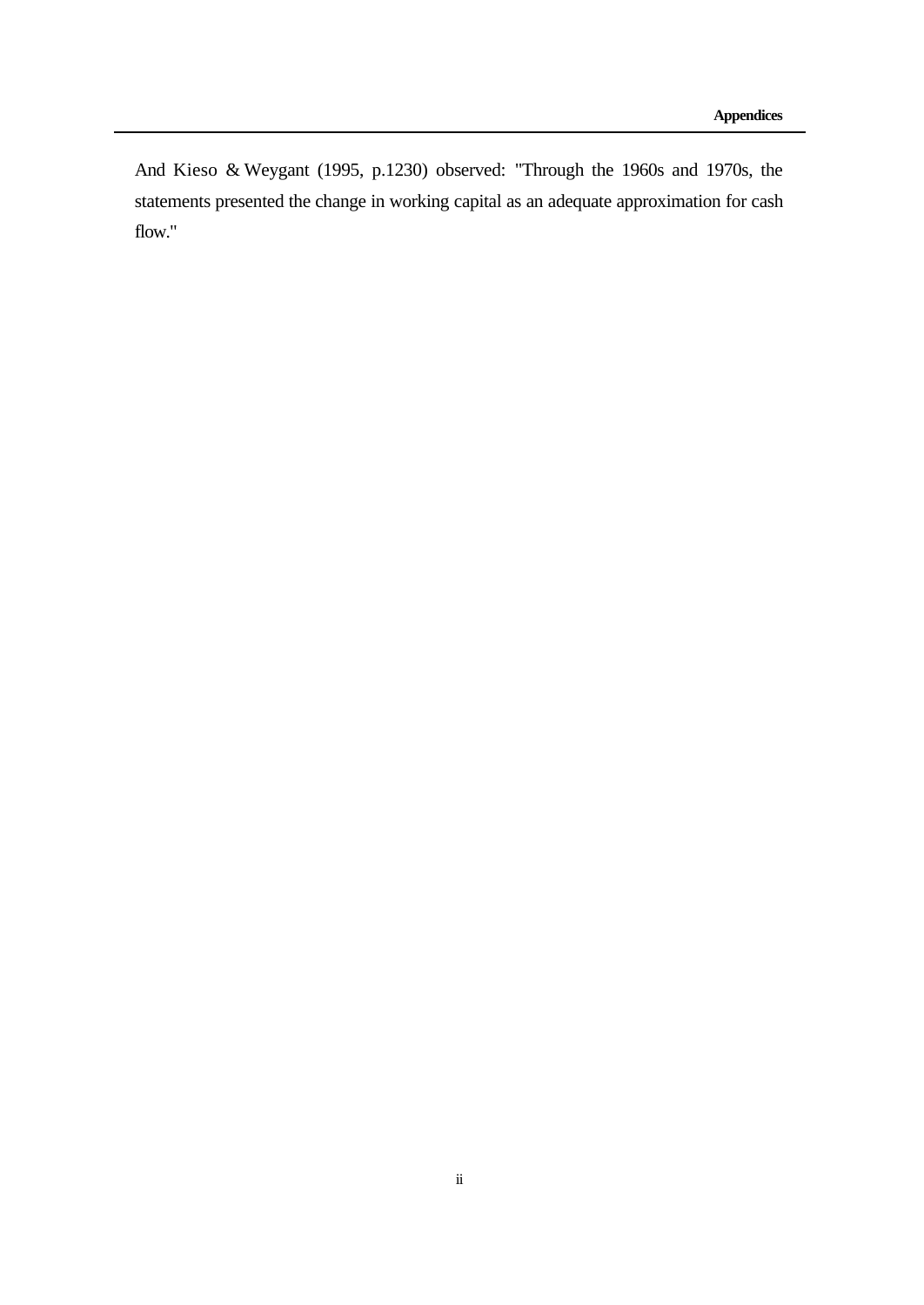And Kieso & Weygant (1995, p.1230) observed: "Through the 1960s and 1970s, the statements presented the change in working capital as an adequate approximation for cash flow."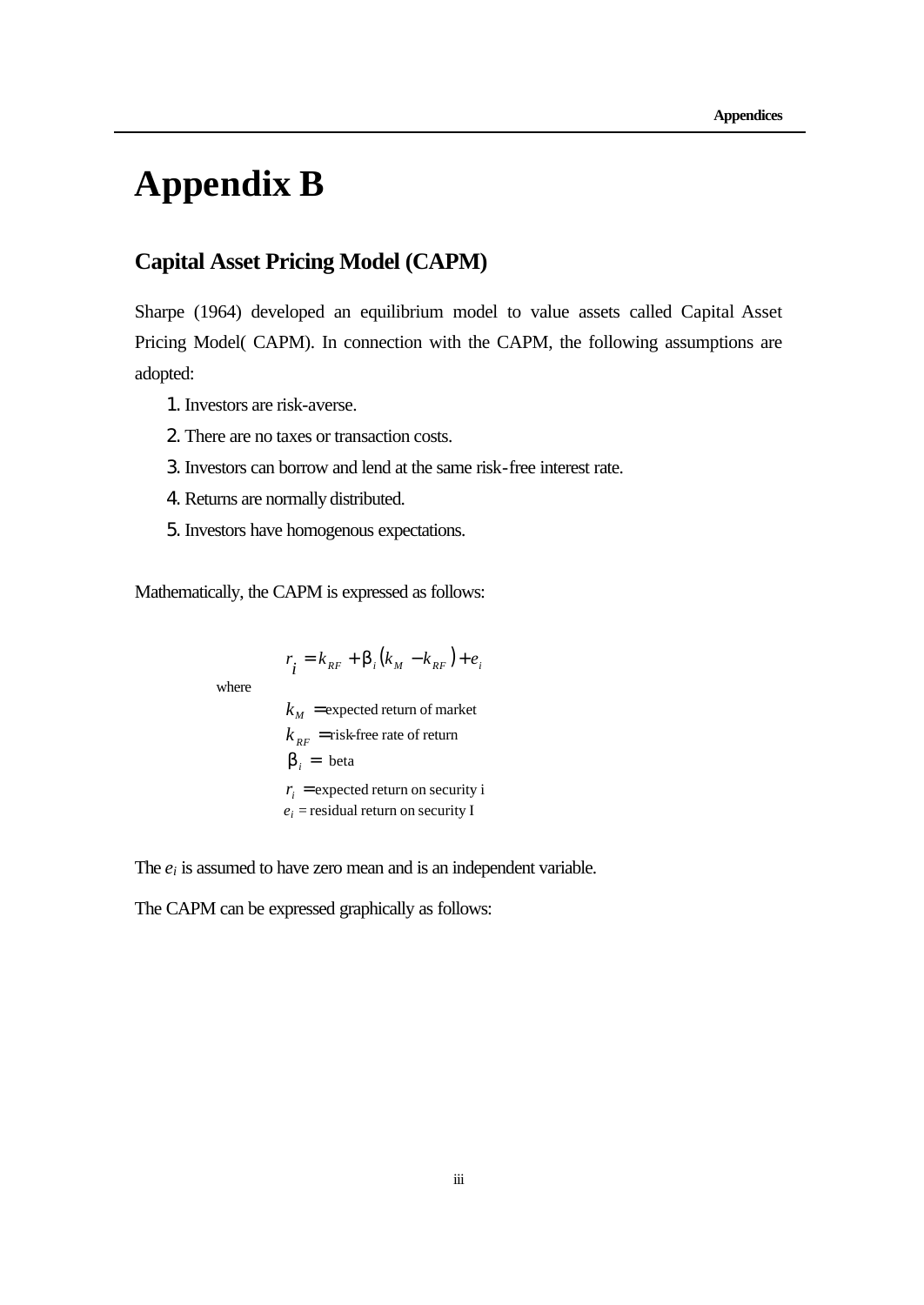# Appendix B

## Capital Asset Pricing Model (CAPM)

Sharpe (1964) developed an equilibrium model to value assets called Capital Asset Pricing Model( CAPM). In connection with the CAPM, the following assumptions are adopted:

1. Investors are risk-averse.
2. There are no taxes or transaction costs.
3. Investors can borrow and lend at the same risk-free interest rate.
4. Returns are normally distributed.
5. Investors have homogenous expectations.

Mathematically, the CAPM is expressed as follows:

$$r_i = k_{RF} + \beta_i \left(k_M - k_{RF}\right) + e_i$$

where

$k_M$ = expected return of market
$k_{RF}$ = risk-free rate of return
$\beta_i$ = beta
$r_i$ = expected return on security i
$e_i$ = residual return on security I

The $e_i$ is assumed to have zero mean and is an independent variable.

The CAPM can be expressed graphically as follows: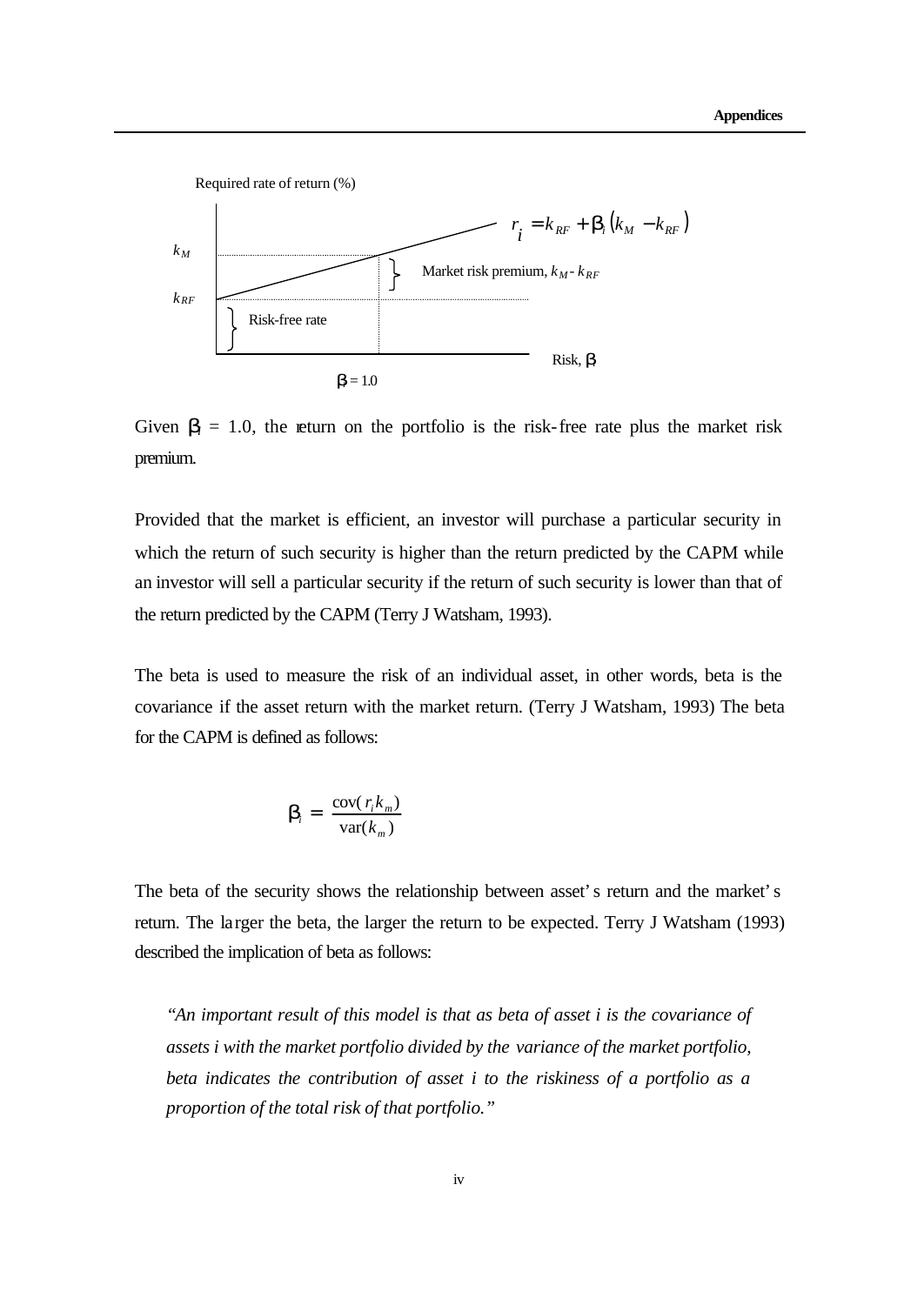Required rate of return (%)

$$r_i = k_{RF} + \beta_i \left(k_M - k_{RF}\right)$$

$k_M$

$k_{RF}$

Market risk premium, $k_M$ - $k_{RF}$

Risk-free rate

Risk, $\beta$

$\beta = 1.0$

Given $\beta_i$ = 1.0, the return on the portfolio is the risk-free rate plus the market risk premium.

Provided that the market is efficient, an investor will purchase a particular security in which the return of such security is higher than the return predicted by the CAPM while an investor will sell a particular security if the return of such security is lower than that of the return predicted by the CAPM (Terry J Watsham, 1993).

The beta is used to measure the risk of an individual asset, in other words, beta is the covariance if the asset return with the market return. (Terry J Watsham, 1993) The beta for the CAPM is defined as follows:

$$\beta_i = \frac{\text{cov}(r_i k_m)}{\text{var}(k_m)}$$

The beta of the security shows the relationship between asset's return and the market's return. The larger the beta, the larger the return to be expected. Terry J Watsham (1993) described the implication of beta as follows:

> *"An important result of this model is that as beta of asset i is the covariance of assets i with the market portfolio divided by the variance of the market portfolio, beta indicates the contribution of asset i to the riskiness of a portfolio as a proportion of the total risk of that portfolio."*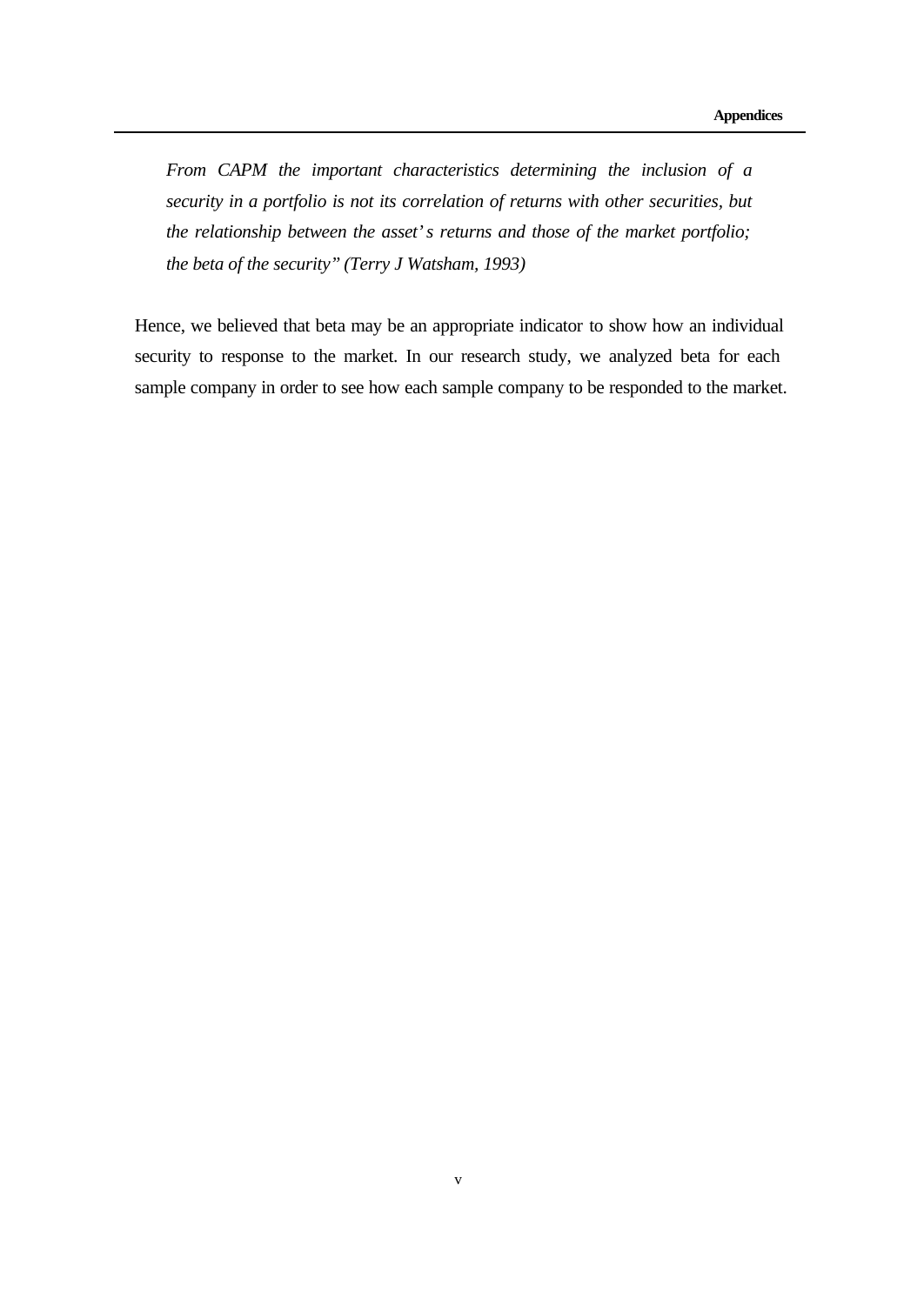*From CAPM the important characteristics determining the inclusion of a security in a portfolio is not its correlation of returns with other securities, but the relationship between the asset's returns and those of the market portfolio; the beta of the security" (Terry J Watsham, 1993)*

Hence, we believed that beta may be an appropriate indicator to show how an individual security to response to the market. In our research study, we analyzed beta for each sample company in order to see how each sample company to be responded to the market.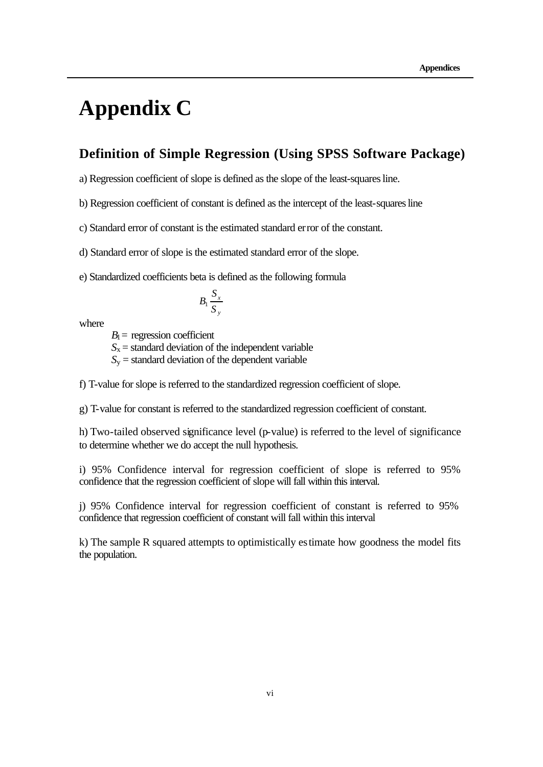# Appendix C

## Definition of Simple Regression (Using SPSS Software Package)

a) Regression coefficient of slope is defined as the slope of the least-squares line.

b) Regression coefficient of constant is defined as the intercept of the least-squares line

c) Standard error of constant is the estimated standard error of the constant.

d) Standard error of slope is the estimated standard error of the slope.

e) Standardized coefficients beta is defined as the following formula

$$B_1 \frac{S_x}{S_y}$$

where

$B_1$ = regression coefficient
$S_x$ = standard deviation of the independent variable
$S_y$ = standard deviation of the dependent variable

f) T-value for slope is referred to the standardized regression coefficient of slope.

g) T-value for constant is referred to the standardized regression coefficient of constant.

h) Two-tailed observed significance level (p-value) is referred to the level of significance to determine whether we do accept the null hypothesis.

i) 95% Confidence interval for regression coefficient of slope is referred to 95% confidence that the regression coefficient of slope will fall within this interval.

j) 95% Confidence interval for regression coefficient of constant is referred to 95% confidence that regression coefficient of constant will fall within this interval

k) The sample R squared attempts to optimistically estimate how goodness the model fits the population.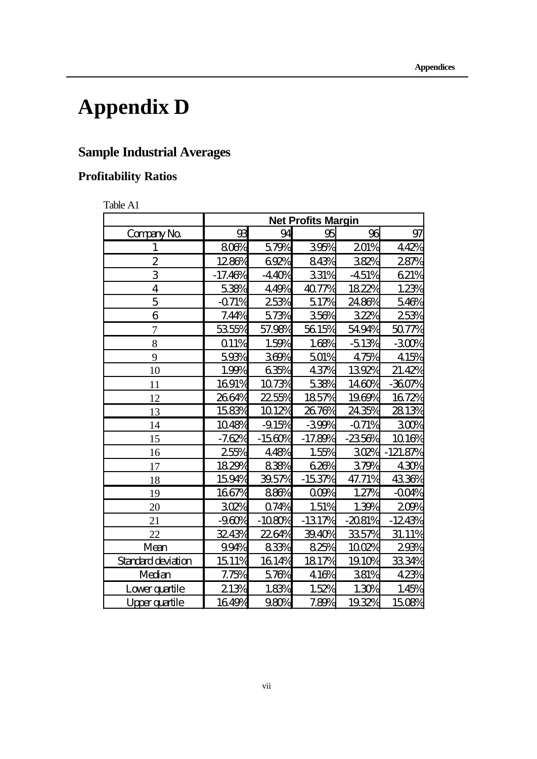# Appendix D

## Sample Industrial Averages

### Profitability Ratios

Table A1

| | Net Profits Margin | | | | |
|---|---|---|---|---|---|
| Company No. | 93 | 94 | 95 | 96 | 97 |
| 1 | 8.06% | 5.79% | 3.95% | 2.01% | 4.42% |
| 2 | 12.86% | 6.92% | 8.43% | 3.82% | 2.87% |
| 3 | -17.46% | -4.40% | 3.31% | -4.51% | 6.21% |
| 4 | 5.38% | 4.49% | 40.77% | 18.22% | 1.23% |
| 5 | -0.71% | 2.53% | 5.17% | 24.86% | 5.46% |
| 6 | 7.44% | 5.73% | 3.56% | 3.22% | 2.53% |
| 7 | 53.55% | 57.98% | 56.15% | 54.94% | 50.77% |
| 8 | 0.11% | 1.59% | 1.68% | -5.13% | -3.00% |
| 9 | 5.93% | 3.69% | 5.01% | 4.75% | 4.15% |
| 10 | 1.99% | 6.35% | 4.37% | 13.92% | 21.42% |
| 11 | 16.91% | 10.73% | 5.38% | 14.60% | -36.07% |
| 12 | 26.64% | 22.55% | 18.57% | 19.69% | 16.72% |
| 13 | 15.83% | 10.12% | 26.76% | 24.35% | 28.13% |
| 14 | 10.48% | -9.15% | -3.99% | -0.71% | 3.00% |
| 15 | -7.62% | -15.60% | -17.89% | -23.56% | 10.16% |
| 16 | 2.55% | 4.48% | 1.55% | 3.02% | -121.87% |
| 17 | 18.29% | 8.38% | 6.26% | 3.79% | 4.30% |
| 18 | 15.94% | 39.57% | -15.37% | 47.71% | 43.36% |
| 19 | 16.67% | 8.86% | 0.09% | 1.27% | -0.04% |
| 20 | 3.02% | 0.74% | 1.51% | 1.39% | 2.09% |
| 21 | -9.60% | -10.80% | -13.17% | -20.81% | -12.43% |
| 22 | 32.43% | 22.64% | 39.40% | 33.57% | 31.11% |
| Mean | 9.94% | 8.33% | 8.25% | 10.02% | 2.93% |
| Standard deviation | 15.11% | 16.14% | 18.17% | 19.10% | 33.34% |
| Median | 7.75% | 5.76% | 4.16% | 3.81% | 4.23% |
| Lower quartile | 2.13% | 1.83% | 1.52% | 1.30% | 1.45% |
| Upper quartile | 16.49% | 9.80% | 7.89% | 19.32% | 15.08% |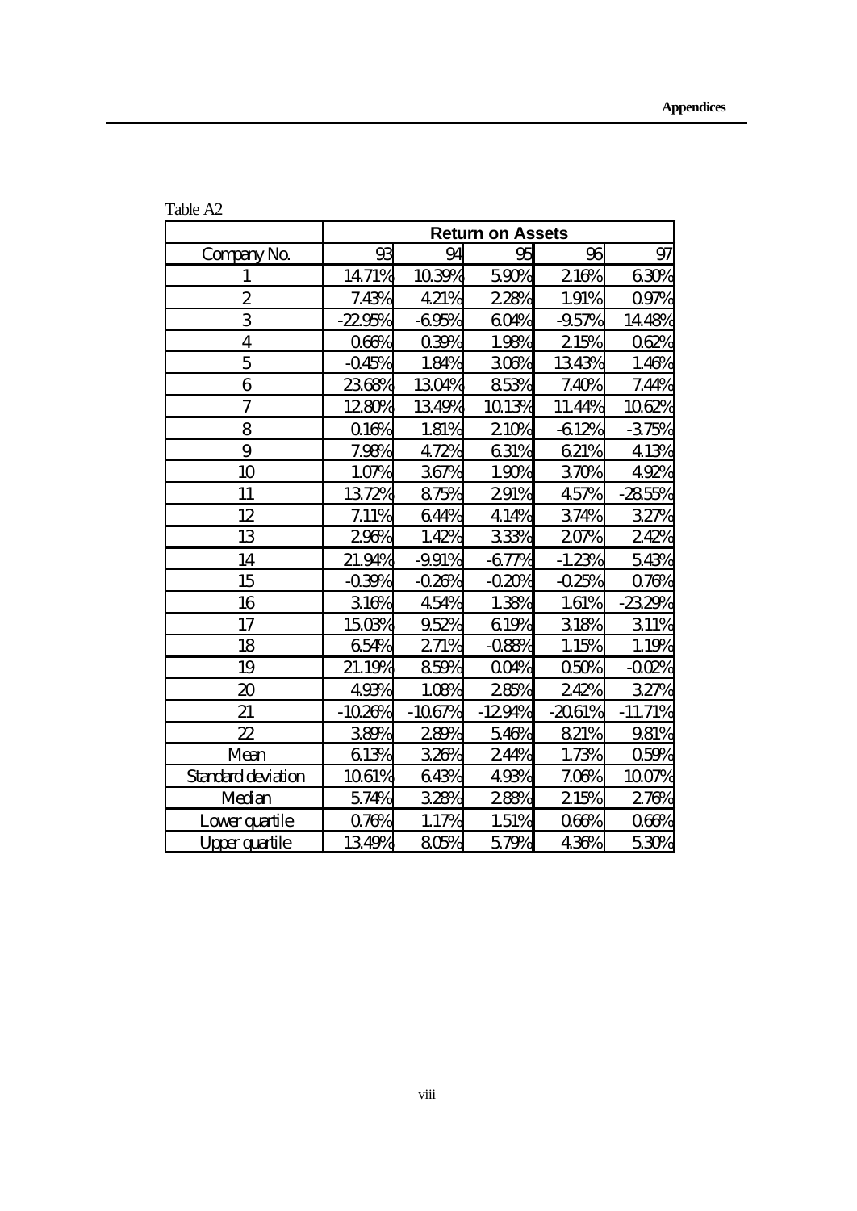Table A2

| | Return on Assets | | | | |
|---|---|---|---|---|---|
| Company No. | 93 | 94 | 95 | 96 | 97 |
| 1 | 14.71% | 10.39% | 5.90% | 2.16% | 6.30% |
| 2 | 7.43% | 4.21% | 2.28% | 1.91% | 0.97% |
| 3 | -22.95% | -6.95% | 6.04% | -9.57% | 14.48% |
| 4 | 0.66% | 0.39% | 1.98% | 2.15% | 0.62% |
| 5 | -0.45% | 1.84% | 3.06% | 13.43% | 1.46% |
| 6 | 23.68% | 13.04% | 8.53% | 7.40% | 7.44% |
| 7 | 12.80% | 13.49% | 10.13% | 11.44% | 10.62% |
| 8 | 0.16% | 1.81% | 2.10% | -6.12% | -3.75% |
| 9 | 7.98% | 4.72% | 6.31% | 6.21% | 4.13% |
| 10 | 1.07% | 3.67% | 1.90% | 3.70% | 4.92% |
| 11 | 13.72% | 8.75% | 2.91% | 4.57% | -28.55% |
| 12 | 7.11% | 6.44% | 4.14% | 3.74% | 3.27% |
| 13 | 2.96% | 1.42% | 3.33% | 2.07% | 2.42% |
| 14 | 21.94% | -9.91% | -6.77% | -1.23% | 5.43% |
| 15 | -0.39% | -0.26% | -0.20% | -0.25% | 0.76% |
| 16 | 3.16% | 4.54% | 1.38% | 1.61% | -23.29% |
| 17 | 15.03% | 9.52% | 6.19% | 3.18% | 3.11% |
| 18 | 6.54% | 2.71% | -0.88% | 1.15% | 1.19% |
| 19 | 21.19% | 8.59% | 0.04% | 0.50% | -0.02% |
| 20 | 4.93% | 1.08% | 2.85% | 2.42% | 3.27% |
| 21 | -10.26% | -10.67% | -12.94% | -20.61% | -11.71% |
| 22 | 3.89% | 2.89% | 5.46% | 8.21% | 9.81% |
| Mean | 6.13% | 3.26% | 2.44% | 1.73% | 0.59% |
| Standard deviation | 10.61% | 6.43% | 4.93% | 7.06% | 10.07% |
| Median | 5.74% | 3.28% | 2.88% | 2.15% | 2.76% |
| Lower quartile | 0.76% | 1.17% | 1.51% | 0.66% | 0.66% |
| Upper quartile | 13.49% | 8.05% | 5.79% | 4.36% | 5.30% |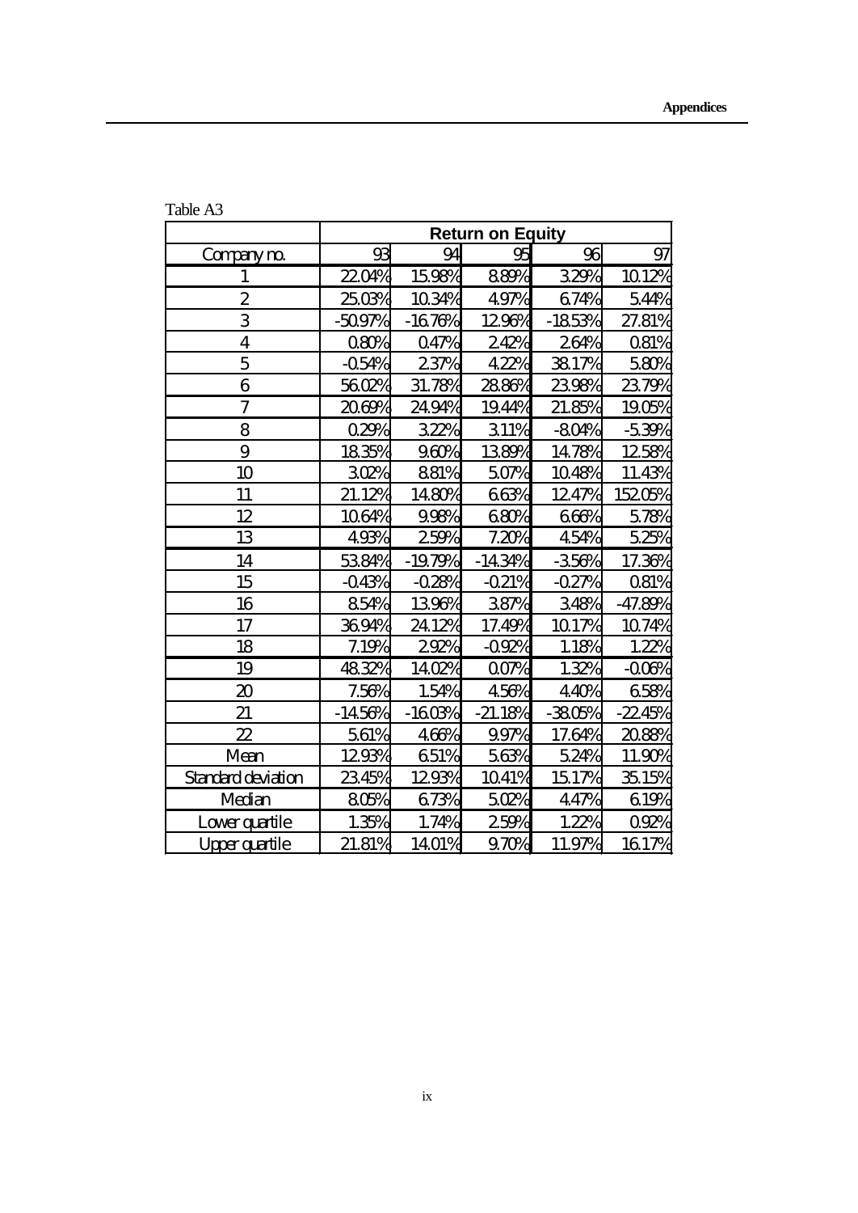Table A3

| | Return on Equity | | | | |
|---|---|---|---|---|---|
| Company no. | 93 | 94 | 95 | 96 | 97 |
| 1 | 22.04% | 15.98% | 8.89% | 3.29% | 10.12% |
| 2 | 25.03% | 10.34% | 4.97% | 6.74% | 5.44% |
| 3 | -50.97% | -16.76% | 12.96% | -18.53% | 27.81% |
| 4 | 0.80% | 0.47% | 2.42% | 2.64% | 0.81% |
| 5 | -0.54% | 2.37% | 4.22% | 38.17% | 5.80% |
| 6 | 56.02% | 31.78% | 28.86% | 23.98% | 23.79% |
| 7 | 20.69% | 24.94% | 19.44% | 21.85% | 19.05% |
| 8 | 0.29% | 3.22% | 3.11% | -8.04% | -5.39% |
| 9 | 18.35% | 9.60% | 13.89% | 14.78% | 12.58% |
| 10 | 3.02% | 8.81% | 5.07% | 10.48% | 11.43% |
| 11 | 21.12% | 14.80% | 6.63% | 12.47% | 152.05% |
| 12 | 10.64% | 9.98% | 6.80% | 6.66% | 5.78% |
| 13 | 4.93% | 2.59% | 7.20% | 4.54% | 5.25% |
| 14 | 53.84% | -19.79% | -14.34% | -3.56% | 17.36% |
| 15 | -0.43% | -0.28% | -0.21% | -0.27% | 0.81% |
| 16 | 8.54% | 13.96% | 3.87% | 3.48% | -47.89% |
| 17 | 36.94% | 24.12% | 17.49% | 10.17% | 10.74% |
| 18 | 7.19% | 2.92% | -0.92% | 1.18% | 1.22% |
| 19 | 48.32% | 14.02% | 0.07% | 1.32% | -0.06% |
| 20 | 7.56% | 1.54% | 4.56% | 4.40% | 6.58% |
| 21 | -14.56% | -16.03% | -21.18% | -38.05% | -22.45% |
| 22 | 5.61% | 4.66% | 9.97% | 17.64% | 20.88% |
| Mean | 12.93% | 6.51% | 5.63% | 5.24% | 11.90% |
| Standard deviation | 23.45% | 12.93% | 10.41% | 15.17% | 35.15% |
| Median | 8.05% | 6.73% | 5.02% | 4.47% | 6.19% |
| Lower quartile | 1.35% | 1.74% | 2.59% | 1.22% | 0.92% |
| Upper quartile | 21.81% | 14.01% | 9.70% | 11.97% | 16.17% |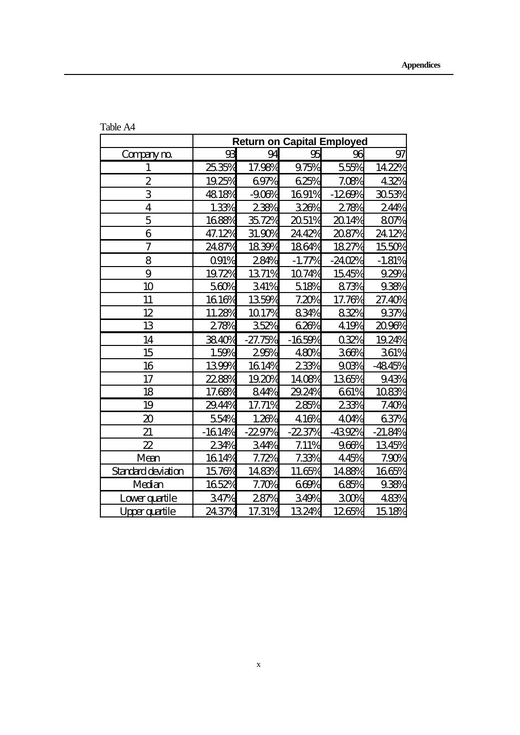Table A4

| | Return on Capital Employed | | | | |
|---|---|---|---|---|---|
| Company no. | 93 | 94 | 95 | 96 | 97 |
| 1 | 25.35% | 17.98% | 9.75% | 5.55% | 14.22% |
| 2 | 19.25% | 6.97% | 6.25% | 7.08% | 4.32% |
| 3 | 48.18% | -9.06% | 16.91% | -12.69% | 30.53% |
| 4 | 1.33% | 2.38% | 3.26% | 2.78% | 2.44% |
| 5 | 16.88% | 35.72% | 20.51% | 20.14% | 8.07% |
| 6 | 47.12% | 31.90% | 24.42% | 20.87% | 24.12% |
| 7 | 24.87% | 18.39% | 18.64% | 18.27% | 15.50% |
| 8 | 0.91% | 2.84% | -1.77% | -24.02% | -1.81% |
| 9 | 19.72% | 13.71% | 10.74% | 15.45% | 9.29% |
| 10 | 5.60% | 3.41% | 5.18% | 8.73% | 9.38% |
| 11 | 16.16% | 13.59% | 7.20% | 17.76% | 27.40% |
| 12 | 11.28% | 10.17% | 8.34% | 8.32% | 9.37% |
| 13 | 2.78% | 3.52% | 6.26% | 4.19% | 20.96% |
| 14 | 38.40% | -27.75% | -16.59% | 0.32% | 19.24% |
| 15 | 1.59% | 2.95% | 4.80% | 3.66% | 3.61% |
| 16 | 13.99% | 16.14% | 2.33% | 9.03% | -48.45% |
| 17 | 22.88% | 19.20% | 14.08% | 13.65% | 9.43% |
| 18 | 17.68% | 8.44% | 29.24% | 6.61% | 10.83% |
| 19 | 29.44% | 17.71% | 2.85% | 2.33% | 7.40% |
| 20 | 5.54% | 1.26% | 4.16% | 4.04% | 6.37% |
| 21 | -16.14% | -22.97% | -22.37% | -43.92% | -21.84% |
| 22 | 2.34% | 3.44% | 7.11% | 9.66% | 13.45% |
| Mean | 16.14% | 7.72% | 7.33% | 4.45% | 7.90% |
| Standard deviation | 15.76% | 14.83% | 11.65% | 14.88% | 16.65% |
| Median | 16.52% | 7.70% | 6.69% | 6.85% | 9.38% |
| Lower quartile | 3.47% | 2.87% | 3.49% | 3.00% | 4.83% |
| Upper quartile | 24.37% | 17.31% | 13.24% | 12.65% | 15.18% |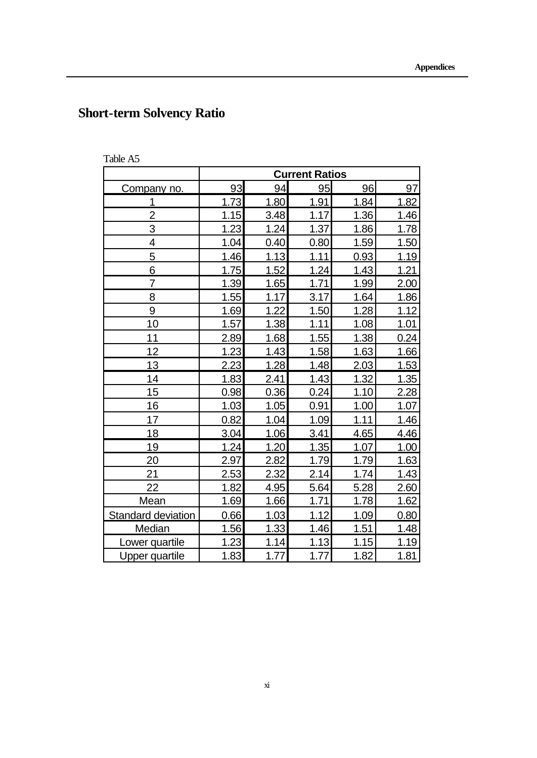## Short-term Solvency Ratio

Table A5

| | Current Ratios | | | | |
|---|---|---|---|---|---|
| Company no. | 93 | 94 | 95 | 96 | 97 |
| 1 | 1.73 | 1.80 | 1.91 | 1.84 | 1.82 |
| 2 | 1.15 | 3.48 | 1.17 | 1.36 | 1.46 |
| 3 | 1.23 | 1.24 | 1.37 | 1.86 | 1.78 |
| 4 | 1.04 | 0.40 | 0.80 | 1.59 | 1.50 |
| 5 | 1.46 | 1.13 | 1.11 | 0.93 | 1.19 |
| 6 | 1.75 | 1.52 | 1.24 | 1.43 | 1.21 |
| 7 | 1.39 | 1.65 | 1.71 | 1.99 | 2.00 |
| 8 | 1.55 | 1.17 | 3.17 | 1.64 | 1.86 |
| 9 | 1.69 | 1.22 | 1.50 | 1.28 | 1.12 |
| 10 | 1.57 | 1.38 | 1.11 | 1.08 | 1.01 |
| 11 | 2.89 | 1.68 | 1.55 | 1.38 | 0.24 |
| 12 | 1.23 | 1.43 | 1.58 | 1.63 | 1.66 |
| 13 | 2.23 | 1.28 | 1.48 | 2.03 | 1.53 |
| 14 | 1.83 | 2.41 | 1.43 | 1.32 | 1.35 |
| 15 | 0.98 | 0.36 | 0.24 | 1.10 | 2.28 |
| 16 | 1.03 | 1.05 | 0.91 | 1.00 | 1.07 |
| 17 | 0.82 | 1.04 | 1.09 | 1.11 | 1.46 |
| 18 | 3.04 | 1.06 | 3.41 | 4.65 | 4.46 |
| 19 | 1.24 | 1.20 | 1.35 | 1.07 | 1.00 |
| 20 | 2.97 | 2.82 | 1.79 | 1.79 | 1.63 |
| 21 | 2.53 | 2.32 | 2.14 | 1.74 | 1.43 |
| 22 | 1.82 | 4.95 | 5.64 | 5.28 | 2.60 |
| Mean | 1.69 | 1.66 | 1.71 | 1.78 | 1.62 |
| Standard deviation | 0.66 | 1.03 | 1.12 | 1.09 | 0.80 |
| Median | 1.56 | 1.33 | 1.46 | 1.51 | 1.48 |
| Lower quartile | 1.23 | 1.14 | 1.13 | 1.15 | 1.19 |
| Upper quartile | 1.83 | 1.77 | 1.77 | 1.82 | 1.81 |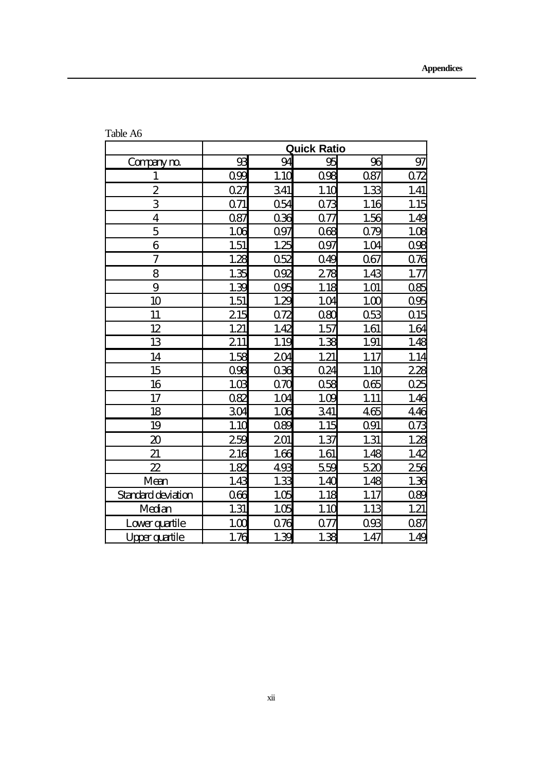Table A6

| | Quick Ratio | | | | |
|---|---|---|---|---|---|
| Company no. | 93 | 94 | 95 | 96 | 97 |
| 1 | 0.99 | 1.10 | 0.98 | 0.87 | 0.72 |
| 2 | 0.27 | 3.41 | 1.10 | 1.33 | 1.41 |
| 3 | 0.71 | 0.54 | 0.73 | 1.16 | 1.15 |
| 4 | 0.87 | 0.36 | 0.77 | 1.56 | 1.49 |
| 5 | 1.06 | 0.97 | 0.68 | 0.79 | 1.08 |
| 6 | 1.51 | 1.25 | 0.97 | 1.04 | 0.98 |
| 7 | 1.28 | 0.52 | 0.49 | 0.67 | 0.76 |
| 8 | 1.35 | 0.92 | 2.78 | 1.43 | 1.77 |
| 9 | 1.39 | 0.95 | 1.18 | 1.01 | 0.85 |
| 10 | 1.51 | 1.29 | 1.04 | 1.00 | 0.95 |
| 11 | 2.15 | 0.72 | 0.80 | 0.53 | 0.15 |
| 12 | 1.21 | 1.42 | 1.57 | 1.61 | 1.64 |
| 13 | 2.11 | 1.19 | 1.38 | 1.91 | 1.48 |
| 14 | 1.58 | 2.04 | 1.21 | 1.17 | 1.14 |
| 15 | 0.98 | 0.36 | 0.24 | 1.10 | 2.28 |
| 16 | 1.03 | 0.70 | 0.58 | 0.65 | 0.25 |
| 17 | 0.82 | 1.04 | 1.09 | 1.11 | 1.46 |
| 18 | 3.04 | 1.06 | 3.41 | 4.65 | 4.46 |
| 19 | 1.10 | 0.89 | 1.15 | 0.91 | 0.73 |
| 20 | 2.59 | 2.01 | 1.37 | 1.31 | 1.28 |
| 21 | 2.16 | 1.66 | 1.61 | 1.48 | 1.42 |
| 22 | 1.82 | 4.93 | 5.59 | 5.20 | 2.56 |
| Mean | 1.43 | 1.33 | 1.40 | 1.48 | 1.36 |
| Standard deviation | 0.66 | 1.05 | 1.18 | 1.17 | 0.89 |
| Median | 1.31 | 1.05 | 1.10 | 1.13 | 1.21 |
| Lower quartile | 1.00 | 0.76 | 0.77 | 0.93 | 0.87 |
| Upper quartile | 1.76 | 1.39 | 1.38 | 1.47 | 1.49 |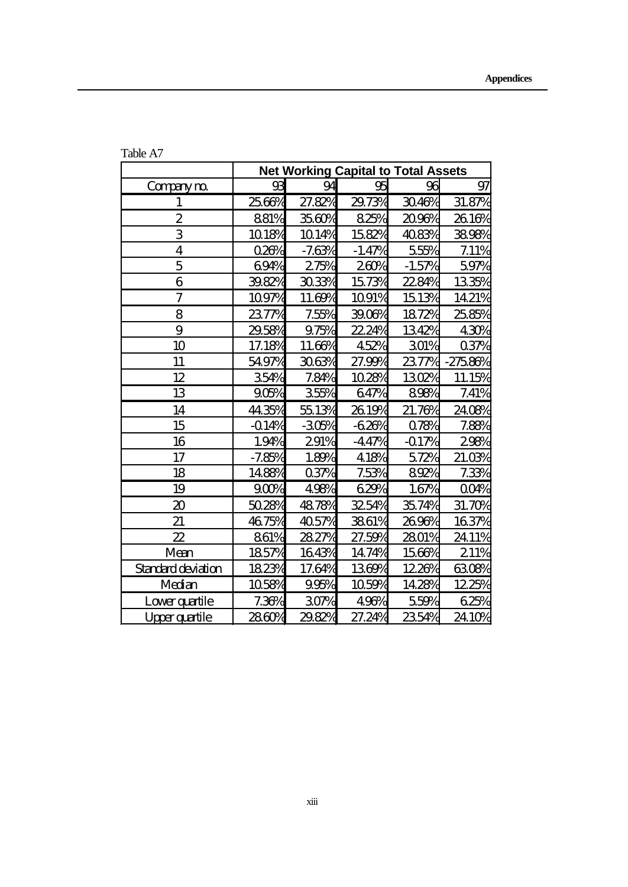Table A7

| | Net Working Capital to Total Assets | | | | |
|---|---|---|---|---|---|
| Company no. | 93 | 94 | 95 | 96 | 97 |
| 1 | 25.66% | 27.82% | 29.73% | 30.46% | 31.87% |
| 2 | 8.81% | 35.60% | 8.25% | 20.96% | 26.16% |
| 3 | 10.18% | 10.14% | 15.82% | 40.83% | 38.98% |
| 4 | 0.26% | -7.63% | -1.47% | 5.55% | 7.11% |
| 5 | 6.94% | 2.75% | 2.60% | -1.57% | 5.97% |
| 6 | 39.82% | 30.33% | 15.73% | 22.84% | 13.35% |
| 7 | 10.97% | 11.69% | 10.91% | 15.13% | 14.21% |
| 8 | 23.77% | 7.55% | 39.06% | 18.72% | 25.85% |
| 9 | 29.58% | 9.75% | 22.24% | 13.42% | 4.30% |
| 10 | 17.18% | 11.66% | 4.52% | 3.01% | 0.37% |
| 11 | 54.97% | 30.63% | 27.99% | 23.77% | -275.86% |
| 12 | 3.54% | 7.84% | 10.28% | 13.02% | 11.15% |
| 13 | 9.05% | 3.55% | 6.47% | 8.98% | 7.41% |
| 14 | 44.35% | 55.13% | 26.19% | 21.76% | 24.08% |
| 15 | -0.14% | -3.05% | -6.26% | 0.78% | 7.88% |
| 16 | 1.94% | 2.91% | -4.47% | -0.17% | 2.98% |
| 17 | -7.85% | 1.89% | 4.18% | 5.72% | 21.03% |
| 18 | 14.88% | 0.37% | 7.53% | 8.92% | 7.33% |
| 19 | 9.00% | 4.98% | 6.29% | 1.67% | 0.04% |
| 20 | 50.28% | 48.78% | 32.54% | 35.74% | 31.70% |
| 21 | 46.75% | 40.57% | 38.61% | 26.96% | 16.37% |
| 22 | 8.61% | 28.27% | 27.59% | 28.01% | 24.11% |
| Mean | 18.57% | 16.43% | 14.74% | 15.66% | 2.11% |
| Standard deviation | 18.23% | 17.64% | 13.69% | 12.26% | 63.08% |
| Median | 10.58% | 9.95% | 10.59% | 14.28% | 12.25% |
| Lower quartile | 7.36% | 3.07% | 4.96% | 5.59% | 6.25% |
| Upper quartile | 28.60% | 29.82% | 27.24% | 23.54% | 24.10% |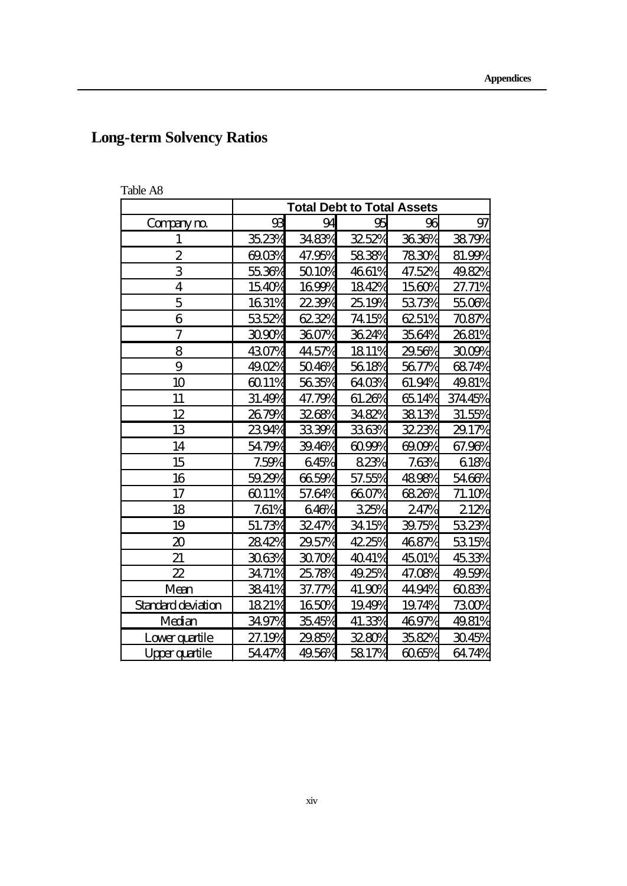## Long-term Solvency Ratios

Table A8

| | Total Debt to Total Assets | | | | |
|---|---|---|---|---|---|
| Company no. | 93 | 94 | 95 | 96 | 97 |
| 1 | 35.23% | 34.83% | 32.52% | 36.36% | 38.79% |
| 2 | 69.03% | 47.95% | 58.38% | 78.30% | 81.99% |
| 3 | 55.36% | 50.10% | 46.61% | 47.52% | 49.82% |
| 4 | 15.40% | 16.99% | 18.42% | 15.60% | 27.71% |
| 5 | 16.31% | 22.39% | 25.19% | 53.73% | 55.06% |
| 6 | 53.52% | 62.32% | 74.15% | 62.51% | 70.87% |
| 7 | 30.90% | 36.07% | 36.24% | 35.64% | 26.81% |
| 8 | 43.07% | 44.57% | 18.11% | 29.56% | 30.09% |
| 9 | 49.02% | 50.46% | 56.18% | 56.77% | 68.74% |
| 10 | 60.11% | 56.35% | 64.03% | 61.94% | 49.81% |
| 11 | 31.49% | 47.79% | 61.26% | 65.14% | 374.45% |
| 12 | 26.79% | 32.68% | 34.82% | 38.13% | 31.55% |
| 13 | 23.94% | 33.39% | 33.63% | 32.23% | 29.17% |
| 14 | 54.79% | 39.46% | 60.99% | 69.09% | 67.96% |
| 15 | 7.59% | 6.45% | 8.23% | 7.63% | 6.18% |
| 16 | 59.29% | 66.59% | 57.55% | 48.98% | 54.66% |
| 17 | 60.11% | 57.64% | 66.07% | 68.26% | 71.10% |
| 18 | 7.61% | 6.46% | 3.25% | 2.47% | 2.12% |
| 19 | 51.73% | 32.47% | 34.15% | 39.75% | 53.23% |
| 20 | 28.42% | 29.57% | 42.25% | 46.87% | 53.15% |
| 21 | 30.63% | 30.70% | 40.41% | 45.01% | 45.33% |
| 22 | 34.71% | 25.78% | 49.25% | 47.08% | 49.59% |
| Mean | 38.41% | 37.77% | 41.90% | 44.94% | 60.83% |
| Standard deviation | 18.21% | 16.50% | 19.49% | 19.74% | 73.00% |
| Median | 34.97% | 35.45% | 41.33% | 46.97% | 49.81% |
| Lower quartile | 27.19% | 29.85% | 32.80% | 35.82% | 30.45% |
| Upper quartile | 54.47% | 49.56% | 58.17% | 60.65% | 64.74% |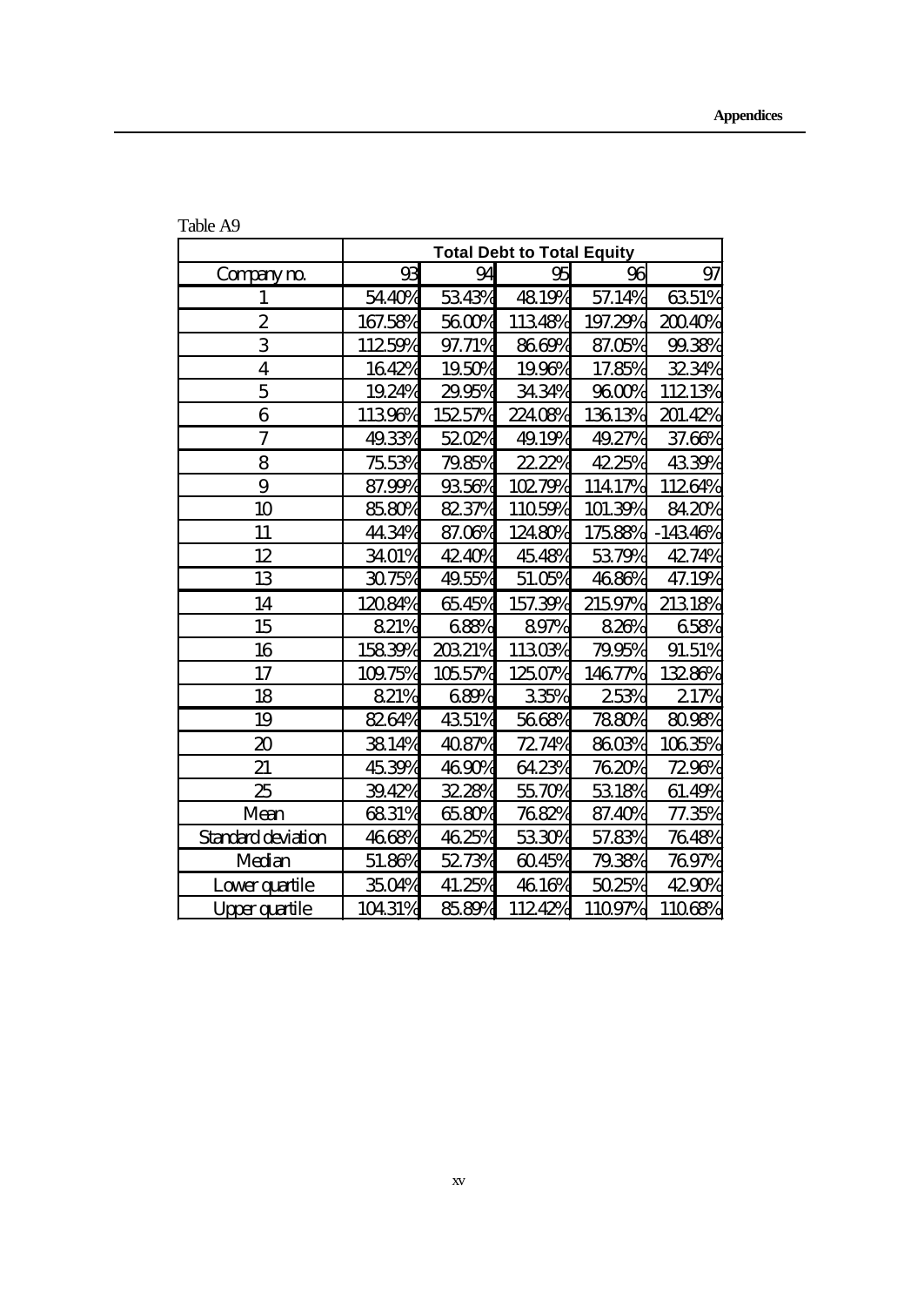Table A9

| | Total Debt to Total Equity | | | | |
|---|---|---|---|---|---|
| Company no. | 93 | 94 | 95 | 96 | 97 |
| 1 | 54.40% | 53.43% | 48.19% | 57.14% | 63.51% |
| 2 | 167.58% | 56.00% | 113.48% | 197.29% | 200.40% |
| 3 | 112.59% | 97.71% | 86.69% | 87.05% | 99.38% |
| 4 | 16.42% | 19.50% | 19.96% | 17.85% | 32.34% |
| 5 | 19.24% | 29.95% | 34.34% | 96.00% | 112.13% |
| 6 | 113.96% | 152.57% | 224.08% | 136.13% | 201.42% |
| 7 | 49.33% | 52.02% | 49.19% | 49.27% | 37.66% |
| 8 | 75.53% | 79.85% | 22.22% | 42.25% | 43.39% |
| 9 | 87.99% | 93.56% | 102.79% | 114.17% | 112.64% |
| 10 | 85.80% | 82.37% | 110.59% | 101.39% | 84.20% |
| 11 | 44.34% | 87.06% | 124.80% | 175.88% | -143.46% |
| 12 | 34.01% | 42.40% | 45.48% | 53.79% | 42.74% |
| 13 | 30.75% | 49.55% | 51.05% | 46.86% | 47.19% |
| 14 | 120.84% | 65.45% | 157.39% | 215.97% | 213.18% |
| 15 | 8.21% | 6.88% | 8.97% | 8.26% | 6.58% |
| 16 | 158.39% | 203.21% | 113.03% | 79.95% | 91.51% |
| 17 | 109.75% | 105.57% | 125.07% | 146.77% | 132.86% |
| 18 | 8.21% | 6.89% | 3.35% | 2.53% | 2.17% |
| 19 | 82.64% | 43.51% | 56.68% | 78.80% | 80.98% |
| 20 | 38.14% | 40.87% | 72.74% | 86.03% | 106.35% |
| 21 | 45.39% | 46.90% | 64.23% | 76.20% | 72.96% |
| 25 | 39.42% | 32.28% | 55.70% | 53.18% | 61.49% |
| Mean | 68.31% | 65.80% | 76.82% | 87.40% | 77.35% |
| Standard deviation | 46.68% | 46.25% | 53.30% | 57.83% | 76.48% |
| Median | 51.86% | 52.73% | 60.45% | 79.38% | 76.97% |
| Lower quartile | 35.04% | 41.25% | 46.16% | 50.25% | 42.90% |
| Upper quartile | 104.31% | 85.89% | 112.42% | 110.97% | 110.68% |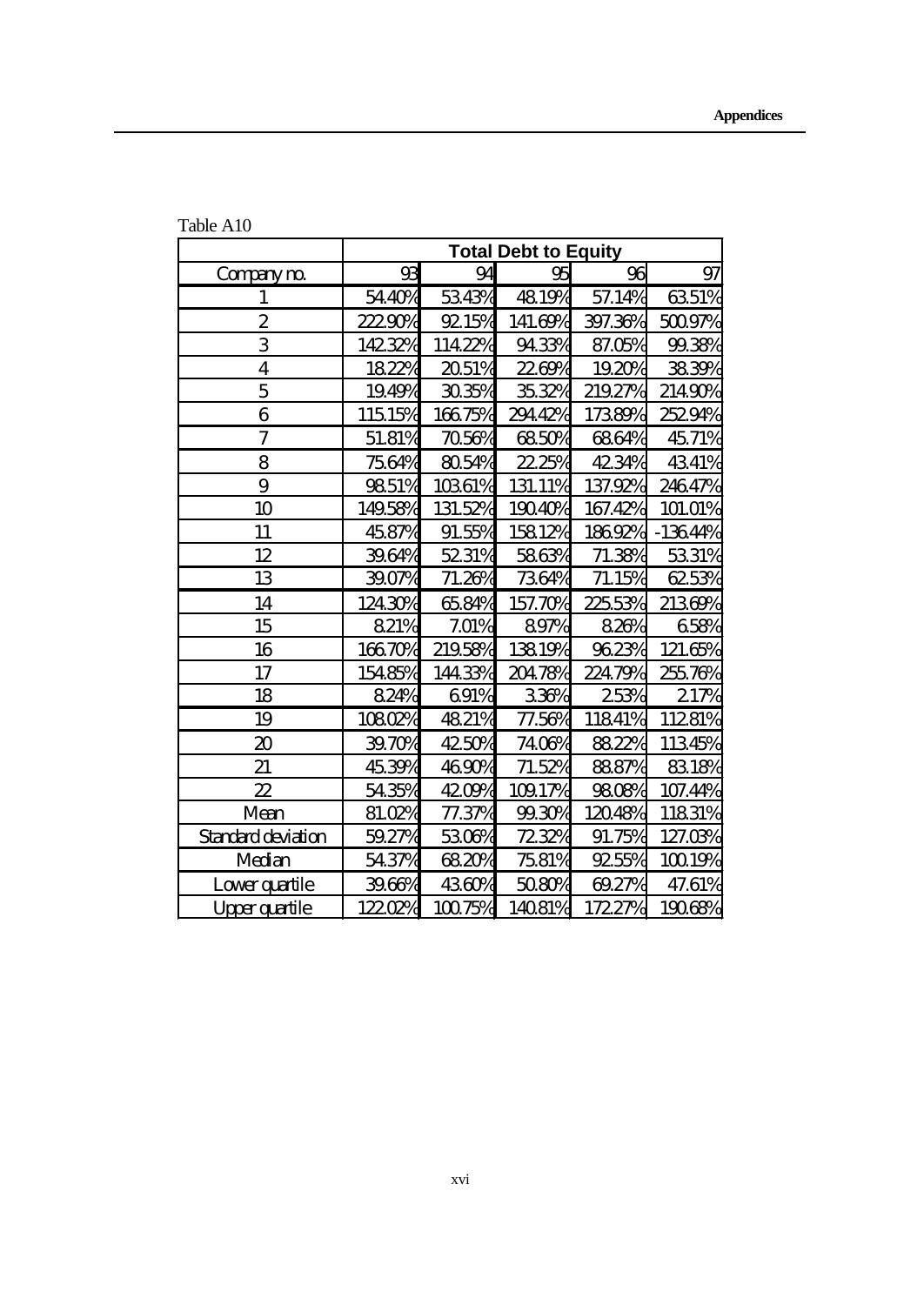Table A10

| | Total Debt to Equity | | | | |
|---|---|---|---|---|---|
| Company no. | 93 | 94 | 95 | 96 | 97 |
| 1 | 54.40% | 53.43% | 48.19% | 57.14% | 63.51% |
| 2 | 222.90% | 92.15% | 141.69% | 397.36% | 500.97% |
| 3 | 142.32% | 114.22% | 94.33% | 87.05% | 99.38% |
| 4 | 18.22% | 20.51% | 22.69% | 19.20% | 38.39% |
| 5 | 19.49% | 30.35% | 35.32% | 219.27% | 214.90% |
| 6 | 115.15% | 166.75% | 294.42% | 173.89% | 252.94% |
| 7 | 51.81% | 70.56% | 68.50% | 68.64% | 45.71% |
| 8 | 75.64% | 80.54% | 22.25% | 42.34% | 43.41% |
| 9 | 98.51% | 103.61% | 131.11% | 137.92% | 246.47% |
| 10 | 149.58% | 131.52% | 190.40% | 167.42% | 101.01% |
| 11 | 45.87% | 91.55% | 158.12% | 186.92% | -136.44% |
| 12 | 39.64% | 52.31% | 58.63% | 71.38% | 53.31% |
| 13 | 39.07% | 71.26% | 73.64% | 71.15% | 62.53% |
| 14 | 124.30% | 65.84% | 157.70% | 225.53% | 213.69% |
| 15 | 8.21% | 7.01% | 8.97% | 8.26% | 6.58% |
| 16 | 166.70% | 219.58% | 138.19% | 96.23% | 121.65% |
| 17 | 154.85% | 144.33% | 204.78% | 224.79% | 255.76% |
| 18 | 8.24% | 6.91% | 3.36% | 2.53% | 2.17% |
| 19 | 108.02% | 48.21% | 77.56% | 118.41% | 112.81% |
| 20 | 39.70% | 42.50% | 74.06% | 88.22% | 113.45% |
| 21 | 45.39% | 46.90% | 71.52% | 88.87% | 83.18% |
| 22 | 54.35% | 42.09% | 109.17% | 98.08% | 107.44% |
| Mean | 81.02% | 77.37% | 99.30% | 120.48% | 118.31% |
| Standard deviation | 59.27% | 53.06% | 72.32% | 91.75% | 127.03% |
| Median | 54.37% | 68.20% | 75.81% | 92.55% | 100.19% |
| Lower quartile | 39.66% | 43.60% | 50.80% | 69.27% | 47.61% |
| Upper quartile | 122.02% | 100.75% | 140.81% | 172.27% | 190.68% |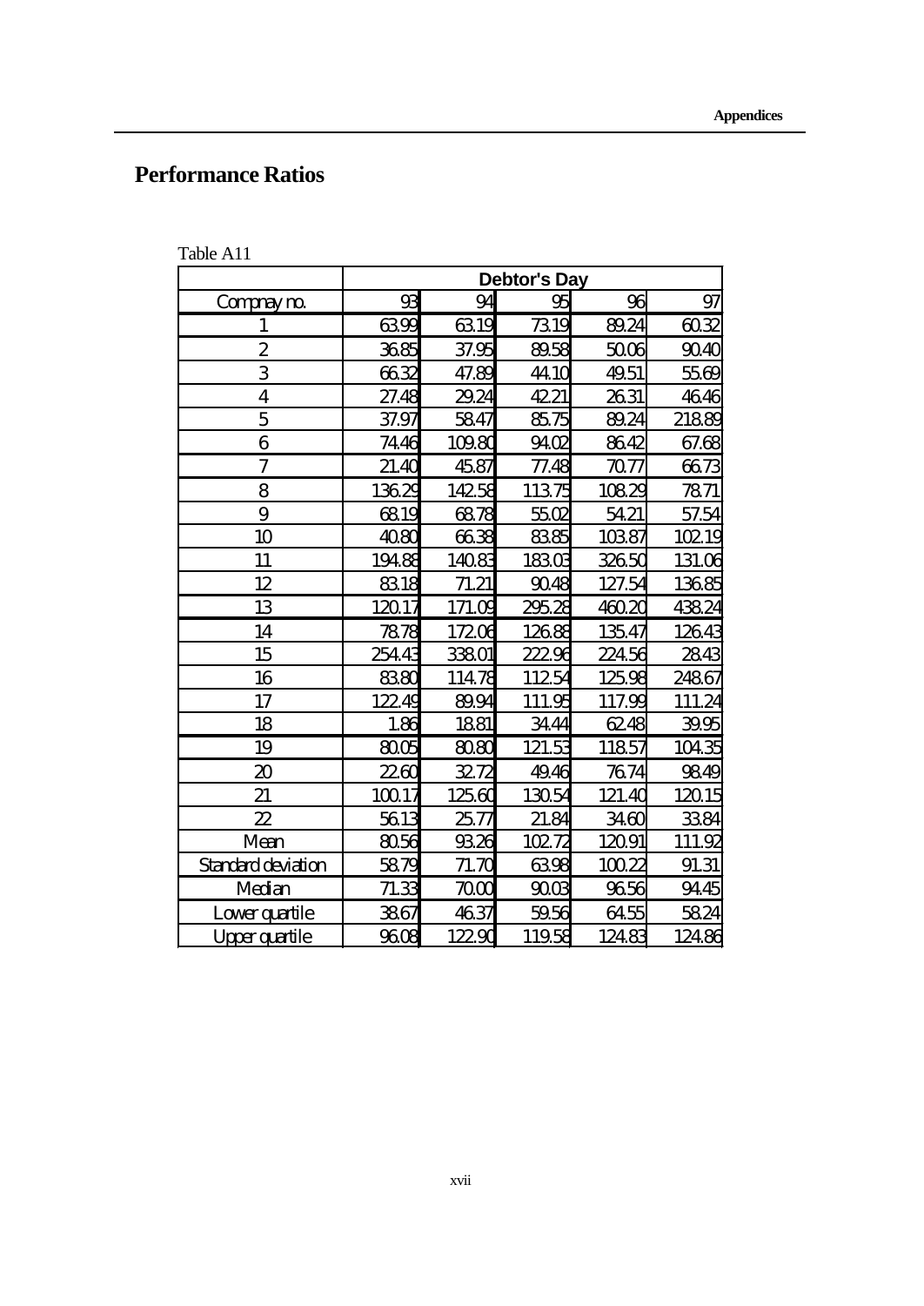## Performance Ratios

Table A11

| | Debtor's Day | | | | |
|---|---|---|---|---|---|
| Compnay no. | 93 | 94 | 95 | 96 | 97 |
| 1 | 63.99 | 63.19 | 73.19 | 89.24 | 60.32 |
| 2 | 36.85 | 37.95 | 89.58 | 50.06 | 90.40 |
| 3 | 66.32 | 47.89 | 44.10 | 49.51 | 55.69 |
| 4 | 27.48 | 29.24 | 42.21 | 26.31 | 46.46 |
| 5 | 37.97 | 58.47 | 85.75 | 89.24 | 218.89 |
| 6 | 74.46 | 109.80 | 94.02 | 86.42 | 67.68 |
| 7 | 21.40 | 45.87 | 77.48 | 70.77 | 66.73 |
| 8 | 136.29 | 142.58 | 113.75 | 108.29 | 78.71 |
| 9 | 68.19 | 68.78 | 55.02 | 54.21 | 57.54 |
| 10 | 40.80 | 66.38 | 83.85 | 103.87 | 102.19 |
| 11 | 194.88 | 140.83 | 183.03 | 326.50 | 131.06 |
| 12 | 83.18 | 71.21 | 90.48 | 127.54 | 136.85 |
| 13 | 120.17 | 171.09 | 295.28 | 460.20 | 438.24 |
| 14 | 78.78 | 172.06 | 126.88 | 135.47 | 126.43 |
| 15 | 254.43 | 338.01 | 222.96 | 224.56 | 28.43 |
| 16 | 83.80 | 114.78 | 112.54 | 125.98 | 248.67 |
| 17 | 122.49 | 89.94 | 111.95 | 117.99 | 111.24 |
| 18 | 1.86 | 18.81 | 34.44 | 62.48 | 39.95 |
| 19 | 80.05 | 80.80 | 121.53 | 118.57 | 104.35 |
| 20 | 22.60 | 32.72 | 49.46 | 76.74 | 98.49 |
| 21 | 100.17 | 125.60 | 130.54 | 121.40 | 120.15 |
| 22 | 56.13 | 25.77 | 21.84 | 34.60 | 33.84 |
| Mean | 80.56 | 93.26 | 102.72 | 120.91 | 111.92 |
| Standard deviation | 58.79 | 71.70 | 63.98 | 100.22 | 91.31 |
| Median | 71.33 | 70.00 | 90.03 | 96.56 | 94.45 |
| Lower quartile | 38.67 | 46.37 | 59.56 | 64.55 | 58.24 |
| Upper quartile | 96.08 | 122.90 | 119.58 | 124.83 | 124.86 |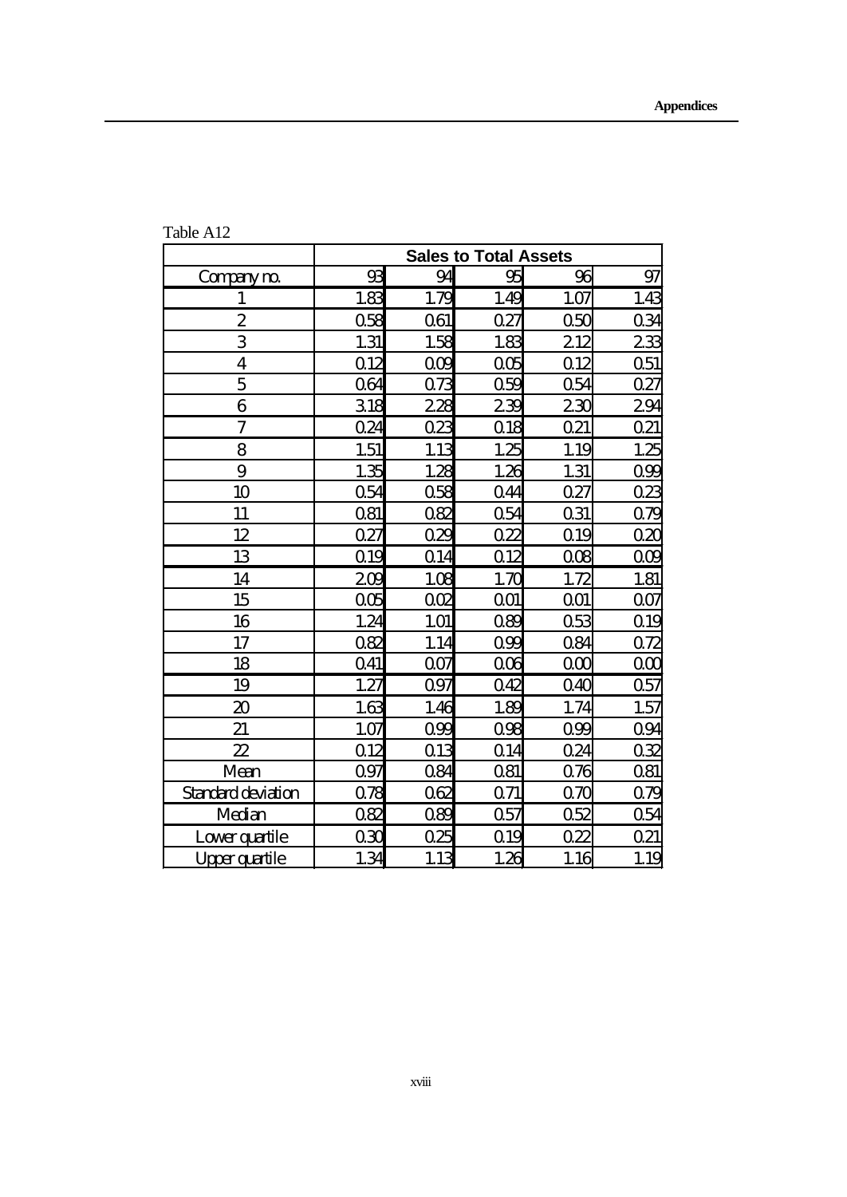Table A12

| | Sales to Total Assets | | | | |
|---|---|---|---|---|---|
| Company no. | 93 | 94 | 95 | 96 | 97 |
| 1 | 1.83 | 1.79 | 1.49 | 1.07 | 1.43 |
| 2 | 0.58 | 0.61 | 0.27 | 0.50 | 0.34 |
| 3 | 1.31 | 1.58 | 1.83 | 2.12 | 2.33 |
| 4 | 0.12 | 0.09 | 0.05 | 0.12 | 0.51 |
| 5 | 0.64 | 0.73 | 0.59 | 0.54 | 0.27 |
| 6 | 3.18 | 2.28 | 2.39 | 2.30 | 2.94 |
| 7 | 0.24 | 0.23 | 0.18 | 0.21 | 0.21 |
| 8 | 1.51 | 1.13 | 1.25 | 1.19 | 1.25 |
| 9 | 1.35 | 1.28 | 1.26 | 1.31 | 0.99 |
| 10 | 0.54 | 0.58 | 0.44 | 0.27 | 0.23 |
| 11 | 0.81 | 0.82 | 0.54 | 0.31 | 0.79 |
| 12 | 0.27 | 0.29 | 0.22 | 0.19 | 0.20 |
| 13 | 0.19 | 0.14 | 0.12 | 0.08 | 0.09 |
| 14 | 2.09 | 1.08 | 1.70 | 1.72 | 1.81 |
| 15 | 0.05 | 0.02 | 0.01 | 0.01 | 0.07 |
| 16 | 1.24 | 1.01 | 0.89 | 0.53 | 0.19 |
| 17 | 0.82 | 1.14 | 0.99 | 0.84 | 0.72 |
| 18 | 0.41 | 0.07 | 0.06 | 0.00 | 0.00 |
| 19 | 1.27 | 0.97 | 0.42 | 0.40 | 0.57 |
| 20 | 1.63 | 1.46 | 1.89 | 1.74 | 1.57 |
| 21 | 1.07 | 0.99 | 0.98 | 0.99 | 0.94 |
| 22 | 0.12 | 0.13 | 0.14 | 0.24 | 0.32 |
| Mean | 0.97 | 0.84 | 0.81 | 0.76 | 0.81 |
| Standard deviation | 0.78 | 0.62 | 0.71 | 0.70 | 0.79 |
| Median | 0.82 | 0.89 | 0.57 | 0.52 | 0.54 |
| Lower quartile | 0.30 | 0.25 | 0.19 | 0.22 | 0.21 |
| Upper quartile | 1.34 | 1.13 | 1.26 | 1.16 | 1.19 |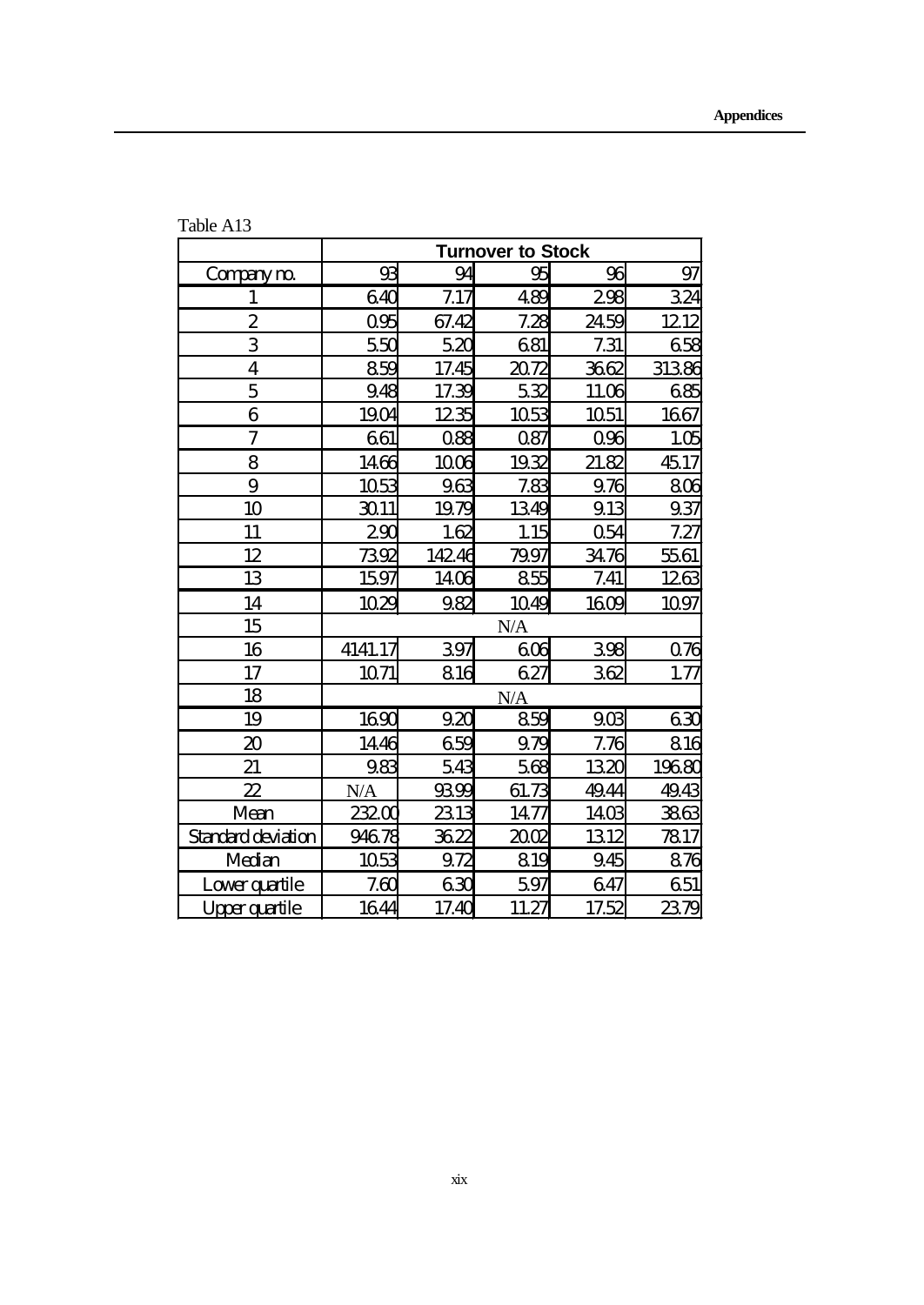Table A13

| | Turnover to Stock | | | | |
|---|---|---|---|---|---|
| Company no. | 93 | 94 | 95 | 96 | 97 |
| 1 | 6.40 | 7.17 | 4.89 | 2.98 | 3.24 |
| 2 | 0.95 | 67.42 | 7.28 | 24.59 | 12.12 |
| 3 | 5.50 | 5.20 | 6.81 | 7.31 | 6.58 |
| 4 | 8.59 | 17.45 | 20.72 | 36.62 | 313.86 |
| 5 | 9.48 | 17.39 | 5.32 | 11.06 | 6.85 |
| 6 | 19.04 | 12.35 | 10.53 | 10.51 | 16.67 |
| 7 | 6.61 | 0.88 | 0.87 | 0.96 | 1.05 |
| 8 | 14.66 | 10.06 | 19.32 | 21.82 | 45.17 |
| 9 | 10.53 | 9.63 | 7.83 | 9.76 | 8.06 |
| 10 | 30.11 | 19.79 | 13.49 | 9.13 | 9.37 |
| 11 | 2.90 | 1.62 | 1.15 | 0.54 | 7.27 |
| 12 | 73.92 | 142.46 | 79.97 | 34.76 | 55.61 |
| 13 | 15.97 | 14.06 | 8.55 | 7.41 | 12.63 |
| 14 | 10.29 | 9.82 | 10.49 | 16.09 | 10.97 |
| 15 | N/A | | | | |
| 16 | 4141.17 | 3.97 | 6.06 | 3.98 | 0.76 |
| 17 | 10.71 | 8.16 | 6.27 | 3.62 | 1.77 |
| 18 | N/A | | | | |
| 19 | 16.90 | 9.20 | 8.59 | 9.03 | 6.30 |
| 20 | 14.46 | 6.59 | 9.79 | 7.76 | 8.16 |
| 21 | 9.83 | 5.43 | 5.68 | 13.20 | 196.80 |
| 22 | N/A | 93.99 | 61.73 | 49.44 | 49.43 |
| Mean | 232.00 | 23.13 | 14.77 | 14.03 | 38.63 |
| Standard deviation | 946.78 | 36.22 | 20.02 | 13.12 | 78.17 |
| Median | 10.53 | 9.72 | 8.19 | 9.45 | 8.76 |
| Lower quartile | 7.60 | 6.30 | 5.97 | 6.47 | 6.51 |
| Upper quartile | 16.44 | 17.40 | 11.27 | 17.52 | 23.79 |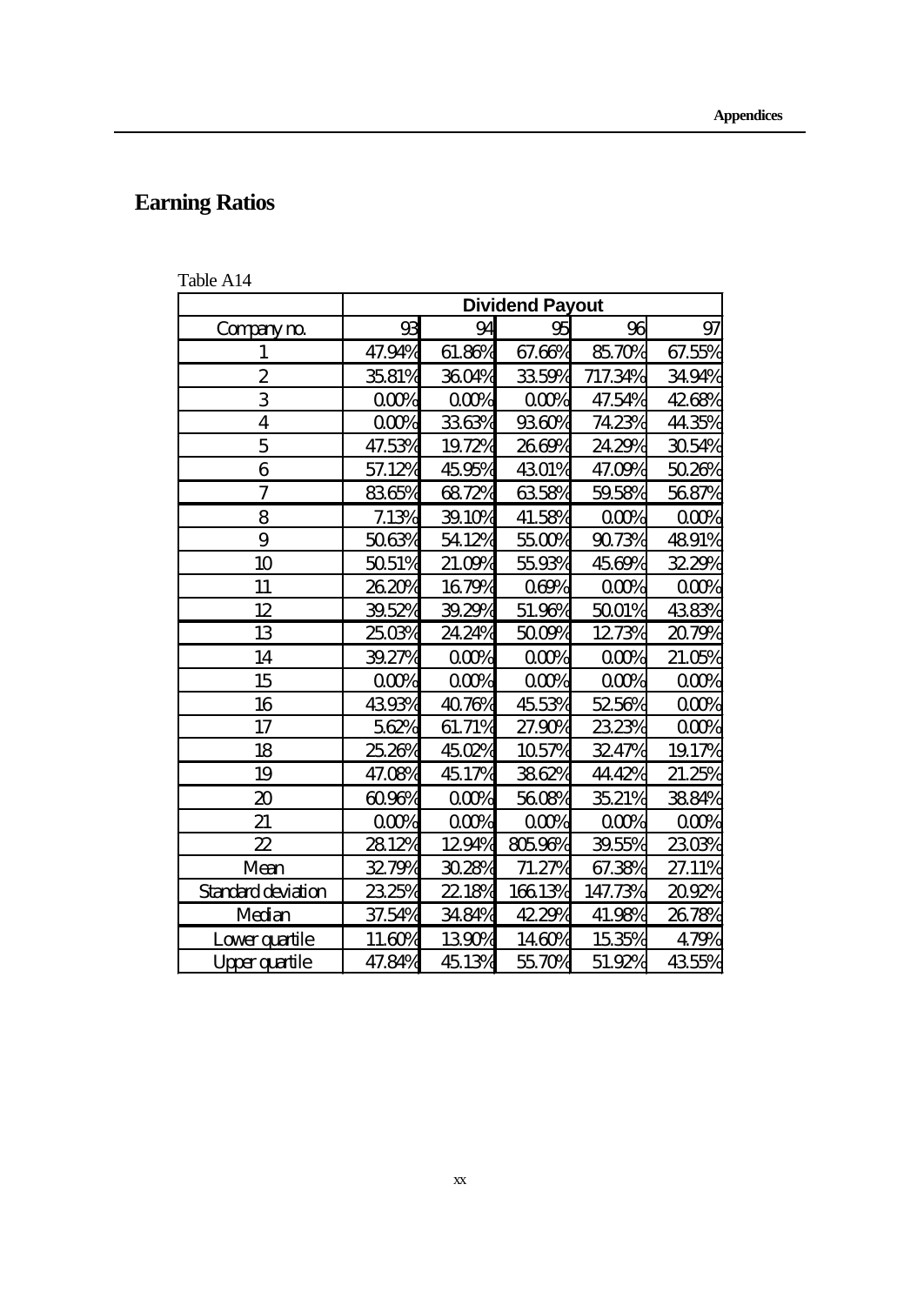## Earning Ratios

Table A14

| | Dividend Payout | | | | |
|---|---|---|---|---|---|
| Company no. | 93 | 94 | 95 | 96 | 97 |
| 1 | 47.94% | 61.86% | 67.66% | 85.70% | 67.55% |
| 2 | 35.81% | 36.04% | 33.59% | 717.34% | 34.94% |
| 3 | 0.00% | 0.00% | 0.00% | 47.54% | 42.68% |
| 4 | 0.00% | 33.63% | 93.60% | 74.23% | 44.35% |
| 5 | 47.53% | 19.72% | 26.69% | 24.29% | 30.54% |
| 6 | 57.12% | 45.95% | 43.01% | 47.09% | 50.26% |
| 7 | 83.65% | 68.72% | 63.58% | 59.58% | 56.87% |
| 8 | 7.13% | 39.10% | 41.58% | 0.00% | 0.00% |
| 9 | 50.63% | 54.12% | 55.00% | 90.73% | 48.91% |
| 10 | 50.51% | 21.09% | 55.93% | 45.69% | 32.29% |
| 11 | 26.20% | 16.79% | 0.69% | 0.00% | 0.00% |
| 12 | 39.52% | 39.29% | 51.96% | 50.01% | 43.83% |
| 13 | 25.03% | 24.24% | 50.09% | 12.73% | 20.79% |
| 14 | 39.27% | 0.00% | 0.00% | 0.00% | 21.05% |
| 15 | 0.00% | 0.00% | 0.00% | 0.00% | 0.00% |
| 16 | 43.93% | 40.76% | 45.53% | 52.56% | 0.00% |
| 17 | 5.62% | 61.71% | 27.90% | 23.23% | 0.00% |
| 18 | 25.26% | 45.02% | 10.57% | 32.47% | 19.17% |
| 19 | 47.08% | 45.17% | 38.62% | 44.42% | 21.25% |
| 20 | 60.96% | 0.00% | 56.08% | 35.21% | 38.84% |
| 21 | 0.00% | 0.00% | 0.00% | 0.00% | 0.00% |
| 22 | 28.12% | 12.94% | 805.96% | 39.55% | 23.03% |
| Mean | 32.79% | 30.28% | 71.27% | 67.38% | 27.11% |
| Standard deviation | 23.25% | 22.18% | 166.13% | 147.73% | 20.92% |
| Median | 37.54% | 34.84% | 42.29% | 41.98% | 26.78% |
| Lower quartile | 11.60% | 13.90% | 14.60% | 15.35% | 4.79% |
| Upper quartile | 47.84% | 45.13% | 55.70% | 51.92% | 43.55% |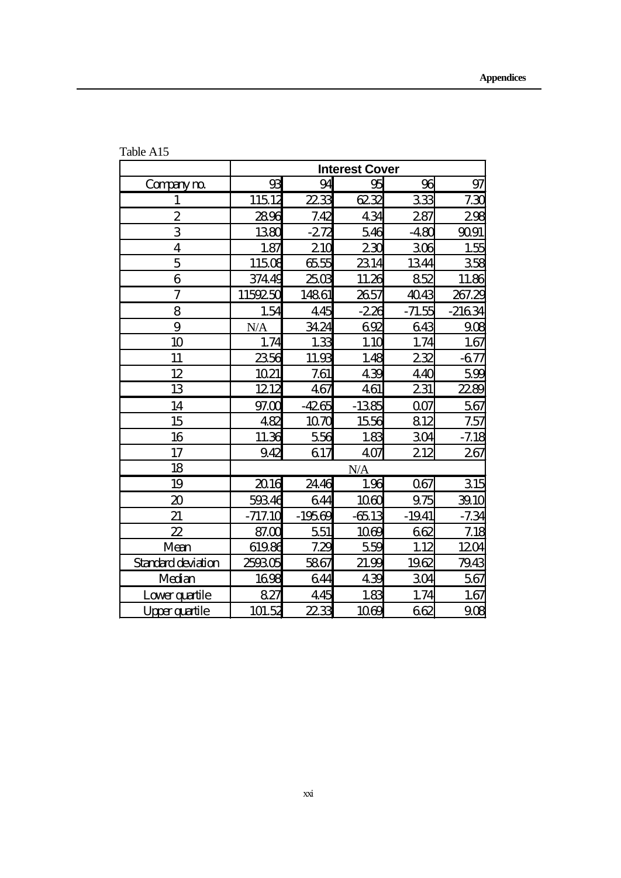Table A15

| | Interest Cover | | | | |
|---|---|---|---|---|---|
| Company no. | 93 | 94 | 95 | 96 | 97 |
| 1 | 115.12 | 22.33 | 62.32 | 3.33 | 7.30 |
| 2 | 28.96 | 7.42 | 4.34 | 2.87 | 2.98 |
| 3 | 13.80 | -2.72 | 5.46 | -4.80 | 90.91 |
| 4 | 1.87 | 2.10 | 2.30 | 3.06 | 1.55 |
| 5 | 115.08 | 65.55 | 23.14 | 13.44 | 3.58 |
| 6 | 374.49 | 25.03 | 11.26 | 8.52 | 11.86 |
| 7 | 11592.50 | 148.61 | 26.57 | 40.43 | 267.29 |
| 8 | 1.54 | 4.45 | -2.26 | -71.55 | -216.34 |
| 9 | N/A | 34.24 | 6.92 | 6.43 | 9.08 |
| 10 | 1.74 | 1.33 | 1.10 | 1.74 | 1.67 |
| 11 | 23.56 | 11.93 | 1.48 | 2.32 | -6.77 |
| 12 | 10.21 | 7.61 | 4.39 | 4.40 | 5.99 |
| 13 | 12.12 | 4.67 | 4.61 | 2.31 | 22.89 |
| 14 | 97.00 | -42.65 | -13.85 | 0.07 | 5.67 |
| 15 | 4.82 | 10.70 | 15.56 | 8.12 | 7.57 |
| 16 | 11.36 | 5.56 | 1.83 | 3.04 | -7.18 |
| 17 | 9.42 | 6.17 | 4.07 | 2.12 | 2.67 |
| 18 | N/A | | | | |
| 19 | 20.16 | 24.46 | 1.96 | 0.67 | 3.15 |
| 20 | 593.46 | 6.44 | 10.60 | 9.75 | 39.10 |
| 21 | -717.10 | -195.69 | -65.13 | -19.41 | -7.34 |
| 22 | 87.00 | 5.51 | 10.69 | 6.62 | 7.18 |
| Mean | 619.86 | 7.29 | 5.59 | 1.12 | 12.04 |
| Standard deviation | 2593.05 | 58.67 | 21.99 | 19.62 | 79.43 |
| Median | 16.98 | 6.44 | 4.39 | 3.04 | 5.67 |
| Lower quartile | 8.27 | 4.45 | 1.83 | 1.74 | 1.67 |
| Upper quartile | 101.52 | 22.33 | 10.69 | 6.62 | 9.08 |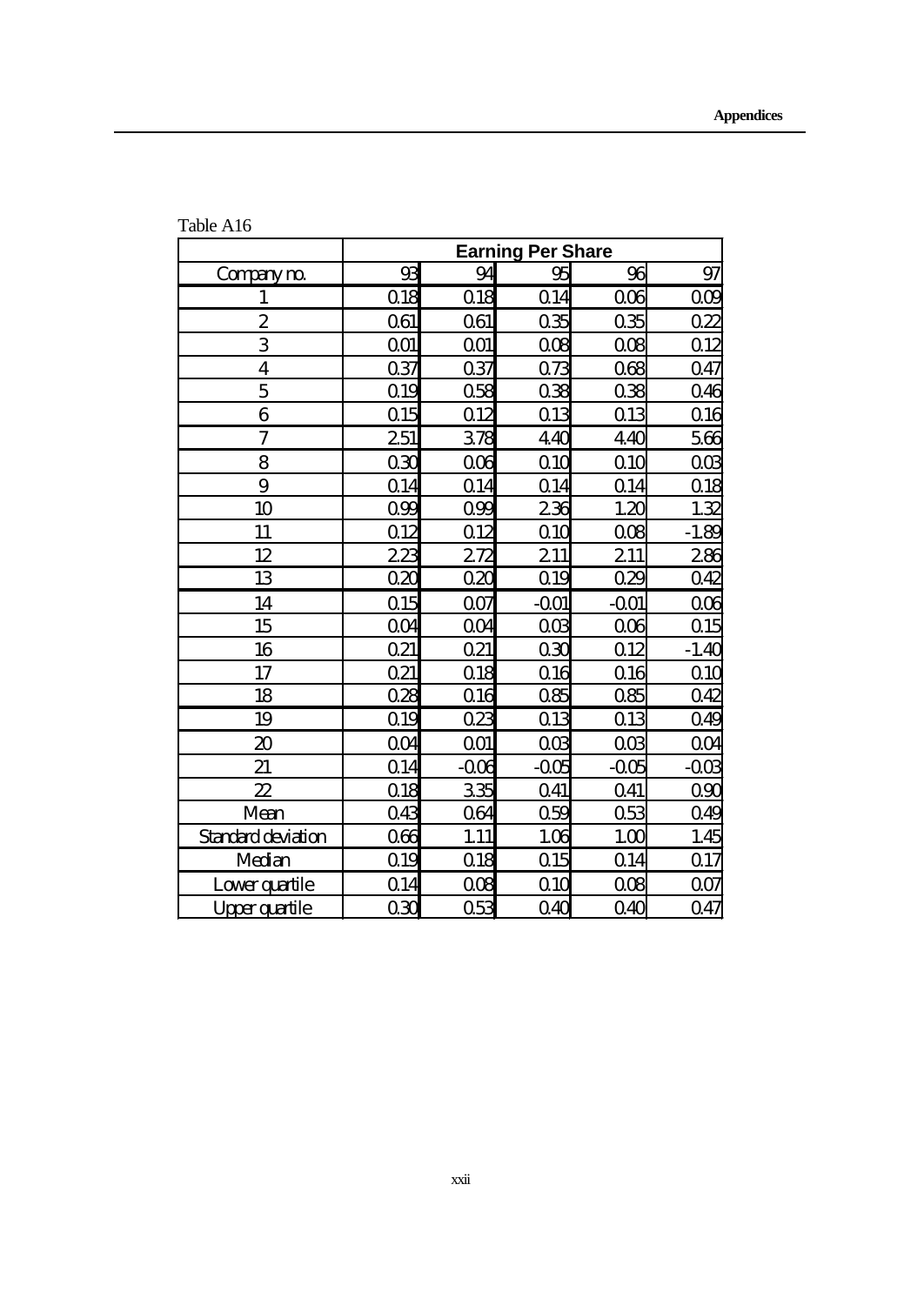Table A16

| | Earning Per Share | | | | |
|---|---|---|---|---|---|
| Company no. | 93 | 94 | 95 | 96 | 97 |
| 1 | 0.18 | 0.18 | 0.14 | 0.06 | 0.09 |
| 2 | 0.61 | 0.61 | 0.35 | 0.35 | 0.22 |
| 3 | 0.01 | 0.01 | 0.08 | 0.08 | 0.12 |
| 4 | 0.37 | 0.37 | 0.73 | 0.68 | 0.47 |
| 5 | 0.19 | 0.58 | 0.38 | 0.38 | 0.46 |
| 6 | 0.15 | 0.12 | 0.13 | 0.13 | 0.16 |
| 7 | 2.51 | 3.78 | 4.40 | 4.40 | 5.66 |
| 8 | 0.30 | 0.06 | 0.10 | 0.10 | 0.03 |
| 9 | 0.14 | 0.14 | 0.14 | 0.14 | 0.18 |
| 10 | 0.99 | 0.99 | 2.36 | 1.20 | 1.32 |
| 11 | 0.12 | 0.12 | 0.10 | 0.08 | -1.89 |
| 12 | 2.23 | 2.72 | 2.11 | 2.11 | 2.86 |
| 13 | 0.20 | 0.20 | 0.19 | 0.29 | 0.42 |
| 14 | 0.15 | 0.07 | -0.01 | -0.01 | 0.06 |
| 15 | 0.04 | 0.04 | 0.03 | 0.06 | 0.15 |
| 16 | 0.21 | 0.21 | 0.30 | 0.12 | -1.40 |
| 17 | 0.21 | 0.18 | 0.16 | 0.16 | 0.10 |
| 18 | 0.28 | 0.16 | 0.85 | 0.85 | 0.42 |
| 19 | 0.19 | 0.23 | 0.13 | 0.13 | 0.49 |
| 20 | 0.04 | 0.01 | 0.03 | 0.03 | 0.04 |
| 21 | 0.14 | -0.06 | -0.05 | -0.05 | -0.03 |
| 22 | 0.18 | 3.35 | 0.41 | 0.41 | 0.90 |
| Mean | 0.43 | 0.64 | 0.59 | 0.53 | 0.49 |
| Standard deviation | 0.66 | 1.11 | 1.06 | 1.00 | 1.45 |
| Median | 0.19 | 0.18 | 0.15 | 0.14 | 0.17 |
| Lower quartile | 0.14 | 0.08 | 0.10 | 0.08 | 0.07 |
| Upper quartile | 0.30 | 0.53 | 0.40 | 0.40 | 0.47 |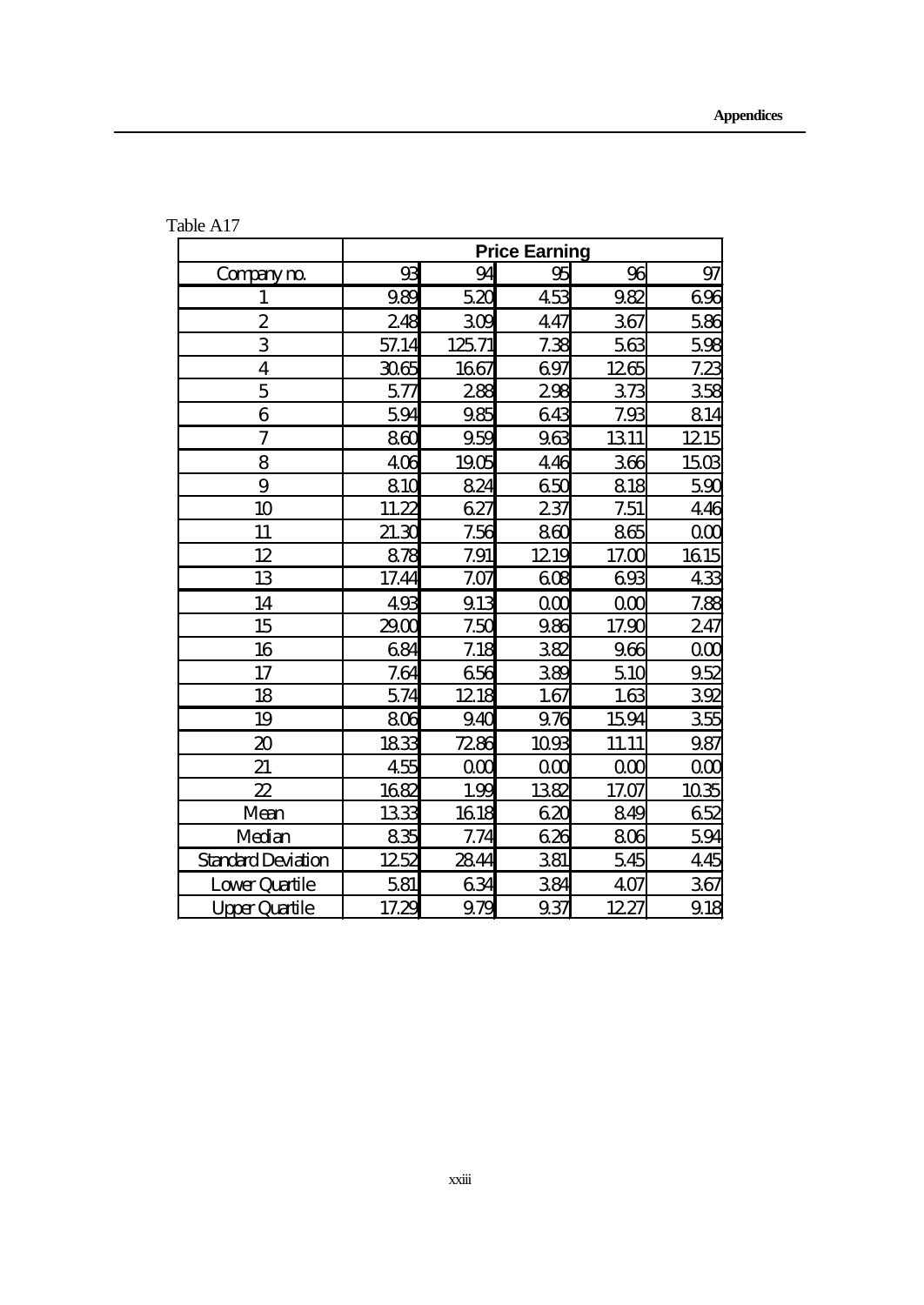Table A17

| | Price Earning | | | | |
|---|---|---|---|---|---|
| Company no. | 93 | 94 | 95 | 96 | 97 |
| 1 | 9.89 | 5.20 | 4.53 | 9.82 | 6.96 |
| 2 | 2.48 | 3.09 | 4.47 | 3.67 | 5.86 |
| 3 | 57.14 | 125.71 | 7.38 | 5.63 | 5.98 |
| 4 | 30.65 | 16.67 | 6.97 | 12.65 | 7.23 |
| 5 | 5.77 | 2.88 | 2.98 | 3.73 | 3.58 |
| 6 | 5.94 | 9.85 | 6.43 | 7.93 | 8.14 |
| 7 | 8.60 | 9.59 | 9.63 | 13.11 | 12.15 |
| 8 | 4.06 | 19.05 | 4.46 | 3.66 | 15.03 |
| 9 | 8.10 | 8.24 | 6.50 | 8.18 | 5.90 |
| 10 | 11.22 | 6.27 | 2.37 | 7.51 | 4.46 |
| 11 | 21.30 | 7.56 | 8.60 | 8.65 | 0.00 |
| 12 | 8.78 | 7.91 | 12.19 | 17.00 | 16.15 |
| 13 | 17.44 | 7.07 | 6.08 | 6.93 | 4.33 |
| 14 | 4.93 | 9.13 | 0.00 | 0.00 | 7.88 |
| 15 | 29.00 | 7.50 | 9.86 | 17.90 | 2.47 |
| 16 | 6.84 | 7.18 | 3.82 | 9.66 | 0.00 |
| 17 | 7.64 | 6.56 | 3.89 | 5.10 | 9.52 |
| 18 | 5.74 | 12.18 | 1.67 | 1.63 | 3.92 |
| 19 | 8.06 | 9.40 | 9.76 | 15.94 | 3.55 |
| 20 | 18.33 | 72.86 | 10.93 | 11.11 | 9.87 |
| 21 | 4.55 | 0.00 | 0.00 | 0.00 | 0.00 |
| 22 | 16.82 | 1.99 | 13.82 | 17.07 | 10.35 |
| Mean | 13.33 | 16.18 | 6.20 | 8.49 | 6.52 |
| Median | 8.35 | 7.74 | 6.26 | 8.06 | 5.94 |
| Standard Deviation | 12.52 | 28.44 | 3.81 | 5.45 | 4.45 |
| Lower Quartile | 5.81 | 6.34 | 3.84 | 4.07 | 3.67 |
| Upper Quartile | 17.29 | 9.79 | 9.37 | 12.27 | 9.18 |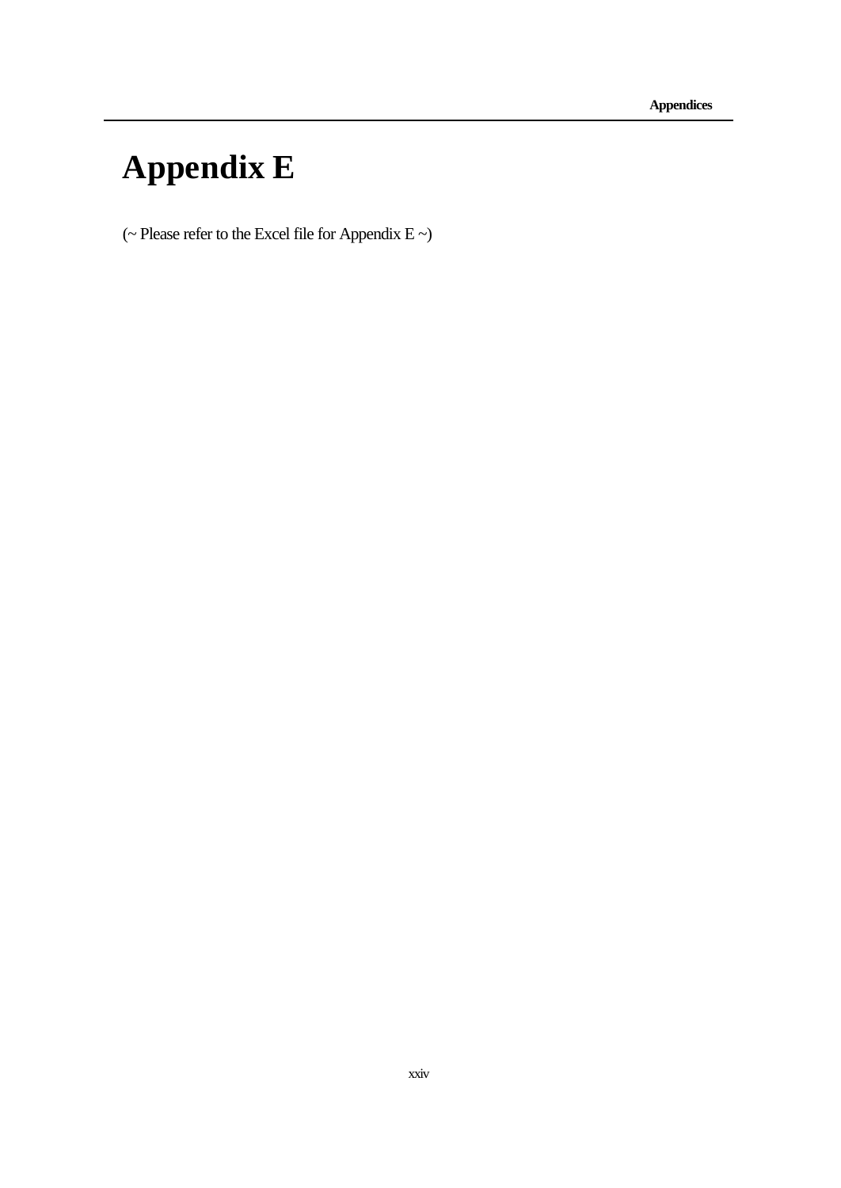# Appendix E

(~ Please refer to the Excel file for Appendix E ~)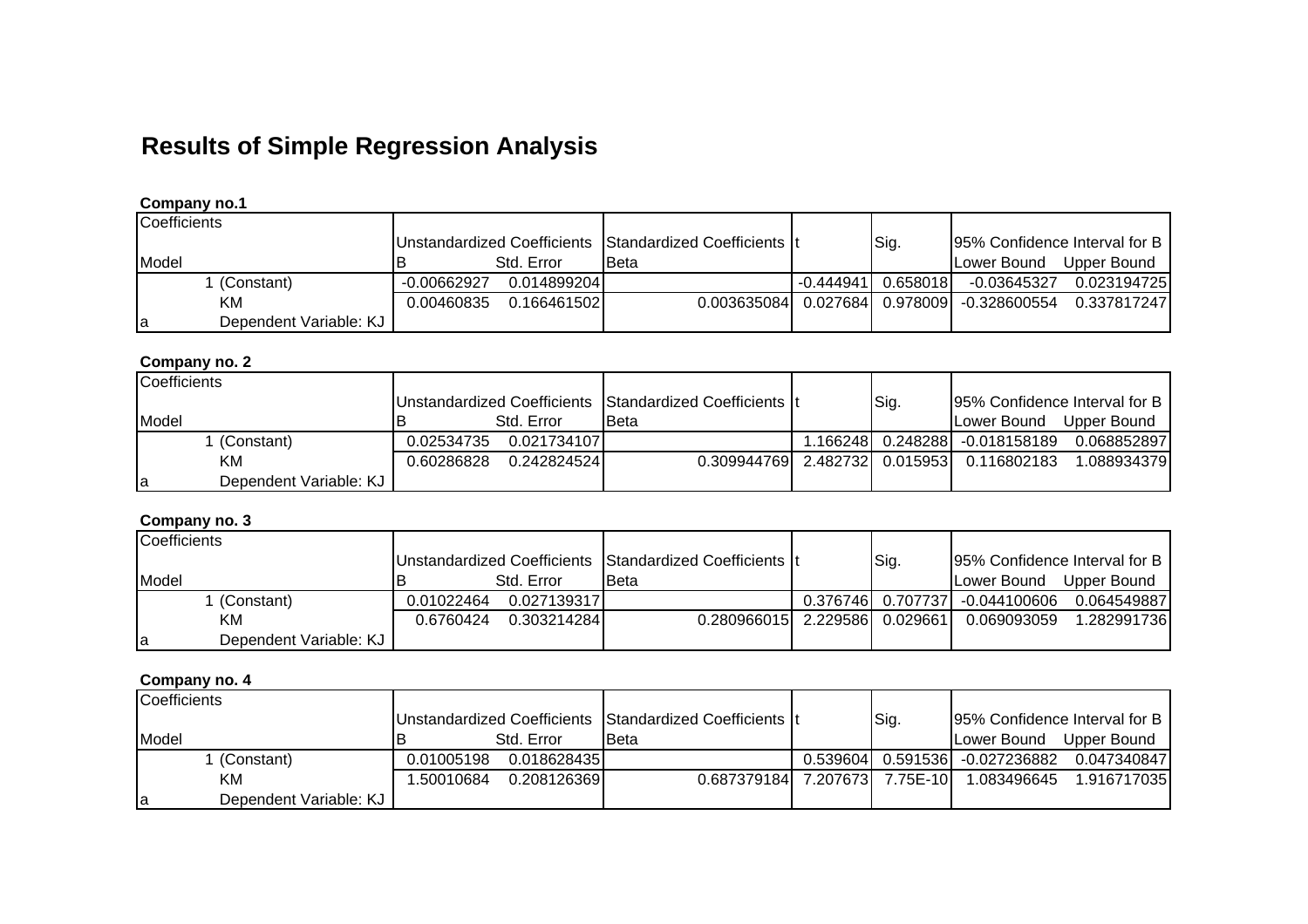## Results of Simple Regression Analysis

**Company no.1**

| Coefficients | | | | | | | | |
|---|---|---|---|---|---|---|---|---|
| | | Unstandardized Coefficients | | Standardized Coefficients | t | Sig. | 95% Confidence Interval for B | |
| Model | | B | Std. Error | Beta | | | Lower Bound | Upper Bound |
| 1 | (Constant) | -0.00662927 | 0.014899204 | | -0.444941 | 0.658018 | -0.03645327 | 0.023194725 |
| | KM | 0.00460835 | 0.166461502 | 0.003635084 | 0.027684 | 0.978009 | -0.328600554 | 0.337817247 |
| a | Dependent Variable: KJ | | | | | | | |

**Company no. 2**

| Coefficients | | | | | | | | |
|---|---|---|---|---|---|---|---|---|
| | | Unstandardized Coefficients | | Standardized Coefficients | t | Sig. | 95% Confidence Interval for B | |
| Model | | B | Std. Error | Beta | | | Lower Bound | Upper Bound |
| 1 | (Constant) | 0.02534735 | 0.021734107 | | 1.166248 | 0.248288 | -0.018158189 | 0.068852897 |
| | KM | 0.60286828 | 0.242824524 | 0.309944769 | 2.482732 | 0.015953 | 0.116802183 | 1.088934379 |
| a | Dependent Variable: KJ | | | | | | | |

**Company no. 3**

| Coefficients | | | | | | | | |
|---|---|---|---|---|---|---|---|---|
| | | Unstandardized Coefficients | | Standardized Coefficients | t | Sig. | 95% Confidence Interval for B | |
| Model | | B | Std. Error | Beta | | | Lower Bound | Upper Bound |
| 1 | (Constant) | 0.01022464 | 0.027139317 | | 0.376746 | 0.707737 | -0.044100606 | 0.064549887 |
| | KM | 0.6760424 | 0.303214284 | 0.280966015 | 2.229586 | 0.029661 | 0.069093059 | 1.282991736 |
| a | Dependent Variable: KJ | | | | | | | |

**Company no. 4**

| Coefficients | | | | | | | | |
|---|---|---|---|---|---|---|---|---|
| | | Unstandardized Coefficients | | Standardized Coefficients | t | Sig. | 95% Confidence Interval for B | |
| Model | | B | Std. Error | Beta | | | Lower Bound | Upper Bound |
| 1 | (Constant) | 0.01005198 | 0.018628435 | | 0.539604 | 0.591536 | -0.027236882 | 0.047340847 |
| | KM | 1.50010684 | 0.208126369 | 0.687379184 | 7.207673 | 7.75E-10 | 1.083496645 | 1.916717035 |
| a | Dependent Variable: KJ | | | | | | | |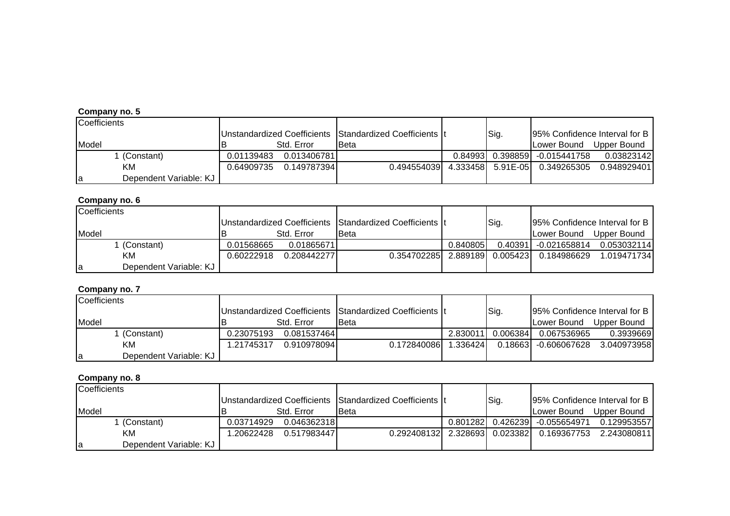**Company no. 5**

| Coefficients | | | | | | | | |
|---|---|---|---|---|---|---|---|---|
| | | Unstandardized Coefficients | | Standardized Coefficients | t | Sig. | 95% Confidence Interval for B | |
| Model | | B | Std. Error | Beta | | | Lower Bound | Upper Bound |
| 1 | (Constant) | 0.01139483 | 0.013406781 | | 0.84993 | 0.398859 | -0.015441758 | 0.03823142 |
| | KM | 0.64909735 | 0.149787394 | 0.494554039 | 4.333458 | 5.91E-05 | 0.349265305 | 0.948929401 |
| a | Dependent Variable: KJ | | | | | | | |

**Company no. 6**

| Coefficients | | | | | | | | |
|---|---|---|---|---|---|---|---|---|
| | | Unstandardized Coefficients | | Standardized Coefficients | t | Sig. | 95% Confidence Interval for B | |
| Model | | B | Std. Error | Beta | | | Lower Bound | Upper Bound |
| 1 | (Constant) | 0.01568665 | 0.01865671 | | 0.840805 | 0.40391 | -0.021658814 | 0.053032114 |
| | KM | 0.60222918 | 0.208442277 | 0.354702285 | 2.889189 | 0.005423 | 0.184986629 | 1.019471734 |
| a | Dependent Variable: KJ | | | | | | | |

**Company no. 7**

| Coefficients | | | | | | | | |
|---|---|---|---|---|---|---|---|---|
| | | Unstandardized Coefficients | | Standardized Coefficients | t | Sig. | 95% Confidence Interval for B | |
| Model | | B | Std. Error | Beta | | | Lower Bound | Upper Bound |
| 1 | (Constant) | 0.23075193 | 0.081537464 | | 2.830011 | 0.006384 | 0.067536965 | 0.3939669 |
| | KM | 1.21745317 | 0.910978094 | 0.172840086 | 1.336424 | 0.18663 | -0.606067628 | 3.040973958 |
| a | Dependent Variable: KJ | | | | | | | |

**Company no. 8**

| Coefficients | | | | | | | | |
|---|---|---|---|---|---|---|---|---|
| | | Unstandardized Coefficients | | Standardized Coefficients | t | Sig. | 95% Confidence Interval for B | |
| Model | | B | Std. Error | Beta | | | Lower Bound | Upper Bound |
| 1 | (Constant) | 0.03714929 | 0.046362318 | | 0.801282 | 0.426239 | -0.055654971 | 0.129953557 |
| | KM | 1.20622428 | 0.517983447 | 0.292408132 | 2.328693 | 0.023382 | 0.169367753 | 2.243080811 |
| a | Dependent Variable: KJ | | | | | | | |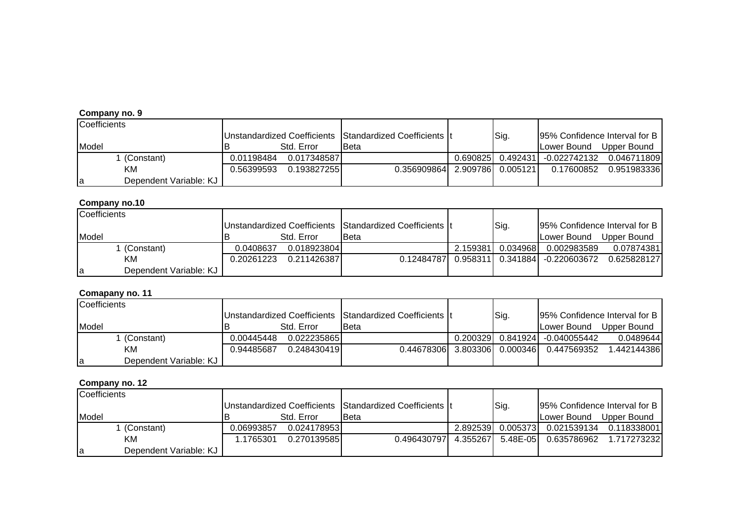**Company no. 9**

| Coefficients | | | | | | | | |
|---|---|---|---|---|---|---|---|---|
| | | Unstandardized Coefficients | | Standardized Coefficients | t | Sig. | 95% Confidence Interval for B | |
| Model | | B | Std. Error | Beta | | | Lower Bound | Upper Bound |
| 1 | (Constant) | 0.01198484 | 0.017348587 | | 0.690825 | 0.492431 | -0.022742132 | 0.046711809 |
| | KM | 0.56399593 | 0.193827255 | 0.356909864 | 2.909786 | 0.005121 | 0.17600852 | 0.951983336 |
| a | Dependent Variable: KJ | | | | | | | |

**Company no.10**

| Coefficients | | | | | | | | |
|---|---|---|---|---|---|---|---|---|
| | | Unstandardized Coefficients | | Standardized Coefficients | t | Sig. | 95% Confidence Interval for B | |
| Model | | B | Std. Error | Beta | | | Lower Bound | Upper Bound |
| 1 | (Constant) | 0.0408637 | 0.018923804 | | 2.159381 | 0.034968 | 0.002983589 | 0.07874381 |
| | KM | 0.20261223 | 0.211426387 | 0.12484787 | 0.958311 | 0.341884 | -0.220603672 | 0.625828127 |
| a | Dependent Variable: KJ | | | | | | | |

**Comapany no. 11**

| Coefficients | | | | | | | | |
|---|---|---|---|---|---|---|---|---|
| | | Unstandardized Coefficients | | Standardized Coefficients | t | Sig. | 95% Confidence Interval for B | |
| Model | | B | Std. Error | Beta | | | Lower Bound | Upper Bound |
| 1 | (Constant) | 0.00445448 | 0.022235865 | | 0.200329 | 0.841924 | -0.040055442 | 0.0489644 |
| | KM | 0.94485687 | 0.248430419 | 0.44678306 | 3.803306 | 0.000346 | 0.447569352 | 1.442144386 |
| a | Dependent Variable: KJ | | | | | | | |

**Company no. 12**

| Coefficients | | | | | | | | |
|---|---|---|---|---|---|---|---|---|
| | | Unstandardized Coefficients | | Standardized Coefficients | t | Sig. | 95% Confidence Interval for B | |
| Model | | B | Std. Error | Beta | | | Lower Bound | Upper Bound |
| 1 | (Constant) | 0.06993857 | 0.024178953 | | 2.892539 | 0.005373 | 0.021539134 | 0.118338001 |
| | KM | 1.1765301 | 0.270139585 | 0.496430797 | 4.355267 | 5.48E-05 | 0.635786962 | 1.717273232 |
| a | Dependent Variable: KJ | | | | | | | |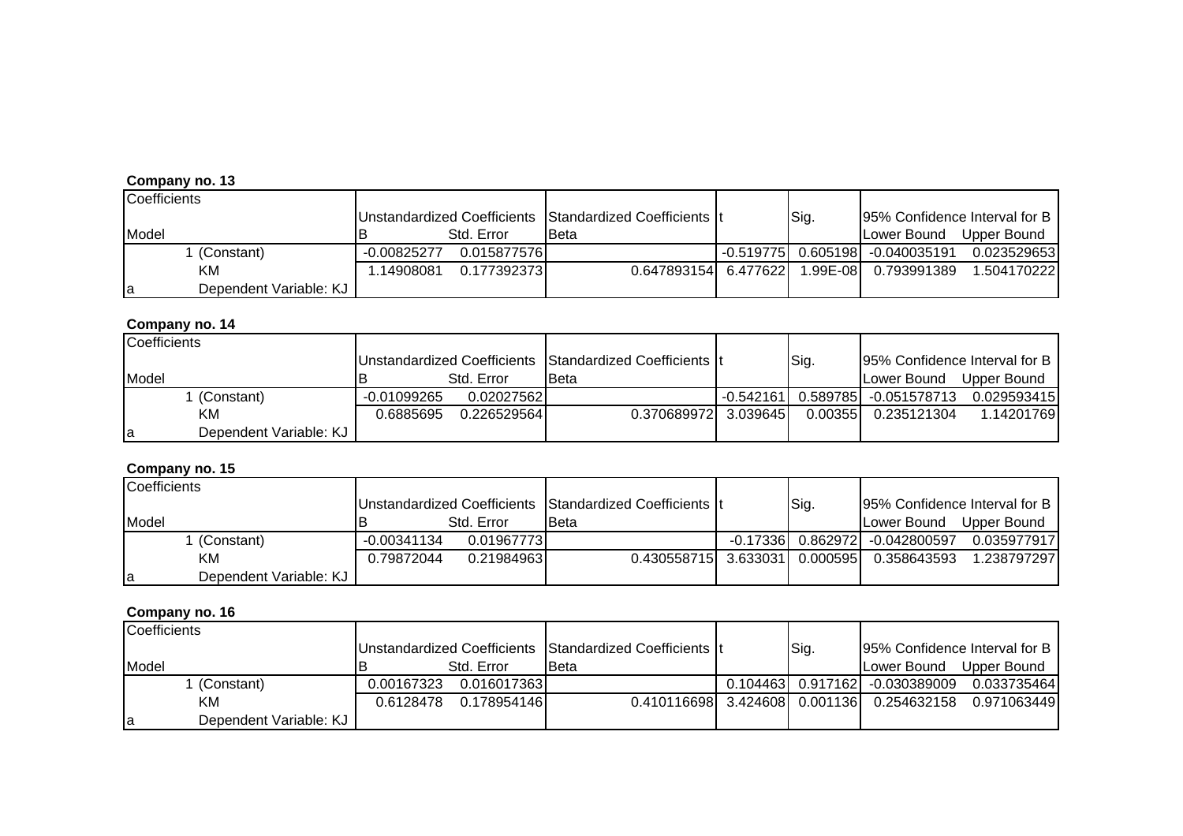**Company no. 13**

| Coefficients | | | | | | | | |
|---|---|---|---|---|---|---|---|---|
| | | Unstandardized Coefficients | | Standardized Coefficients | t | Sig. | 95% Confidence Interval for B | |
| Model | | B | Std. Error | Beta | | | Lower Bound | Upper Bound |
| 1 | (Constant) | -0.00825277 | 0.015877576 | | -0.519775 | 0.605198 | -0.040035191 | 0.023529653 |
| | KM | 1.14908081 | 0.177392373 | 0.647893154 | 6.477622 | 1.99E-08 | 0.793991389 | 1.504170222 |
| a | Dependent Variable: KJ | | | | | | | |

**Company no. 14**

| Coefficients | | | | | | | | |
|---|---|---|---|---|---|---|---|---|
| | | Unstandardized Coefficients | | Standardized Coefficients | t | Sig. | 95% Confidence Interval for B | |
| Model | | B | Std. Error | Beta | | | Lower Bound | Upper Bound |
| 1 | (Constant) | -0.01099265 | 0.02027562 | | -0.542161 | 0.589785 | -0.051578713 | 0.029593415 |
| | KM | 0.6885695 | 0.226529564 | 0.370689972 | 3.039645 | 0.00355 | 0.235121304 | 1.14201769 |
| a | Dependent Variable: KJ | | | | | | | |

**Company no. 15**

| Coefficients | | | | | | | | |
|---|---|---|---|---|---|---|---|---|
| | | Unstandardized Coefficients | | Standardized Coefficients | t | Sig. | 95% Confidence Interval for B | |
| Model | | B | Std. Error | Beta | | | Lower Bound | Upper Bound |
| 1 | (Constant) | -0.00341134 | 0.01967773 | | -0.17336 | 0.862972 | -0.042800597 | 0.035977917 |
| | KM | 0.79872044 | 0.21984963 | 0.430558715 | 3.633031 | 0.000595 | 0.358643593 | 1.238797297 |
| a | Dependent Variable: KJ | | | | | | | |

**Company no. 16**

| Coefficients | | | | | | | | |
|---|---|---|---|---|---|---|---|---|
| | | Unstandardized Coefficients | | Standardized Coefficients | t | Sig. | 95% Confidence Interval for B | |
| Model | | B | Std. Error | Beta | | | Lower Bound | Upper Bound |
| 1 | (Constant) | 0.00167323 | 0.016017363 | | 0.104463 | 0.917162 | -0.030389009 | 0.033735464 |
| | KM | 0.6128478 | 0.178954146 | 0.410116698 | 3.424608 | 0.001136 | 0.254632158 | 0.971063449 |
| a | Dependent Variable: KJ | | | | | | | |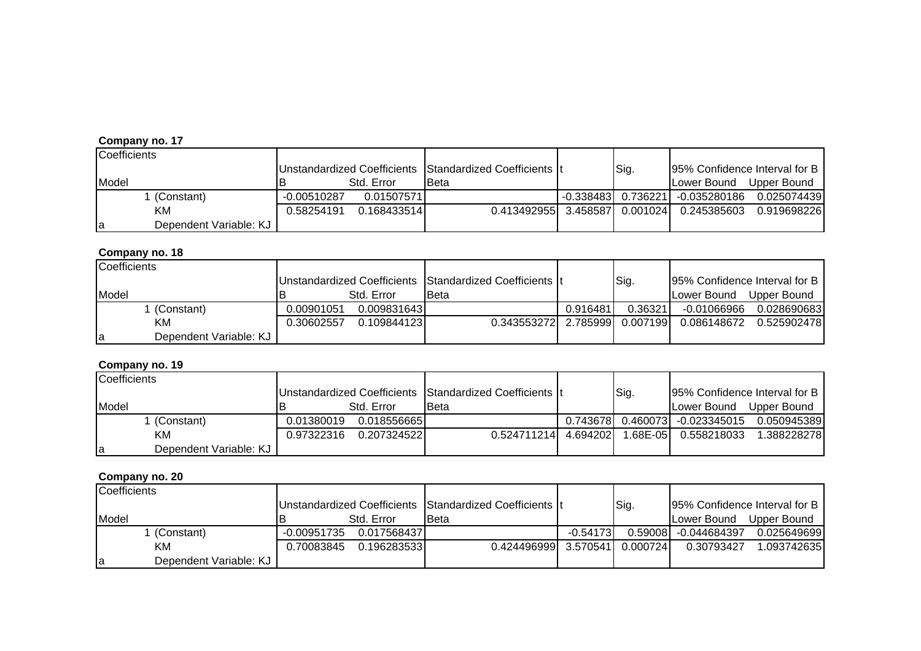**Company no. 17**

| Coefficients | | | | | | | | |
|---|---|---|---|---|---|---|---|---|
| | | Unstandardized Coefficients | | Standardized Coefficients | t | Sig. | 95% Confidence Interval for B | |
| Model | | B | Std. Error | Beta | | | Lower Bound | Upper Bound |
| 1 | (Constant) | -0.00510287 | 0.01507571 | | -0.338483 | 0.736221 | -0.035280186 | 0.025074439 |
| | KM | 0.58254191 | 0.168433514 | 0.413492955 | 3.458587 | 0.001024 | 0.245385603 | 0.919698226 |
| a | Dependent Variable: KJ | | | | | | | |

**Company no. 18**

| Coefficients | | | | | | | | |
|---|---|---|---|---|---|---|---|---|
| | | Unstandardized Coefficients | | Standardized Coefficients | t | Sig. | 95% Confidence Interval for B | |
| Model | | B | Std. Error | Beta | | | Lower Bound | Upper Bound |
| 1 | (Constant) | 0.00901051 | 0.009831643 | | 0.916481 | 0.36321 | -0.01066966 | 0.028690683 |
| | KM | 0.30602557 | 0.109844123 | 0.343553272 | 2.785999 | 0.007199 | 0.086148672 | 0.525902478 |
| a | Dependent Variable: KJ | | | | | | | |

**Company no. 19**

| Coefficients | | | | | | | | |
|---|---|---|---|---|---|---|---|---|
| | | Unstandardized Coefficients | | Standardized Coefficients | t | Sig. | 95% Confidence Interval for B | |
| Model | | B | Std. Error | Beta | | | Lower Bound | Upper Bound |
| 1 | (Constant) | 0.01380019 | 0.018556665 | | 0.743678 | 0.460073 | -0.023345015 | 0.050945389 |
| | KM | 0.97322316 | 0.207324522 | 0.524711214 | 4.694202 | 1.68E-05 | 0.558218033 | 1.388228278 |
| a | Dependent Variable: KJ | | | | | | | |

**Company no. 20**

| Coefficients | | | | | | | | |
|---|---|---|---|---|---|---|---|---|
| | | Unstandardized Coefficients | | Standardized Coefficients | t | Sig. | 95% Confidence Interval for B | |
| Model | | B | Std. Error | Beta | | | Lower Bound | Upper Bound |
| 1 | (Constant) | -0.00951735 | 0.017568437 | | -0.54173 | 0.59008 | -0.044684397 | 0.025649699 |
| | KM | 0.70083845 | 0.196283533 | 0.424496999 | 3.570541 | 0.000724 | 0.30793427 | 1.093742635 |
| a | Dependent Variable: KJ | | | | | | | |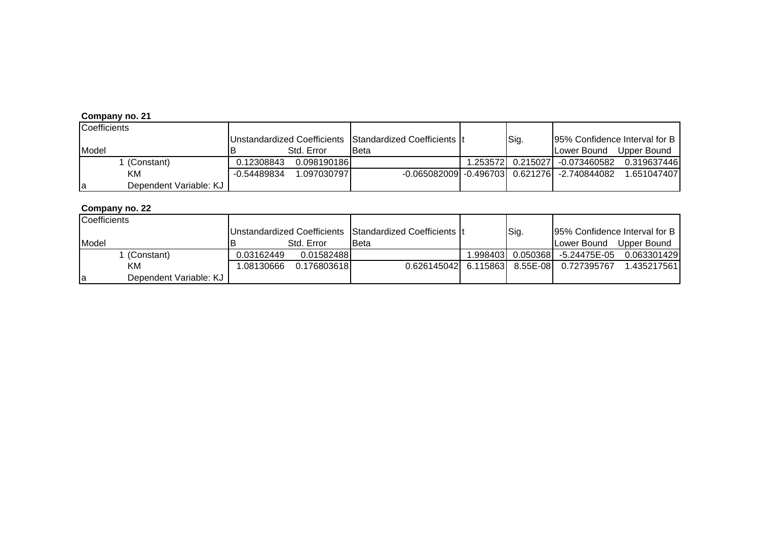**Company no. 21**

| Coefficients | | | | | | | | |
|---|---|---|---|---|---|---|---|---|
| | | Unstandardized Coefficients | | Standardized Coefficients | t | Sig. | 95% Confidence Interval for B | |
| Model | | B | Std. Error | Beta | | | Lower Bound | Upper Bound |
| 1 | (Constant) | 0.12308843 | 0.098190186 | | 1.253572 | 0.215027 | -0.073460582 | 0.319637446 |
| | KM | -0.54489834 | 1.097030797 | -0.065082009 | -0.496703 | 0.621276 | -2.740844082 | 1.651047407 |
| a | Dependent Variable: KJ | | | | | | | |

**Company no. 22**

| Coefficients | | | | | | | | |
|---|---|---|---|---|---|---|---|---|
| | | Unstandardized Coefficients | | Standardized Coefficients | t | Sig. | 95% Confidence Interval for B | |
| Model | | B | Std. Error | Beta | | | Lower Bound | Upper Bound |
| 1 | (Constant) | 0.03162449 | 0.01582488 | | 1.998403 | 0.050368 | -5.24475E-05 | 0.063301429 |
| | KM | 1.08130666 | 0.176803618 | 0.626145042 | 6.115863 | 8.55E-08 | 0.727395767 | 1.435217561 |
| a | Dependent Variable: KJ | | | | | | | |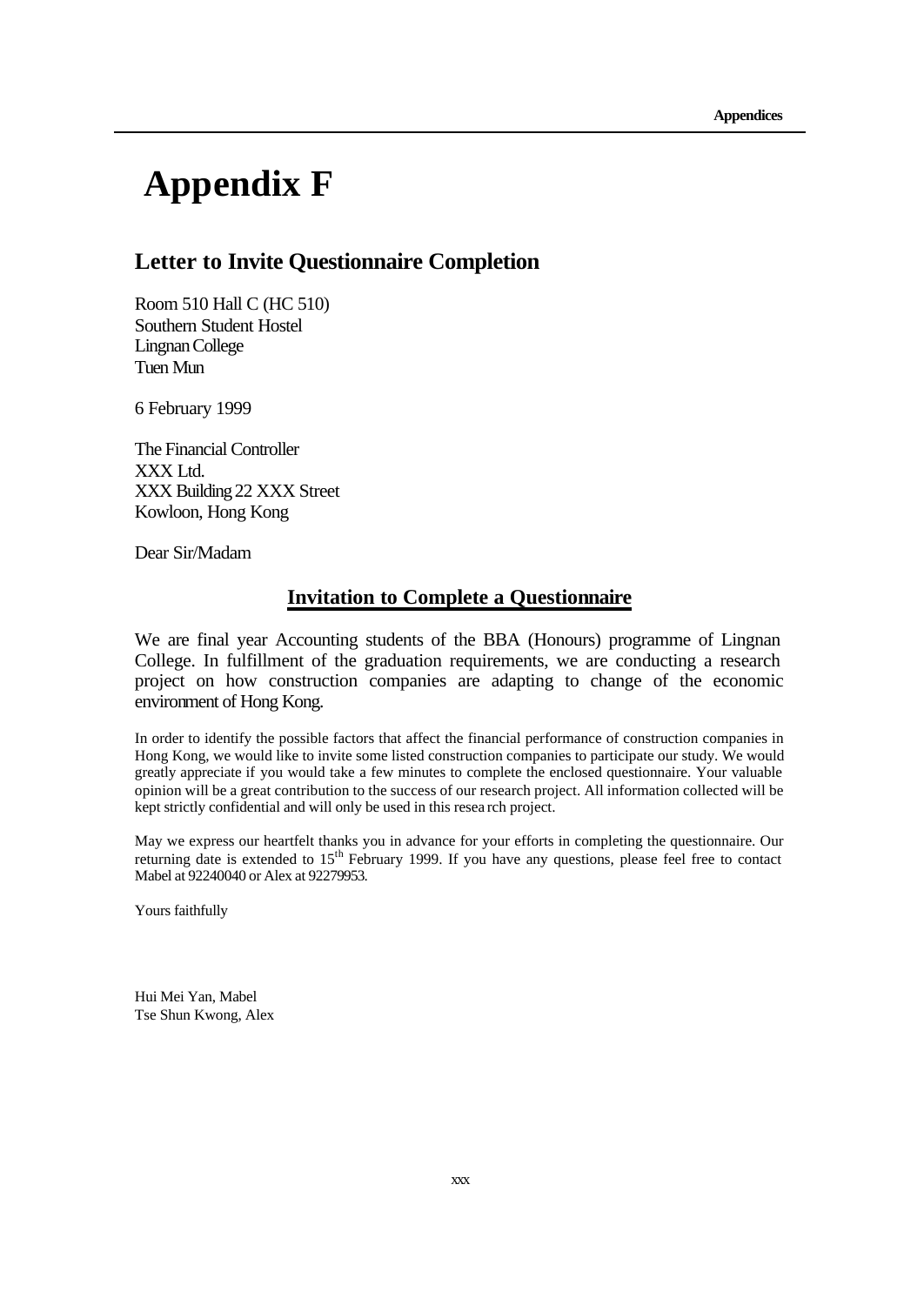# Appendix F

## Letter to Invite Questionnaire Completion

Room 510 Hall C (HC 510)
Southern Student Hostel
Lingnan College
Tuen Mun

6 February 1999

The Financial Controller
XXX Ltd.
XXX Building 22 XXX Street
Kowloon, Hong Kong

Dear Sir/Madam

**<u>Invitation to Complete a Questionnaire</u>**

We are final year Accounting students of the BBA (Honours) programme of Lingnan College. In fulfillment of the graduation requirements, we are conducting a research project on how construction companies are adapting to change of the economic environment of Hong Kong.

In order to identify the possible factors that affect the financial performance of construction companies in Hong Kong, we would like to invite some listed construction companies to participate our study. We would greatly appreciate if you would take a few minutes to complete the enclosed questionnaire. Your valuable opinion will be a great contribution to the success of our research project. All information collected will be kept strictly confidential and will only be used in this research project.

May we express our heartfelt thanks you in advance for your efforts in completing the questionnaire. Our returning date is extended to 15th February 1999. If you have any questions, please feel free to contact Mabel at 92240040 or Alex at 92279953.

Yours faithfully

Hui Mei Yan, Mabel
Tse Shun Kwong, Alex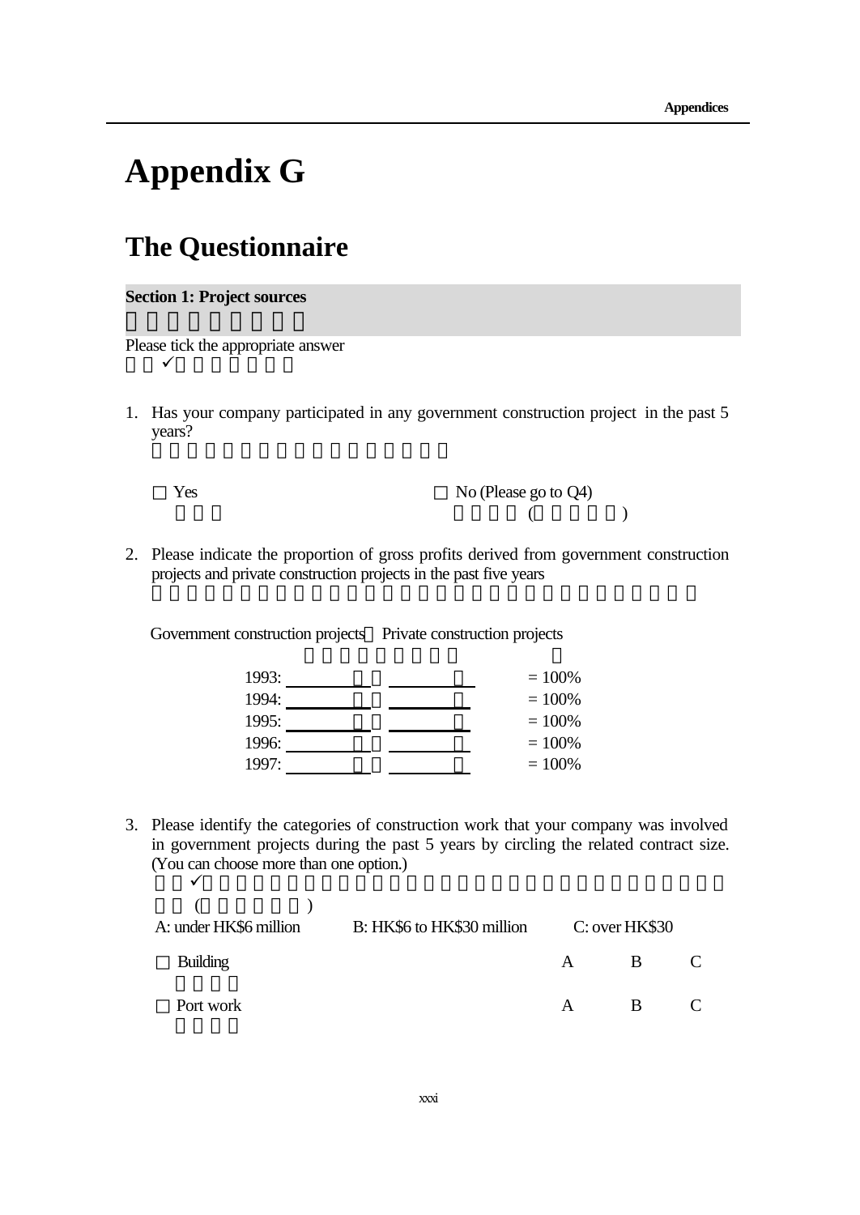# Appendix G

## The Questionnaire

**Section 1: Project sources**

Please tick the appropriate answer

✓

1. Has your company participated in any government construction project in the past 5 years?

   □ Yes □ No (Please go to Q4)

   ( )

2. Please indicate the proportion of gross profits derived from government construction projects and private construction projects in the past five years

   Government construction projects Private construction projects

   1993: ________ ________ = 100%
   1994: ________ ________ = 100%
   1995: ________ ________ = 100%
   1996: ________ ________ = 100%
   1997: ________ ________ = 100%

3. Please identify the categories of construction work that your company was involved in government projects during the past 5 years by circling the related contract size. (You can choose more than one option.)

   ✓

   ( )

   A: under HK$6 million B: HK$6 to HK$30 million C: over HK$30

   | | | | |
   |---|---|---|---|
   | □ Building | A | B | C |
   | □ Port work | A | B | C |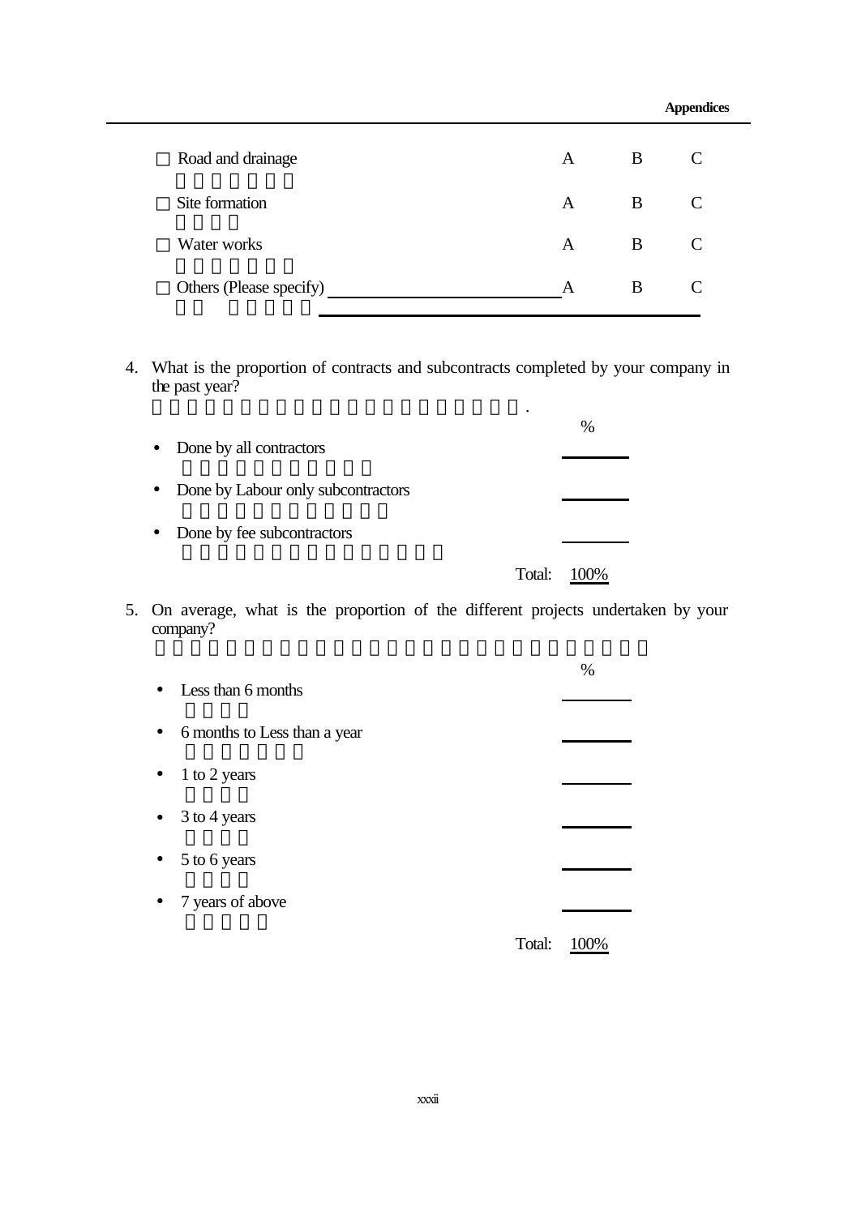☐ Road and drainage　　A　　B　　C

☐ Site formation　　A　　B　　C

☐ Water works　　A　　B　　C

☐ Others (Please specify) ________________________ A　　B　　C

________________________________

4. What is the proportion of contracts and subcontracts completed by your company in the past year?

| | % |
|---|---|
| • Done by all contractors | ______ |
| • Done by Labour only subcontractors | ______ |
| • Done by fee subcontractors | ______ |
| Total: | 100% |

5. On average, what is the proportion of the different projects undertaken by your company?

| | % |
|---|---|
| • Less than 6 months | ______ |
| • 6 months to Less than a year | ______ |
| • 1 to 2 years | ______ |
| • 3 to 4 years | ______ |
| • 5 to 6 years | ______ |
| • 7 years of above | ______ |
| Total: | 100% |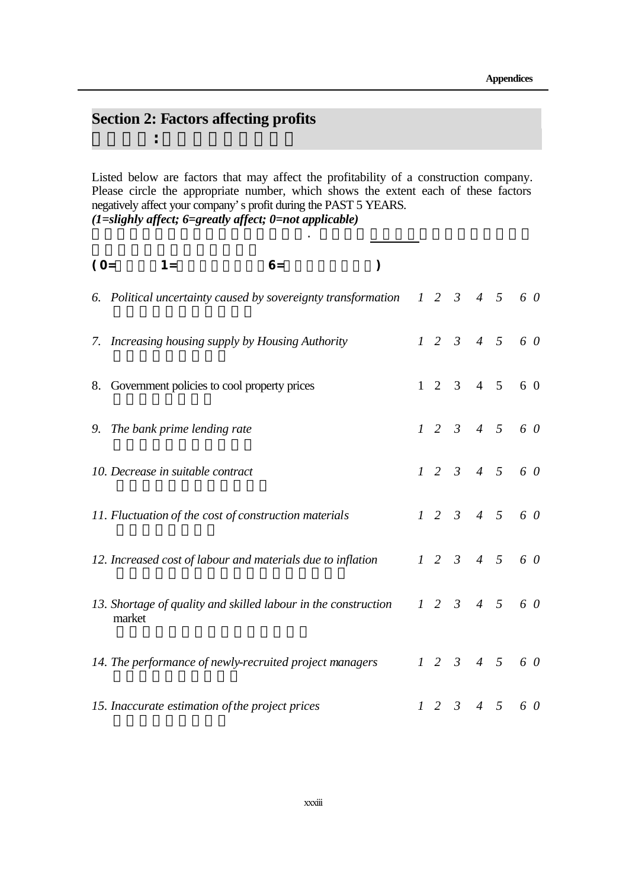## Section 2: Factors affecting profits

Listed below are factors that may affect the profitability of a construction company. Please circle the appropriate number, which shows the extent each of these factors negatively affect your company's profit during the PAST 5 YEARS.

***(1=slighly affect; 6=greatly affect; 0=not applicable)***

(0= 1= 6= )

| | | | | | | | |
|---|---|---|---|---|---|---|---|
| 6. *Political uncertainty caused by sovereignty transformation* | *1* | *2* | *3* | *4* | *5* | *6* | *0* |
| 7. *Increasing housing supply by Housing Authority* | *1* | *2* | *3* | *4* | *5* | *6* | *0* |
| 8. Government policies to cool property prices | 1 | 2 | 3 | 4 | 5 | 6 | 0 |
| 9. *The bank prime lending rate* | *1* | *2* | *3* | *4* | *5* | *6* | *0* |
| 10. *Decrease in suitable contract* | *1* | *2* | *3* | *4* | *5* | *6* | *0* |
| 11. *Fluctuation of the cost of construction materials* | *1* | *2* | *3* | *4* | *5* | *6* | *0* |
| 12. *Increased cost of labour and materials due to inflation* | *1* | *2* | *3* | *4* | *5* | *6* | *0* |
| 13. *Shortage of quality and skilled labour in the construction* market | *1* | *2* | *3* | *4* | *5* | *6* | *0* |
| 14. *The performance of newly-recruited project managers* | *1* | *2* | *3* | *4* | *5* | *6* | *0* |
| 15. *Inaccurate estimation of the project prices* | *1* | *2* | *3* | *4* | *5* | *6* | *0* |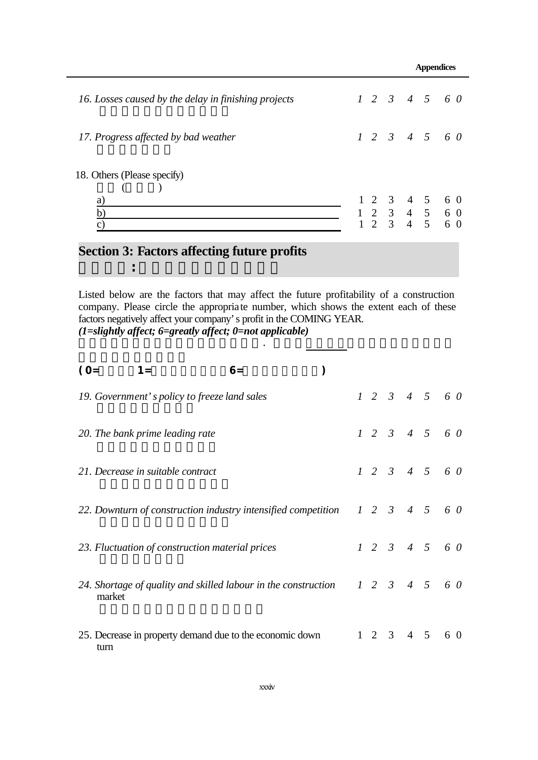*16. Losses caused by the delay in finishing projects* *1 2 3 4 5 6 0*

*17. Progress affected by bad weather* *1 2 3 4 5 6 0*

18. Others (Please specify)

( )

a) ________________________________ 1 2 3 4 5 6 0

b) ________________________________ 1 2 3 4 5 6 0

c) ________________________________ 1 2 3 4 5 6 0

## Section 3: Factors affecting future profits

:

Listed below are the factors that may affect the future profitability of a construction company. Please circle the appropriate number, which shows the extent each of these factors negatively affect your company's profit in the COMING YEAR.

***(1=slightly affect; 6=greatly affect; 0=not applicable)***

.

**(0= 1= 6= )**

*19. Government's policy to freeze land sales* *1 2 3 4 5 6 0*

*20. The bank prime leading rate* *1 2 3 4 5 6 0*

*21. Decrease in suitable contract* *1 2 3 4 5 6 0*

*22. Downturn of construction industry intensified competition* *1 2 3 4 5 6 0*

*23. Fluctuation of construction material prices* *1 2 3 4 5 6 0*

*24. Shortage of quality and skilled labour in the construction market* *1 2 3 4 5 6 0*

25. Decrease in property demand due to the economic down turn 1 2 3 4 5 6 0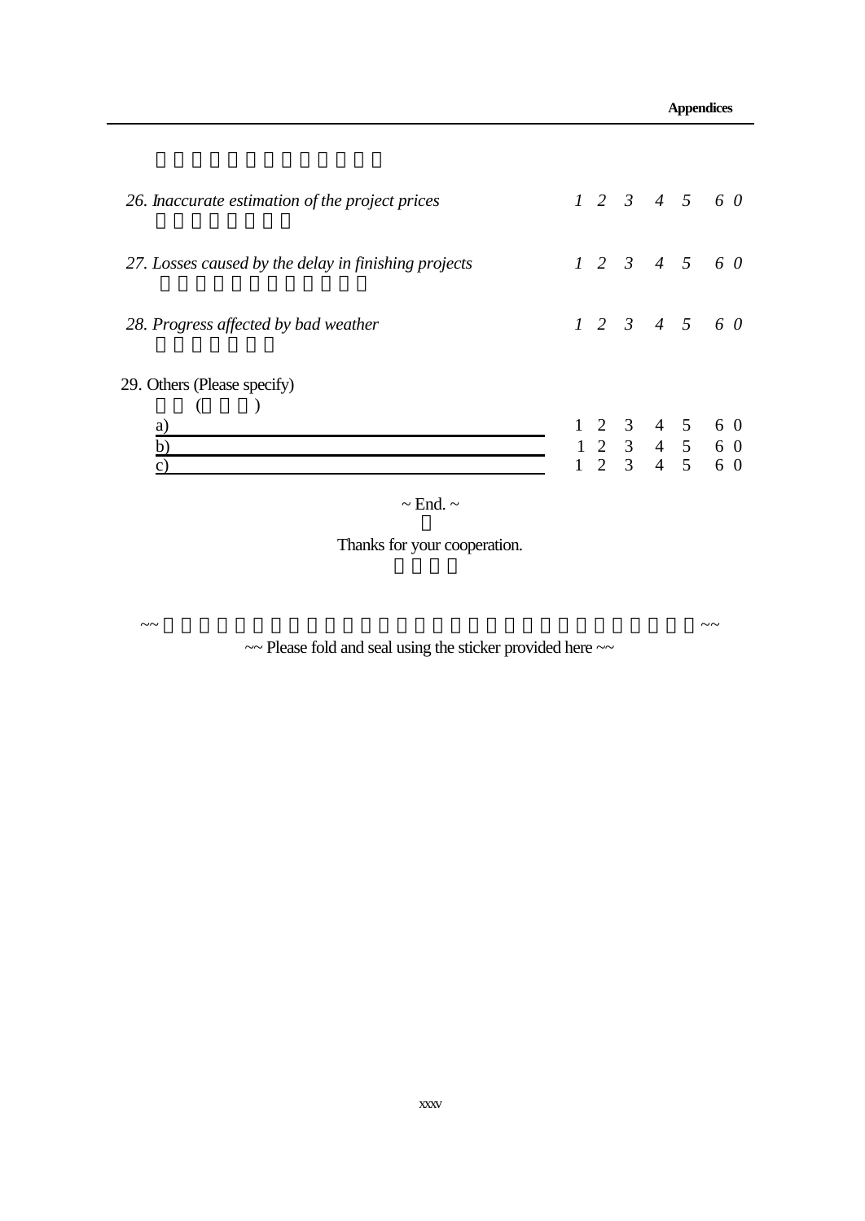*26. Inaccurate estimation of the project prices* *1 2 3 4 5 6 0*

*27. Losses caused by the delay in finishing projects* *1 2 3 4 5 6 0*

*28. Progress affected by bad weather* *1 2 3 4 5 6 0*

29. Others (Please specify)

( )

| | |
|---|---|
| a) | 1 2 3 4 5 6 0 |
| b) | 1 2 3 4 5 6 0 |
| c) | 1 2 3 4 5 6 0 |

~ End. ~

Thanks for your cooperation.

~~ ~~

~~ Please fold and seal using the sticker provided here ~~